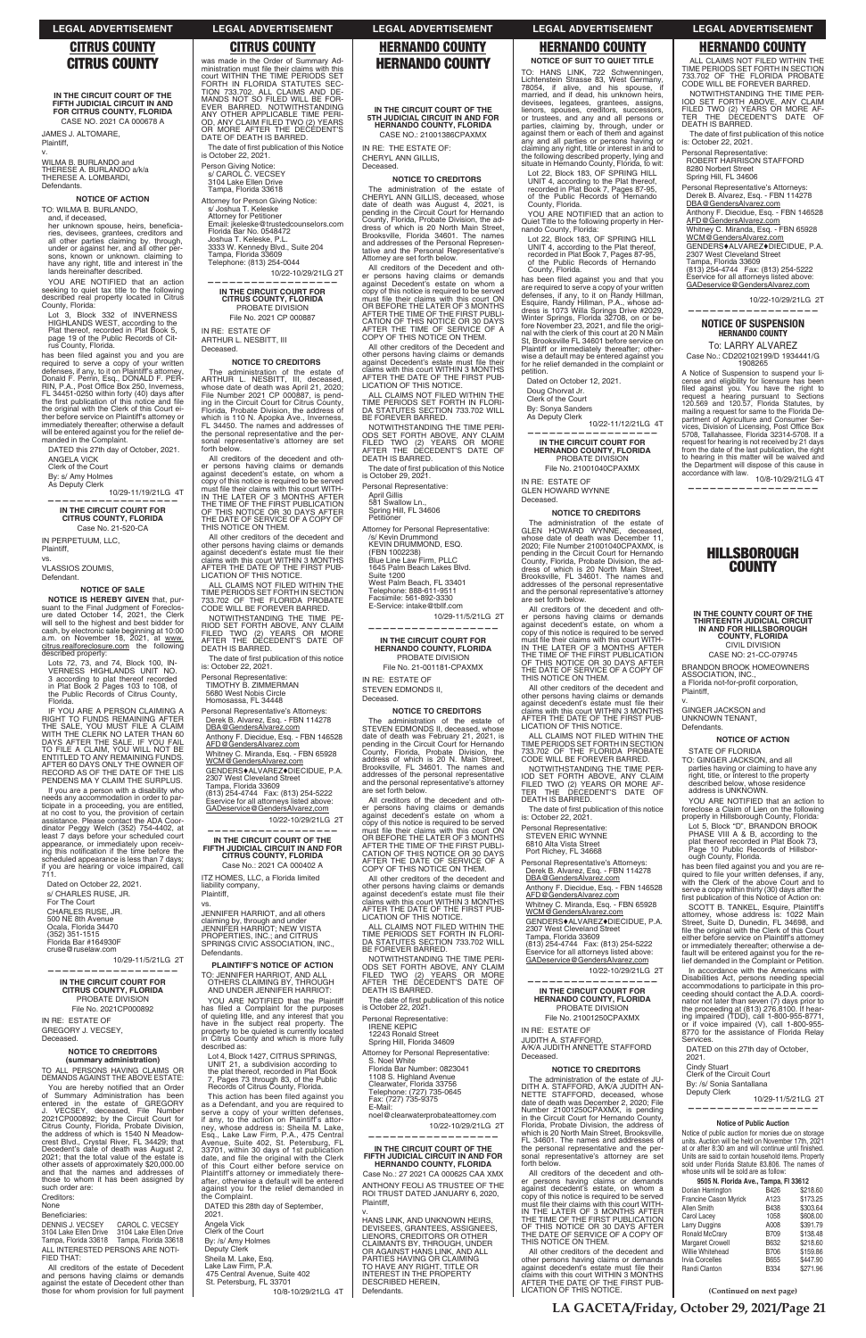## CITRUS COUNTY

**IN THE CIRCUIT COURT OF THE FIFTH JUDICIAL CIRCUIT IN AND FOR CITRUS COUNTY, FLORIDA**
CASE NO. 2021 CA 000678 A

JAMES J. ALTOMARE,
Plaintiff,
v.
WILMA B. BURLANDO and
THERESE A. BURLANDO a/k/a
THERESE A. LOMBARDI,
Defendants.

**NOTICE OF ACTION**

TO: WILMA B. BURLANDO,
and, if deceased,
her unknown spouse, heirs, beneficiaries, devisees, grantees, creditors and all other parties claiming by, through, under or against her, and all other persons, known or unknown, claiming to have any right, title and interest in the lands hereinafter described.

YOU ARE NOTIFIED that an action seeking to quiet tax title to the following described real property located in Citrus County, Florida:

Lot 3, Block 332 of INVERNESS HIGHLANDS WEST, according to the Plat thereof, recorded in Plat Book 5, page 19 of the Public Records of Citrus County, Florida.

has been filed against you and you are required to serve a copy of your written defenses, if any, to it on Plaintiff's attorney, Donald F. Perrin, Esq., DONALD F. PERRIN, P.A., Post Office Box 250, Inverness, FL 34451-0250 within forty (40) days after the first publication of this notice and file the original with the Clerk of this Court either before service on Plaintiff's attorney or immediately thereafter; otherwise a default will be entered against you for the relief demanded in the Complaint.

DATED this 27th day of October, 2021.
ANGELA VICK
Clerk of the Court
By: s/ Amy Holmes
As Deputy Clerk

10/29-11/19/21LG 4T

---

**IN THE CIRCUIT COURT FOR CITRUS COUNTY, FLORIDA**
Case No. 21-520-CA

IN PERPETUUM, LLC,
Plaintiff,
vs.
VLASSIOS ZOUMIS,
Defendant.

**NOTICE OF SALE**

**NOTICE IS HEREBY GIVEN** that, pursuant to the Final Judgment of Foreclosure dated October 14, 2021, the Clerk will sell to the highest and best bidder for cash, by electronic sale beginning at 10:00 a.m. on November 18, 2021, at www.citrus.realforeclosure.com the following described property:

Lots 72, 73, and 74, Block 100, INVERNESS HIGHLANDS UNIT NO. 3 according to plat thereof recorded in Plat Book 2 Pages 103 to 108, of the Public Records of Citrus County, Florida.

IF YOU ARE A PERSON CLAIMING A RIGHT TO FUNDS REMAINING AFTER THE SALE, YOU MUST FILE A CLAIM WITH THE CLERK NO LATER THAN 60 DAYS AFTER THE SALE. IF YOU FAIL TO FILE A CLAIM, YOU WILL NOT BE ENTITLED TO ANY REMAINING FUNDS. AFTER 60 DAYS ONLY THE OWNER OF RECORD AS OF THE DATE OF THE LIS PENDENS MAY CLAIM THE SURPLUS.

If you are a person with a disability who needs any accommodation in order to participate in a proceeding, you are entitled, at no cost to you, the provision of certain assistance. Please contact the ADA Coordinator Peggy Welch (352) 754-4402, at least 7 days before your scheduled court appearance, or immediately upon receiving this notification if the time before the scheduled appearance is less than 7 days; if you are hearing or voice impaired, call 711.

Dated on October 22, 2021.
s/ CHARLES RUSE, JR.
For The Court
CHARLES RUSE, JR.
500 NE 8th Avenue
Ocala, Florida 34470
(352) 351-1515
Florida Bar #164930F
cruse@ruselaw.com

10/29-11/5/21LG 2T

---

**IN THE CIRCUIT COURT FOR CITRUS COUNTY, FLORIDA**
PROBATE DIVISION
File No. 2021CP000892

IN RE: ESTATE OF
GREGORY J. VECSEY,
Deceased.

**NOTICE TO CREDITORS (summary administration)**

TO ALL PERSONS HAVING CLAIMS OR DEMANDS AGAINST THE ABOVE ESTATE:

You are hereby notified that an Order of Summary Administration has been entered in the estate of GREGORY J. VECSEY, deceased, File Number 2021CP000892; by the Circuit Court for Citrus County, Florida, Probate Division, the address of which is 1540 N Meadowcrest Blvd., Crystal River, FL 34429; that Decedent's date of death was August 2, 2021; that the total value of the estate is other assets of approximately $20,000.00 and that the names and addresses of those to whom it has been assigned by such order are:

Creditors:
None

Beneficiaries:
DENNIS J. VECSEY, 3104 Lake Ellen Drive, Tampa, Florida 33618
CAROL C. VECSEY, 3104 Lake Ellen Drive, Tampa, Florida 33618

ALL INTERESTED PERSONS ARE NOTIFIED THAT:

All creditors of the estate of Decedent and persons having claims or demands against the estate of Decedent other than those for whom provision for full payment was made in the Order of Summary Administration must file their claims with this court WITHIN THE TIME PERIODS SET FORTH IN FLORIDA STATUTES SECTION 733.702. ALL CLAIMS AND DEMANDS NOT SO FILED WILL BE FOREVER BARRED. NOTWITHSTANDING ANY OTHER APPLICABLE TIME PERIOD, ANY CLAIM FILED TWO (2) YEARS OR MORE AFTER THE DECEDENT'S DATE OF DEATH IS BARRED.

The date of first publication of this Notice is October 22, 2021.

Person Giving Notice:
s/ CAROL C. VECSEY
3104 Lake Ellen Drive
Tampa, Florida 33618

Attorney for Person Giving Notice:
s/ Joshua T. Keleske
Attorney for Petitioner
Email: jkeleske@trustedcounselors.com
Florida Bar No. 0548472
Joshua T. Keleske, P.L.
3333 W. Kennedy Blvd., Suite 204
Tampa, Florida 33609
Telephone: (813) 254-0044

10/22-10/29/21LG 2T

---

**IN THE CIRCUIT COURT FOR CITRUS COUNTY, FLORIDA**
PROBATE DIVISION
File No. 2021 CP 000887

IN RE: ESTATE OF
ARTHUR L. NESBITT, III
Deceased.

**NOTICE TO CREDITORS**

The administration of the estate of ARTHUR L. NESBITT, III, deceased, whose date of death was April 21, 2020; File Number 2021 CP 000887, is pending in the Circuit Court for Citrus County, Florida, Probate Division, the address of which is 110 N. Apopka Ave., Inverness, FL 34450. The names and addresses of the personal representative and the personal representative's attorney are set forth below.

All creditors of the decedent and other persons having claims or demands against decedent's estate, on whom a copy of this notice is required to be served must file their claims with this court WITHIN THE LATER OF 3 MONTHS AFTER THE TIME OF THE FIRST PUBLICATION OF THIS NOTICE OR 30 DAYS AFTER THE DATE OF SERVICE OF A COPY OF THIS NOTICE ON THEM.

All other creditors of the decedent and other persons having claims or demands against decedent's estate must file their claims with this court WITHIN 3 MONTHS AFTER THE DATE OF THE FIRST PUBLICATION OF THIS NOTICE.

ALL CLAIMS NOT FILED WITHIN THE TIME PERIODS SET FORTH IN SECTION 733.702 OF THE FLORIDA PROBATE CODE WILL BE FOREVER BARRED.

NOTWITHSTANDING THE TIME PERIOD SET FORTH ABOVE, ANY CLAIM FILED TWO (2) YEARS OR MORE AFTER THE DECEDENT'S DATE OF DEATH IS BARRED.

The date of first publication of this notice is: October 22, 2021.

Personal Representative:
TIMOTHY B. ZIMMERMAN
5680 West Nobis Circle
Homosassa, FL 34448

Personal Representative's Attorneys:
Derek B. Alvarez, Esq. - FBN 114278
DBA@GendersAlvarez.com
Anthony F. Diecidue, Esq. - FBN 146528
AFD@GendersAlvarez.com
Whitney C. Miranda, Esq. - FBN 65928
WCM@GendersAlvarez.com
GENDERS♦ALVAREZ♦DIECIDUE, P.A.
2307 West Cleveland Street
Tampa, Florida 33609
(813) 254-4744 Fax: (813) 254-5222
Eservice for all attorneys listed above:
GADeservice@GendersAlvarez.com

10/22-10/29/21LG 2T

---

**IN THE CIRCUIT COURT OF THE FIFTH JUDICIAL CIRCUIT IN AND FOR CITRUS COUNTY, FLORIDA**
Case No.: 2021 CA 000402 A

ITZ HOMES, LLC, a Florida limited liability company,
Plaintiff,
vs.
JENNIFER HARRIOT, and all others claiming by, through and under JENNIFER HARRIOT; NEW VISTA PROPERTIES, INC.; and CITRUS SPRINGS CIVIC ASSOCIATION, INC.,
Defendants.

**PLAINTIFF'S NOTICE OF ACTION**

TO: JENNIFER HARRIOT, AND ALL OTHERS CLAIMING BY, THROUGH AND UNDER JENNIFER HARRIOT:

YOU ARE NOTIFIED that the Plaintiff has filed a Complaint for the purposes of quieting title, and any interest that you have in the subject real property. The property to be quieted is currently located in Citrus County and which is more fully described as:

Lot 4, Block 1427, CITRUS SPRINGS, UNIT 21, a subdivision according to the plat thereof, recorded in Plat Book 7, Pages 73 through 83, of the Public Records of Citrus County, Florida.

This action has been filed against you as a Defendant, and you are required to serve a copy of your written defenses, if any, to the action on Plaintiff's attorney, whose address is: Sheila M. Lake, Esq., Lake Law Firm, P.A., 475 Central Avenue, Suite 402, St. Petersburg, FL 33701, within 30 days of 1st publication date, and file the original with the Clerk of this Court either before service on Plaintiff's attorney or immediately thereafter; otherwise, a default will be entered against you for the relief demanded in the Complaint.

DATED this 28th day of September, 2021.
Angela Vick
Clerk of the Court
By: /s/ Amy Holmes
Deputy Clerk
Sheila M. Lake, Esq.
Lake Law Firm, P.A.
475 Central Avenue, Suite 402
St. Petersburg, FL 33701

10/8-10/29/21LG 4T

---

## HERNANDO COUNTY

**IN THE CIRCUIT COURT OF THE 5TH JUDICIAL CIRCUIT IN AND FOR HERNANDO COUNTY, FLORIDA**
CASE NO.: 21001386CPAXMX

IN RE: THE ESTATE OF:
CHERYL ANN GILLIS,
Deceased.

**NOTICE TO CREDITORS**

The administration of the estate of CHERYL ANN GILLIS, deceased, whose date of death was August 4, 2021, is pending in the Circuit Court for Hernando County, Florida, Probate Division, the address of which is 20 North Main Street, Brooksville, Florida 34601. The names and addresses of the Personal Representative and the Personal Representative's Attorney are set forth below.

All creditors of the Decedent and other persons having claims or demands against Decedent's estate on whom a copy of this notice is required to be served must file their claims with this court ON OR BEFORE THE LATER OF 3 MONTHS AFTER THE TIME OF THE FIRST PUBLICATION OF THIS NOTICE OR 30 DAYS AFTER THE TIME OF SERVICE OF A COPY OF THIS NOTICE ON THEM.

All other creditors of the Decedent and other persons having claims or demands against Decedent's estate must file their claims with this court WITHIN 3 MONTHS AFTER THE DATE OF THE FIRST PUBLICATION OF THIS NOTICE.

ALL CLAIMS NOT FILED WITHIN THE TIME PERIODS SET FORTH IN FLORIDA STATUTES SECTION 733.702 WILL BE FOREVER BARRED.

NOTWITHSTANDING THE TIME PERIODS SET FORTH ABOVE, ANY CLAIM FILED TWO (2) YEARS OR MORE AFTER THE DECEDENT'S DATE OF DEATH IS BARRED.

The date of first publication of this notice is October 29, 2021.

Personal Representative:
April Gillis
581 Swallow Ln.,
Spring Hill, FL 34606
Petitioner

Attorney for Personal Representative:
/s/ Kevin Drummond
KEVIN DRUMMOND, ESQ.
(FBN 1002238)
Blue Line Law Firm, PLLC
1645 Palm Beach Lakes Blvd.
Suite 1200
West Palm Beach, FL 33401
Telephone: 888-611-9511
Facsimile: 561-892-3330
E-Service: intake@tbllf.com

10/29-11/5/21LG 2T

---

**IN THE CIRCUIT COURT FOR HERNANDO COUNTY, FLORIDA**
PROBATE DIVISION
File No. 21-001181-CPAXMX

IN RE: ESTATE OF
STEVEN EDMONDS II,
Deceased.

**NOTICE TO CREDITORS**

The administration of the estate of STEVEN EDMONDS II, deceased, whose date of death was February 21, 2021, is pending in the Circuit Court for Hernando County, Florida, Probate Division, the address of which is 20 N. Main Street, Brooksville, FL 34601. The names and addresses of the personal representative and the personal representative's attorney are set forth below.

All creditors of the decedent and other persons having claims or demands against decedent's estate on whom a copy of this notice is required to be served must file their claims with this court ON OR BEFORE THE LATER OF 3 MONTHS AFTER THE TIME OF THE FIRST PUBLICATION OF THIS NOTICE OR 30 DAYS AFTER THE DATE OF SERVICE OF A COPY OF THIS NOTICE ON THEM.

All other creditors of the decedent and other persons having claims or demands against decedent's estate must file their claims with this court WITHIN 3 MONTHS AFTER THE DATE OF THE FIRST PUBLICATION OF THIS NOTICE.

ALL CLAIMS NOT FILED WITHIN THE TIME PERIODS SET FORTH IN FLORIDA STATUTES SECTION 733.702 WILL BE FOREVER BARRED.

NOTWITHSTANDING THE TIME PERIODS SET FORTH ABOVE, ANY CLAIM FILED TWO (2) YEARS OR MORE AFTER THE DECEDENT'S DATE OF DEATH IS BARRED.

The date of first publication of this notice is October 22, 2021.

Personal Representative:
IRENE KEPIC
12243 Ronald Street
Spring Hill, Florida 34609

Attorney for Personal Representative:
S. Noel White
Florida Bar Number: 0823041
1108 S. Highland Avenue
Clearwater, Florida 33756
Telephone: (727) 735-0645
Fax: (727) 735-9375
E-Mail:
noel@clearwaterprobateattorney.com

10/22-10/29/21LG 2T

---

**IN THE CIRCUIT COURT OF THE FIFTH JUDICIAL CIRCUIT IN AND FOR HERNANDO COUNTY, FLORIDA**
Case No.: 27 2021 CA 000625 CAA XMX

ANTHONY FEOLI AS TRUSTEE OF THE ROI TRUST DATED JANUARY 6, 2020,
Plaintiff,
v.
HANS LINK, AND UNKNOWN HEIRS, DEVISEES, GRANTEES, ASSIGNEES, LIENORS, CREDITORS OR OTHER CLAIMANTS BY, THROUGH, UNDER OR AGAINST HANS LINK, AND ALL PARTIES HAVING OR CLAIMING TO HAVE ANY RIGHT, TITLE OR INTEREST IN THE PROPERTY DESCRIBED HEREIN,
Defendants.

**NOTICE OF SUIT TO QUIET TITLE**

TO: HANS LINK, 722 Schwenningen, Lichtenstein Strasse 83, West Germany, 78054, if alive, and his spouse, if married, and if dead, his unknown heirs, devisees, legatees, grantees, assigns, lienors, spouses, creditors, successors, or trustees, and any and all persons or parties, claiming by, through, under or against them or each of them and against any and all parties or persons having or claiming any right, title or interest in and to the following described property, lying and situate in Hernando County, Florida, to wit:

Lot 22, Block 183, OF SPRING HILL UNIT 4, according to the Plat thereof, recorded in Plat Book 7, Pages 87-95, of the Public Records of Hernando County, Florida.

YOU ARE NOTIFIED that an action to Quiet Title to the following property in Hernando County, Florida:

Lot 22, Block 183, OF SPRING HILL UNIT 4, according to the Plat thereof, recorded in Plat Book 7, Pages 87-95, of the Public Records of Hernando County, Florida.

has been filed against you and that you are required to serve a copy of your written defenses, if any, to it on Randy Hillman, Esquire, Randy Hillman, P.A., whose address is 1073 Willa Springs Drive #2029, Winter Springs, Florida 32708, on or before November 23, 2021, and file the original with the clerk of this court at 20 N Main St, Brooksville FL 34601 before service on Plaintiff or immediately thereafter; otherwise a default may be entered against you for the relief demanded in the complaint or petition.

Dated on October 12, 2021.
Doug Chorvat Jr.
Clerk of the Court
By: Sonya Sanders
As Deputy Clerk

10/22-11/12/21LG 4T

---

**IN THE CIRCUIT COURT FOR HERNANDO COUNTY, FLORIDA**
PROBATE DIVISION
File No. 21001040CPAXMX

IN RE: ESTATE OF
GLEN HOWARD WYNNE
Deceased.

**NOTICE TO CREDITORS**

The administration of the estate of GLEN HOWARD WYNNE, deceased, whose date of death was December 11, 2020; File Number 21001040CPAXMX, is pending in the Circuit Court for Hernando County, Florida, Probate Division, the address of which is 20 North Main Street, Brooksville, FL 34601. The names and addresses of the personal representative and the personal representative's attorney are set forth below.

All creditors of the decedent and other persons having claims or demands against decedent's estate, on whom a copy of this notice is required to be served must file their claims with this court WITHIN THE LATER OF 3 MONTHS AFTER THE TIME OF THE FIRST PUBLICATION OF THIS NOTICE OR 30 DAYS AFTER THE DATE OF SERVICE OF A COPY OF THIS NOTICE ON THEM.

All other creditors of the decedent and other persons having claims or demands against decedent's estate must file their claims with this court WITHIN 3 MONTHS AFTER THE DATE OF THE FIRST PUBLICATION OF THIS NOTICE.

ALL CLAIMS NOT FILED WITHIN THE TIME PERIODS SET FORTH IN SECTION 733.702 OF THE FLORIDA PROBATE CODE WILL BE FOREVER BARRED.

NOTWITHSTANDING THE TIME PERIOD SET FORTH ABOVE, ANY CLAIM FILED TWO (2) YEARS OR MORE AFTER THE DECEDENT'S DATE OF DEATH IS BARRED.

The date of first publication of this notice is: October 22, 2021.

Personal Representative:
STEVEN ERIC WYNNE
6810 Alta Vista Street
Port Richey, FL 34668

Personal Representative's Attorneys:
Derek B. Alvarez, Esq. - FBN 114278
DBA@GendersAlvarez.com
Anthony F. Diecidue, Esq. - FBN 146528
AFD@GendersAlvarez.com
Whitney C. Miranda, Esq. - FBN 65928
WCM@GendersAlvarez.com
GENDERS♦ALVAREZ♦DIECIDUE, P.A.
2307 West Cleveland Street
Tampa, Florida 33609
(813) 254-4744 Fax: (813) 254-5222
Eservice for all attorneys listed above:
GADeservice@GendersAlvarez.com

10/22-10/29/21LG 2T

---

**IN THE CIRCUIT COURT FOR HERNANDO COUNTY, FLORIDA**
PROBATE DIVISION
File No. 21001250CPAXMX

IN RE: ESTATE OF
JUDITH A. STAFFORD,
A/K/A JUDITH ANNETTE STAFFORD
Deceased.

**NOTICE TO CREDITORS**

The administration of the estate of JUDITH A. STAFFORD, A/K/A JUDITH ANNETTE STAFFORD, deceased, whose date of death was December 2, 2020; File Number 21001250CPAXMX, is pending in the Circuit Court for Hernando County, Florida, Probate Division, the address of which is 20 North Main Street, Brooksville, FL 34601. The names and addresses of the personal representative and the personal representative's attorney are set forth below.

All creditors of the decedent and other persons having claims or demands against decedent's estate, on whom a copy of this notice is required to be served must file their claims with this court WITHIN THE LATER OF 3 MONTHS AFTER THE TIME OF THE FIRST PUBLICATION OF THIS NOTICE OR 30 DAYS AFTER THE DATE OF SERVICE OF A COPY OF THIS NOTICE ON THEM.

All other creditors of the decedent and other persons having claims or demands against decedent's estate must file their claims with this court WITHIN 3 MONTHS AFTER THE DATE OF THE FIRST PUBLICATION OF THIS NOTICE.

ALL CLAIMS NOT FILED WITHIN THE TIME PERIODS SET FORTH IN SECTION 733.702 OF THE FLORIDA PROBATE CODE WILL BE FOREVER BARRED.

NOTWITHSTANDING THE TIME PERIOD SET FORTH ABOVE, ANY CLAIM FILED TWO (2) YEARS OR MORE AFTER THE DECEDENT'S DATE OF DEATH IS BARRED.

The date of first publication of this notice is: October 22, 2021.

Personal Representative:
ROBERT HARRISON STAFFORD
8280 Norbert Street
Spring Hill, FL 34606

Personal Representative's Attorneys:
Derek B. Alvarez, Esq. - FBN 114278
DBA@GendersAlvarez.com
Anthony F. Diecidue, Esq. - FBN 146528
AFD@GendersAlvarez.com
Whitney C. Miranda, Esq. - FBN 65928
WCM@GendersAlvarez.com
GENDERS♦ALVAREZ♦DIECIDUE, P.A.
2307 West Cleveland Street
Tampa, Florida 33609
(813) 254-4744 Fax: (813) 254-5222
Eservice for all attorneys listed above:
GADeservice@GendersAlvarez.com

10/22-10/29/21LG 2T

---

**NOTICE OF SUSPENSION**
**HERNANDO COUNTY**

To: LARRY ALVAREZ
Case No.: CD202102199/D 1934441/G 1908265

A Notice of Suspension to suspend your license and eligibility for licensure has been filed against you. You have the right to request a hearing pursuant to Sections 120.569 and 120.57, Florida Statutes, by mailing a request for same to the Florida Department of Agriculture and Consumer Services, Division of Licensing, Post Office Box 5708, Tallahassee, Florida 32314-5708. If a request for hearing is not received by 21 days from the date of the last publication, the right to hearing in this matter will be waived and the Department will dispose of this cause in accordance with law.

10/8-10/29/21LG 4T

---

## HILLSBOROUGH COUNTY

**IN THE COUNTY COURT OF THE THIRTEENTH JUDICIAL CIRCUIT IN AND FOR HILLSBOROUGH COUNTY, FLORIDA**
CIVIL DIVISION
CASE NO: 21-CC-079745

BRANDON BROOK HOMEOWNERS ASSOCIATION, INC.,
a Florida not-for-profit corporation,
Plaintiff,
v.
GINGER JACKSON and
UNKNOWN TENANT,
Defendants.

**NOTICE OF ACTION**

STATE OF FLORIDA
TO: GINGER JACKSON, and all parties having or claiming to have any right, title, or interest to the property described below, whose residence is UNKNOWN.

YOU ARE NOTIFIED that an action to foreclose a Claim of Lien on the following property in Hillsborough County, Florida:

Lot 5, Block "D", BRANDON BROOK PHASE VIII A & B, according to the plat thereof recorded in Plat Book 73, Page 10 Public Records of Hillsborough County, Florida.

has been filed against you and you are required to file your written defenses, if any, with the Clerk of the above Court and to serve a copy within thirty (30) days after the first publication of this Notice of Action on:

SCOTT B. TANKEL, Esquire, Plaintiff's attorney, whose address is: 1022 Main Street, Suite D, Dunedin, FL 34698, and file the original with the Clerk of this Court either before service on Plaintiff's attorney or immediately thereafter; otherwise a default will be entered against you for the relief demanded in the Complaint or Petition.

In accordance with the Americans with Disabilities Act, persons needing special accommodations to participate in this proceeding should contact the A.D.A. coordinator not later than seven (7) days prior to the proceeding at (813) 276.8100. If hearing impaired (TDD), call 1-800-955-8771, or if voice impaired (V), call 1-800-955-8770 for the assistance of Florida Relay Services.

DATED on this 27th day of October, 2021.
Cindy Stuart
Clerk of the Circuit Court
By: /s/ Sonia Santallana
Deputy Clerk

10/29-11/5/21LG 2T

---

**Notice of Public Auction**

Notice of public auction for monies due on storage units. Auction will be held on November 17th, 2021 at or after 8:30 am and will continue until finished. Units are said to contain household items. Property sold under Florida Statute 83.806. The names of whose units will be sold are as follow:

**9505 N. Florida Ave., Tampa, Fl 33612**

| Name | Unit | Amount |
|---|---|---|
| Dorian Harrington | B426 | $218.60 |
| Francine Cason Myrick | A123 | $173.25 |
| Allen Smith | B438 | $303.64 |
| Carol Lacey | 1058 | $608.00 |
| Larry Duggins | A008 | $391.79 |
| Ronald McClary | B709 | $138.48 |
| Margaret Crowell | B632 | $218.60 |
| Millicent Whitehead | B706 | $159.86 |
| Irvis Corcelles | B655 | $447.90 |
| Randi Clanton | B334 | $271.96 |

**(Continued on next page)**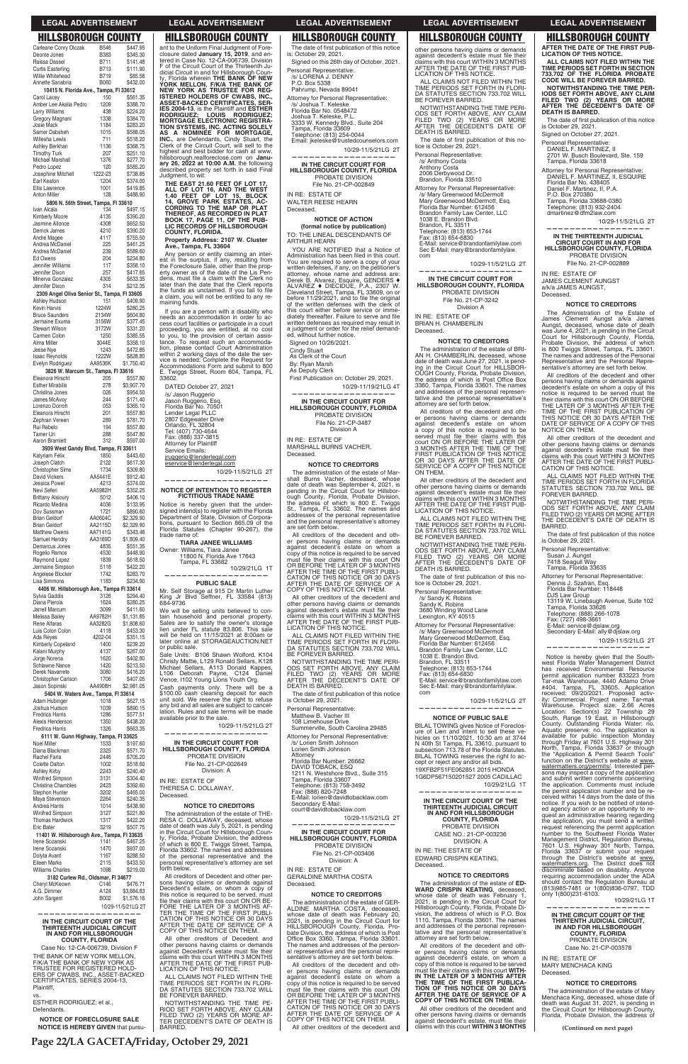## HILLSBOROUGH COUNTY

| Name | Unit | Amount |
|---|---|---|
| Carleane Corry Olczak | B546 | $447.95 |
| Deonte Jones | B383 | $345.30 |
| Raissa Dassel | B711 | $141.48 |
| Curtis Easterling | B713 | $111.90 |
| Willie Whitehead | B719 | $85.56 |
| Annette Sanabria | B060 | $432.00 |

**10415 N. Florida Ave., Tampa, FI 33612**

| Name | Unit | Amount |
|---|---|---|
| Carol Lacey | 150 | $561.35 |
| Amber Lee Akalia Pedro | 1209 | $388.70 |
| Larry Williams | 438 | $224.20 |
| Gregory Magnani | 1338 | $384.70 |
| Josie Mack | 1184 | $283.20 |
| Samer Dabsheh | 1015 | $588.05 |
| Willesha Lewis | 711 | $518.20 |
| Ashley Berkhan | 1136 | $368.75 |
| Timothy Turk | 207 | $251.10 |
| Michael Marshall | 1376 | $277.70 |
| Pedro Lopez | 120 | $585.20 |
| Josephine Mitchell | 1222-23 | $738.85 |
| Earl Keaton | 1204 | $374.00 |
| Ellis Lawrence | 1001 | $419.85 |
| Anton Miller | 128 | $488.90 |

**5806 N. 56th Street, Tampa, FI 33610**

| Name | Unit | Amount |
|---|---|---|
| Ivan Alcala | 134 | $497.15 |
| Kimberly Moore | 4135 | $390.20 |
| Jasmine Allonce | 4308 | $652.50 |
| Derrick James | 4210 | $390.20 |
| Andre Magee | 4117 | $755.50 |
| Andrea McDaniel | 225 | $461.25 |
| Andrea McDaniel | 239 | $589.60 |
| Ed Owens | 204 | $234.80 |
| Jennifer Williams | 117 | $358.10 |
| Jennifer Dixon | 257 | $417.65 |
| Minerva Gonzalez | 4305 | $633.35 |
| Jennifer Dixon | 314 | $212.35 |

**2309 Angel Oliva Senior St., Tampa, FI 33605**

| Name | Unit | Amount |
|---|---|---|
| Ashley Hudson | 151 | $409.90 |
| Kevin Harvis | 1224W | $280.25 |
| Bruce Saunders | 2134W | $604.80 |
| Jermaine Exuma | 3156W | $377.45 |
| Stewart Wilson | 3172W | $331.20 |
| Carmen Colon | 1250 | $385.55 |
| Alma Miller | 3044E | $358.10 |
| Jessica Nye | 1243 | $472.85 |
| Isaac Reynolds | 1222W | $828.80 |
| Evelyn Rodriguez | AA9536K | $1,750.40 |

**3826 W. Marcum St., Tampa, FI 33616**

| Name | Unit | Amount |
|---|---|---|
| Eleanora Hirscht | 205 | $557.80 |
| Esther Mirabilis | 278 | $3,907.70 |
| Christina Jones | 026 | $954.50 |
| James McAvoy | 244 | $171.40 |
| Lorenzo Dorroh | 053 | $365.10 |
| Eleanora Hirscht | 201 | $557.80 |
| Zephran Vereen | 289 | $781.70 |
| Rui Rebelo | 194 | $557.80 |
| Tamer Uri | 288 | $547.80 |
| Aaron Bramlett | 312 | $597.00 |

**3939 West Gandy Blvd, Tampa, FI 33611**

| Name | Unit | Amount |
|---|---|---|
| Katyriann Felix | 1850 | $443.60 |
| Joseph Clatch | 2122 | $617.30 |
| Christopher Sims | 1734 | $309.80 |
| David Vickers | AA5441E | $912.40 |
| Jessica Powel | 4213 | $374.00 |
| Nevi Seferi | AA5982H | $352.25 |
| Brittany Alsoury | 5012 | $406.10 |
| Ricardo Medina | 4036 | $133.95 |
| Dov Sussman | 1721 | $890.60 |
| Brian Geldorf | AA0604C | $2,329.90 |
| Brian Geldorf | AA2115D | $2,329.90 |
| Matthew Owens | AA7141G | $343.46 |
| Samuel Hendry | AA3169D | $1,809.40 |
| Demarcus Jones | 4835 | $551.35 |
| Rogelio Ramos | 4530 | $448.90 |
| Raymond Lopez | 1839 | $618.50 |
| Jermaine Simpson | 5118 | $422.20 |
| Angelese Blocker | 1742 | $283.70 |
| Lisa Simmons | 1183 | $234.90 |

**4406 W. Hillsborough Ave., Tampa FI 33614**

| Name | Unit | Amount |
|---|---|---|
| Sylvia Gaddis | 3126 | $294.40 |
| Diana Pierola | 1624 | $280.25 |
| Jarrell Marcum | 3099 | $411.60 |
| Melissa Bailey | AA9782H | $1,131.65 |
| Rene Alfaras | AA3282G | $1,808.60 |
| Luis Colon Colon | 4118 | $453.30 |
| Ada Reyes | 4202-04 | $351.15 |
| Kimberly Copeland | 1400 | $239.20 |
| Kalani Murphy | 4137 | $267.00 |
| Jorge Norena | 1620 | $402.80 |
| Schlawne Nance | 1420 | $213.50 |
| Derek Navarrete | 3080 | $416.20 |
| Christopher Carlson | 1706 | $407.05 |
| Jason Sopinski | AA4908H | $2,981.05 |

**5404 W. Waters Ave., Tampa, FI 33614**

| Name | Unit | Amount |
|---|---|---|
| Adam Hubinger | 1018 | $627.15 |
| Joshua Hudson | 1039 | $890.15 |
| Fredrica Harris | 1286 | $577.51 |
| Alexis Henderson | 1350 | $438.20 |
| Fredrica Harris | 1326 | $663.35 |

**6111 W. Gunn Highway, Tampa, FI 33625**

| Name | Unit | Amount |
|---|---|---|
| Noel Miller | 1533 | $197.60 |
| Diana Blackman | 2325 | $571.70 |
| Rachel Faria | 2446 | $705.20 |
| Colette Dalton | 1002 | $518.60 |
| Ashley Kirby | 2243 | $240.40 |
| Winifred Simpson | 3131 | $304.40 |
| Christina Chambles | 2423 | $392.60 |
| Stephon Hunter | 3202 | $465.00 |
| Maya Stevenson | 2264 | $240.35 |
| Andrea Harris | 1014 | $438.90 |
| Winifred Simpson | 3127 | $221.80 |
| Thomas Hardwick | 1317 | $422.20 |
| Eric Bater | 3219 | $507.75 |

**11401 W. Hillsborough Ave., Tampa, FI 33635**

| Name | Unit | Amount |
|---|---|---|
| Irene Sozanski | 1141 | $467.25 |
| Irene Sozanski | 1470 | $937.00 |
| Dolyta Avant | 1167 | $288.50 |
| Eileen Marks | 2115 | $433.50 |
| Williams Charles | 1098 | $219.00 |

**3182 Curlew Rd., Oldsmar, FI 34677**

| Name | Unit | Amount |
|---|---|---|
| Cheryl McKeown | C146 | $476.71 |
| A.G. Dimmer | A124 | $3,884.83 |
| John Sargent | B002 | $1,576.16 |

10/29-11/5/21LG 2T

---

**IN THE CIRCUIT COURT OF THE THIRTEENTH JUDICIAL CIRCUIT IN AND FOR HILLSBOROUGH COUNTY, FLORIDA**

Case No: 12-CA-006739, Division F

THE BANK OF NEW YORK MELLON, F/K/A THE BANK OF NEW YORK AS TRUSTEE FOR REGISTERED HOLDERS OF CWABS, INC., ASSET-BACKED CERTIFICATES, SERIES 2004-13,
Plaintiff,

vs.

ESTHER RODRIGUEZ; et al.,
Defendants.

**NOTICE OF FORECLOSURE SALE**

**NOTICE IS HEREBY GIVEN** that pursuant to the Uniform Final Judgment of Foreclosure dated **January 15, 2019**, and entered in Case No. 12-CA-006739, Division F of the Circuit Court of the Thirteenth Judicial Circuit in and for Hillsborough County, Florida wherein **THE BANK OF NEW YORK MELLON, F/K/A THE BANK OF NEW YORK AS TRUSTEE FOR REGISTERED HOLDERS OF CWABS, INC., ASSET-BACKED CERTIFICATES, SERIES 2004-13**, is the Plaintiff and **ESTHER RODRIGUEZ; LOUIS RODRIGUEZ; MORTGAGE ELECTRONIC REGISTRATION SYSTEMS, INC. ACTING SOLELY AS A NOMINEE FOR MORTGAGE, INC.**, are Defendants, Cindy Stuart, the Clerk of the Circuit Court, will sell to the highest and best bidder for cash at www.hillsborough.realforeclose.com on **January 26, 2022 at 10:00 A.M.** the following described property set forth in said Final Judgment, to wit:

**THE EAST 21.60 FEET OF LOT 17, ALL OF LOT 16, AND THE WEST 1.40 FEET OF LOT 15, BLOCK 14, GROVE PARK ESTATES, ACCORDING TO THE MAP OR PLAT THEREOF, AS RECORDED IN PLAT BOOK 17, PAGE 11, OF THE PUBLIC RECORDS OF HILLSBOROUGH COUNTY, FLORIDA.**

**Property Address: 2107 W. Cluster Ave., Tampa, FL 33604**

Any person or entity claiming an interest in the surplus, if any, resulting from the Foreclosure Sale, other than the property owner as of the date of the Lis Pendens, must file a claim with the Clerk no later than the date that the Clerk reports the funds as unclaimed. If you fail to file a claim, you will not be entitled to any remaining funds.

If you are a person with a disability who needs an accommodation in order to access court facilities or participate in a court proceeding, you are entitled, at no cost to you, to the provision of certain assistance. To request such an accommodation, please contact Court Administration within 2 working days of the date the service is needed: Complete the Request for Accommodations Form and submit to 800 E. Twiggs Street, Room 604, Tampa, FL 33602.

DATED October 27, 2021

/s/ Jason Ruggerio
Jason Ruggerio, Esq.
Florida Bar No. 70501
Lender Legal PLLC
2807 Edgewater Drive
Orlando, FL 32804
Tel: (407) 730-4644
Fax: (888) 337-3815
Attorney for Plaintiff
Service Emails:
jruggerio@lenderlegal.com
eservice@lenderlegal.com

10/29-11/5/21LG 2T

---

**NOTICE OF INTENTION TO REGISTER FICTITIOUS TRADE NAME**

Notice is hereby given that the undersigned intend(s) to register with the Florida Department of State, Division of Corporations, pursuant to Section 865.09 of the Florida Statutes (Chapter 90-267), the trade name of:

**TIARA JANEE WILLIAMS**

Owner: Williams, Tiara Janee
11800 N. Florida Ave 17643
Tampa, FL 33682

10/29/21LG 1T

---

**PUBLIC SALE**

Mr. Self Storage at 915 Dr Martin Luther King Jr Blvd Seffner, FL 33584 (813) 684-9736

We will be selling units believed to contain household and personal property. Sales are to satisfy the owner's storage lien under FL statute 83.806. This sale will be held on 11/15/2021 at 8:00am or later online at STORAGEAUCTION.NET or public sale.

Sale Units: B106 Shawn Wolford, K104 Christy Mattie, L129 Ronald Sellars, K128 Michael Sellars, A113 Donald Kappes, L106 Deborah Payne, C124 Daniel Vence, I102 Young Lions Youth Org.

Cash payments only. There will be a $100.00 cash cleaning deposit for each unit sold. We reserve the right to refuse any bid and all sales are subject to cancellation. Rules and sale terms will be made available prior to the sale.

10/29-11/5/21LG 2T

---

**IN THE CIRCUIT COURT FOR HILLSBOROUGH COUNTY, FLORIDA**
PROBATE DIVISION
File No. 21-CP-002649
Division: A

IN RE: ESTATE OF
THERESA C. DOLLAWAY,
Deceased.

**NOTICE TO CREDITORS**

The administration of the estate of THERESA C. DOLLAWAY, deceased, whose date of death was July 5, 2021, is pending in the Circuit Court for Hillsborough County, Florida, Probate Division, the address of which is 800 E. Twiggs Street, Tampa, Florida 33602. The names and addresses of the personal representative and the personal representative's attorney are set forth below.

All creditors of Decedent and other persons having claims or demands against Decedent's estate, on whom a copy of this notice is required to be served, must file their claims with this court ON OR BEFORE THE LATER OF 3 MONTHS AFTER THE TIME OF THE FIRST PUBLICATION OF THIS NOTICE OR 30 DAYS AFTER THE DATE OF SERVICE OF A COPY OF THIS NOTICE ON THEM.

All other creditors of decedent and other persons having claims or demands against decedent's estate must file their claims with this court WITHIN 3 MONTHS AFTER THE DATE OF THE FIRST PUBLICATION OF THIS NOTICE.

ALL CLAIMS NOT FILED WITHIN THE TIME PERIODS SET FORTH IN FLORIDA STATUTES SECTION 733.702 WILL BE FOREVER BARRED.

NOTWITHSTANDING THE TIME PERIOD SET FORTH ABOVE, ANY CLAIM FILED TWO (2) YEARS OR MORE AFTER DECEDENT'S DATE OF DEATH IS BARRED.

The date of first publication of this notice is: October 29, 2021.

Signed on this 26th day of October, 2021.

Personal Representative:
/s/ LORENA J. DENNY
P.O. Box 5338
Pahrump, Nevada 89041

Attorney for Personal Representative:
/s/ Joshua T. Keleske
Florida Bar No. 0548472
Joshua T. Keleske, P.L.
3333 W. Kennedy Blvd., Suite 204
Tampa, Florida 33609
Telephone: (813) 254-0044
Email: jkeleske@trustedcounselors.com

10/29-11/5/21LG 2T

---

**IN THE CIRCUIT COURT FOR HILLSBOROUGH COUNTY, FLORIDA**
PROBATE DIVISION
File No. 21-CP-002849

IN RE: ESTATE OF
WALTER REESE HEARN
Deceased.

**NOTICE OF ACTION (formal notice by publication)**

TO: THE LINEAL DESCENDANTS OF ARTHUR HEARN

YOU ARE NOTIFIED that a Notice of Administration has been filed in this court. You are required to serve a copy of your written defenses, if any, on the petitioner's attorney, whose name and address are: Derek B. Alvarez, Esquire, GENDERS ♦ ALVAREZ ♦ DIECIDUE, P.A., 2307 W. Cleveland Street, Tampa, FL 33609, on or before 11/29/2021, and to file the original of the written defenses with the clerk of this court either before service or immediately thereafter. Failure to serve and file written defenses as required may result in a judgment or order for the relief demanded, without further notice.

Signed on 10/26/2021.

Cindy Stuart
As Clerk of the Court
By: Ryan Marsh
As Deputy Clerk

First Publication on: October 29, 2021.

10/29-11/19/21LG 4T

---

**IN THE CIRCUIT COURT FOR HILLSBOROUGH COUNTY, FLORIDA**
PROBATE DIVISION
File No. 21-CP-3487
Division A

IN RE: ESTATE OF
MARSHALL BURNS VACHER,
Deceased.

**NOTICE TO CREDITORS**

The administration of the estate of Marshall Burns Vacher, deceased, whose date of death was September 4, 2021, is pending in the Circuit Court for Hillsborough County, Florida, Probate Division, the address of which is 800 E. Twiggs St., Tampa, FL 33602. The names and addresses of the personal representative and the personal representative's attorney are set forth below.

All creditors of the decedent and other persons having claims or demands against decedent's estate on whom a copy of this notice is required to be served must file their claims with this court ON OR BEFORE THE LATER OF 3 MONTHS AFTER THE TIME OF THE FIRST PUBLICATION OF THIS NOTICE OR 30 DAYS AFTER THE DATE OF SERVICE OF A COPY OF THIS NOTICE ON THEM.

All other creditors of the decedent and other persons having claims or demands against decedent's estate must file their claims with this court WITHIN 3 MONTHS AFTER THE DATE OF THE FIRST PUBLICATION OF THIS NOTICE.

ALL CLAIMS NOT FILED WITHIN THE TIME PERIODS SET FORTH IN FLORIDA STATUTES SECTION 733.702 WILL BE FOREVER BARRED.

NOTWITHSTANDING THE TIME PERIODS SET FORTH ABOVE, ANY CLAIM FILED TWO (2) YEARS OR MORE AFTER THE DECEDENT'S DATE OF DEATH IS BARRED.

The date of first publication of this notice is October 29, 2021.

Personal Representative:
Matthew B. Vacher III
108 Limehouse Drive
Summerville, South Carolina 29485

Attorney for Personal Representative:
/s/ Lorien Smith Johnson
Lorien Smith Johnson
Attorney
Florida Bar Number: 26662
DAVID TOBACK, ESQ
1211 N. Westshore Blvd., Suite 315
Tampa, Florida 33607
Telephone: (813) 758-3492
Fax: (888) 820-7248
E-Mail: lorien@davidtobacklaw.com
Secondary E-Mail: court@davidtobacklaw.com

10/29-11/5/21LG 2T

---

**IN THE CIRCUIT COURT FOR HILLSBOROUGH COUNTY, FLORIDA**
PROBATE DIVISION
File No. 21-CP-003406
Division: A

IN RE: ESTATE OF
GERALDINE MARTHA COSTA
Deceased.

**NOTICE TO CREDITORS**

The administration of the estate of GERALDINE MARTHA COSTA, deceased, whose date of death was February 20, 2021, is pending in the Circuit Court for HILLSBOROUGH County, Florida, Probate Division, the address of which is Post Office Box 3360, Tampa, Florida 33601. The names and addresses of the personal representative and the personal representative's attorney are set forth below.

All creditors of the decedent and other persons having claims or demands against decedent's estate on whom a copy of this notice is required to be served must file their claims with this court ON OR BEFORE THE LATER OF 3 MONTHS AFTER THE TIME OF THE FIRST PUBLICATION OF THIS NOTICE OR 30 DAYS AFTER THE DATE OF SERVICE OF A COPY OF THIS NOTICE ON THEM.

All other creditors of the decedent and other persons having claims or demands against decedent's estate must file their claims with this court WITHIN 3 MONTHS AFTER THE DATE OF THE FIRST PUBLICATION OF THIS NOTICE.

ALL CLAIMS NOT FILED WITHIN THE TIME PERIODS SET FORTH IN FLORIDA STATUTES SECTION 733.702 WILL BE FOREVER BARRED.

NOTWITHSTANDING THE TIME PERIODS SET FORTH ABOVE, ANY CLAIM FILED TWO (2) YEARS OR MORE AFTER THE DECEDENT'S DATE OF DEATH IS BARRED.

The date of first publication of this notice is October 29, 2021.

Personal Representative:
/s/ Anthony Costa
Anthony Costa
2006 Derbywood Dr.
Brandon, Florida 33510

Attorney for Personal Representative:
/s/ Mary Greenwood McDermott
Mary Greenwood McDermott, Esq.
Florida Bar Number: 612456
Brandon Family Law Center, LLC
1038 E. Brandon Blvd.
Brandon, FL 33511
Telephone: (813) 653-1744
Fax: (813) 654-6830
E-Mail: service@brandonfamilylaw.com
Sec E-Mail: mary@brandonfamilylaw.com

10/29-11/5/21LG 2T

---

**IN THE CIRCUIT COURT FOR HILLSBOROUGH COUNTY, FLORIDA**
PROBATE DIVISION
File No. 21-CP-3242
Division A

IN RE: ESTATE OF
BRIAN H. CHAMBERLIN
Deceased.

**NOTICE TO CREDITORS**

The administration of the estate of BRIAN H. CHAMBERLIN, deceased, whose date of death was June 27, 2021, is pending in the Circuit Court for HILLSBOROUGH County, Florida, Probate Division, the address of which is Post Office Box 3360, Tampa, Florida 33601. The names and addresses of the personal representative and the personal representative's attorney are set forth below.

All creditors of the decedent and other persons having claims or demands against decedent's estate on whom a copy of this notice is required to be served must file their claims with this court ON OR BEFORE THE LATER OF 3 MONTHS AFTER THE TIME OF THE FIRST PUBLICATION OF THIS NOTICE OR 30 DAYS AFTER THE DATE OF SERVICE OF A COPY OF THIS NOTICE ON THEM.

All other creditors of the decedent and other persons having claims or demands against decedent's estate must file their claims with this court WITHIN 3 MONTHS AFTER THE DATE OF THE FIRST PUBLICATION OF THIS NOTICE.

ALL CLAIMS NOT FILED WITHIN THE TIME PERIODS SET FORTH IN FLORIDA STATUTES SECTION 733.702 WILL BE FOREVER BARRED.

NOTWITHSTANDING THE TIME PERIODS SET FORTH ABOVE, ANY CLAIM FILED TWO (2) YEARS OR MORE AFTER THE DECEDENT'S DATE OF DEATH IS BARRED.

The date of first publication of this notice is October 29, 2021.

Personal Representative:
/s/ Sandy K. Robins
Sandy K. Robins
3680 Winding Wood Lane
Lexington, KY 40515

Attorney for Personal Representative:
/s/ Mary Greenwood McDermott
Mary Greenwood McDermott, Esq.
Florida Bar Number: 612456
Brandon Family Law Center, LLC
1038 E. Brandon Blvd.
Brandon, FL 33511
Telephone: (813) 653-1744
Fax: (813) 654-6830
E-Mail: service@brandonfamilylaw.com
Sec E-Mail: mary@brandonfamilylaw.com

10/29-11/5/21LG 2T

---

**NOTICE OF PUBLIC SALE**

BILAL TOWING gives Notice of Foreclosure of Lien and intent to sell these vehicles on 11/10/2021, 10:30 am at 3744 N 40th St Tampa, FL 33610, pursuant to subsection 713.78 of the Florida Statutes. BILAL TOWING reserves the right to accept or reject any and/or all bids.

19XFB2F51FE062851 2015 HONDA
1G6DP567150201527 2005 CADILLAC

10/29/21LG 1T

---

**IN THE CIRCUIT COURT OF THE THIRTEENTH JUDICIAL CIRCUIT IN AND FOR HILLSBOROUGH COUNTY, FLORIDA**
PROBATE DIVISION
CASE NO.: 21-CP-003236
DIVISION: A

IN RE: THE ESTATE OF
EDWARD CRISPIN KEATING,
Deceased.

**NOTICE TO CREDITORS**

The administration of the estate of **EDWARD CRISPIN KEATING**, deceased, whose date of death was February 1, 2021, is pending in the Circuit Court for Hillsborough County, Florida, Probate Division, the address of which is P.O. Box 1110, Tampa, Florida 33601. The names and addresses of the personal representative and the personal representative's attorney are set forth below.

All creditors of the decedent and other persons having claims or demands against decedent's estate, on whom a copy of this notice is required to be served must file their claims with this court **WITHIN THE LATER OF 3 MONTHS AFTER THE TIME OF THE FIRST PUBLICATION OF THIS NOTICE OR 30 DAYS AFTER THE DATE OF SERVICE OF A COPY OF THIS NOTICE ON THEM.**

All other creditors of the decedent and other persons having claims or demands against decedent's estate must file their claims with this court **WITHIN 3 MONTHS AFTER THE DATE OF THE FIRST PUBLICATION OF THIS NOTICE.**

**ALL CLAIMS NOT FILED WITHIN THE TIME PERIODS SET FORTH IN SECTION 733.702 OF THE FLORIDA PROBATE CODE WILL BE FOREVER BARRED.**

**NOTWITHSTANDING THE TIME PERIODS SET FORTH ABOVE, ANY CLAIM FILED TWO (2) YEARS OR MORE AFTER THE DECEDENT'S DATE OF DEATH IS BARRED.**

The date of first publication of this notice is October 29, 2021.

Signed on October 27, 2021.

Personal Representative:
DANIEL F. MARTINEZ, II
2701 W. Busch Boulevard, Ste. 159
Tampa, Florida 33618

Attorney for Personal Representative:
DANIEL F. MARTINEZ, II, ESQUIRE
Florida Bar No. 438405
Daniel F. Martinez, II, P.A.
P.O. Box 270380
Tampa, Florida 33688-0380
Telephone: (813) 932-2404
dmartinez@dfm2law.com

10/29-11/5/21LG 2T

---

**IN THE THIRTEENTH JUDICIAL CIRCUIT COURT IN AND FOR HILLSBOROUGH COUNTY, FLORIDA**
PROBATE DIVISION
File No. 21-CP-002889

IN RE: ESTATE OF
JAMES CLEMENT AUNGST
a/k/a JAMES AUNGST,
Deceased.

**NOTICE TO CREDITORS**

The Administration of the Estate of James Clement Aungst a/k/a James Aungst, deceased, whose date of death was June 4, 2021, is pending in the Circuit Court for Hillsborough County, Florida, Probate Division, the address of which is 800 Twiggs Street, Tampa, FL 33601. The names and addresses of the Personal Representative and the Personal Representative's attorney are set forth below.

All creditors of the decedent and other persons having claims or demands against decedent's estate on whom a copy of this notice is required to be served must file their claims with this court ON OR BEFORE THE LATER OF 3 MONTHS AFTER THE TIME OF THE FIRST PUBLICATION OF THIS NOTICE OR 30 DAYS AFTER THE DATE OF SERVICE OF A COPY OF THIS NOTICE ON THEM.

All other creditors of the decedent and other persons having claims or demands against decedent's estate must file their claims with this court WITHIN 3 MONTHS AFTER THE DATE OF THE FIRST PUBLICATION OF THIS NOTICE.

ALL CLAIMS NOT FILED WITHIN THE TIME PERIODS SET FORTH IN FLORIDA STATUTES SECTION 733.702 WILL BE FOREVER BARRED.

NOTWITHSTANDING THE TIME PERIODS SET FORTH ABOVE, ANY CLAIM FILED TWO (2) YEARS OR MORE AFTER THE DECEDENT'S DATE OF DEATH IS BARRED.

The date of first publication of this notice is October 29, 2021.

Personal Representative:
Susan J. Aungst
7418 Seagull Way
Tampa, Florida 33635

Attorney for Personal Representative:
Dennis J. Szafran, Esq.
Florida Bar Number: 118448
DJS Law Group
13119 W. Linebaugh Avenue, Suite 102
Tampa, Florida 33626
Telephone: (888) 266-1078
Fax: (727) 498-3661
E-Mail: service@djslaw.org
Secondary E-Mail: ally@djslaw.org

10/29-11/5/21LG 2T

---

Notice is hereby given that the Southwest Florida Water Management District has received Environmental Resource permit application number 833223 from Tar-mak Warehouse, 4440 Adamo Drive #404, Tampa, FL 33605. Application received: 09/20/2021. Proposed activity: Commercial. Project name: Tar-mak Warehouse. Project size: 2.66 Acres Location: Section(s) 22 Township 29 South, Range 19 East, in Hillsborough County. Outstanding Florida Water: no. Aquatic preserve: no. The application is available for public inspection Monday through Friday at 7601 U.S. Highway 301 North, Tampa, Florida 33637 or through the "Application & Permit Search Tools" function on the District's website at www.watermatters.org/permits/. Interested persons may inspect a copy of the application and submit written comments concerning the application. Comments must include the permit application number and be received within 14 days from the date of this notice. If you wish to be notified of intended agency action or an opportunity to request an administrative hearing regarding the application, you must send a written request referencing the permit application number to the Southwest Florida Water Management District, Regulation Bureau, 7601 U.S. Highway 301 North, Tampa, Florida 33637 or submit your request through the District's website at www.watermatters.org. The District does not discriminate based on disability. Anyone requiring accommodation under the ADA should contact the Regulation Bureau at (813)985-7481 or 1(800)836-0797, TDD only 1(800)231-6103.

10/29/21LG 1T

---

**IN THE CIRCUIT COURT OF THE THIRTEENTH JUDICIAL CIRCUIT, IN AND FOR HILLSBOROUGH COUNTY, FLORIDA**
PROBATE DIVISION
Case No. 21-CP-003578

IN RE: ESTATE OF
MARY MENCHACA KING
Deceased.

**NOTICE TO CREDITORS**

The administration of the estate of Mary Menchaca King, deceased, whose date of death was August 31, 2021, is pending in the Circuit Court for Hillsborough County, Florida, Probate Division, the address of

**(Continued on next page)**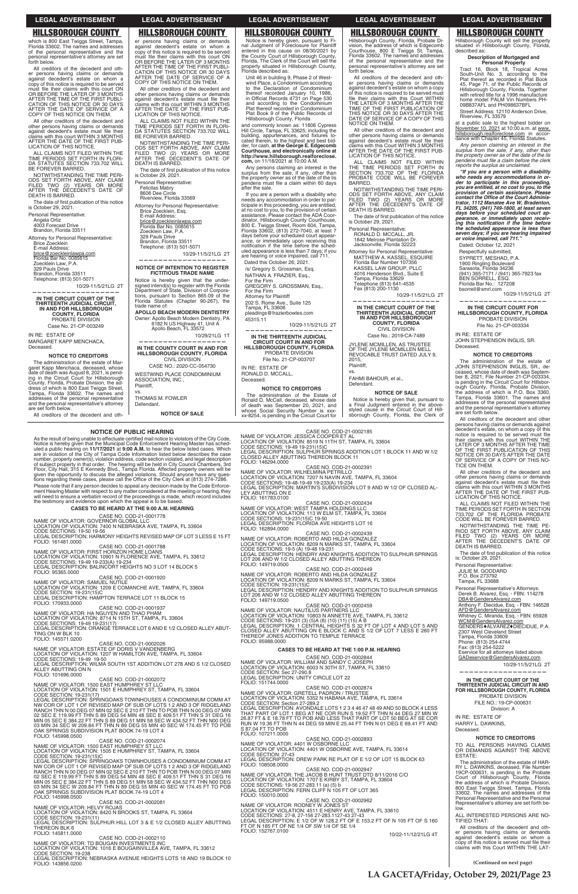## HILLSBOROUGH COUNTY

which is 800 East Twiggs Street, Tampa, Florida 33602. The names and addresses of the personal representative and the personal representative's attorney are set forth below.

All creditors of the decedent and other persons having claims or demands against decedent's estate on whom a copy of this notice is required to be served must file their claims with this court ON OR BEFORE THE LATER OF 3 MONTHS AFTER THE TIME OF THE FIRST PUBLICATION OF THIS NOTICE OR 30 DAYS AFTER THE DATE OF SERVICE OF A COPY OF THIS NOTICE ON THEM.

All other creditors of the decedent and other persons having claims or demands against decedent's estate must file their claims with this court WITHIN 3 MONTHS AFTER THE DATE OF THE FIRST PUBLICATION OF THIS NOTICE.

ALL CLAIMS NOT FILED WITHIN THE TIME PERIODS SET FORTH IN FLORIDA STATUTES SECTION 733.702 WILL BE FOREVER BARRED.

NOTWITHSTANDING THE TIME PERIODS SET FORTH ABOVE, ANY CLAIM FILED TWO (2) YEARS OR MORE AFTER THE DECEDENT'S DATE OF DEATH IS BARRED.

The date of first publication of this notice is October 29, 2021.

Personal Representative:
Angela Ortiz
4003 Forecast Drive
Brandon, Florida 33511

Attorney for Personal Representative:
Brice Zoecklein
E-mail Address:
brice@zoeckleinlawpa.com
Florida Bar No. 0085615
Zoecklein Law, P.A.
329 Pauls Drive
Brandon, Florida 33511
Telephone: (813) 501-5071

10/29-11/5/21LG 2T

---

**IN THE CIRCUIT COURT OF THE THIRTEENTH JUDICIAL CIRCUIT, IN AND FOR HILLSBOROUGH COUNTY, FLORIDA**
PROBATE DIVISION
Case No. 21-CP-003249

IN RE: ESTATE OF
MARGARET KAPP MENCHACA,
Deceased.

**NOTICE TO CREDITORS**

The administration of the estate of Margaret Kapp Menchaca, deceased, whose date of death was August 8, 2021, is pending in the Circuit Court for Hillsborough County, Florida, Probate Division, the address of which is 800 East Twiggs Street, Tampa, Florida 33602. The names and addresses of the personal representative and the personal representative's attorney are set forth below.

All creditors of the decedent and other persons having claims or demands against decedent's estate on whom a copy of this notice is required to be served must file their claims with this court ON OR BEFORE THE LATER OF 3 MONTHS AFTER THE TIME OF THE FIRST PUBLICATION OF THIS NOTICE OR 30 DAYS AFTER THE DATE OF SERVICE OF A COPY OF THIS NOTICE ON THEM.

All other creditors of the decedent and other persons having claims or demands against decedent's estate must file their claims with this court WITHIN 3 MONTHS AFTER THE DATE OF THE FIRST PUBLICATION OF THIS NOTICE.

ALL CLAIMS NOT FILED WITHIN THE TIME PERIODS SET FORTH IN FLORIDA STATUTES SECTION 733.702 WILL BE FOREVER BARRED.

NOTWITHSTANDING THE TIME PERIODS SET FORTH ABOVE, ANY CLAIM FILED TWO (2) YEARS OR MORE AFTER THE DECEDENT'S DATE OF DEATH IS BARRED.

The date of first publication of this notice is October 29, 2021.

Personal Representative:
Felicitas Mabry
8606 Dee Circle
Riverview, Florida 33569

Attorney for Personal Representative:
Brice Zoecklein, Esq.
E-mail Address:
brice@zoeckleinlawpa.com
Florida Bar No. 0085615
Zoecklein Law, P.A.
329 Pauls Drive
Brandon, Florida 33511
Telephone: (813) 501-5071

10/29-11/5/21LG 2T

---

**NOTICE OF INTENTION TO REGISTER FICTITIOUS TRADE NAME**

Notice is hereby given that the undersigned intend(s) to register with the Florida Department of State, Division of Corporations, pursuant to Section 865.09 of the Florida Statutes (Chapter 90-267), the trade name of:

**APOLLO BEACH MODERN DENTISTRY**

Owner: Apollo Beach Modern Dentistry, PA
6182 N US Highway 41, Unit A
Apollo Beach, FL 33572

10/29/21LG 1T

---

**IN THE COUNTY COURT IN AND FOR HILLSBOROUGH COUNTY, FLORIDA**
CIVIL DIVISION
CASE NO.: 2020-CC-054730

WESTWIND PLACE CONDOMINIUM ASSOCIATION, INC.,
Plaintiff,
vs.
THOMAS M. FOWLER
Defendant.

**NOTICE OF SALE**

Notice is hereby given, pursuant to Final Judgment of Foreclosure for Plaintiff entered in this cause on 08/30/2021 by the County Court of Hillsborough County, Florida, The Clerk of the Court will sell the property situated in Hillsborough County, Florida described as:

Unit 46 in building 9, Phase 2 of Westwind Place, a Condominium according to the Declaration of Condominium thereof recorded January 10, 1986, in Official Records 4731 on Page 530 and according to the Condominium Plat thereof recorded in Condominium Plat Book 9 of the Public Records of Hillsborough County, Florida

and commonly known as: 11606 Cypress Hill Circle, Tampa, FL 33625; including the building, appurtenances, and fixtures located therein, to the highest and best bidder, for cash, **at the George E. Edgecomb Courthouse, and electronically online at http://www.hillsborough.realforeclose.com,** on 11/18/2021 at 10:00 A.M.

Any persons claiming an interest in the surplus from the sale, if any, other than the property owner as of the date of the lis pendens must file a claim within 60 days after the sale.

If you are a person with a disability who needs any accommodation in order to participate in this proceeding, you are entitled, at no cost to you, to the provision of certain assistance. Please contact the ADA Coordinator, Hillsborough County Courthouse, 800 E. Twiggs Street, Room 604, Tampa, Florida 33602, (813) 272-7040, at least 7 days before your scheduled court appearance, or immediately upon receiving this notification if the time before the scheduled appearance is less than 7 days; if you are hearing or voice impaired, call 711.

Dated this October 26, 2021.

/s/ Gregory S. Grossman, Esq.
NATHAN A. FRAZIER, Esq.,
For the Firm
GREGORY S. GROSSMAN, Esq.,
For the Firm
Attorney for Plaintiff
202 S. Rome Ave., Suite 125
Tampa, FL 33606
pleadings@frazierbowles.com
45315.11

10/29-11/5/21LG 2T

---

**IN THE THIRTEENTH JUDICIAL CIRCUIT COURT IN AND FOR HILLSBOROUGH COUNTY, FLORIDA**
PROBATE DIVISION
File No. 21-CP-003707

IN RE: ESTATE OF
RONALD D. MCCALL,
Deceased.

**NOTICE TO CREDITORS**

The administration of the Estate of Ronald D. McCall, deceased, whose date of death was September 20, 2021, and whose Social Security Number is xxx-xx-8254, is pending in the Circuit Court for Hillsborough County, Florida, Probate Division, the address of which is Edgecomb Courthouse, 800 E Twiggs St, Tampa, Florida 33602. The names and addresses of the personal representative and the personal representative's attorney are set forth below.

All creditors of the decedent and other persons having claims or demands against decedent's estate on whom a copy of this notice is required to be served must file their claims with this Court WITHIN THE LATER OF 3 MONTHS AFTER THE TIME OF THE FIRST PUBLICATION OF THIS NOTICE OR 30 DAYS AFTER THE DATE OF SERVICE OF A COPY OF THIS NOTICE ON THEM.

All other creditors of the decedent and other persons having claims or demands against decedent's estate must file their claims with this court WITHIN 3 MONTHS AFTER THE DATE OF THE FIRST PUBLICATION OF THIS NOTICE.

ALL CLAIMS NOT FILED WITHIN THE TIME PERIODS SET FORTH IN SECTION 733.702 OF THE FLORIDA PROBATE CODE WILL BE FOREVER BARRED.

NOTWITHSTANDING THE TIME PERIODS SET FORTH ABOVE, ANY CLAIM FILED TWO (2) YEARS OR MORE AFTER THE DECEDENT'S DATE OF DEATH IS BARRED.

The date of first publication of this notice is October 29, 2021.

Personal Representative:
RONALD D. MCCALL, JR.
1842 Melrose Plantation Dr.
Jacksonville, Florida 32223

Attorney for Personal Representative:
MATTHEW A. KASSEL, ESQUIRE
Florida Bar Number 107356
KASSEL LAW GROUP, PLLC
4016 Henderson Blvd., Suite E
Tampa, Florida 33629
Telephone (813) 641-4535
Fax (813) 200-1130

10/29-11/5/21LG 2T

---

**IN THE CIRCUIT COURT OF THE THIRTEENTH JUDICIAL CIRCUIT IN AND FOR HILLSBOROUGH COUNTY, FLORIDA**
CIVIL DIVISION
Case No.: 2019-CA-7489

JYLENE MCMILLEN, AS TRUSTEE OF THE JYLENE MCMILLEN WELL REVOCABLE TRUST DATED JULY 9, 2015,
Plaintiff,
vs.
FAHMI BAHOUR, et al.,
Defendant.

**NOTICE OF SALE**

Notice is hereby given that, pursuant to a Final Judgment entered in the above-styled cause in the Circuit Court of Hillsborough County, Florida, the Clerk of Hillsborough County will sell the property situated in Hillsborough County, Florida, described as:

**Description of Mortgaged and Personal Property**

Tract 16, Block 18, Tropical Acres South-Unit No. 3, according to the Plat thereof as recorded in Plat Book 45, Page 71, of the Public Records of Hillsborough County, Florida. Together with retired title for a 1996 manufacture home model PALM Vin Numbers PH-09B837AFL and PH098637BFL

Street Address: 12110 Anderson Drive, Riverview, FL 33579

at a public sale to the highest bidder on November 10, 2021 at 10:00 a.m. at www.hillsborough.realforeclose.com in accordance with Chapter 45, Florida Statutes.

*Any person claiming an interest in the surplus from the sale, if any, other than the property owner as of the date of the lis pendens must file a claim before the clerk reports the surplus as unclaimed.*

***"If you are a person with a disability who needs any accommodations in order to participate in this proceeding, you are entitled, at no cost to you, to the provision of certain assistance. Please contact the Office of the Court Administrator, 1112 Manatee Ave W, Bradenton, FL 34205, (941) 749-1800, at least seven days before your scheduled court appearance, or immediately upon receiving this notification if the time before the scheduled appearance is less than seven days; if you are hearing impaired or voice impaired, call 711."***

Dated: October 12, 2021

Respectfully submitted,
SYPRETT, MESHAD, P.A.
1900 Ringling Boulevard
Sarasota, Florida 34236
(941) 365-7171 / (941) 365-7923 fax
BEN SORRELL, ESQ.
Florida Bar No.: 127208
bsorrell@smrl.com

10/29-11/5/21LG 2T

---

**IN THE CIRCUIT COURT FOR HILLSBOROUGH COUNTY, FLORIDA**
PROBATE DIVISION
File No. 21-CP-003334

IN RE: ESTATE OF
JOHN STEPHENSON INGLIS, SR.
Deceased.

**NOTICE TO CREDITORS**

The administration of the estate of JOHN STEPHENSON INGLIS, SR., deceased, whose date of death was September 8, 2021; File Number 21-CP-003334, is pending in the Circuit Court for Hillsborough County, Florida, Probate Division, the address of which is P.O. Box 3360, Tampa, Florida 33601. The names and addresses of the personal representative and the personal representative's attorney are set forth below.

All creditors of the decedent and other persons having claims or demands against decedent's estate, on whom a copy of this notice is required to be served must file their claims with this court WITHIN THE LATER OF 3 MONTHS AFTER THE TIME OF THE FIRST PUBLICATION OF THIS NOTICE OR 30 DAYS AFTER THE DATE OF SERVICE OF A COPY OF THIS NOTICE ON THEM.

All other creditors of the decedent and other persons having claims or demands against decedent's estate must file their claims with this court WITHIN 3 MONTHS AFTER THE DATE OF THE FIRST PUBLICATION OF THIS NOTICE.

ALL CLAIMS NOT FILED WITHIN THE TIME PERIODS SET FORTH IN SECTION 733.702 OF THE FLORIDA PROBATE CODE WILL BE FOREVER BARRED.

NOTWITHSTANDING THE TIME PERIOD SET FORTH ABOVE, ANY CLAIM FILED TWO (2) YEARS OR MORE AFTER THE DECEDENT'S DATE OF DEATH IS BARRED.

The date of first publication of this notice is: October 29, 2021.

Personal Representative:
JULIE M. GODDARD
P.O. Box 273792
Tampa, FL 33688

Personal Representative's Attorneys:
Derek B. Alvarez, Esq. - FBN: 114278
DBA@GendersAlvarez.com
Anthony F. Diecidue, Esq. - FBN: 146528
AFD@GendersAlvarez.com
Whitney C. Miranda, Esq. - FBN: 65928
WCM@GendersAlvarez.com
GENDERS♦ALVAREZ♦DIECIDUE, P.A.
2307 West Cleveland Street
Tampa, Florida 33609
Phone: (813) 254-4744
Fax: (813) 254-5222
Eservice for all attorneys listed above:
GADeservice@GendersAlvarez.com

10/29-11/5/21LG 2T

---

**IN THE CIRCUIT COURT OF THE THIRTEENTH JUDICIAL CIRCUIT IN AND FOR HILLSBOROUGH COUNTY, FLORIDA**
PROBATE DIVISION
FILE NO.: 19-CP-000631
Division: A

IN RE: ESTATE OF
HARRY L. DAWKINS,
Deceased.

**NOTICE TO CREDITORS**

TO ALL PERSONS HAVING CLAIMS OR DEMANDS AGAINST THE ABOVE ESTATE:

The administration of the estate of HARRY L. DAWKINS, deceased, File Number 19CP-000631, is pending in the Probate Court of Hillsborough County, Florida the address of which is Probate Division, 800 East Twiggs Street, Tampa, Florida 33602. The names and addresses of the Personal Representative and the Personal Representative's attorney are set forth below.

ALL INTERESTED PERSONS ARE NOTIFIED THAT:

All creditors of the decedent and other persons having claims or demands against decedent's estate on whom a copy of this notice is served must file their claims with this Court WITHIN THE LATER OF

(Continued on next page)

---

**NOTICE OF PUBLIC HEARING**

As the result of being unable to effectuate certified mail notice to violators of the City Code, Notice is hereby given that the Municipal Code Enforcement Hearing Master has scheduled a public hearing on **11/17/2021** at **9:00 A.M.** to hear the below listed cases. Which are in violation of the City of Tampa Code Information listed below describes the case number, property owner(s), violation address, code section violated, and legal description of subject property in that order. The hearing will be held in City Council Chambers, 3rd Floor, City Hall, 315 E Kennedy Blvd., Tampa Florida. Affected property owners will be given the opportunity to discuss the alleged violations. Should anyone have any questions regarding these cases, please call the Office of the City Clerk at (813) 274-7286.

Please note that if any person decides to appeal any decision made by the Code Enforcement Hearing Master with respect to any matter considered at the meeting or hearing, they will need to ensure a verbatim record of the proceedings is made, which record includes the testimony and evidence upon which the appeal is to be based.

**CASES TO BE HEARD AT THE 9:00 A.M. HEARING**

CASE NO. COD-21-0001778
NAME OF VIOLATOR: GOVERNOR GLOBAL LLC
LOCATION OF VIOLATION: 7400 N NEBRASKA AVE, TAMPA, FL 33604
CODE SECTIONS: 19-50 19-56
LEGAL DESCRIPTION: HARMONY HEIGHTS REVISED MAP OF LOT 3 LESS E 15 FT
FOLIO: 161481.0000

CASE NO. COD-21-0001788
NAME OF VIOLATOR: FIRST HORIZON HOME LOANS
LOCATION OF VIOLATION: 10901 N FLORENCE AVE, TAMPA, FL 33612
CODE SECTIONS: 19-49 19-233(A) 19-234
LEGAL DESCRIPTION: BALINCORT HEIGHTS NO 3 LOT 14 BLOCK 5
FOLIO: 95365.0000

CASE NO. COD-21-0001920
NAME OF VIOLATOR: SAMUEL NUTILE
LOCATION OF VIOLATION: 1209 E COMANCHE AVE, TAMPA, FL 33604
CODE SECTION: 19-231(15)C
LEGAL DESCRIPTION: HAMPTON TERRACE LOT 11 BLOCK 15
FOLIO: 170933.0000

CASE NO. COD-21-0001937
NAME OF VIOLATOR: HA NGUYEN AND THAO PHAM
LOCATION OF VIOLATION: 8714 N 15TH ST, TAMPA, FL 33604
CODE SECTIONS: 19-49 19-231(17)
LEGAL DESCRIPTION: ORANGE TERRACE LOT 6 AND E 1/2 CLOSED ALLEY ABUTTING ON W BLK 10
FOLIO: 145571.0200

CASE NO. COD-21-0002026
NAME OF VIOLATOR: ESTATE OF DORIS V VANDENBERG
LOCATION OF VIOLATION: 1207 W HAMILTON AVE, TAMPA, FL 33604
CODE SECTIONS: 19-49 19-50
LEGAL DESCRIPTION: WILMA SOUTH 1ST ADDITION LOT 278 AND S 1/2 CLOSED ALLEY ABUTTING ON N
FOLIO: 101696.0000

CASE NO. COD-21-0002072
NAME OF VIOLATOR: 1500 EAST HUMPHREY ST LLC
LOCATION OF VIOLATION: 1501 E HUMPHREY ST, TAMPA, FL 33604
CODE SECTION: 19-231(17)
LEGAL DESCRIPTION: SPRINGOAKS TOWNHOUSES A CONDOMINIUM COMM AT NW COR OF LOT 1 OF REVISED MAP OF SUB OF LOTS 1 2 AND 3 OF RIDGELAND RANCH THN N 00 DEG 07 MIN 02 SEC E 210 FT THN TO POB THN N 00 DEG 07 MIN 02 SEC E 119.99 FT THN S 89 DEG 54 MIN 48 SEC E 409.51 FT THN S 31 DEG 16 MIN 05 SEC E 384.22 FT THN S 89 DEG 51 MIN 58 SEC W 434.52 FT THN N00 DEG 03 MIN 34 SEC W 209.84 FT THN N 89 DEG 55 MIN 40 SEC W 174.45 FT TO POB OAK SPRINGS SUBDIVISION PLAT BOOK 74-19 LOT 4
FOLIO: 145998.0500

CASE NO. COD-21-0002074
NAME OF VIOLATOR: 1500 EAST HUMPHREY ST LLC
LOCATION OF VIOLATION: 1505 E HUMPHREY ST, TAMPA, FL 33604
CODE SECTION: 19-231(15)C
LEGAL DESCRIPTION: SPRINGOAKS TOWNHOUSES A CONDOMINIUM COMM AT NW COR OF LOT 1 OF REVISED MAP OF SUB OF LOTS 1 2 AND 3 OF RIDGELAND RANCH THN N 00 DEG 07 MIN 02 SEC E 210 FT THN TO POB THN N 00 DEG 07 MIN 02 SEC E 119.99 FT THN S 89 DEG 54 MIN 48 SEC E 409.51 FT THN S 31 DEG 16 MIN 05 SEC E 384.22 FT THN S 89 DEG 51 MIN 58 SEC W 434.52 FT THN N00 DEG 03 MIN 34 SEC W 209.84 FT THN N 89 DEG 55 MIN 40 SEC W 174.45 FT TO POB OAK SPRINGS SUBDIVISION PLAT BOOK 74-19 LOT 4
FOLIO: 145998.0500

CASE NO. COD-21-0002081
NAME OF VIOLATOR: HELVY ROJAS
LOCATION OF VIOLATION: 8420 N BROOKS ST, TAMPA, FL 33604
CODE SECTION: 19-231(11)
LEGAL DESCRIPTION: SULPHUR HILL LOT 3 & E 1/2 CLOSED ALLEY ABUTTING THEREON BLK 6
FOLIO: 145811.0000

CASE NO. COD-21-0002110
NAME OF VIOLATOR: TD BOUGAN INVESTMENTS INC
LOCATION OF VIOLATION: 1016 E BOUGAINVILLEA AVE, TAMPA, FL 33612
CODE SECTION: 19-238
LEGAL DESCRIPTION: NEBRASKA AVENUE HEIGHTS LOTS 18 AND 19 BLOCK 10
FOLIO: 143856.0200

CASE NO. COD-21-0002185
NAME OF VIOLATOR: JESSICA COOPER ET AL
LOCATION OF VIOLATION: 8519 N 11TH ST, TAMPA, FL 33604
CODE SECTIONS: 19-49 19-231(15)C
LEGAL DESCRIPTION: SULPHUR SPRINGS ADDITION LOT 1 BLOCK 11 AND W 1/2 CLOSED ALLEY ABUTTING THEREON BLOCK 11
FOLIO: 146294.0000

CASE NO. COD-21-0002391
NAME OF VIOLATOR: WILHELMINA PETRILLO
LOCATION OF VIOLATION: 7207 N NAVIN AVE, TAMPA, FL 33604
CODE SECTIONS: 19-48-19-49 19-233(A) 19-234
LEGAL DESCRIPTION: MARTIN'S SUBDIVISION LOT 9 AND W 1/2 OF CLOSED ALLEY ABUTTING ON E
FOLIO: 161783.0100

CASE NO. COD-21-0002434
NAME OF VIOLATOR: WEST TAMPA HOLDINGS LLC
LOCATION OF VIOLATION: 113 W ELM ST, TAMPA, FL 33604
CODE SECTIONS: 19-231(15)C 19-50
LEGAL DESCRIPTION: FLORIDA AVE HEIGHTS LOT 16
FOLIO: 162894.0000

CASE NO. COD-21-0002439
NAME OF VIOLATOR: ROBERTO AND HILDA GONZALEZ
LOCATION OF VIOLATION: 8209 N MARKS ST, TAMPA, FL 33604
CODE SECTIONS: 19-5 (A) 19-48 19-231
LEGAL DESCRIPTION: HENDRY AND KNIGHTS ADDITION TO SULPHUR SPRINGS LOT 206 AND W 1/2 CLOSED ALLEY ABUTTING THEREON
FOLIO: 149719.0500

CASE NO. COD-21-0002449
NAME OF VIOLATOR: ROBERTO AND HILDA GONZALEZ
LOCATION OF VIOLATION: 8209 N MARKS ST, TAMPA, FL 33604
CODE SECTION: 19-231(15)C
LEGAL DESCRIPTION: HENDRY AND KNIGHTS ADDITION TO SULPHUR SPRINGS LOT 206 AND W 1/2 CLOSED ALLEY ABUTTING THEREON
FOLIO: 149719.0500

CASE NO. COD-21-0002459
NAME OF VIOLATOR: NAUTILUS PARTNERS LLC
LOCATION OF VIOLATION: 10803 N ANNETTE AVE, TAMPA, FL 33612
CODE SECTIONS: 19-231 (3) (5)A (8) (10) (11) (15) A B
LEGAL DESCRIPTION: 1 CENTRAL HEIGHTS S 32 FT OF LOT 4 AND LOT 5 AND CLOSED ALLEY ABUTTING ON E BLOCK C AND S 1/2 OF LOT 7 LESS E 260 FT THEREOF JONES ADDITION TO TEMPLE TERRACE
FOLIO: 95988.0000

**CASES TO BE HEARD AT THE 1:00 P.M. HEARING**

CASE NO. COD-21-0002844
NAME OF VIOLATOR: WILLIAM AND SANDY C JOSEPH
LOCATION OF VIOLATION: 6003 N 30TH ST, TAMPA, FL 33610
CODE SECTIONS: Sec 27-290.6
LEGAL DESCRIPTION: UNITY CIRCLE LOT 22
FOLIO: 151744.0000

CASE NO. COD-21-0002874
NAME OF VIOLATOR: GRETELL PADRON / TRUSTEE
LOCATION OF VIOLATION: 5352 N HABANA AVE, TAMPA, FL 33614
CODE SECTION: Section 27-289.2
LEGAL DESCRIPTION: AVONDALE LOTS 1 2 3 4 46 47 48 49 AND 50 BLOCK 4 LESS THAT PART OF LOT 1 BEG AT NE COR RUN S 17 FT THN N 44 DEG 27 MIN W 26.87 FT & E 18.78 FT TO POB AND LESS THAT PART OF LOT 50 BEG AT SE COR RUN W 19.36 FT THN N 44 DEG 59 MIN E 25.44 FT THN N 01 DEG E 69.41 FT AND S 87.04 FT TO POB
FOLIO: 107211.0000

CASE NO. COD-21-0002893
NAME OF VIOLATOR: 4401 W OSBORNE LLC
LOCATION OF VIOLATION: 4401 W OSBORNE AVE, TAMPA, FL 33614
CODE SECTION: 27-43
LEGAL DESCRIPTION: DREW PARK RE PLAT OF E 1/2 OF LOT 15 BLOCK 63
FOLIO: 108508.0000

CASE NO. COD-21-0002947
NAME OF VIOLATOR: THE JACOB B HUNT TRUST DTD 8/11/2016 C/O
LOCATION OF VIOLATION: 1707 E KIRBY ST, TAMPA, FL 33604
CODE SECTIONS: 19-56 27-283.11 (a) (5) b
LEGAL DESCRIPTION: FERN CLIFF N 105 FT OF LOT 365
FOLIO: 150010.0000

CASE NO. COD-21-0002962
NAME OF VIOLATOR: RODNEY W JONES ST
LOCATION OF VIOLATION: 4511 E HENRY AVE, TAMPA, FL 33610
CODE SECTIONS: 27-8, 27-156 27-283.11 27-43
LEGAL DESCRIPTION: E 1/2 OF W 128.2 FT OF E 153.2 FT OF N 105 FT OF S 160 FT OF N 185 FT OF NE 1/4 OF SW 1/4 OF SE 1/4
FOLIO: 152767.0100

10/22-11/12/21LG 4T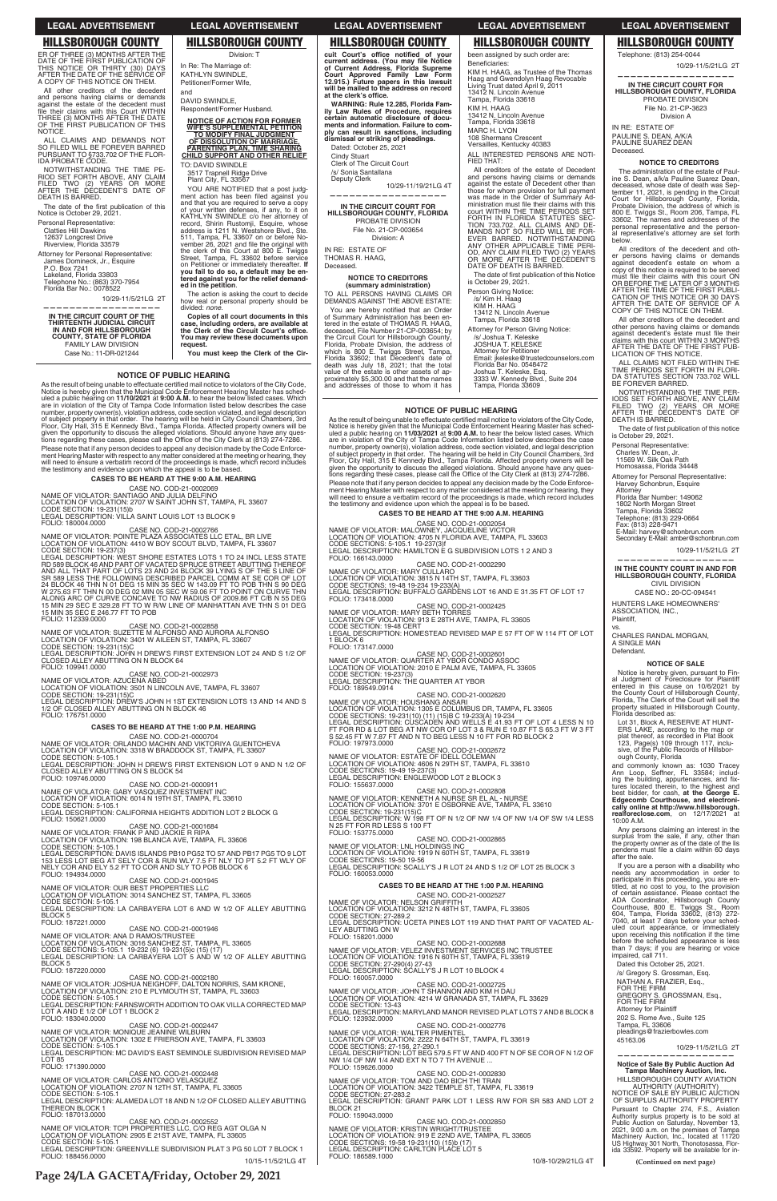ER OF THREE (3) MONTHS AFTER THE DATE OF THE FIRST PUBLICATION OF THIS NOTICE OR THIRTY (30) DAYS AFTER THE DATE OF THE SERVICE OF A COPY OF THIS NOTICE ON THEM.

All other creditors of the decedent and persons having claims or demands against the estate of the decedent must file their claims with this Court WITHIN THREE (3) MONTHS AFTER THE DATE OF THE FIRST PUBLICATION OF THIS NOTICE.

ALL CLAIMS AND DEMANDS NOT SO FILED WILL BE FOREVER BARRED PURSUANT TO §733.702 OF THE FLORIDA PROBATE CODE.

NOTWITHSTANDING THE TIME PERIOD SET FORTH ABOVE, ANY CLAIM FILED TWO (2) YEARS OR MORE AFTER THE DECEDENT'S DATE OF DEATH IS BARRED.

The date of the first publication of this Notice is October 29, 2021.

Personal Representative:
Clatties Hill Dawkins
12637 Longcrest Drive
Riverview, Florida 33579

Attorney for Personal Representative:
James Domineck, Jr., Esquire
P.O. Box 7241
Lakeland, Florida 33803
Telephone No.: (863) 370-7954
Florida Bar No.: 0078522

10/29-11/5/21LG 2T

---

**IN THE CIRCUIT COURT OF THE THIRTEENTH JUDICIAL CIRCUIT IN AND FOR HILLSBOROUGH COUNTY, STATE OF FLORIDA**
FAMILY LAW DIVISION
Case No.: 11-DR-021244
Division: T

In Re: The Marriage of:
KATHLYN SWINDLE,
Petitioner/Former Wife,
and
DAVID SWINDLE,
Respondent/Former Husband.

**NOTICE OF ACTION FOR FORMER WIFE'S SUPPLEMENTAL PETITION TO MODIFY FINAL JUDGMENT OF DISSOLUTION OF MARRIAGE, PARENTING PLAN, TIME SHARING CHILD SUPPORT AND OTHER RELIEF**

TO: DAVID SWINDLE
3517 Trapnell Ridge Drive
Plant City, FL 33567

YOU ARE NOTIFIED that a post judgment action has been filed against you and that you are required to serve a copy of your written defenses, if any, to it on KATHLYN SWINDLE c/o her attorney of record, Shirin Rustomji, Esquire, whose address is 1211 N. Westshore Blvd., Ste. 511, Tampa, FL 33607 on or before November 26, 2021 and file the original with the clerk of this Court at 800 E. Twiggs Street, Tampa, FL 33602 before service on Petitioner or immediately thereafter. **If you fail to do so, a default may be entered against you for the relief demanded in the petition.**

The action is asking the court to decide how real or personal property should be divided: *none.*

**Copies of all court documents in this case, including orders, are available at the Clerk of the Circuit Court's office. You may review these documents upon request.**

**You must keep the Clerk of the Circuit Court's office notified of your current address. (You may file Notice of Current Address, Florida Supreme Court Approved Family Law Form 12.915.) Future papers in this lawsuit will be mailed to the address on record at the clerk's office.**

**WARNING: Rule 12.285, Florida Family Law Rules of Procedure, requires certain automatic disclosure of documents and information. Failure to comply can result in sanctions, including dismissal or striking of pleadings.**

Dated: October 25, 2021
Cindy Stuart
Clerk of The Circuit Court
/s/ Sonia Santallana
Deputy Clerk

10/29-11/19/21LG 4T

---

**IN THE CIRCUIT COURT FOR HILLSBOROUGH COUNTY, FLORIDA**
PROBATE DIVISION
File No. 21-CP-003654
Division: A

IN RE: ESTATE OF
THOMAS R. HAAG,
Deceased.

**NOTICE TO CREDITORS (summary administration)**

TO ALL PERSONS HAVING CLAIMS OR DEMANDS AGAINST THE ABOVE ESTATE:

You are hereby notified that an Order of Summary Administration has been entered in the estate of THOMAS R. HAAG, deceased, File Number 21-CP-003654; by the Circuit Court for Hillsborough County, Florida, Probate Division, the address of which is 800 E. Twiggs Street, Tampa, Florida 33602; that Decedent's date of death was July 18, 2021; that the total value of the estate is other assets of approximately $5,300.00 and that the names and addresses of those to whom it has been assigned by such order are:

Beneficiaries:
KIM H. HAAG, as Trustee of the Thomas Haag and Gwendolyn Haag Revocable Living Trust dated April 9, 2011
13412 N. Lincoln Avenue
Tampa, Florida 33618
KIM H. HAAG
13412 N. Lincoln Avenue
Tampa, Florida 33618
MARC H. LYON
108 Shermans Crescent
Versailles, Kentucky 40383

ALL INTERESTED PERSONS ARE NOTIFIED THAT:

All creditors of the estate of Decedent and persons having claims or demands against the estate of Decedent other than those for whom provision for full payment was made in the Order of Summary Administration must file their claims with this court WITHIN THE TIME PERIODS SET FORTH IN FLORIDA STATUTES SECTION 733.702. ALL CLAIMS AND DEMANDS NOT SO FILED WILL BE FOREVER BARRED. NOTWITHSTANDING ANY OTHER APPLICABLE TIME PERIOD, ANY CLAIM FILED TWO (2) YEARS OR MORE AFTER THE DECEDENT'S DATE OF DEATH IS BARRED.

The date of first publication of this Notice is October 29, 2021.

Person Giving Notice:
/s/ Kim H. Haag
KIM H. HAAG
13412 N. Lincoln Avenue
Tampa, Florida 33618

Attorney for Person Giving Notice:
/s/ Joshua T. Keleske
JOSHUA T. KELESKE
Attorney for Petitioner
Email: jkeleske@trustedcounselors.com
Florida Bar No. 0548472
Joshua T. Keleske, Esq.
3333 W. Kennedy Blvd., Suite 204
Tampa, Florida 33609

---

Telephone: (813) 254-0044

10/29-11/5/21LG 2T

---

**IN THE CIRCUIT COURT FOR HILLSBOROUGH COUNTY, FLORIDA**
PROBATE DIVISION
File No. 21-CP-3623
Division A

IN RE: ESTATE OF
PAULINE S. DEAN, A/K/A
PAULINE SUAREZ DEAN
Deceased.

**NOTICE TO CREDITORS**

The administration of the estate of Pauline S. Dean, a/k/a Pauline Suarez Dean, deceased, whose date of death was September 11, 2021, is pending in the Circuit Court for Hillsborough County, Florida, Probate Division, the address of which is 800 E. Twiggs St., Room 206, Tampa, FL 33602. The names and addresses of the personal representative and the personal representative's attorney are set forth below.

All creditors of the decedent and other persons having claims or demands against decedent's estate on whom a copy of this notice is required to be served must file their claims with this court ON OR BEFORE THE LATER OF 3 MONTHS AFTER THE TIME OF THE FIRST PUBLICATION OF THIS NOTICE OR 30 DAYS AFTER THE DATE OF SERVICE OF A COPY OF THIS NOTICE ON THEM.

All other creditors of the decedent and other persons having claims or demands against decedent's estate must file their claims with this court WITHIN 3 MONTHS AFTER THE DATE OF THE FIRST PUBLICATION OF THIS NOTICE.

ALL CLAIMS NOT FILED WITHIN THE TIME PERIODS SET FORTH IN FLORIDA STATUTES SECTION 733.702 WILL BE FOREVER BARRED.

NOTWITHSTANDING THE TIME PERIODS SET FORTH ABOVE, ANY CLAIM FILED TWO (2) YEARS OR MORE AFTER THE DECEDENT'S DATE OF DEATH IS BARRED.

The date of first publication of this notice is October 29, 2021.

Personal Representative:
Charles W. Dean, Jr.
11569 W. Silk Oak Path
Homosassa, Florida 34448

Attorney for Personal Representative:
Harvey Schonbrun, Esquire
Attorney
Florida Bar Number: 149062
1802 North Morgan Street
Tampa, Florida 33602
Telephone: (813) 229-0664
Fax: (813) 228-9471
E-Mail: harvey@schonbrun.com
Secondary E-Mail: amber@schonbrun.com

10/29-11/5/21LG 2T

---

**IN THE COUNTY COURT IN AND FOR HILLSBOROUGH COUNTY, FLORIDA**
CIVIL DIVISION
CASE NO.: 20-CC-094541

HUNTERS LAKE HOMEOWNERS' ASSOCIATION, INC.,
Plaintiff,
vs.
CHARLES RANDAL MORGAN,
A SINGLE MAN
Defendant.

**NOTICE OF SALE**

Notice is hereby given, pursuant to Final Judgment of Foreclosure for Plaintiff entered in this cause on 10/6/2021 by the County Court of Hillsborough County, Florida, The Clerk of the Court will sell the property situated in Hillsborough County, Florida described as:

Lot 31, Block A, RESERVE AT HUNTERS LAKE, according to the map or plat thereof, as recorded in Plat Book 123, Page(s) 109 through 117, inclusive, of the Public Records of Hillsborough County, Florida

and commonly known as: 1030 Tracey Ann Loop, Seffner, FL 33584; including the building, appurtenances, and fixtures located therein, to the highest and best bidder, for cash, **at the George E. Edgecomb Courthouse, and electronically online at http://www.hillsborough.realforeclose.com,** on 12/17/2021 at 10:00 A.M.

Any persons claiming an interest in the surplus from the sale, if any, other than the property owner as of the date of the lis pendens must file a claim within 60 days after the sale.

If you are a person with a disability who needs any accommodation in order to participate in this proceeding, you are entitled, at no cost to you, to the provision of certain assistance. Please contact the ADA Coordinator, Hillsborough County Courthouse, 800 E. Twiggs St., Room 604, Tampa, Florida 33602, (813) 272-7040, at least 7 days before your scheduled court appearance, or immediately upon receiving this notification if the time before the scheduled appearance is less than 7 days; if you are hearing or voice impaired, call 711.

Dated this October 25, 2021.
/s/ Gregory S. Grossman, Esq.
NATHAN A. FRAZIER, Esq.,
FOR THE FIRM
GREGORY S. GROSSMAN, Esq.,
FOR THE FIRM
Attorney for Plaintiff
202 S. Rome Ave., Suite 125
Tampa, FL 33606
pleadings@frazierbowles.com
45163.06

10/29-11/5/21LG 2T

---

**Notice of Sale By Public Auction Ad Tampa Machinery Auction, Inc.**
HILLSBOROUGH COUNTY AVIATION AUTHORITY (AUTHORITY)
NOTICE OF SALE BY PUBLIC AUCTION OF SURPLUS AUTHORITY PROPERTY

Pursuant to Chapter 274, F.S., Aviation Authority surplus property is to be sold at Public Auction on Saturday, November 13, 2021, 9:00 a.m. on the premises of Tampa Machinery Auction, Inc., located at 11720 US Highway 301 North, Thonotosassa, Florida 33592. Property will be available for in-

**(Continued on next page)**

---

**NOTICE OF PUBLIC HEARING**

As the result of being unable to effectuate certified mail notice to violators of the City Code, Notice is hereby given that the Municipal Code Enforcement Hearing Master has scheduled a public hearing on **11/10/2021** at **9:00 A.M.** to hear the below listed cases. Which are in violation of the City of Tampa Code Information listed below describes the case number, property owner(s), violation address, code section violated, and legal description of subject property in that order. The hearing will be held in City Council Chambers, 3rd Floor, City Hall, 315 E Kennedy Blvd., Tampa Florida. Affected property owners will be given the opportunity to discuss the alleged violations. Should anyone have any questions regarding these cases, please call the Office of the City Clerk at (813) 274-7286.

Please note that if any person decides to appeal any decision made by the Code Enforcement Hearing Master with respect to any matter considered at the meeting or hearing, they will need to ensure a verbatim record of the proceedings is made, which record includes the testimony and evidence upon which the appeal is to be based.

**CASES TO BE HEARD AT THE 9:00 A.M. HEARING**

CASE NO. COD-21-0002069
NAME OF VIOLATOR: SANTIAGO AND JULIA DELFINO
LOCATION OF VIOLATION: 2707 W SAINT JOHN ST, TAMPA, FL 33607
CODE SECTION: 19-231(15)b
LEGAL DESCRIPTION: VILLA SAINT LOUIS LOT 13 BLOCK 9
FOLIO: 180004.0000

CASE NO. COD-21-0002766
NAME OF VIOLATOR: POINTE PLAZA ASSOCIATES LLC ETAL, BR LIVE
LOCATION OF VIOLATION: 4410 W BOY SCOUT BLVD, TAMPA, FL 33607
CODE SECTION: 19-237(3)
LEGAL DESCRIPTION: WEST SHORE ESTATES LOTS 1 TO 24 INCL LESS STATE RD 589 BLOCK 46 AND PART OF VACATED SPRUCE STREET ABUTTING THEREOF AND ALL THAT PART OF LOTS 23 AND 24 BLOCK 39 LYING S OF THE S LINE OF SR 589 LESS THE FOLLOWING DESCRIBED PARCEL COMM AT SE COR OF LOT 24 BLOCK 46 THN N 01 DEG 15 MIN 35 SEC W 143.09 FT TO POB THN S 90 DEG W 275.63 FT THN N 00 DEG 02 MIN 05 SEC W 59.06 FT TO POINT ON CURVE THN ALONG ARC OF CURVE CONCAVE TO NW RADIUS OF 2009.86 FT C/B N 55 DEG 15 MIN 29 SEC E 329.28 FT TO W R/W LINE OF MANHATTAN AVE THN S 01 DEG 15 MIN 35 SEC E 246.77 FT TO POB
FOLIO: 112339.0000

CASE NO. COD-21-0002858
NAME OF VIOLATOR: SUZETTE M ALFONSO AND AURORA ALFONSO
LOCATION OF VIOLATION: 3401 W AILEEN ST, TAMPA, FL 33607
CODE SECTION: 19-231(15)C
LEGAL DESCRIPTION: JOHN H DREW'S FIRST EXTENSION LOT 24 AND S 1/2 OF CLOSED ALLEY ABUTTING ON N BLOCK 64
FOLIO: 109941.0000

CASE NO. COD-21-0002973
NAME OF VIOLATOR: AZUCENA ABED
LOCATION OF VIOLATION: 3501 N LINCOLN AVE, TAMPA, FL 33607
CODE SECTION: 19-231(15)C
LEGAL DESCRIPTION: DREW'S JOHN H 1ST EXTENSION LOTS 13 AND 14 AND S 1/2 OF CLOSED ALLEY ABUTTING ON N BLOCK 46
FOLIO: 176751.0000

**CASES TO BE HEARD AT THE 1:00 P.M. HEARING**

CASE NO. COD-21-0000704
NAME OF VIOLATOR: ORLANDO MACHIN AND VIKTORIYA GUENTCHEVA
LOCATION OF VIOLATION: 3318 W BRADDOCK ST, TAMPA, FL 33607
CODE SECTION: 5-105.1
LEGAL DESCRIPTION: JOHN H DREW'S FIRST EXTENSION LOT 9 AND N 1/2 OF CLOSED ALLEY ABUTTING ON S BLOCK 54
FOLIO: 109746.0000

CASE NO. COD-21-0000911
NAME OF VIOLATOR: GABY VASQUEZ INVESTMENT INC
LOCATION OF VIOLATION: 6014 N 19TH ST, TAMPA, FL 33610
CODE SECTION: 5-105.1
LEGAL DESCRIPTION: CALIFORNIA HEIGHTS ADDITION LOT 2 BLOCK G
FOLIO: 150621.0000

CASE NO. COD-21-0001684
NAME OF VIOLATOR: FRANK P AND JACKIE R RIPA
LOCATION OF VIOLATION: 198 BLANCA AVE, TAMPA, FL 33606
CODE SECTION: 5-105.1
LEGAL DESCRIPTION: DAVIS ISLANDS PB10 PG52 TO 57 AND PB17 PG5 TO 9 LOT 153 LESS LOT BEG AT SELY COR & RUN WLY 7.5 FT NLY TO PT 5.2 FT WLY OF NELY COR AND ELY 5.2 FT TO COR AND SLY TO POB BLOCK 6
FOLIO: 194934.0000

CASE NO. COD-21-0001945
NAME OF VIOLATOR: OUR BEST PROPERTIES LLC
LOCATION OF VIOLATION: 3014 SANCHEZ ST, TAMPA, FL 33605
CODE SECTION: 5-105.1
LEGAL DESCRIPTION: LA CARBAYERA LOT 6 AND W 1/2 OF ALLEY ABUTTING BLOCK 5
FOLIO: 187221.0000

CASE NO. COD-21-0001946
NAME OF VIOLATOR: ANA D RAMOS/TRUSTEE
LOCATION OF VIOLATION: 3016 SANCHEZ ST, TAMPA, FL 33605
CODE SECTIONS: 5-105.1 19-232 (6) 19-231(5)c (15) (17)
LEGAL DESCRIPTION: LA CARBAYERA LOT 5 AND W 1/2 OF ALLEY ABUTTING BLOCK 5
FOLIO: 187220.0000

CASE NO. COD-21-0002180
NAME OF VIOLATOR: JOSHUA NEIGHOFF, DALTON NORRIS, SAM KRONE,
LOCATION OF VIOLATION: 210 E PLYMOUTH ST, TAMPA, FL 33603
CODE SECTION: 5-105.1
LEGAL DESCRIPTION: FARNSWORTH ADDITION TO OAK VILLA CORRECTED MAP LOT A AND E 1/2 OF LOT 1 BLOCK 2
FOLIO: 183040.0000

CASE NO. COD-21-0002447
NAME OF VIOLATOR: MONIQUE JEANINE WILBURN
LOCATION OF VIOLATION: 1302 E FRIERSON AVE, TAMPA, FL 33603
CODE SECTION: 5-105.1
LEGAL DESCRIPTION: MC DAVID'S EAST SEMINOLE SUBDIVISION REVISED MAP LOT 85
FOLIO: 171390.0000

CASE NO. COD-21-0002448
NAME OF VIOLATOR: CARLOS ANTONIO VELASQUEZ
LOCATION OF VIOLATION: 2707 N 12TH ST, TAMPA, FL 33605
CODE SECTION: 5-105.1
LEGAL DESCRIPTION: ALAMEDA LOT 18 AND N 1/2 OF CLOSED ALLEY ABUTTING THEREON BLOCK 1
FOLIO: 187013.0000

CASE NO. COD-21-0002552
NAME OF VIOLATOR: TCPI PROPERTIES LLC, C/O REG AGT OLGA N
LOCATION OF VIOLATION: 2905 E 21ST AVE, TAMPA, FL 33605
CODE SECTION: 5-105.1
LEGAL DESCRIPTION: GREENVILLE SUBDIVISION PLAT 3 PG 50 LOT 7 BLOCK 1
FOLIO: 188456.0000

10/15-11/5/21LG 4T

---

**NOTICE OF PUBLIC HEARING**

As the result of being unable to effectuate certified mail notice to violators of the City Code, Notice is hereby given that the Municipal Code Enforcement Hearing Master has scheduled a public hearing on **11/03/2021** at **9:00 A.M.** to hear the below listed cases. Which are in violation of the City of Tampa Code Information listed below describes the case number, property owner(s), violation address, code section violated, and legal description of subject property in that order. The hearing will be held in City Council Chambers, 3rd Floor, City Hall, 315 E Kennedy Blvd., Tampa Florida. Affected property owners will be given the opportunity to discuss the alleged violations. Should anyone have any questions regarding these cases, please call the Office of the City Clerk at (813) 274-7286.

Please note that if any person decides to appeal any decision made by the Code Enforcement Hearing Master with respect to any matter considered at the meeting or hearing, they will need to ensure a verbatim record of the proceedings is made, which record includes the testimony and evidence upon which the appeal is to be based.

**CASES TO BE HEARD AT THE 9:00 A.M. HEARING**

CASE NO. COD-21-0002054
NAME OF VIOLATOR: MALOWNEY, JACQUELINE VICTOR
LOCATION OF VIOLATION: 4705 N FLORIDA AVE, TAMPA, FL 33603
CODE SECTIONS: 5-105.1 19-237(3)f
LEGAL DESCRIPTION: HAMILTON E G SUBDIVISION LOTS 1 2 AND 3
FOLIO: 166143.0000

CASE NO. COD-21-0002290
NAME OF VIOLATOR: MARY CULLARO
LOCATION OF VIOLATION: 3815 N 14TH ST, TAMPA, FL 33603
CODE SECTIONS: 19-48 19-234 19-233(A)
LEGAL DESCRIPTION: BUFFALO GARDENS LOT 16 AND E 31.35 FT OF LOT 17
FOLIO: 173418.0000

CASE NO. COD-21-0002425
NAME OF VIOLATOR: MARY BETH TORRES
LOCATION OF VIOLATION: 913 E 28TH AVE, TAMPA, FL 33605
CODE SECTION: 19-48 CERT
LEGAL DESCRIPTION: HOMESTEAD REVISED MAP E 57 FT OF W 114 FT OF LOT 1 BLOCK 6
FOLIO: 173147.0000

CASE NO. COD-21-0002601
NAME OF VIOLATOR: QUARTER AT YBOR CONDO ASSOC
LOCATION OF VIOLATION: 2010 E PALM AVE, TAMPA, FL 33605
CODE SECTION: 19-237(3)
LEGAL DESCRIPTION: THE QUARTER AT YBOR
FOLIO: 189549.0914

CASE NO. COD-21-0002620
NAME OF VIOLATOR: HOUSHANG ANSARI
LOCATION OF VIOLATION: 1305 E COLUMBUS DR, TAMPA, FL 33605
CODE SECTIONS: 19-231(10) (11) (15)B C 19-233(A) 19-234
LEGAL DESCRIPTION: CUSCADEN AND WELLS E 41.93 FT OF LOT 4 LESS N 10 FT FOR RD & LOT BEG AT NW COR OF LOT 3 & RUN E 10.87 FT S 65.3 FT W 3 FT S 52.45 FT W 7.87 FT AND N TO BEG LESS N 10 FT FOR RD BLOCK 2
FOLIO: 197973.0000

CASE NO. COD-21-0002672
NAME OF VIOLATOR: ESTATE OF IDELL COLEMAN
LOCATION OF VIOLATION: 4606 N 29TH ST, TAMPA, FL 33610
CODE SECTIONS: 19-49 19-237(3)
LEGAL DESCRIPTION: ENGLEWOOD LOT 2 BLOCK 3
FOLIO: 155637.0000

CASE NO. COD-21-0002808
NAME OF VIOLATOR: KENNETH A NURSE SR EL AL - NURSE
LOCATION OF VIOLATION: 3701 E OSBORNE AVE, TAMPA, FL 33610
CODE SECTION: 19-231(15)C
LEGAL DESCRIPTION: W 198 FT OF N 1/2 OF NW 1/4 OF NW 1/4 OF SW 1/4 LESS N 25 FT FOR RD LESS S 100 FT
FOLIO: 153775.0000

CASE NO. COD-21-0002865
NAME OF VIOLATOR: LNL HOLDINGS INC
LOCATION OF VIOLATION: 1919 N 60TH ST, TAMPA, FL 33619
CODE SECTIONS: 19-50 19-56
LEGAL DESCRIPTION: SCALLY'S J R LOT 24 AND S 1/2 OF LOT 25 BLOCK 3
FOLIO: 160053.0000

**CASES TO BE HEARD AT THE 1:00 P.M. HEARING**

CASE NO. COD-21-0002527
NAME OF VIOLATOR: NELSON GRIFFITH
LOCATION OF VIOLATION: 3212 N 48TH ST, TAMPA, FL 33605
CODE SECTION: 27-289.2
LEGAL DESCRIPTION: UCETA PINES LOT 119 AND THAT PART OF VACATED ALLEY ABUTTING ON W
FOLIO: 158201.0000

CASE NO. COD-21-0002688
NAME OF VIOLATOR: VELEZ INVESTMENT SERVICES INC TRUSTEE
LOCATION OF VIOLATION: 1916 N 60TH ST, TAMPA, FL 33619
CODE SECTION: 27-290(4) 27-43
LEGAL DESCRIPTION: SCALLY'S J R LOT 10 BLOCK 4
FOLIO: 160057.0000

CASE NO. COD-21-0002725
NAME OF VIOLATOR: JOHN T SHANNON AND KIM H DAU
LOCATION OF VIOLATION: 4214 W GRANADA ST, TAMPA, FL 33629
CODE SECTION: 13-43
LEGAL DESCRIPTION: MARYLAND MANOR REVISED PLAT LOTS 7 AND 8 BLOCK 8
FOLIO: 123932.0000

CASE NO. COD-21-0002776
NAME OF VIOLATOR: WALTER PIMENTEL
LOCATION OF VIOLATION: 2222 N 64TH ST, TAMPA, FL 33619
CODE SECTIONS: 27-156, 27-290.1
LEGAL DESCRIPTION: LOT BEG 579.5 FT W AND 400 FT N OF SE COR OF N 1/2 OF NW 1/4 OF NW 1/4 AND EXT N TO 7 TH AVENUE ...
FOLIO: 159626.0000

CASE NO. COD-21-0002830
NAME OF VIOLATOR: TOM AND DAO BICH THI TRAN
LOCATION OF VIOLATION: 3422 TEMPLE ST, TAMPA, FL 33619
CODE SECTION: 27-283.2
LEGAL DESCRIPTION: GRANT PARK LOT 1 LESS R/W FOR SR 583 AND LOT 2 BLOCK 21
FOLIO: 159043.0000

CASE NO. COD-21-0002850
NAME OF VIOLATOR: KRISTIN WRIGHT/TRUSTEE
LOCATION OF VIOLATION: 919 E 22ND AVE, TAMPA, FL 33605
CODE SECTIONS: 19-58 19-231(10) (15)b (17)
LEGAL DESCRIPTION: CARLTON PLACE LOT 5
FOLIO: 186589.1000

10/8-10/29/21LG 4T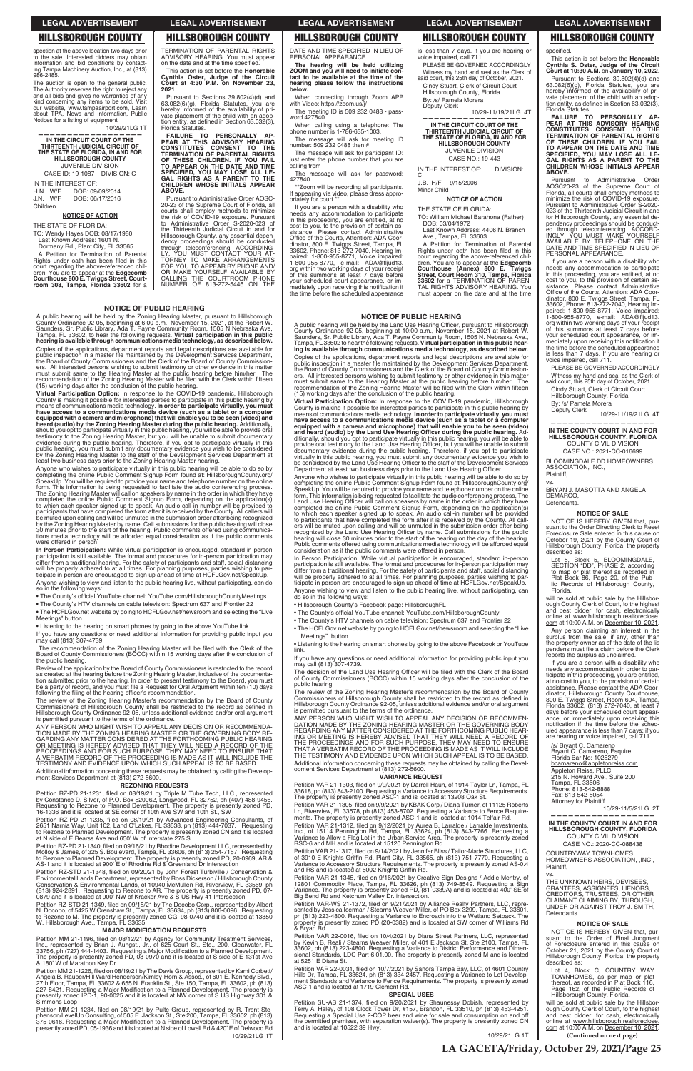spection at the above location two days prior to the sale. Interested bidders may obtain information and bid conditions by contacting Tampa Machinery Auction, Inc., at (813) 986-2485.

The auction is open to the general public. The Authority reserves the right to reject any and all bids and gives no warranties of any kind concerning any items to be sold. Visit our website, www.tampaairport.com, Learn about TPA, News and Information, Public Notices for a listing of equipment

10/29/21LG 1T

---

**IN THE CIRCUIT COURT OF THE THIRTEENTH JUDICIAL CIRCUIT OF THE STATE OF FLORIDA, IN AND FOR HILLSBOROUGH COUNTY**
JUVENILE DIVISION
CASE ID: 19-1087 DIVISION: C

IN THE INTEREST OF:
H.N. W/F DOB: 09/09/2014
J.N. W/F DOB: 06/17/2016
Children

**NOTICE OF ACTION**

THE STATE OF FLORIDA:

TO: Wendy Hayes DOB: 08/17/1980
Last Known Address: 1601 N. Dormany Rd., Plant City, FL 33565

A Petition for Termination of Parental Rights under oath has been filed in this court regarding the above-referenced children. You are to appear at the **Edgecomb Courthouse 800 E. Twiggs Street, Courtroom 308, Tampa, Florida 33602** for a TERMINATION OF PARENTAL RIGHTS ADVISORY HEARING. You must appear on the date and at the time specified.

This action is set before the **Honorable Cynthia Oster, Judge of the Circuit Court at 4:30 P.M. on November 23, 2021**.

Pursuant to Sections 39.802(4)(d) and 63.082(6)(g), Florida Statutes, you are hereby informed of the availability of private placement of the child with an adoption entity, as defined in Section 63.032(3), Florida Statutes.

**FAILURE TO PERSONALLY APPEAR AT THIS ADVISORY HEARING CONSTITUTES CONSENT TO THE TERMINATION OF PARENTAL RIGHTS OF THESE CHILDREN. IF YOU FAIL TO APPEAR ON THE DATE AND TIME SPECIFIED, YOU MAY LOSE ALL LEGAL RIGHTS AS A PARENT TO THE CHILDREN WHOSE INITIALS APPEAR ABOVE.**

Pursuant to Administrative Order AOSC-20-23 of the Supreme Court of Florida, all courts shall employ methods to minimize the risk of COVID-19 exposure. Pursuant to Administrative Order S-2020-023 of the Thirteenth Judicial Circuit in and for Hillsborough County, any essential dependency proceedings should be conducted through teleconferencing. ACCORDINGLY, YOU MUST CONTACT YOUR ATTORNEY TO MAKE ARRANGEMENTS FOR YOU TO APPEAR BY PHONE AND/OR MAKE YOURSELF AVAILABLE BY CALLING THE COURTROOM PHONE NUMBER OF 813-272-5446 ON THE DATE AND TIME SPECIFIED IN LIEU OF PERSONAL APPEARANCE.

**The hearing will be held utilizing ZOOM and you will need to initiate contact to be available at the time of the hearing please follow the instructions below.**

When connecting through Zoom APP with Video: https://zoom.us/j/

The meeting ID is 509 232 0488 - password 427840.

When calling using a telephone: The phone number is 1-786-635-1003.

The message will ask for meeting ID number: 509 232 0488 then #

The message will ask for participant ID: just enter the phone number that you are calling from

The message will ask for password: 427840

**Zoom will be recording all participants. If appearing via video, please dress appropriately for court.**

If you are a person with a disability who needs any accommodation to participate in this proceeding, you are entitled, at no cost to you, to the provision of certain assistance. Please contact Administrative Office of the Courts, Attention: ADA Coordinator, 800 E. Twiggs Street, Tampa, FL 33602, Phone: 813-272-7040, Hearing Impaired: 1-800-955-8771, Voice impaired: 1-800-955-8770, e-mail: ADA@fljud13.org within two working days of your receipt of this summons at least 7 days before your scheduled court appearance, or immediately upon receiving this notification if the time before the scheduled appearance is less than 7 days. If you are hearing or voice impaired, call 711.

PLEASE BE GOVERNED ACCORDINGLY

Witness my hand and seal as the Clerk of said court, this 25th day of October, 2021.

Cindy Stuart, Clerk of Circuit Court
Hillsborough County, Florida
By: /s/ Pamela Morera
Deputy Clerk

10/29-11/19/21LG 4T

---

**IN THE CIRCUIT COURT OF THE THIRTEENTH JUDICIAL CIRCUIT OF THE STATE OF FLORIDA, IN AND FOR HILLSBOROUGH COUNTY**
JUVENILE DIVISION
CASE NO.: 19-443

IN THE INTEREST OF: DIVISION: C

J.B. H/F 9/15/2006
Minor Child

**NOTICE OF ACTION**

THE STATE OF FLORIDA:

TO: William Michael Barahona (Father)
DOB: 03/04/1972
Last Known Address: 4406 N. Branch Ave., Tampa, FL 33603

A Petition for Termination of Parental Rights under oath has been filed in this court regarding the above-referenced children. You are to appear at the **Edgecomb Courthouse (Annex) 800 E. Twiggs Street, Court Room 310, Tampa, Florida 33602** for a TERMINATION OF PARENTAL RIGHTS ADVISORY HEARING. You must appear on the date and at the time specified.

This action is set before the **Honorable Cynthia S. Oster, Judge of the Circuit Court at 10:30 A.M. on January 10, 2022**.

Pursuant to Sections 39.802(4)(d) and 63.082(6)(g), Florida Statutes, you are hereby informed of the availability of private placement of the child with an adoption entity, as defined in Section 63.032(3), Florida Statutes.

**FAILURE TO PERSONALLY APPEAR AT THIS ADVISORY HEARING CONSTITUTES CONSENT TO THE TERMINATION OF PARENTAL RIGHTS OF THESE CHILDREN. IF YOU FAIL TO APPEAR ON THE DATE AND TIME SPECIFIED, YOU MAY LOSE ALL LEGAL RIGHTS AS A PARENT TO THE CHILDREN WHOSE INITIALS APPEAR ABOVE.**

Pursuant to Administrative Order AOSC20-23 of the Supreme Court of Florida, all courts shall employ methods to minimize the risk of COVID-19 exposure. Pursuant to Administrative Order S-2020-023 of the Thirteenth Judicial Circuit in and for Hillsborough County, any essential dependency proceedings should be conducted through teleconferencing. ACCORDINGLY, YOU MUST MAKE YOURSELF AVAILABLE BY TELEPHONE ON THE DATE AND TIME SPECIFIED IN LIEU OF PERSONAL APPEARANCE.

If you are a person with a disability who needs any accommodation to participate in this proceeding, you are entitled, at no cost to you, to the provision of certain assistance. Please contact Administrative Office of the Courts, Attention: ADA Coordinator, 800 E. Twiggs Street, Tampa, FL 33602, Phone: 813-272-7040, Hearing Impaired: 1-800-955-8771, Voice impaired: 1-800-955-8770, e-mail: ADA@fljud13.org within two working days of your receipt of this summons at least 7 days before your scheduled court appearance, or immediately upon receiving this notification if the time before the scheduled appearance is less than 7 days. If you are hearing or voice impaired, call 711.

PLEASE BE GOVERNED ACCORDINGLY

Witness my hand and seal as the Clerk of said court, this 25th day of October, 2021.

Cindy Stuart, Clerk of Circuit Court
Hillsborough County, Florida
By: /s/ Pamela Morera
Deputy Clerk

10/29-11/19/21LG 4T

---

## NOTICE OF PUBLIC HEARING

A public hearing will be held by the Zoning Hearing Master, pursuant to Hillsborough County Ordinance 92-05, beginning at 6:00 p.m., November 15, 2021 at the Robert W. Saunders, Sr. Public Library, Ada T. Payne Community Room, 1505 N Nebraska Ave., Tampa, FL 33602, to hear the following requests. **Virtual participation in this public hearing is available through communications media technology, as described below.**

Copies of the applications, department reports and legal descriptions are available for public inspection in a master file maintained by the Development Services Department, the Board of County Commissioners and the Clerk of the Board of County Commissioners. All interested persons wishing to submit testimony or other evidence in this matter must submit same to the Hearing Master at the public hearing before him/her. The recommendation of the Zoning Hearing Master will be filed with the Clerk within fifteen (15) working days after the conclusion of the public hearing.

**Virtual Participation Option:** In response to the COVID-19 pandemic, Hillsborough County is making it possible for interested parties to participate in this public hearing by means of communications media technology. **In order to participate virtually, you must have access to a communications media device (such as a tablet or a computer equipped with a camera and microphone) that will enable you to be seen (video) and heard (audio) by the Zoning Hearing Master during the public hearing.** Additionally, should you opt to participate virtually in this public hearing, you will be able to provide oral testimony to the Zoning Hearing Master, but you will be unable to submit documentary evidence during the public hearing. Therefore, if you opt to participate virtually in this public hearing, you must submit any documentary evidence you wish to be considered by the Zoning Hearing Master to the staff of the Development Services Department at least two business days prior to the Zoning Hearing Master hearing.

Anyone who wishes to participate virtually in this public hearing will be able to do so by completing the online Public Comment Signup Form found at: HillsboroughCounty.org/SpeakUp. You will be required to provide your name and telephone number on the online form. This information is being requested to facilitate the audio conferencing process. The Zoning Hearing Master will call on speakers by name in the order in which they have completed the online Public Comment Signup Form, depending on the application(s) to which each speaker signed up to speak. An audio call-in number will be provided to participants that have completed the form after it is received by the County. All callers will be muted upon calling and will be unmuted in the submission order after being recognized by the Zoning Hearing Master by name. Call submissions for the public hearing will close 30 minutes prior to the start of the hearing. Public comments offered using communications media technology will be afforded equal consideration as if the public comments were offered in person.

**In Person Participation:** While virtual participation is encouraged, standard in-person participation is still available. The format and procedures for in-person participation may differ from a traditional hearing. For the safety of participants and staff, social distancing will be properly adhered to at all times. For planning purposes, parties wishing to participate in person are encouraged to sign up ahead of time at HCFLGov.net/SpeakUp.

Anyone wishing to view and listen to the public hearing live, without participating, can do so in the following ways:

- The County's official YouTube channel: YouTube.com/HillsboroughCountyMeetings
- The County's HTV channels on cable television: Spectrum 637 and Frontier 22
- The HCFLGov.net website by going to HCFLGov.net/newsroom and selecting the "Live Meetings" button
- Listening to the hearing on smart phones by going to the above YouTube link.

If you have any questions or need additional information for providing public input you may call (813) 307-4739.

The recommendation of the Zoning Hearing Master will be filed with the Clerk of the Board of County Commissioners (BOCC) within 15 working days after the conclusion of the public hearing.

Review of the application by the Board of County Commissioners is restricted to the record as created at the hearing before the Zoning Hearing Master, inclusive of the documentation submitted prior to the hearing. In order to present testimony to the Board, you must be a party of record, and you must file a Request for Oral Argument within ten (10) days following the filing of the hearing officer's recommendation.

The review of the Zoning Hearing Master's recommendation by the Board of County Commissioners of Hillsborough County shall be restricted to the record as defined in Hillsborough County Ordinance 92-05, unless additional evidence and/or oral argument is permitted pursuant to the terms of the ordinance.

ANY PERSON WHO MIGHT WISH TO APPEAL ANY DECISION OR RECOMMENDATION MADE BY THE ZONING HEARING MASTER OR THE GOVERNING BODY REGARDING ANY MATTER CONSIDERED AT THE FORTHCOMING PUBLIC HEARING OR MEETING IS HEREBY ADVISED THAT THEY WILL NEED A RECORD OF THE PROCEEDINGS AND FOR SUCH PURPOSE, THEY MAY NEED TO ENSURE THAT A VERBATIM RECORD OF THE PROCEEDINGS IS MADE AS IT WILL INCLUDE THE TESTIMONY AND EVIDENCE UPON WHICH SUCH APPEAL IS TO BE BASED.

Additional information concerning these requests may be obtained by calling the Development Services Department at (813) 272-5600.

### REZONING REQUESTS

Petition RZ-PD 21-1231, filed on 08/19/21 by Triple M Tube Tech, LLC., represented by Constance D. Silver, of P.O. Box 520062, Longwood, FL 32752, ph (407) 488-9456. Requesting to Rezone to Planned Development. The property is presently zoned PD, 16-1336 and it is located at SE corner of 10th Ave SW and 10th St., SW

Petition RZ-PD 21-1235, filed on 08/19/21 by Advanced Engineering Consultants, of 2651 Narnia Way, Unit 102, Land O'Lakes, FL 33638, ph (813) 444-7007. Requesting to Rezone to Planned Development. The property is presently zoned CN and it is located at N side of E Beanss Ave and 650' W of Interstate 275 S

Petition RZ-PD 21-1340, filed on 09/16/21 by Rhodine Development LLC, represented by Molloy & James, of 325 S. Boulevard, Tampa, FL 33606, ph (813) 254-7157. Requesting to Rezone to Planned Development. The property is presently zoned PD, 20-0969, AR & AS-1 and it is located at 900' E of Rhodine Rd & Greenland Dr Intersection

Petition RZ-STD 21-1348, filed on 09/20/21 by John Forest Turbiville / Conservation & Environmental Lands Management, represented by Ross Dickerson / Hillsborough County Conservation & Environmental Lands, of 10940 McMullen Rd, Riverview, FL 33569, ph (813) 924-2891. Requesting to Rezone to AR. The property is presently zoned PD, 07-0879 and it is located at 900' NW of Kracker Ave & S US Hwy 41 Intersection

Petition RZ-STD 21-1349, filed on 09/15/21 by The Docobo Corp., represented by Albert N. Docobo, of 5425 W Crenshaw St., Tampa, FL 33634, ph (813) 806-0096. Requesting to Rezone to M. The property is presently zoned CG, 98-0740 and it is located at 13850 W. Hillsborough Ave., Tampa, FL 33635

### MAJOR MODIFICATION REQUESTS

Petition MM 21-1196, filed on 08/12/21 by Agency for Community Treatment Services, Inc., represented by Brian J. Aungst., Jr., of 625 Court St., Ste., 200, Clearwater, FL 33756, ph (727) 444-1403. Requesting a Major Modification to a Planned Development. The property is presently zoned PD, 08-0970 and it is located at S side of E 131st Ave & 180' W of Marathon Key Dr

Petition MM 21-1226, filed on 08/19/21 by The Davis Group, represented by Kami Corbett/Angela B. Rauber/Hill Ward Henderson/Kimley-Horn & Assoc., of 601 E. Kennedy Blvd., 27th Floor, Tampa, FL 33602 & 655 N. Franklin St., Ste 150, Tampa, FL 33602, ph (813) 227-8421. Requesting a Major Modification to a Planned Development. The property is presently zoned IPD-1, 90-0025 and it is located at NW corner of S US Highway 301 & Simmons Loop

Petition MM 21-1234, filed on 08/19/21 by Pulte Group, represented by R. Trent Stephenson/LevelUp Consulting, of 505 E. Jackson St., Ste 200, Tampa, FL 33602, ph (813) 375-0616. Requesting a Major Modification to a Planned Development. The property is presently zoned PD, 05-1936 and it is located at N side of Lowell Rd & 420' E of Delwood Rd

10/29/21LG 1T

---

## NOTICE OF PUBLIC HEARING

A public hearing will be held by the Land Use Hearing Officer, pursuant to Hillsborough County Ordinance 92-05, beginning at 10:00 a.m., November 15, 2021 at Robert W. Saunders, Sr. Public Library, Ada T. Payne Community Room, 1505 N. Nebraska Ave., Tampa, FL 33602 to hear the following requests. **Virtual participation in this public hearing is available through communications media technology, as described below.**

Copies of the applications, department reports and legal descriptions are available for public inspection in a master file maintained by the Development Services Department, the Board of County Commissioners and the Clerk of the Board of County Commissioners. All interested persons wishing to submit testimony or other evidence in this matter must submit same to the Hearing Master at the public hearing before him/her. The recommendation of the Zoning Hearing Master will be filed with the Clerk within fifteen (15) working days after the conclusion of the public hearing.

**Virtual Participation Option:** In response to the COVID-19 pandemic, Hillsborough County is making it possible for interested parties to participate in this public hearing by means of communications media technology. **In order to participate virtually, you must have access to a communications media device (such as a tablet or a computer equipped with a camera and microphone) that will enable you to be seen (video) and heard (audio) by the Land Use Hearing Officer during the public hearing.** Additionally, should you opt to participate virtually in this public hearing, you will be able to provide oral testimony to the Land Use Hearing Officer, but you will be unable to submit documentary evidence during the public hearing. Therefore, if you opt to participate virtually in this public hearing, you must submit any documentary evidence you wish to be considered by the Land Use Hearing Officer to the staff of the Development Services Department at least two business days prior to the Land Use Hearing Officer.

Anyone who wishes to participate virtually in this public hearing will be able to do so by completing the online Public Comment Signup Form found at: HillsboroughCounty.org/SpeakUp. You will be required to provide your name and telephone number on the online form. This information is being requested to facilitate the audio conferencing process. The Land Use Hearing Officer will call on speakers by name in the order in which they have completed the online Public Comment Signup Form, depending on the application(s) to which each speaker signed up to speak. An audio call-in number will be provided to participants that have completed the form after it is received by the County. All callers will be muted upon calling and will be unmuted in the submission order after being recognized by the Land Use Hearing Officer by name. Call submissions for the public hearing will close 30 minutes prior to the start of the hearing on the day of the hearing. Public comments offered using communications media technology will be afforded equal consideration as if the public comments were offered in person.

In Person Participation: While virtual participation is encouraged, standard in-person participation is still available. The format and procedures for in-person participation may differ from a traditional hearing. For the safety of participants and staff, social distancing will be properly adhered to at all times. For planning purposes, parties wishing to participate in person are encouraged to sign up ahead of time at HCFLGov.net/SpeakUp.

Anyone wishing to view and listen to the public hearing live, without participating, can do so in the following ways:

- Hillsborough County's Facebook page: HillsboroughFL
- The County's official YouTube channel: YouTube.com/HillsboroughCounty
- The County's HTV channels on cable television: Spectrum 637 and Frontier 22
- The HCFLGov.net website by going to HCFLGov.net/newsroom and selecting the "Live Meetings" button
- Listening to the hearing on smart phones by going to the above Facebook or YouTube link.

If you have any questions or need additional information for providing public input you may call (813) 307-4739.

The decision of the Land Use Hearing Officer will be filed with the Clerk of the Board of County Commissioners (BOCC) within 15 working days after the conclusion of the public hearing.

The review of the Zoning Hearing Master's recommendation by the Board of County Commissioners of Hillsborough County shall be restricted to the record as defined in Hillsborough County Ordinance 92-05, unless additional evidence and/or oral argument is permitted pursuant to the terms of the ordinance.

ANY PERSON WHO MIGHT WISH TO APPEAL ANY DECISION OR RECOMMENDATION MADE BY THE ZONING HEARING MASTER OR THE GOVERNING BODY REGARDING ANY MATTER CONSIDERED AT THE FORTHCOMING PUBLIC HEARING OR MEETING IS HEREBY ADVISED THAT THEY WILL NEED A RECORD OF THE PROCEEDINGS AND FOR SUCH PURPOSE, THEY MAY NEED TO ENSURE THAT A VERBATIM RECORD OF THE PROCEEDINGS IS MADE AS IT WILL INCLUDE THE TESTIMONY AND EVIDENCE UPON WHICH SUCH APPEAL IS TO BE BASED.

Additional information concerning these requests may be obtained by calling the Development Services Department at (813) 272-5600.

### VARIANCE REQUEST

Petition VAR 21-1303, filed on 9/9/2021 by Darrell Haun, of 1914 Taylor Ln, Tampa, FL 33618, ph (813) 843-2100. Requesting a Variance to Accessory Structure Requirements. The property is presently zoned ASC-1 and is located at 13208 Oak St.

Petition VAR 21-1305, filed on 9/9/2021 by KBAK Corp / Diana Turner, of 11125 Roberts Ln, Riverview, FL 33578, ph (813) 453-8702. Requesting a Variance to Fence Requirements. The property is presently zoned ASC-1 and is located at 1014 Telfair Rd.

Petition VAR 21-1312, filed on 9/12/2021 by Aurea B. Larralde / Larralde Investments, Inc., of 15114 Pennington Rd, Tampa, FL 33624, ph (813) 843-7766. Requesting a Variance to Allow a Flag Lot in the Urban Service Area. The property is presently zoned RSC-6 and MH and is located at 15120 Pennington Rd.

Petition VAR 21-1317, filed on 9/14/2021 by Jennifer Bliss / Tailor-Made Structures, LLC, of 3910 E Knights Griffin Rd, Plant City, FL 33565, ph (813) 751-7770. Requesting a Variance to Accessory Structure Requirements. The property is presently zoned AS-0.4 and RS and is located at 6002 Knights Griffin Rd.

Petition VAR 21-1345, filed on 9/16/2021 by Creative Sign Designs / Addie Mentry, of 12801 Commodity Place, Tampa, FL 33626, ph (813) 749-8549. Requesting a Sign Variance. The property is presently zoned PD, (81-0339A) and is located at 400' SE of Big Bend Rd and Ketchum Valley Dr. intersection.

Petition VAR-WS 21-1372, filed on 9/21/2021 by Alliance Realty Partners, LLC, represented by Jessica Icerman / Stearns Weaver Miller, of PO Box 3299, Tampa, FL 33601, ph (813) 223-4800. Requesting a Variance to Encroach into the Wetland Setback. The property is presently zoned PD (20-0382) and is located at SW corner of Williams Rd & Bryan Rd.

Petition VAR 22-0016, filed on 10/4/2021 by Diana Street Partners, LLC, represented by Kevin B. Reali / Stearns Weaver Miller, of 401 E Jackson St, Ste 2100, Tampa, FL 33602, ph (813) 223-4800. Requesting a Variance to District Performance and Dimensional Standards, LDC Part 6.01.00. The property is presently zoned M and is located at 5251 E Diana St.

Petition VAR 22-0031, filed on 10/7/2021 by Sanora Tampa Bay, LLC, of 4601 Country Hills Dr, Tampa, FL 33624, ph (813) 334-2457. Requesting a Variance to Lot Development Standards and Variance to Fence Requirements. The property is presently zoned ASC-1 and is located at 1719 Clement Rd.

### SPECIAL USES

Petition SU-AB 21-1374, filed on 9/20/2021 by Shauneesy Dobish, represented by Terry A. Haley, of 108 Clock Tower Dr, #157, Brandon, FL 33510, ph (813) 453-4251. Requesting a Special Use 2-COP beer and wine for sale and consumption on and off the permitted premises, with separation waiver(s). The property is presently zoned CN and is located at 10522 39 Hwy.

10/29/21LG 1T

---

**IN THE COUNTY COURT IN AND FOR HILLSBOROUGH COUNTY, FLORIDA**
COUNTY CIVIL DIVISION
CASE NO.: 2021-CC-016699

BLOOMINGDALE DD HOMEOWNERS ASSOCIATION, INC.,
Plaintiff,

vs.

BRYAN J. MASOTTA AND ANGELA DEMARCO,
Defendants.

**NOTICE OF SALE**

NOTICE IS HEREBY GIVEN that, pursuant to the Order Directing Clerk to Reset Foreclosure Sale entered in this cause on October 19, 2021 by the County Court of Hillsborough County, Florida, the property described as:

Lot 5, Block 5, BLOOMINGDALE, SECTION "DD", PHASE 2, according to map or plat thereof as recorded in Plat Book 86, Page 20, of the Public Records of Hillsborough County, Florida.

will be sold at public sale by the Hillsborough County Clerk of Court, to the highest and best bidder, for cash, electronically online at www.hillsborough.realforeclose.com at 10:00 A.M. on December 10, 2021.

Any person claiming an interest in the surplus from the sale, if any, other than the property owner as of the date of the lis pendens must file a claim before the Clerk reports the surplus as unclaimed.

If you are a person with a disability who needs any accommodation in order to participate in this proceeding, you are entitled, at no cost to you, to the provision of certain assistance. Please contact the ADA Coordinator, Hillsborough County Courthouse, 800 E. Twiggs Street, Room 604, Tampa, Florida 33602, (813) 272-7040, at least 7 days before your scheduled court appearance, or immediately upon receiving this notification if the time before the scheduled appearance is less than 7 days; if you are hearing or voice impaired, call 711.

/s/ Bryant C. Camareno
Bryant C. Camareno, Esquire
Florida Bar No: 1025279
bcamareno@appletonreiss.com
Appleton Reiss, PLLC
215 N. Howard Ave., Suite 200
Tampa, FL 33606
Phone: 813-542-8888
Fax: 813-542-5054
Attorney for Plaintiff

10/29-11/5/21LG 2T

---

**IN THE COUNTY COURT IN AND FOR HILLSBOROUGH COUNTY, FLORIDA**
COUNTY CIVIL DIVISION
CASE NO.: 2020-CC-088438

COUNTRYWAY TOWNHOMES HOMEOWNERS ASSOCIATION, INC.,
Plaintiff,

vs.

THE UNKNOWN HEIRS, DEVISEES, GRANTEES, ASSIGNEES, LIENORS, CREDITORS, TRUSTEES, OR OTHER CLAIMANT CLAIMING BY, THROUGH, UNDER OR AGAINST TROY J. SMITH,
Defendants.

**NOTICE OF SALE**

NOTICE IS HEREBY GIVEN that, pursuant to the Order of Final Judgment of Foreclosure entered in this cause on October 21, 2021 by the County Court of Hillsborough County, Florida, the property described as:

Lot 4, Block C, COUNTRY WAY TOWNHOMES, as per map or plat thereof, as recorded in Plat Book 116, Page 162, of the Public Records of Hillsborough County, Florida.

will be sold at public sale by the Hillsborough County Clerk of Court, to the highest and best bidder, for cash, electronically online at www.hillsborough.realforeclose.com at 10:00 A.M. on December 10, 2021.

**(Continued on next page)**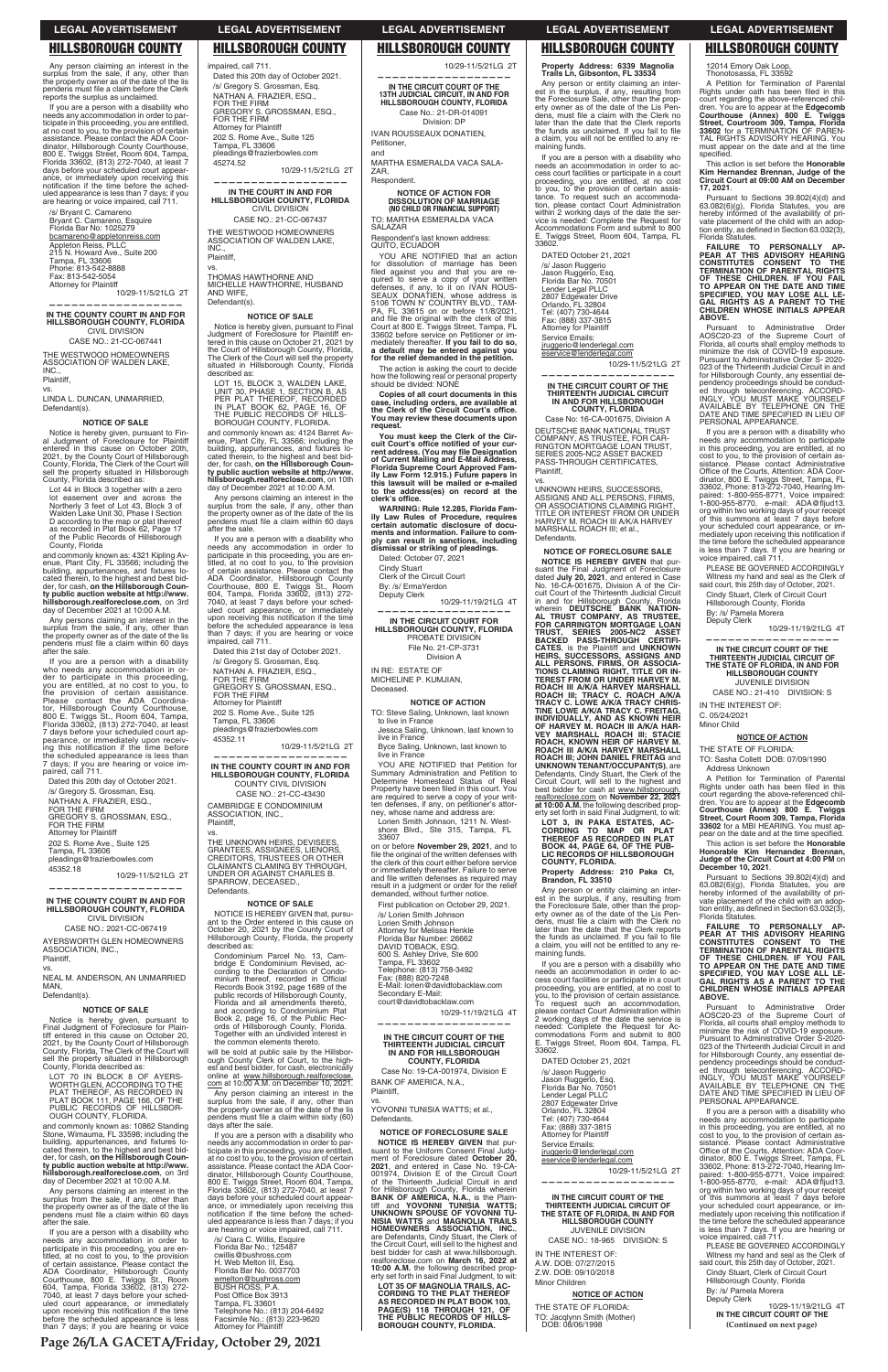Any person claiming an interest in the surplus from the sale, if any, other than the property owner as of the date of the lis pendens must file a claim before the Clerk reports the surplus as unclaimed.

If you are a person with a disability who needs any accommodation in order to participate in this proceeding, you are entitled, at no cost to you, to the provision of certain assistance. Please contact the ADA Coordinator, Hillsborough County Courthouse, 800 E. Twiggs Street, Room 604, Tampa, Florida 33602, (813) 272-7040, at least 7 days before your scheduled court appearance, or immediately upon receiving this notification if the time before the scheduled appearance is less than 7 days; if you are hearing or voice impaired, call 711.

/s/ Bryant C. Camareno
Bryant C. Camareno, Esquire
Florida Bar No: 1025279
bcamareno@appletonreiss.com
Appleton Reiss, PLLC
215 N. Howard Ave., Suite 200
Tampa, FL 33606
Phone: 813-542-8888
Fax: 813-542-5054
Attorney for Plaintiff

10/29-11/5/21LG 2T

---

**IN THE COUNTY COURT IN AND FOR HILLSBOROUGH COUNTY, FLORIDA**
CIVIL DIVISION
CASE NO.: 21-CC-067441

THE WESTWOOD HOMEOWNERS ASSOCIATION OF WALDEN LAKE, INC.,
Plaintiff,
vs.
LINDA L. DUNCAN, UNMARRIED,
Defendant(s).

**NOTICE OF SALE**

Notice is hereby given, pursuant to Final Judgment of Foreclosure for Plaintiff entered in this cause on October 20th, 2021, by the County Court of Hillsborough County, Florida, The Clerk of the Court will sell the property situated in Hillsborough County, Florida described as:

Lot 44 in Block 3 together with a zero lot easement over and across the Northerly 3 feet of Lot 43, Block 3 of Walden Lake Unit 30, Phase 1 Section D according to the map or plat thereof as recorded in Plat Book 62, Page 17 of the Public Records of Hillsborough County, Florida

and commonly known as: 4321 Kipling Avenue, Plant City, FL 33566; including the building, appurtenances, and fixtures located therein, to the highest and best bidder, for cash, **on the Hillsborough County public auction website at http://www.hillsborough.realforeclose.com**, on 3rd day of December 2021 at 10:00 A.M.

Any persons claiming an interest in the surplus from the sale, if any, other than the property owner as of the date of the lis pendens must file a claim within 60 days after the sale.

If you are a person with a disability who needs any accommodation in order to participate in this proceeding, you are entitled, at no cost to you, to the provision of certain assistance. Please contact the ADA Coordinator, Hillsborough County Courthouse, 800 E. Twiggs St., Room 604, Tampa, Florida 33602, (813) 272-7040, at least 7 days before your scheduled court appearance, or immediately upon receiving this notification if the time before the scheduled appearance is less than 7 days; if you are hearing or voice impaired, call 711.

Dated this 20th day of October 2021.

/s/ Gregory S. Grossman, Esq.
NATHAN A. FRAZIER, ESQ.,
FOR THE FIRM
GREGORY S. GROSSMAN, ESQ.,
FOR THE FIRM
Attorney for Plaintiff
202 S. Rome Ave., Suite 125
Tampa, FL 33606
pleadings@frazierbowles.com
45352.18

10/29-11/5/21LG 2T

---

**IN THE COUNTY COURT IN AND FOR HILLSBOROUGH COUNTY, FLORIDA**
CIVIL DIVISION
CASE NO.: 2021-CC-067419

AYERSWORTH GLEN HOMEOWNERS ASSOCIATION, INC.,
Plaintiff,
vs.
NEAL M. ANDERSON, AN UNMARRIED MAN,
Defendant(s).

**NOTICE OF SALE**

Notice is hereby given, pursuant to Final Judgment of Foreclosure for Plaintiff entered in this cause on October 20, 2021, by the County Court of Hillsborough County, Florida, The Clerk of the Court will sell the property situated in Hillsborough County, Florida described as:

LOT 70 IN BLOCK 8 OF AYERSWORTH GLEN, ACCORDING TO THE PLAT THEREOF, AS RECORDED IN PLAT BOOK 111, PAGE 166, OF THE PUBLIC RECORDS OF HILLSBOROUGH COUNTY, FLORIDA.

and commonly known as: 10862 Standing Stone, Wimauma, FL 33598; including the building, appurtenances, and fixtures located therein, to the highest and best bidder, for cash, **on the Hillsborough County public auction website at http://www.hillsborough.realforeclose.com**, on 3rd day of December 2021 at 10:00 A.M.

Any persons claiming an interest in the surplus from the sale, if any, other than the property owner as of the date of the lis pendens must file a claim within 60 days after the sale.

If you are a person with a disability who needs any accommodation in order to participate in this proceeding, you are entitled, at no cost to you, to the provision of certain assistance. Please contact the ADA Coordinator, Hillsborough County Courthouse, 800 E. Twiggs St., Room 604, Tampa, Florida 33602, (813) 272-7040, at least 7 days before your scheduled court appearance, or immediately upon receiving this notification if the time before the scheduled appearance is less than 7 days; if you are hearing or voice impaired, call 711.

Dated this 20th day of October 2021.

/s/ Gregory S. Grossman, Esq.
NATHAN A. FRAZIER, ESQ.,
FOR THE FIRM
GREGORY S. GROSSMAN, ESQ.,
FOR THE FIRM
Attorney for Plaintiff
202 S. Rome Ave., Suite 125
Tampa, FL 33606
pleadings@frazierbowles.com
45274.52

10/29-11/5/21LG 2T

---

**IN THE COUNTY COURT IN AND FOR HILLSBOROUGH COUNTY, FLORIDA**
CIVIL DIVISION
CASE NO.: 21-CC-067437

THE WESTWOOD HOMEOWNERS ASSOCIATION OF WALDEN LAKE, INC.,
Plaintiff,
vs.
THOMAS HAWTHORNE AND MICHELLE HAWTHORNE, HUSBAND AND WIFE,
Defendant(s).

**NOTICE OF SALE**

Notice is hereby given, pursuant to Final Judgment of Foreclosure for Plaintiff entered in this cause on October 21, 2021 by the County Court of Hillsborough County, Florida, The Clerk of the Court will sell the property situated in Hillsborough County, Florida described as:

LOT 15, BLOCK 3, WALDEN LAKE, UNIT 30, PHASE 1, SECTION B, AS PER PLAT THEREOF, RECORDED IN PLAT BOOK 62, PAGE 16, OF THE PUBLIC RECORDS OF HILLSBOROUGH COUNTY, FLORIDA.

and commonly known as: 4124 Barret Avenue, Plant City, FL 33566; including the building, appurtenances, and fixtures located therein, to the highest and best bidder, for cash, **on the Hillsborough County public auction website at http://www.hillsborough.realforeclose.com**, on 10th day of December 2021 at 10:00 A.M.

Any persons claiming an interest in the surplus from the sale, if any, other than the property owner as of the date of the lis pendens must file a claim within 60 days after the sale.

If you are a person with a disability who needs any accommodation in order to participate in this proceeding, you are entitled, at no cost to you, to the provision of certain assistance. Please contact the ADA Coordinator, Hillsborough County Courthouse, 800 E. Twiggs St., Room 604, Tampa, Florida 33602, (813) 272-7040, at least 7 days before your scheduled court appearance, or immediately upon receiving this notification if the time before the scheduled appearance is less than 7 days; if you are hearing or voice impaired, call 711.

Dated this 21st day of October 2021.

/s/ Gregory S. Grossman, Esq.
NATHAN A. FRAZIER, ESQ.,
FOR THE FIRM
GREGORY S. GROSSMAN, ESQ.,
FOR THE FIRM
Attorney for Plaintiff
202 S. Rome Ave., Suite 125
Tampa, FL 33606
pleadings@frazierbowles.com
45352.11

10/29-11/5/21LG 2T

---

**IN THE COUNTY COURT IN AND FOR HILLSBOROUGH COUNTY, FLORIDA**
COUNTY CIVIL DIVISION
CASE NO.: 21-CC-43430

CAMBRIDGE E CONDOMINIUM ASSOCIATION, INC.,
Plaintiff,
vs.
THE UNKNOWN HEIRS, DEVISEES, GRANTEES, ASSIGNEES, LIENORS, CREDITORS, TRUSTEES OR OTHER CLAIMANTS CLAIMING BY THROUGH, UNDER OR AGAINST CHARLES B. SPARROW, DECEASED.,
Defendants.

**NOTICE OF SALE**

NOTICE IS HEREBY GIVEN that, pursuant to the Order entered in this cause on October 20, 2021 by the County Court of Hillsborough County, Florida, the property described as:

Condominium Parcel No. 13, Cambridge E Condominium Revised, according to the Declaration of Condominium thereof, recorded in Official Records Book 3192, page 1689 of the public records of Hillsborough County, Florida and all amendments thereto, and according to Condominium Plat Book 2, page 16, of the Public Records of Hillsborough County, Florida. Together with an undivided interest in the common elements thereto.

will be sold at public sale by the Hillsborough County Clerk of Court, to the highest and best bidder, for cash, electronically online at www.hillsborough.realforeclose.com at 10:00 A.M. on December 10, 2021.

Any person claiming an interest in the surplus from the sale, if any, other than the property owner as of the date of the lis pendens must file a claim within sixty (60) days after the sale.

If you are a person with a disability who needs any accommodation in order to participate in this proceeding, you are entitled, at no cost to you to the provision of certain assistance. Please contact the ADA Coordinator, Hillsborough County Courthouse, 800 E. Twiggs Street, Room 604, Tampa, Florida 33602, (813) 272-7040, at least 7 days before your scheduled court appearance, or immediately upon receiving this notification if the time before the scheduled appearance is less than 7 days; if you are hearing or voice impaired, call 711.

/s/ Ciara C. Willis, Esquire
Florida Bar No.: 125487
cwillis@bushross.com
H. Web Melton III, Esq.
Florida Bar No. 0037703
wmelton@bushross.com
BUSH ROSS, P.A.
Post Office Box 3913
Tampa, FL 33601
Telephone No.: (813) 204-6492
Facsimile No.: (813) 223-9620
Attorney for Plaintiff

10/29-11/5/21LG 2T

---

**IN THE CIRCUIT COURT OF THE 13TH JUDICIAL CIRCUIT, IN AND FOR HILLSBOROUGH COUNTY, FLORIDA**
Case No.: 21-DR-014091
Division: DP

IVAN ROUSSEAUX DONATIEN,
Petitioner,
and
MARTHA ESMERALDA VACA SALAZAR,
Respondent.

**NOTICE OF ACTION FOR DISSOLUTION OF MARRIAGE (NO CHILD OR FINANCIAL SUPPORT)**

TO: MARTHA ESMERALDA VACA SALAZAR

Respondent's last known address: QUITO, ECUADOR

YOU ARE NOTIFIED that an action for dissolution of marriage has been filed against you and that you are required to serve a copy of your written defenses, if any, to it on IVAN ROUSSEAUX DONATIEN, whose address is 5106 TOWN N' COUNTRY BLVD., TAMPA, FL 33615 on or before 11/8/2021, and file the original with the clerk of this Court at 800 E. Twiggs Street, Tampa, FL 33602 before service on Petitioner or immediately thereafter. **If you fail to do so, a default may be entered against you for the relief demanded in the petition.**

The action is asking the court to decide how the following real or personal property should be divided: NONE

**Copies of all court documents in this case, including orders, are available at the Clerk of the Circuit Court's office. You may review these documents upon request.**

**You must keep the Clerk of the Circuit Court's office notified of your current address. (You may file Designation of Current Mailing and E-Mail Address, Florida Supreme Court Approved Family Law Form 12.915.) Future papers in this lawsuit will be mailed or e-mailed to the address(es) on record at the clerk's office.**

**WARNING: Rule 12.285, Florida Family Law Rules of Procedure, requires certain automatic disclosure of documents and information. Failure to comply can result in sanctions, including dismissal or striking of pleadings.**

Dated: October 07, 2021

Cindy Stuart
Clerk of the Circuit Court
By: /s/ ErmaYedron
Deputy Clerk

10/29-11/19/21LG 4T

---

**IN THE CIRCUIT COURT FOR HILLSBOROUGH COUNTY, FLORIDA**
PROBATE DIVISION
File No. 21-CP-3731
Division A

IN RE: ESTATE OF
MICHELINE P. KUMJIAN,
Deceased.

**NOTICE OF ACTION**

TO: Steve Saling, Unknown, last known to live in France
Jessca Saling, Unknown, last known to live in France
Byce Saling, Unknown, last known to live in France

YOU ARE NOTIFIED that Petition for Summary Administration and Petition to Determine Homestead Status of Real Property have been filed in this court. You are required to serve a copy of your written defenses, if any, on petitioner's attorney, whose name and address are:

Lorien Smith Johnson, 1211 N. Westshore Blvd., Ste 315, Tampa, FL 33607

on or before **November 29, 2021**, and to file the original of the written defenses with the clerk of this court either before service or immediately thereafter. Failure to serve and file written defenses as required may result in a judgment or order for the relief demanded, without further notice.

First publication on October 29, 2021.

/s/ Lorien Smith Johnson
Lorien Smith Johnson
Attorney for Melissa Henkle
Florida Bar Number: 26662
DAVID TOBACK, ESQ.
600 S. Ashley Drive, Ste 600
Tampa, FL 33602
Telephone: (813) 758-3492
Fax: (888) 820-7248
E-Mail: lorien@davidtobacklaw.com
Secondary E-Mail:
court@davidtobacklaw.com

10/29-11/19/21LG 4T

---

**IN THE CIRCUIT COURT OF THE THIRTEENTH JUDICIAL CIRCUIT IN AND FOR HILLSBOROUGH COUNTY, FLORIDA**
Case No: 19-CA-001974, Division E

BANK OF AMERICA, N.A.,
Plaintiff,
vs.
YOVONNI TUNISIA WATTS; et al.,
Defendants.

**NOTICE OF FORECLOSURE SALE**

**NOTICE IS HEREBY GIVEN** that pursuant to the Uniform Consent Final Judgment of Foreclosure dated **October 20, 2021**, and entered in Case No. 19-CA-001974, Division E of the Circuit Court of the Thirteenth Judicial Circuit in and for Hillsborough County, Florida wherein **BANK OF AMERICA, N.A.**, is the Plaintiff and **YOVONNI TUNISIA WATTS; UNKNOWN SPOUSE OF YOVONNI TUNISIA WATTS** and **MAGNOLIA TRAILS HOMEOWNERS ASSOCIATION, INC.**, are Defendants, Cindy Stuart, the Clerk of the Circuit Court, will sell to the highest and best bidder for cash at www.hillsborough.realforeclose.com on **March 16, 2022 at 10:00 A.M.** the following described property set forth in said Final Judgment, to wit:

**LOT 35 OF MAGNOLIA TRAILS, ACCORDING TO THE PLAT THEREOF AS RECORDED IN PLAT BOOK 103, PAGE(S) 118 THROUGH 121, OF THE PUBLIC RECORDS OF HILLSBOROUGH COUNTY, FLORIDA.**

**Property Address: 6339 Magnolia Trails Ln, Gibsonton, FL 33534**

Any person or entity claiming an interest in the surplus, if any, resulting from the Foreclosure Sale, other than the property owner as of the date of the Lis Pendens, must file a claim with the Clerk no later than the date that the Clerk reports the funds as unclaimed. If you fail to file a claim, you will not be entitled to any remaining funds.

If you are a person with a disability who needs an accommodation in order to access court facilities or participate in a court proceeding, you are entitled, at no cost to you, to the provision of certain assistance. To request such an accommodation, please contact Court Administration within 2 working days of the date the service is needed: Complete the Request for Accommodations Form and submit to 800 E. Twiggs Street, Room 604, Tampa, FL 33602.

DATED October 21, 2021

/s/ Jason Ruggerio
Jason Ruggerio, Esq.
Florida Bar No. 70501
Lender Legal PLLC
2807 Edgewater Drive
Orlando, FL 32804
Tel: (407) 730-4644
Fax: (888) 337-3815
Attorney for Plaintiff
Service Emails:
jruggerio@lenderlegal.com
eservice@lenderlegal.com

10/29-11/5/21LG 2T

---

**IN THE CIRCUIT COURT OF THE THIRTEENTH JUDICIAL CIRCUIT IN AND FOR HILLSBOROUGH COUNTY, FLORIDA**
Case No: 16-CA-001675, Division A

DEUTSCHE BANK NATIONAL TRUST COMPANY, AS TRUSTEE, FOR CARRINGTON MORTGAGE LOAN TRUST, SERIES 2005-NC2 ASSET BACKED PASS-THROUGH CERTIFICATES,
Plaintiff,
vs.
UNKNOWN HEIRS, SUCCESSORS, ASSIGNS AND ALL PERSONS, FIRMS, OR ASSOCIATIONS CLAIMING RIGHT, TITLE OR INTEREST FROM OR UNDER HARVEY M. ROACH III A/K/A HARVEY MARSHALL ROACH III; et al.,
Defendants.

**NOTICE OF FORECLOSURE SALE**

**NOTICE IS HEREBY GIVEN** that pursuant the Final Judgment of Foreclosure dated **July 20, 2021**, and entered in Case No. 16-CA-001675, Division A of the Circuit Court of the Thirteenth Judicial Circuit in and for Hillsborough County, Florida wherein **DEUTSCHE BANK NATIONAL TRUST COMPANY, AS TRUSTEE, FOR CARRINGTON MORTGAGE LOAN TRUST, SERIES 2005-NC2 ASSET BACKED PASS-THROUGH CERTIFICATES**, is the Plaintiff and **UNKNOWN HEIRS, SUCCESSORS, ASSIGNS AND ALL PERSONS, FIRMS, OR ASSOCIATIONS CLAIMING RIGHT, TITLE OR INTEREST FROM OR UNDER HARVEY M. ROACH III A/K/A HARVEY MARSHALL ROACH III; TRACY C. ROACH A/K/A TRACY C. LOWE A/K/A TRACY CHRISTINE LOWE A/K/A TRACY C. FREITAG, INDIVIDUALLY, AND AS KNOWN HEIR OF HARVEY M. ROACH III A/K/A HARVEY MARSHALL ROACH III; STACIE ROACH, KNOWN HEIR OF HARVEY M. ROACH III A/K/A HARVEY MARSHALL ROACH III; JOHN DANIEL FREITAG** and **UNKNOWN TENANT/OCCUPANT(S)**, are Defendants, Cindy Stuart, the Clerk of the Circuit Court, will sell to the highest and best bidder for cash at www.hillsborough.realforeclose.com on **November 22, 2021 at 10:00 A.M.** the following described property set forth in said Final Judgment, to wit:

**LOT 3, IN PAKA ESTATES, ACCORDING TO MAP OR PLAT THEREOF AS RECORDED IN PLAT BOOK 44, PAGE 64, OF THE PUBLIC RECORDS OF HILLSBOROUGH COUNTY, FLORIDA.**

**Property Address: 210 Paka Ct, Brandon, FL 33510**

Any person or entity claiming an interest in the surplus, if any, resulting from the Foreclosure Sale, other than the property owner as of the date of the Lis Pendens, must file a claim with the Clerk no later than the date that the Clerk reports the funds as unclaimed. If you fail to file a claim, you will not be entitled to any remaining funds.

If you are a person with a disability who needs an accommodation in order to access court facilities or participate in a court proceeding, you are entitled, at no cost to you, to the provision of certain assistance. To request such an accommodation, please contact Court Administration within 2 working days of the date the service is needed: Complete the Request for Accommodations Form and submit to 800 E. Twiggs Street, Room 604, Tampa, FL 33602.

DATED October 21, 2021

/s/ Jason Ruggerio
Jason Ruggerio, Esq.
Florida Bar No. 70501
Lender Legal PLLC
2807 Edgewater Drive
Orlando, FL 32804
Tel: (407) 730-4644
Fax: (888) 337-3815
Attorney for Plaintiff
Service Emails:
jruggerio@lenderlegal.com
eservice@lenderlegal.com

10/29-11/5/21LG 2T

---

**IN THE CIRCUIT COURT OF THE THIRTEENTH JUDICIAL CIRCUIT OF THE STATE OF FLORIDA, IN AND FOR HILLSBOROUGH COUNTY**
JUVENILE DIVISION
CASE NO.: 18-965 DIVISION: S

IN THE INTEREST OF:
A.W. DOB: 07/27/2015
Z.W. DOB: 09/10/2018
Minor Children

**NOTICE OF ACTION**

THE STATE OF FLORIDA:
TO: Jacqlynn Smith (Mother)
DOB: 08/06/1998
12014 Emory Oak Loop,
Thonotosassa, FL 33592

A Petition for Termination of Parental Rights under oath has been filed in this court regarding the above-referenced children. You are to appear at the **Edgecomb Courthouse (Annex) 800 E. Twiggs Street, Courtroom 309, Tampa, Florida 33602** for a TERMINATION OF PARENTAL RIGHTS ADVISORY HEARING. You must appear on the date and at the time specified.

This action is set before the **Honorable Kim Hernandez Brennan, Judge of the Circuit Court at 09:00 AM on December 17, 2021.**

Pursuant to Sections 39.802(4)(d) and 63.082(6)(g), Florida Statutes, you are hereby informed of the availability of private placement of the child with an adoption entity, as defined in Section 63.032(3), Florida Statutes.

**FAILURE TO PERSONALLY APPEAR AT THIS ADVISORY HEARING CONSTITUTES CONSENT TO THE TERMINATION OF PARENTAL RIGHTS OF THESE CHILDREN. IF YOU FAIL TO APPEAR ON THE DATE AND TIME SPECIFIED, YOU MAY LOSE ALL LEGAL RIGHTS AS A PARENT TO THE CHILDREN WHOSE INITIALS APPEAR ABOVE.**

Pursuant to Administrative Order AOSC20-23 of the Supreme Court of Florida, all courts shall employ methods to minimize the risk of COVID-19 exposure. Pursuant to Administrative Order S-2020-023 of the Thirteenth Judicial Circuit in and for Hillsborough County, any essential dependency proceedings should be conducted through teleconferencing. ACCORDINGLY, YOU MUST MAKE YOURSELF AVAILABLE BY TELEPHONE ON THE DATE AND TIME SPECIFIED IN LIEU OF PERSONAL APPEARANCE.

If you are a person with a disability who needs any accommodation to participate in this proceeding, you are entitled, at no cost to you, to the provision of certain assistance. Please contact Administrative Office of the Courts, Attention: ADA Coordinator, 800 E. Twiggs Street, Tampa, FL 33602, Phone: 813-272-7040, Hearing Impaired: 1-800-955-8771, Voice impaired: 1-800-955-8770, e-mail: ADA@fljud13.org within two working days of your receipt of this summons at least 7 days before your scheduled court appearance, or immediately upon receiving this notification if the time before the scheduled appearance is less than 7 days. If you are hearing or voice impaired, call 711.

PLEASE BE GOVERNED ACCORDINGLY

Witness my hand and seal as the Clerk of said court, this 25th day of October, 2021.

Cindy Stuart, Clerk of Circuit Court
Hillsborough County, Florida
By: /s/ Pamela Morera
Deputy Clerk

10/29-11/19/21LG 4T

---

**IN THE CIRCUIT COURT OF THE THIRTEENTH JUDICIAL CIRCUIT OF THE STATE OF FLORIDA, IN AND FOR HILLSBOROUGH COUNTY**
JUVENILE DIVISION
CASE NO.: 21-410 DIVISION: S

IN THE INTEREST OF:
C.C. 05/24/2021
Minor Child

**NOTICE OF ACTION**

THE STATE OF FLORIDA:
TO: Sasha Collett DOB: 07/09/1990
Address Unknown

A Petition for Termination of Parental Rights under oath has been filed in this court regarding the above-referenced children. You are to appear at the **Edgecomb Courthouse (Annex) 800 E. Twiggs Street, Room 309, Tampa, Florida 33602** for a MBI HEARING. You must appear on the date and at the time specified.

This action is set before the **Honorable Honorable Kim Hernandez Brennan, Judge of the Circuit Court at 4:00 PM on December 10, 2021.**

Pursuant to Sections 39.802(4)(d) and 63.082(6)(g), Florida Statutes, you are hereby informed of the availability of private placement of the child with an adoption entity, as defined in Section 63.032(3), Florida Statutes.

**FAILURE TO PERSONALLY APPEAR AT THIS ADVISORY HEARING CONSTITUTES CONSENT TO THE TERMINATION OF PARENTAL RIGHTS OF THESE CHILDREN. IF YOU FAIL TO APPEAR ON THE DATE AND TIME SPECIFIED, YOU MAY LOSE ALL LEGAL RIGHTS AS A PARENT TO THE CHILDREN WHOSE INITIALS APPEAR ABOVE.**

Pursuant to Administrative Order AOSC20-23 of the Supreme Court of Florida, all courts shall employ methods to minimize the risk of COVID-19 exposure. Pursuant to Administrative Order S-2020-023 of the Thirteenth Judicial Circuit in and for Hillsborough County, any essential dependency proceedings should be conducted through teleconferencing. ACCORDINGLY, YOU MUST MAKE YOURSELF AVAILABLE BY TELEPHONE ON THE DATE AND TIME SPECIFIED IN LIEU OF PERSONAL APPEARANCE.

If you are a person with a disability who needs any accommodation to participate in this proceeding, you are entitled, at no cost to you, to the provision of certain assistance. Please contact Administrative Office of the Courts, Attention: ADA Coordinator, 800 E. Twiggs Street, Tampa, FL 33602, Phone: 813-272-7040, Hearing Impaired: 1-800-955-8771, Voice impaired: 1-800-955-8770, e-mail: ADA@fljud13.org within two working days of your receipt of this summons at least 7 days before your scheduled court appearance, or immediately upon receiving this notification if the time before the scheduled appearance is less than 7 days. If you are hearing or voice impaired, call 711.

PLEASE BE GOVERNED ACCORDINGLY

Witness my hand and seal as the Clerk of said court, this 25th day of October, 2021.

Cindy Stuart, Clerk of Circuit Court
Hillsborough County, Florida
By: /s/ Pamela Morera
Deputy Clerk

10/29-11/19/21LG 4T

**IN THE CIRCUIT COURT OF THE**
**(Continued on next page)**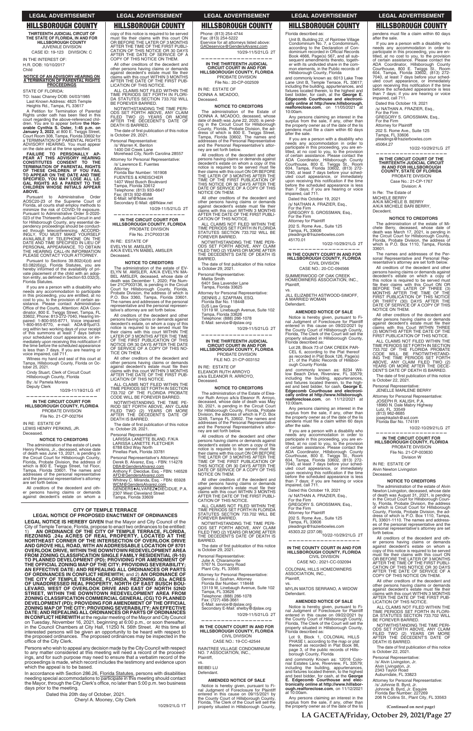## HILLSBOROUGH COUNTY

**THIRTEENTH JUDICIAL CIRCUIT OF THE STATE OF FLORIDA, IN AND FOR HILLSBOROUGH COUNTY**
JUVENILE DIVISION
CASE ID: 19-123 DIVISION: C

IN THE INTEREST OF:
H.R. DOB: 10/10/2017
Child

**NOTICE OF AN ADVISORY HEARING ON A TERMINATION OF PARENTAL RIGHTS PROCEEDINGS**

STATE OF FLORIDA:
TO: Isaac Chaney DOB: 04/03/1985
Last Known Address: 4825 Temple Heights Rd., Tampa, FL 33617

A Petition for Termination of Parental Rights under oath has been filed in this court regarding the above-referenced children. You are to appear before **the Honorable Cynthia S. Oster, 1:45 p.m. on January 3, 2022**, at 800 E. Twiggs Street, Court Room 308, Tampa, Florida 33602 for a TERMINATION OF PARENTAL RIGHTS ADVISORY HEARING. You must appear on the date and at the time specified.

**FAILURE TO PERSONALLY APPEAR AT THIS ADVISORY HEARING CONSTITUTES CONSENT TO THE TERMINATION OF PARENTAL RIGHTS OF THESE CHILDREN. IF YOU FAIL TO APPEAR ON THE DATE AND TIME SPECIFIED, YOU MAY LOSE ALL LEGAL RIGHTS AS A PARENT TO THE CHILDREN WHOSE INITIALS APPEAR ABOVE.**

Pursuant to Administrative Order AOSC20-23 of the Supreme Court of Florida, all courts shall employ methods to minimize the risk of COVID-19 exposure. Pursuant to Administrative Order S-2020-023 of the Thirteenth Judicial Circuit in and for Hillsborough County, any essential dependency proceedings should be conducted through teleconferencing. ACCORDINGLY, YOU MUST MAKE YOURSELF AVAILABLE BY TELEPHONE ON THE DATE AND TIME SPECIFIED IN LIEU OF PERSONAL APPEARANCE. TO OBTAIN THE HEARING CALL-IN INFORMATION PLEASE CONTACT YOUR ATTORNEY.

Pursuant to Sections 39.802(4)(d) and 63.082(6)(g), Florida Statutes, you are hereby informed of the availability of private placement of the child with an adoption entity, as defined in Section 63.032(3), Florida Statutes.

If you are a person with a disability who needs any accommodation in order to participate in this proceeding, you are entitled, at no cost to you, to the provision of certain assistance. Please contact Administrative Office of the Courts, Attention: ADA Coordinator, 800 E. Twiggs Street, Tampa, FL 33602, Phone: 813-272-7040, Hearing Impaired: 1-800-955-8771, Voice impaired: 1-800-955-8770, e-mail: ADA@fljud13.org within two working days of your receipt of this summons at least 7 days before your scheduled court appearance, or immediately upon receiving this notification if the time before the scheduled appearance is less than 7 days. If you are hearing or voice impaired, call 711.

Witness my hand and seal of this court at Tampa, Hillsborough County, Florida on October 25, 2021.

Cindy Stuart, Clerk of Circuit Court
Hillsborough County, Florida
By: /s/ Pamela Morera
Deputy Clerk

10/29-11/19/21LG 4T

---

**IN THE CIRCUIT COURT FOR HILLSBOROUGH COUNTY, FLORIDA**
PROBATE DIVISION
File No. 21-CP-002764

IN RE: ESTATE OF
LEWIS HENRY PERKINS, JR.
Deceased.

**NOTICE TO CREDITORS**

The administration of the estate of Lewis Henry Perkins, Jr., deceased, whose date of death was June 13, 2021, is pending in the Circuit Court for Hillsborough County, Florida, Probate Division, the address of which is 800 E. Twiggs Street, 1st Floor, Tampa, Florida 33601. The names and addresses of the personal representative and the personal representative's attorney are set forth below.

All creditors of the decedent and other persons having claims or demands against decedent's estate on whom a copy of this notice is required to be served must file their claims with this court ON OR BEFORE THE LATER OF 3 MONTHS AFTER THE TIME OF THE FIRST PUBLICATION OF THIS NOTICE OR 30 DAYS AFTER THE DATE OF SERVICE OF A COPY OF THIS NOTICE ON THEM.

All other creditors of the decedent and other persons having claims or demands against decedent's estate must file their claims with this court WITHIN 3 MONTHS AFTER THE DATE OF THE FIRST PUBLICATION OF THIS NOTICE.

ALL CLAIMS NOT FILED WITHIN THE TIME PERIODS SET FORTH IN FLORIDA STATUTES SECTION 733.702 WILL BE FOREVER BARRED.

NOTWITHSTANDING THE TIME PERIODS SET FORTH ABOVE, ANY CLAIM FILED TWO (2) YEARS OR MORE AFTER THE DECEDENT'S DATE OF DEATH IS BARRED.

The date of first publication of this notice is October 29, 2021.

Personal Representative:
/s/ Warren K. Denton
1400 Dill Creek Lane
Morehead City, North Carolina 28557

Attorney for Personal Representative:
/s/ Lawrence E. Fuentes
Attorney
Florida Bar Number: 161908
FUENTES & KREISCHER
1407 West Busch Boulevard
Tampa, Florida 33612
Telephone: (813) 933-6647
Fax: (813) 932-8588
E-Mail: lef@fklaw.net
Secondary E-Mail: dj@fklaw.net

10/29-11/5/21LG 2T

---

**IN THE CIRCUIT COURT FOR HILLSBOROUGH COUNTY, FLORIDA**
PROBATE DIVISION
File No. 21CP003136

IN RE: ESTATE OF
EVELYN M. AMSLER,
A/K/A EVELYN MABEL AMSLER
Deceased.

**NOTICE TO CREDITORS**

The administration of the estate of EVELYN M. AMSLER, A/K/A EVELYN MABEL AMSLER, deceased, whose date of death was December 1, 2020; File Number 21CP003136, is pending in the Circuit Court for Hillsborough County, Florida, Probate Division, the address of which is P.O. Box 3360, Tampa, Florida 33601. The names and addresses of the personal representative and the personal representative's attorney are set forth below.

All creditors of the decedent and other persons having claims or demands against decedent's estate, on whom a copy of this notice is required to be served must file their claims with this court WITHIN THE LATER OF 3 MONTHS AFTER THE TIME OF THE FIRST PUBLICATION OF THIS NOTICE OR 30 DAYS AFTER THE DATE OF SERVICE OF A COPY OF THIS NOTICE ON THEM.

All other creditors of the decedent and other persons having claims or demands against decedent's estate must file their claims with this court WITHIN 3 MONTHS AFTER THE DATE OF THE FIRST PUBLICATION OF THIS NOTICE.

ALL CLAIMS NOT FILED WITHIN THE TIME PERIODS SET FORTH IN SECTION 733.702 OF THE FLORIDA PROBATE CODE WILL BE FOREVER BARRED.

NOTWITHSTANDING THE TIME PERIOD SET FORTH ABOVE, ANY CLAIM FILED TWO (2) YEARS OR MORE AFTER THE DECEDENT'S DATE OF DEATH IS BARRED.

The date of first publication of this notice is: October 29, 2021.

Personal Representative:
LARISSA LANETTE BLAND, F/K/A
LARISSA LANETTE FLETCHER
6788 63rd Way North
Pinellas Park, Florida 33781

Personal Representative's Attorneys:
Derek B. Alvarez, Esq. - FBN: 114278
DBA@GendersAlvarez.com
Anthony F. Diecidue, Esq. - FBN: 146528
AFD@GendersAlvarez.com
Whitney C. Miranda, Esq. - FBN: 65928
WCM@GendersAlvarez.com
GENDERS♦ALVAREZ♦DIECIDUE, P.A.
2307 West Cleveland Street
Tampa, Florida 33609
Phone: (813) 254-4744
Fax: (813) 254-5222
Eservice for all attorneys listed above:
GADeservice@GendersAlvarez.com

10/29-11/5/21LG 2T

---

**IN THE THIRTEENTH JUDICIAL CIRCUIT COURT IN AND FOR HILLSBOROUGH COUNTY, FLORIDA**
PROBATE DIVISION
File No.: 20-CP-002509

IN RE: ESTATE OF
DONNA A. MCADOO,
Deceased.

**NOTICE TO CREDITORS**

The administration of the Estate of DONNA A. MCADOO, deceased, whose date of death was June 22, 2020, is pending in the Circuit Court for Hillsborough County, Florida, Probate Division, the address of which is 800 E. Twiggs Street, Tampa, Florida 33602. The names and addresses of the Personal Representative and the Personal Representative's attorney are set forth below.

All creditors of the decedent and other persons having claims or demands against decedent's estate on whom a copy of this notice is required to be served must file their claims with this court ON OR BEFORE THE LATER OF 3 MONTHS AFTER THE TIME OF THE FIRST PUBLICATION OF THIS NOTICE OR 30 DAYS AFTER THE DATE OF SERVICE OF A COPY OF THIS NOTICE ON THEM.

All other creditors of the decedent and other persons having claims or demands against decedent's estate must file their claims with this court WITHIN 3 MONTHS AFTER THE DATE OF THE FIRST PUBLICATION OF THIS NOTICE.

ALL CLAIMS NOT FILED WITHIN THE TIME PERIODS SET FORTH IN FLORIDA STATUTES SECTION 733.702 WILL BE FOREVER BARRED.

NOTWITHSTANDING THE TIME PERIODS SET FORTH ABOVE, ANY CLAIM FILED TWO (2) YEARS OR MORE AFTER THE DECEDENT'S DATE OF DEATH IS BARRED.

The date of first publication of this notice is October 29, 2021.

Personal Representative:
Mattia Smith
6401 Sea Lavender Lane
Tampa, Florida 33625

Attorney for Personal Representative:
DENNIS J. SZAFRAN, ESQ.
Florida Bar No. 118448
DJS Law Group
13119 W. Linebaugh Avenue, Suite 102
Tampa, Florida 33626
Telephone: (888) 266-1078
E-Mail: service@djslaw.org

10/29-11/5/21LG 2T

---

**IN THE THIRTEENTH JUDICIAL CIRCUIT COURT IN AND FOR HILLSBOROUGH COUNTY, FLORIDA**
PROBATE DIVISION
FILE NO. 21-CP-003152

IN RE: ESTATE OF
ELEANOR RUTH ARROYO
a/k/a ELEANOR R. ARROYO,
Deceased.

**NOTICE TO CREDITORS**

The administration of the Estate of Eleanor Ruth Arroyo a/k/a Eleanor R. Arroyo, deceased, whose date of death was May 30, 2021, is pending in the Circuit Court for Hillsborough County, Florida, Probate Division, the address of which is P.O. Box 3249, Tampa, FL 33602. The names and addresses of the Personal Representative and the Personal Representative's attorney are set forth below.

All creditors of the decedent and other persons having claims or demands against decedent's estate on whom a copy of this notice is required to be served must file their claims with this court ON OR BEFORE THE LATER OF 3 MONTHS AFTER THE TIME OF THE FIRST PUBLICATION OF THIS NOTICE OR 30 DAYS AFTER THE DATE OF SERVICE OF A COPY OF THIS NOTICE ON THEM.

All other creditors of the decedent and other persons having claims or demands against decedent's estate must file their claims with this court WITHIN 3 MONTHS AFTER THE DATE OF THE FIRST PUBLICATION OF THIS NOTICE.

ALL CLAIMS NOT FILED WITHIN THE TIME PERIODS SET FORTH IN FLORIDA STATUTES SECTION 733.702 WILL BE FOREVER BARRED.

NOTWITHSTANDING THE TIME PERIODS SET FORTH ABOVE, ANY CLAIM FILED TWO (2) YEARS OR MORE AFTER THE DECEDENT'S DATE OF DEATH IS BARRED.

The date of first publication of this notice is October 29, 2021.

Personal Representative:
Julie A. Chiaramonte
5757 N. Dormany Road
Plant City, FL 33565

Attorney for Personal Representative:
Dennis J. Szafran, Attorney
Florida Bar Number: 118448
13119 W. Linebaugh Avenue, Suite 102
Tampa, FL 33626
Telephone: (888) 266-1078
Fax: (727) 498-3661
E-Mail: service@djslaw.org
Secondary E-Mail: shelby@djslaw.org

10/29-11/5/21LG 2T

---

**IN THE COUNTY COURT IN AND FOR HILLSBOROUGH COUNTY, FLORIDA**
CIVIL DIVISION
CASE NO.: 19-CC-42544

RAINTREE VILLAGE CONDOMINIUM NO. 7 ASSOCIATION, INC.,
Plaintiff,
vs.
BEIBEI LU
Defendant.

**AMENDED NOTICE OF SALE**

Notice is hereby given, pursuant to Final Judgment of Foreclosure for Plaintiff entered in this cause on 09/15/2021 by the County Court of Hillsborough County, Florida, The Clerk of the Court will sell the property situated in Hillsborough County, Florida described as:

Unit B, Building 22, of Raintree Village Condominium No. 7, a Condominium, according to the Declaration of Condominium recorded in Official Records Book 4666, Page(s) 567, and all subsequent amendments thereto, together with its undivided share in the common elements, in the Public records of Hillsborough County, Florida

and commonly known as: 6013 Lake Tree Lane Unit B, Temple Terrace, FL 33617; including the building, appurtenances, and fixtures located therein, to the highest and best bidder, for cash, at the **George E. Edgecomb Courthouse and electronically online at http://www.hillsborough.realforeclose.com**, on 11/05/2021 at 10:00am.

Any persons claiming an interest in the surplus from the sale, if any, other than the property owner as of the date of the lis pendens must file a claim within 60 days after the sale.

If you are a person with a disability who needs any accommodation in order to participate in this proceeding, you are entitled, at no cost to you, to the provision of certain assistance. Please contact the ADA Coordinator, Hillsborough County Courthouse, 800 E. Twiggs St., Room 604, Tampa, Florida 33602, (813) 272-7040, at least 7 days before your scheduled court appearance, or immediately upon receiving this notification if the time before the scheduled appearance is less than 7 days; if you are hearing or voice impaired, call 711.

Dated this October 19, 2021
/s/ NATHAN A. FRAZIER, Esq.,
For the Firm
GREGORY S. GROSSMAN, Esq.,
For the Firm
Attorney for Plaintiff
202 S. Rome Ave., Suite 125
Tampa, FL 33606
pleadings@frazierbowles.com
45170.01

10/22-10/29/21LG 2T

---

**IN THE COUNTY COURT IN AND FOR HILLSBOROUGH COUNTY, FLORIDA**
CIVIL DIVISION
CASE NO.: 20-CC-094566

SUMMERWOOD OF OAK CREEK HOMEOWNERS ASSOCIATION, INC.,
Plaintiff,
vs.
JILL ELIZABETH ASTWOOD-SIMOFF, A MARRIED WOMAN
Defendant.

**AMENDED NOTICE OF SALE**

Notice is hereby given, pursuant to Final Judgment of Foreclosure for Plaintiff entered in this cause on 09/22/2021 by the County Court of Hillsborough County, Florida, The Clerk of the Court will sell the property situated in Hillsborough County, Florida described as:

Lot 28, Block 73 of OAK CREEK PARCEL 6, according to the Plat thereof as recorded in Plat Book 126, Page(s) 21, of the Public Records of Hillsborough County Florida

and commonly known as: 8234 Willow Beach Drive, Riverview, FL 33579; including the building, appurtenances, and fixtures located therein, to the highest and best bidder, for cash, **George E. Edgecomb Courthouse and electronically online at http://www.hillsborough.realforeclose.com**, on 11/12/2021 at 10:00am.

Any persons claiming an interest in the surplus from the sale, if any, other than the property owner as of the date of the lis pendens must file a claim within 60 days after the sale.

If you are a person with a disability who needs any accommodation in order to participate in this proceeding, you are entitled, at no cost to you, to the provision of certain assistance. Please contact the ADA Coordinator, Hillsborough County Courthouse, 800 E. Twiggs St., Room 604, Tampa, Florida 33602, (813) 272-7040, at least 7 days before your scheduled court appearance, or immediately upon receiving this notification if the time before the scheduled appearance is less than 7 days; if you are hearing or voice impaired, call 711.

Dated this October 19, 2021
/s/ NATHAN A. FRAZIER, Esq.,
For the Firm
GREGORY S. GROSSMAN, Esq.,
For the Firm
Attorney for Plaintiff
202 S. Rome Ave., Suite 125
Tampa, FL 33606
pleadings@frazierbowles.com
45303.22 (237.08)

10/22-10/29/21LG 2T

---

**IN THE COUNTY COURT IN AND FOR HILLSBOROUGH COUNTY, FLORIDA**
CIVIL DIVISION
CASE NO.: 2021-CC-032094

COLONIAL HILLS HOMEOWNERS ASSOCIATION, INC.,
Plaintiff,
vs.
MYLIN MATOS SERRANO, A WIDOW
Defendant.

**AMENDED NOTICE OF SALE**

Notice is hereby given, pursuant to Final Judgment of Foreclosure for Plaintiff entered in this cause on 09/22/2021 by the County Court of Hillsborough County, Florida, The Clerk of the Court will sell the property situated in Hillsborough County, Florida described as:

Lot 9, Block 1, COLONIAL HILLS PHASE I, according to the map or plat thereof as recorded in Plat Book 86, page 3, of the public records of Hillsborough County, Florida

and commonly Known as: 12016 Colonial Estates Lane, Riverview, FL 33579; including the building, appurtenances, and fixtures located therein, to the highest and best bidder, for cash, at the **George E. Edgecomb Courthouse and electronically online at http://www.hillsborough.realforeclose.com**, on 11/12/2021 at 10:00am.

Any persons claiming an interest in the surplus from the sale, if any, other than the property owner as of the date of the lis pendens must file a claim within 60 days after the sale.

If you are a person with a disability who needs any accommodation in order to participate in this proceeding, you are entitled, at no cost to you, to the provision of certain assistance. Please contact the ADA Coordinator, Hillsborough County Courthouse, 800 E. Twiggs St., Room 604, Tampa, Florida 33602, (813) 272-7040, at least 7 days before your scheduled court appearance, or immediately upon receiving this notification if the time before the scheduled appearance is less than 7 days; if you are hearing or voice impaired, call 711.

Dated this October 19, 2021
/s/ NATHAN A. FRAZIER, Esq.,
For the Firm
GREGORY S. GROSSMAN, Esq.,
For the Firm
Attorney for Plaintiff
202 S. Rome Ave., Suite 125
Tampa, FL 33606
pleadings@frazierbowles.com
45064.27

10/22-10/29/21LG 2T

---

**IN THE CIRCUIT COURT OF THE THIRTEENTH JUDICIAL CIRCUIT IN AND FOR HILLSBOROUGH COUNTY, STATE OF FLORIDA**
PROBATE DIVISION
Case No.: 21-CP-1767
Division: A

In Re: The Estate of
MICHELE BERRY
A/K/A MICHELE B. BERRY
A/K/A MICHELE BARI BERRY,
Decedent.

**NOTICE TO CREDITORS**

The administration of the estate of Michele Berry, deceased, whose date of death was March 17, 2021, is pending in the Circuit Court for Hillsborough County, Florida, Probate Division, the address of which is P.O. Box 1110, Tampa, Florida 33601.

The names and addresses of the Personal Representative and Personal Representative's attorney are set forth below.

All creditors of the decedent and other persons having claims or demands against decedent's estate on which a copy of this notice is required to be served must file their claims with this Court ON OR BEFORE THE LATER OF THREE (3) MONTHS AFTER THE TIME OF THE FIRST PUBLICATION OF THIS NOTICE OR THIRTY (30) DAYS AFTER THE DATE OF SERVICE OF A COPY OF THIS NOTICE ON THEM.

All other creditors of the decedent and other persons having claims or demands against decedent's estate must file their claims with this Court WITHIN THREE (3) MONTHS AFTER THE DATE OF THE FIRST PUBLICATION OF THIS NOTICE.

ALL CLAIMS NOT FILED WITHIN THE TIME PERIODS SET FORTH IN SECTION 733.702 OF THE FLORIDA PROBATE CODE WILL BE FOREVER BARRED. NOTWITHSTANDING THE TIME PERIODS SET FORTH ABOVE, ANY CLAIM FILED TWO (2) YEARS OR MORE AFTER THE DECEDENT'S DATE OF DEATH IS BARRED.

The date of first publication of this notice is October 22, 2021.

Personal Representative:
JENELLE MARLENE BERRY

Attorney for Personal Representative:
JOSEPH R. KALISH, P.A.
18960 N. Dale Mabry Highway
Lutz, FL 33549
(813) 962-8685
josephkalish@aol.com
Florida Bar No. 174191

10/22-10/29/21LG 2T

---

**IN THE CIRCUIT COURT FOR HILLSBOROUGH COUNTY, FLORIDA**
PROBATE DIVISION
File No. 21-CP-003030
Division W

IN RE: ESTATE OF
Alvin Newton Livingston
Deceased.

**NOTICE TO CREDITORS**

The administration of the estate of Alvin Newton Livingston, deceased, whose date of death was August 31, 2021, is pending in the Circuit Court for Hillsborough County, Florida, Probate Division, the address of which is Circuit Court for Hillsborough County, Florida, Probate Division, the address of which is P.O. Box 1110, Tampa, FL 33601-1110. The names and addresses of the personal representative and the personal representative's attorney are set forth below.

All creditors of the decedent and other persons having claims or demands against decedent's estate on whom a copy of this notice is required to be served must file their claims with this court ON OR BEFORE THE LATER OF 3 MONTHS AFTER THE TIME OF THE FIRST PUBLICATION OF THIS NOTICE OR 30 DAYS AFTER THE DATE OF SERVICE OF A COPY OF THIS NOTICE ON THEM.

All other creditors of the decedent and other persons having claims or demands against decedent's estate must file their claims with this court WITHIN 3 MONTHS AFTER THE DATE OF THE FIRST PUBLICATION OF THIS NOTICE.

ALL CLAIMS NOT FILED WITHIN THE TIME PERIODS SET FORTH IN FLORIDA STATUTES SECTION 733.702 WILL BE FOREVER BARRED.

NOTWITHSTANDING THE TIME PERIODS SET FORTH ABOVE, ANY CLAIM FILED TWO (2) YEARS OR MORE AFTER THE DECEDENT'S DATE OF DEATH IS BARRED.

The date of first publication of this notice is October 22, 2021.

Personal Representative:
/s/ Alvin Livingston, Jr.
Alvin Livingston, Jr.
2343 Taylor Road
Auburndale, FL 33823

Attorney for Personal Representative:
/s/ Johnnie B. Byrd, Jr.
Johnnie B. Byrd, Jr. Esquire
Florida Bar Number: 227269
206 N Collins St., Plant City, FL 33563

**(Continued on next page)**

---

**CITY OF TEMPLE TERRACE**
**LEGAL NOTICE OF PROPOSED ENACTMENT OF ORDINANCES**

**LEGAL NOTICE IS HEREBY GIVEN** that the Mayor and City Council of the City of Temple Terrace, Florida, propose to enact two ordinances to be entitled: 1) **AN ORDINANCE OF THE CITY OF TEMPLE TERRACE, FLORIDA, REZONING .24± ACRES OF REAL PROPERTY, LOCATED AT THE NORTHEAST CORNER OF THE INTERSECTION OF OVERLOOK DRIVE AND GROVE HILL ROAD, WITH AN ADDRESSABLE LOCATION OF 8701 OVERLOOK DRIVE, WITHIN THE DOWNTOWN REDEVELOPMENT AREA FROM ZONING CLASSIFICATION SINGLE FAMILY RESIDENTIAL (R-10) TO PLANNED DEVELOPMENT (PD); PROVIDING FOR AMENDMENT OF THE OFFICIAL ZONING MAP OF THE CITY; PROVIDING SEVERABILITY; AN EFFECTIVE DATE; AND REPEALING ALL ORDINANCES OR PARTS OF ORDINANCES IN CONFLICT HEREWITH**; and 2) **AN ORDINANCE OF THE CITY OF TEMPLE TERRACE, FLORIDA, REZONING .03± ACRES OF UNADDRESSED REAL PROPERTY, NORTH OF EAST BUSCH BOULEVARD, WEST OF OVERLOOK DRIVE AND EAST OF NORTH 52ND STREET, WITHIN THE DOWNTOWN REDEVELOPMENT AREA FROM ZONING CLASSIFICATION COMMERCIAL GENERAL (CG) TO PLANNED DEVELOPMENT (PD); PROVIDING FOR AMENDMENT OF THE OFFICIAL ZONING MAP OF THE CITY; PROVIDING SEVERABILITY; AN EFFECTIVE DATE; AND REPEALING ALL ORDINANCES OR PARTS OF ORDINANCES IN CONFLICT HEREWITH** at the regular meeting of the Mayor and City Council on Tuesday, November 16, 2021, beginning at 6:00 p.m., or soon thereafter, in the Council Chambers at City Hall, 11250 N. 56th Street. At this time all interested persons will be given an opportunity to be heard with respect to the proposed ordinances. The proposed ordinances may be inspected in the office of the City Clerk.

Persons who wish to appeal any decision made by the City Council with respect to any matter considered at this meeting will need a record of the proceedings, and for such purpose may need to ensure that a verbatim record of the proceedings is made, which record includes the testimony and evidence upon which the appeal is to be based.

In accordance with Section 286.26, Florida Statutes, persons with disabilities needing special accommodations to participate in this meeting should contact the Mayor, through the City Clerk's office, no later than 5:00 p.m. two business days prior to the meeting.

Dated this 20th day of October, 2021.
Cheryl A. Mooney, City Clerk

10/29/21LG 1T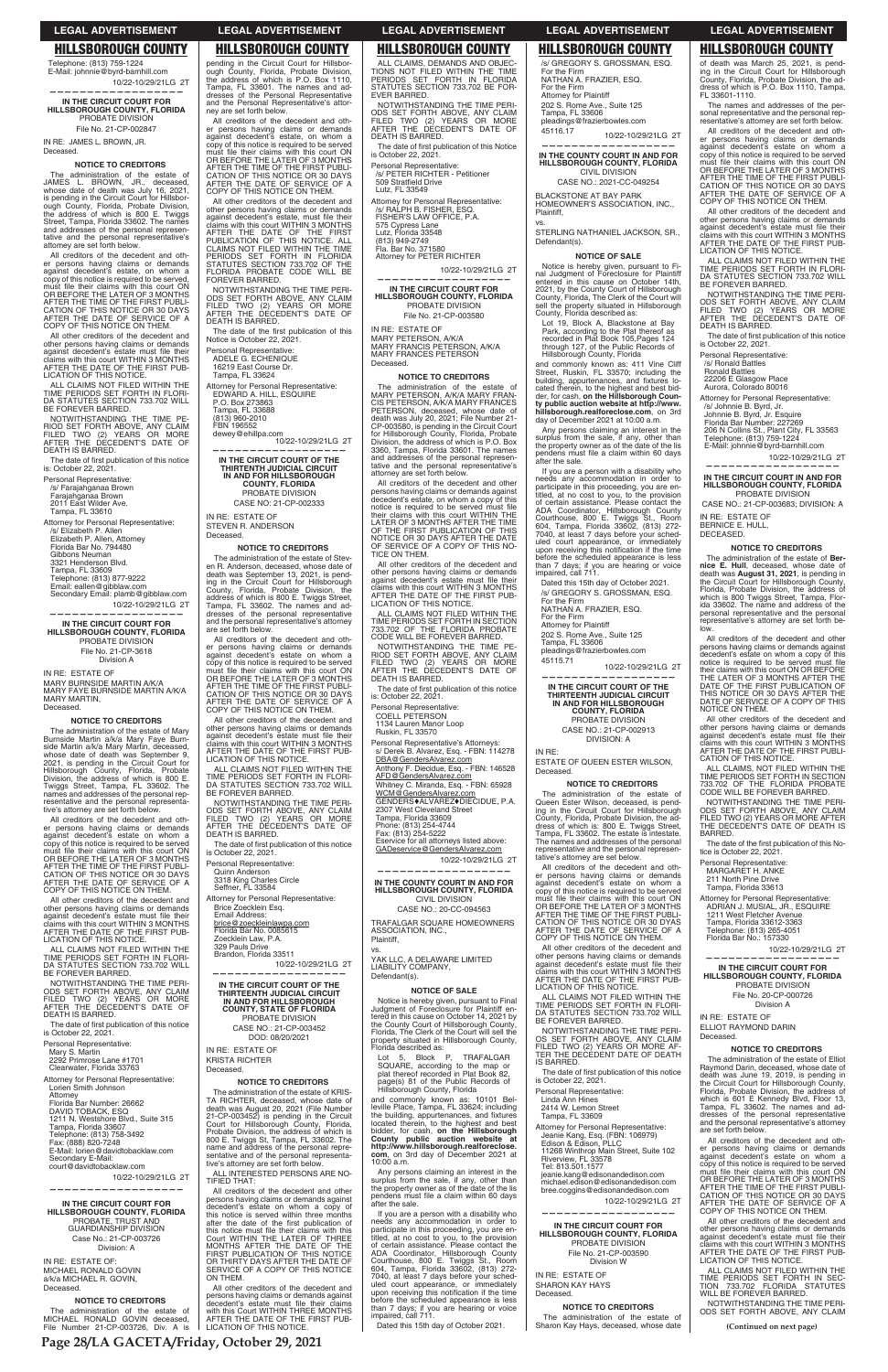Telephone: (813) 759-1224
E-Mail: johnnie@byrd-barnhill.com

10/22-10/29/21LG 2T

---

**IN THE CIRCUIT COURT FOR HILLSBOROUGH COUNTY, FLORIDA**
PROBATE DIVISION
File No. 21-CP-002847

IN RE: JAMES L. BROWN, JR.
Deceased.

**NOTICE TO CREDITORS**

The administration of the estate of JAMES L. BROWN, JR., deceased, whose date of death was July 16, 2021, is pending in the Circuit Court for Hillsborough County, Florida, Probate Division, the address of which is 800 E. Twiggs Street, Tampa, Florida 33602. The names and addresses of the personal representative and the personal representative's attorney are set forth below.

All creditors of the decedent and other persons having claims or demands against decedent's estate, on whom a copy of this notice is required to be served, must file their claims with this court ON OR BEFORE THE LATER OF 3 MONTHS AFTER THE TIME OF THE FIRST PUBLICATION OF THIS NOTICE OR 30 DAYS AFTER THE DATE OF SERVICE OF A COPY OF THIS NOTICE ON THEM.

All other creditors of the decedent and other persons having claims or demands against decedent's estate must file their claims with this court WITHIN 3 MONTHS AFTER THE DATE OF THE FIRST PUBLICATION OF THIS NOTICE.

ALL CLAIMS NOT FILED WITHIN THE TIME PERIODS SET FORTH IN FLORIDA STATUTES SECTION 733.702 WILL BE FOREVER BARRED.

NOTWITHSTANDING THE TIME PERIOD SET FORTH ABOVE, ANY CLAIM FILED TWO (2) YEARS OR MORE AFTER THE DECEDENT'S DATE OF DEATH IS BARRED.

The date of first publication of this notice is: October 22, 2021.

Personal Representative:
/s/ Farajahganaa Brown
Farajahganaa Brown
2011 East Wilder Ave.
Tampa, FL 33610

Attorney for Personal Representative:
/s/ Elizabeth P. Allen
Elizabeth P. Allen, Attorney
Florida Bar No. 794480
Gibbons Neuman
3321 Henderson Blvd.
Tampa, FL 33609
Telephone: (813) 877-9222
Email: eallen@gibblaw.com
Secondary Email: plamb@gibblaw.com

10/22-10/29/21LG 2T

---

**IN THE CIRCUIT COURT FOR HILLSBOROUGH COUNTY, FLORIDA**
PROBATE DIVISION
File No. 21-CP-3618
Division A

IN RE: ESTATE OF
MARY BURNSIDE MARTIN A/K/A MARY FAYE BURNSIDE MARTIN A/K/A MARY MARTIN,
Deceased.

**NOTICE TO CREDITORS**

The administration of the estate of Mary Burnside Martin a/k/a Mary Faye Burnside Martin a/k/a Mary Martin, deceased, whose date of death was September 9, 2021, is pending in the Circuit Court for Hillsborough County, Florida, Probate Division, the address of which is 800 E. Twiggs Street, Tampa, FL 33602. The names and addresses of the personal representative and the personal representative's attorney are set forth below.

All creditors of the decedent and other persons having claims or demands against decedent's estate on whom a copy of this notice is required to be served must file their claims with this court ON OR BEFORE THE LATER OF 3 MONTHS AFTER THE TIME OF THE FIRST PUBLICATION OF THIS NOTICE OR 30 DAYS AFTER THE DATE OF SERVICE OF A COPY OF THIS NOTICE ON THEM.

All other creditors of the decedent and other persons having claims or demands against decedent's estate must file their claims with this court WITHIN 3 MONTHS AFTER THE DATE OF THE FIRST PUBLICATION OF THIS NOTICE.

ALL CLAIMS NOT FILED WITHIN THE TIME PERIODS SET FORTH IN FLORIDA STATUTES SECTION 733.702 WILL BE FOREVER BARRED.

NOTWITHSTANDING THE TIME PERIODS SET FORTH ABOVE, ANY CLAIM FILED TWO (2) YEARS OR MORE AFTER THE DECEDENT'S DATE OF DEATH IS BARRED.

The date of first publication of this notice is October 22, 2021.

Personal Representative:
Mary S. Martin
2292 Primrose Lane #1701
Clearwater, Florida 33763

Attorney for Personal Representative:
Lorien Smith Johnson
Attorney
Florida Bar Number: 26662
DAVID TOBACK, ESQ.
1211 N. Westshore Blvd., Suite 315
Tampa, Florida 33607
Telephone: (813) 758-3492
Fax: (888) 820-7248
E-Mail: lorien@davidtobacklaw.com
Secondary E-Mail:
court@davidtobacklaw.com

10/22-10/29/21LG 2T

---

**IN THE CIRCUIT COURT FOR HILLSBOROUGH COUNTY, FLORIDA**
PROBATE, TRUST AND GUARDIANSHIP DIVISION
Case No.: 21-CP-003726
Division: A

IN RE: ESTATE OF:
MICHAEL RONALD GOVIN
a/k/a MICHAEL R. GOVIN,
Deceased.

**NOTICE TO CREDITORS**

The administration of the estate of MICHAEL RONALD GOVIN deceased, File Number 21-CP-003726, Div. A is pending in the Circuit Court for Hillsborough County, Florida, Probate Division, the address of which is P.O. Box 1110, Tampa, FL 33601. The names and addresses of the Personal Representative and the Personal Representative's attorney are set forth below.

All creditors of the decedent and other persons having claims or demands against decedent's estate, on whom a copy of this notice is required to be served must file their claims with this court ON OR BEFORE THE LATER OF 3 MONTHS AFTER THE TIME OF THE FIRST PUBLICATION OF THIS NOTICE OR 30 DAYS AFTER THE DATE OF SERVICE OF A COPY OF THIS NOTICE ON THEM.

All other creditors of the decedent and other persons having claims or demands against decedent's estate, must file their claims with this court WITHIN 3 MONTHS AFTER THE DATE OF THE FIRST PUBLICATION OF THIS NOTICE. ALL CLAIMS NOT FILED WITHIN THE TIME PERIODS SET FORTH IN SECTION 733.702 OF THE FLORIDA PROBATE CODE WILL BE FOREVER BARRED.

NOTWITHSTANDING THE TIME PERIODS SET FORTH ABOVE, ANY CLAIM FILED TWO (2) YEARS OR MORE AFTER THE DECEDENT'S DATE OF DEATH IS BARRED.

The date of the first publication of this Notice is October 22, 2021.

Personal Representative:
ADELE G. ECHENIQUE
16219 East Course Dr.
Tampa, FL 33624

Attorney for Personal Representative:
EDWARD A. HILL, ESQUIRE
P.O. Box 273863
Tampa, FL 33688
(813) 960-2010
FBN 196552
dewey@ehillpa.com

10/22-10/29/21LG 2T

---

**IN THE CIRCUIT COURT OF THE THIRTEENTH JUDICIAL CIRCUIT IN AND FOR HILLSBOROUGH COUNTY, FLORIDA**
PROBATE DIVISION
CASE NO: 21-CP-002333

IN RE: ESTATE OF
STEVEN R. ANDERSON
Deceased.

**NOTICE TO CREDITORS**

The administration of the estate of Steven R. Anderson, deceased, whose date of death was September 13, 2021, is pending in the Circuit Court for Hillsborough County, Florida, Probate Division, the address of which is 800 E. Twiggs Street, Tampa, FL 33602. The names and addresses of the personal representative and the personal representative's attorney are set forth below.

All creditors of the decedent and other persons having claims or demands against decedent's estate on whom a copy of this notice is required to be served must file their claims with this court ON OR BEFORE THE LATER OF 3 MONTHS AFTER THE TIME OF THE FIRST PUBLICATION OF THIS NOTICE OR 30 DAYS AFTER THE DATE OF SERVICE OF A COPY OF THIS NOTICE ON THEM.

All other creditors of the decedent and other persons having claims or demands against decedent's estate must file their claims with this court WITHIN 3 MONTHS AFTER THE DATE OF THE FIRST PUBLICATION OF THIS NOTICE.

ALL CLAIMS NOT FILED WITHIN THE TIME PERIODS SET FORTH IN FLORIDA STATUTES SECTION 733.702 WILL BE FOREVER BARRED.

NOTWITHSTANDING THE TIME PERIODS SET FORTH ABOVE, ANY CLAIM FILED TWO (2) YEARS OR MORE AFTER THE DECEDENT'S DATE OF DEATH IS BARRED.

The date of first publication of this notice is October 22, 2021.

Personal Representative:
Quinn Anderson
3318 King Charles Circle
Seffner, FL 33584

Attorney for Personal Representative:
Brice Zoecklein Esq.
Email Address:
brice@zoeckleinlawpa.com
Florida Bar No. 0085615
Zoecklein Law, P.A.
329 Pauls Drive
Brandon, Florida 33511

10/22-10/29/21LG 2T

---

**IN THE CIRCUIT COURT OF THE THIRTEENTH JUDICIAL CIRCUIT IN AND FOR HILLSBOROUGH COUNTY, STATE OF FLORIDA**
PROBATE DIVISION
CASE NO.: 21-CP-003452
DOD: 08/20/2021

IN RE: ESTATE OF
KRISTA RICHTER
Deceased.

**NOTICE TO CREDITORS**

The administration of the estate of KRISTA RICHTER, deceased, whose date of death was August 20, 2021 (File Number 21-CP-003452) is pending in the Circuit Court for Hillsborough County, Florida, Probate Division, the address of which is 800 E. Twiggs St, Tampa, FL 33602. The name and address of the personal representative and of the personal representative's attorney are set forth below.

ALL INTERESTED PERSONS ARE NOTIFIED THAT:

All creditors of the decedent and other persons having claims or demands against decedent's estate on whom a copy of this notice is served within three months after the date of the first publication of this notice must file their claims with this Court WITHIN THE LATER OF THREE MONTHS AFTER THE DATE OF THE FIRST PUBLICATION OF THIS NOTICE OR THIRTY DAYS AFTER THE DATE OF SERVICE OF A COPY OF THIS NOTICE ON THEM.

All other creditors of the decedent and persons having claims or demands against decedent's estate must file their claims with this Court WITHIN THREE MONTHS AFTER THE DATE OF THE FIRST PUBLICATION OF THIS NOTICE.

ALL CLAIMS, DEMANDS AND OBJECTIONS NOT FILED WITHIN THE TIME PERIODS SET FORTH IN FLORIDA STATUTES SECTION 733.702 WILL BE FOREVER BARRED.

NOTWITHSTANDING THE TIME PERIODS SET FORTH ABOVE, ANY CLAIM FILED TWO (2) YEARS OR MORE AFTER THE DECEDENT'S DATE OF DEATH IS BARRED.

The date of first publication of this Notice is October 22, 2021.

Personal Representative:
/s/ PETER RICHTER - Petitioner
509 Stratfield Drive
Lutz, FL 33549

Attorney for Personal Representative:
/s/ RALPH B. FISHER, ESQ.
FISHER'S LAW OFFICE, P.A.
575 Cypress Lane
Lutz, Florida 33548
(813) 949-2749
Fla. Bar No. 371580
Attorney for PETER RICHTER

10/22-10/29/21LG 2T

---

**IN THE CIRCUIT COURT FOR HILLSBOROUGH COUNTY, FLORIDA**
PROBATE DIVISION
File No. 21-CP-003580

IN RE: ESTATE OF
MARY PETERSON, A/K/A
MARY FRANCIS PETERSON, A/K/A
MARY FRANCES PETERSON
Deceased.

**NOTICE TO CREDITORS**

The administration of the estate of MARY PETERSON, A/K/A MARY FRANCIS PETERSON, A/K/A MARY FRANCES PETERSON, deceased, whose date of death was July 20, 2021; File Number 21-CP-003580, is pending in the Circuit Court for Hillsborough County, Florida, Probate Division, the address of which is P.O. Box 3360, Tampa, Florida 33601. The names and addresses of the personal representative and the personal representative's attorney are set forth below.

All creditors of the decedent and other persons having claims or demands against decedent's estate, on whom a copy of this notice is required to be served must file their claims with this court WITHIN THE LATER OF 3 MONTHS AFTER THE TIME OF THE FIRST PUBLICATION OF THIS NOTICE OR 30 DAYS AFTER THE DATE OF SERVICE OF A COPY OF THIS NOTICE ON THEM.

All other creditors of the decedent and persons having claims or demands against decedent's estate must file their claims with this court WITHIN 3 MONTHS AFTER THE DATE OF THE FIRST PUBLICATION OF THIS NOTICE.

ALL CLAIMS NOT FILED WITHIN THE TIME PERIODS SET FORTH IN SECTION 733.702 OF THE FLORIDA PROBATE CODE WILL BE FOREVER BARRED.

NOTWITHSTANDING THE TIME PERIOD SET FORTH ABOVE, ANY CLAIM FILED TWO (2) YEARS OR MORE AFTER THE DECEDENT'S DATE OF DEATH IS BARRED.

The date of first publication of this notice is: October 22, 2021.

Personal Representative:
COELL PETERSON
1134 Lauren Manor Loop
Ruskin, FL 33570

Personal Representative's Attorneys:
s/ Derek B. Alvarez, Esq. - FBN: 114278
DBA@GendersAlvarez.com
Anthony F. Diecidue, Esq. - FBN: 146528
AFD@GendersAlvarez.com
Whitney C. Miranda, Esq. - FBN: 65928
WCM@GendersAlvarez.com
GENDERS♦ALVAREZ♦DIECIDUE, P.A.
2307 West Cleveland Street
Tampa, Florida 33609
Phone: (813) 254-4744
Fax: (813) 254-5222
Eservice for all attorneys listed above:
GADeservice@GendersAlvarez.com

10/22-10/29/21LG 2T

---

**IN THE COUNTY COURT IN AND FOR HILLSBOROUGH COUNTY, FLORIDA**
CIVIL DIVISION
CASE NO.: 20-CC-094563

TRAFALGAR SQUARE HOMEOWNERS ASSOCIATION, INC.,
Plaintiff,

vs.

YAK LLC, A DELAWARE LIMITED LIABILITY COMPANY,
Defendant(s).

**NOTICE OF SALE**

Notice is hereby given, pursuant to Final Judgment of Foreclosure for Plaintiff entered in this cause on October 14, 2021 by the County Court of Hillsborough County, Florida, The Clerk of the Court will sell the property situated in Hillsborough County, Florida described as:

Lot 5, Block P, TRAFALGAR SQUARE, according to the map or plat thereof recorded in Plat Book 82, page(s) 81 of the Public Records of Hillsborough County, Florida

and commonly known as: 10101 Bellville Place, Tampa, FL 33624; including the building, appurtenances, and fixtures located therein, to the highest and best bidder, for cash, **on the Hillsborough County public auction website at http://www.hillsborough.realforeclose.com**, on 3rd day of December 2021 at 10:00 a.m.

Any persons claiming an interest in the surplus from the sale, if any, other than the property owner as of the date of the lis pendens must file a claim within 60 days after the sale.

If you are a person with a disability who needs any accommodation in order to participate in this proceeding, you are entitled, at no cost to you, to the provision of certain assistance. Please contact the ADA Coordinator, Hillsborough County Courthouse, 800 E. Twiggs St., Room 604, Tampa, Florida 33602, (813) 272-7040, at least 7 days before your scheduled court appearance, or immediately upon receiving this notification if the time before the scheduled appearance is less than 7 days; if you are hearing or voice impaired, call 711.

Dated this 15th day of October 2021.

/s/ GREGORY S. GROSSMAN, ESQ.
For the Firm
NATHAN A. FRAZIER, ESQ.
For the Firm
Attorney for Plaintiff
202 S. Rome Ave., Suite 125
Tampa, FL 33606
pleadings@frazierbowles.com
45116.17

10/22-10/29/21LG 2T

---

**IN THE COUNTY COURT IN AND FOR HILLSBOROUGH COUNTY, FLORIDA**
CIVIL DIVISION
CASE NO.: 2021-CC-049254

BLACKSTONE AT BAY PARK HOMEOWNER'S ASSOCIATION, INC.,
Plaintiff,

vs.

STERLING NATHANIEL JACKSON, SR.,
Defendant(s).

**NOTICE OF SALE**

Notice is hereby given, pursuant to Final Judgment of Foreclosure for Plaintiff entered in this cause on October 14th, 2021, by the County Court of Hillsborough County, Florida, The Clerk of the Court will sell the property situated in Hillsborough County, Florida described as:

Lot 19, Block A, Blackstone at Bay Park, according to the Plat thereof as recorded in Plat Book 105, Pages 124 through 127, of the Public Records of Hillsborough County, Florida

and commonly known as: 411 Vine Cliff Street, Ruskin, FL 33570; including the building, appurtenances, and fixtures located therein, to the highest and best bidder, for cash, **on the Hillsborough County public auction website at http://www.hillsborough.realforeclose.com**, on 3rd day of December 2021 at 10:00 a.m.

Any persons claiming an interest in the surplus from the sale, if any, other than the property owner as of the date of the lis pendens must file a claim within 60 days after the sale.

If you are a person with a disability who needs any accommodation in order to participate in this proceeding, you are entitled, at no cost to you, to the provision of certain assistance. Please contact the ADA Coordinator, Hillsborough County Courthouse, 800 E. Twiggs St., Room 604, Tampa, Florida 33602, (813) 272-7040, at least 7 days before your scheduled court appearance, or immediately upon receiving this notification if the time before the scheduled appearance is less than 7 days; if you are hearing or voice impaired, call 711.

Dated this 15th day of October, 2021.

/s/ GREGORY S. GROSSMAN, ESQ.
For the Firm
NATHAN A. FRAZIER, ESQ.
For the Firm
Attorney for Plaintiff
202 S. Rome Ave., Suite 125
Tampa, FL 33606
pleadings@frazierbowles.com
45115.71

10/22-10/29/21LG 2T

---

**IN THE CIRCUIT COURT OF THE THIRTEENTH JUDICIAL CIRCUIT IN AND FOR HILLSBOROUGH COUNTY, FLORIDA**
PROBATE DIVISION
CASE NO.: 21-CP-002913
DIVISION: A

IN RE:
ESTATE OF QUEEN ESTER WILSON,
Deceased.

**NOTICE TO CREDITORS**

The administration of the estate of Queen Ester Wilson, deceased, is pending in the Circuit Court for Hillsborough County, Florida, Probate Division, the address of which is: 800 E. Twiggs Street, Tampa, FL 33602. The estate is intestate. The names and addresses of the personal representative and the personal representative's attorney are set forth below.

All creditors of the decedent and other persons having claims or demands against decedent's estate on whom a copy of this notice is required to be served must file their claims with this court ON OR BEFORE THE LATER OF 3 MONTHS AFTER THE TIME OF THE FIRST PUBLICATION OF THIS NOTICE OR 30 DAYS AFTER THE DATE OF SERVICE OF A COPY OF THIS NOTICE ON THEM.

All other creditors of the decedent and other persons having claims or demands against decedent's estate must file their claims with this court WITHIN 3 MONTHS AFTER THE DATE OF THE FIRST PUBLICATION OF THIS NOTICE.

ALL CLAIMS NOT FILED WITHIN THE TIME PERIODS SET FORTH IN FLORIDA STATUTES SECTION 733.702 WILL BE FOREVER BARRED.

NOTWITHSTANDING THE TIME PERIODS SET FORTH ABOVE, ANY CLAIM FILED TWO (2) YEARS OR MORE AFTER THE DECEDENT DATE OF DEATH IS BARRED.

The date of first publication of this notice is October 22, 2021.

Personal Representative:
Linda Ann Hines
2414 W. Lemon Street
Tampa, FL 33609

Attorney for Personal Representative:
Jeanie Kang, Esq. (FBN: 106979)
Edison & Edison, PLLC
11268 Winthrop Main Street, Suite 102
Riverview, FL 33578
Tel: 813.501.1577
jeanie.kang@edisonandedison.com
michael.edison@edisonandedison.com
bree.coggins@edisonandedison.com

10/22-10/29/21LG 2T

---

**IN THE CIRCUIT COURT FOR HILLSBOROUGH COUNTY, FLORIDA**
PROBATE DIVISION
File No. 21-CP-003590
Division W

IN RE: ESTATE OF
SHARON KAY HAYS
Deceased.

**NOTICE TO CREDITORS**

The administration of the estate of Sharon Kay Hays, deceased, whose date of death was March 25, 2021, is pending in the Circuit Court for Hillsborough County, Florida, Probate Division, the address of which is P.O. Box 1110, Tampa, FL 33601-1110.

The names and addresses of the personal representative and the personal representative's attorney are set forth below.

All creditors of the decedent and other persons having claims or demands against decedent's estate on whom a copy of this notice is required to be served must file their claims with this court ON OR BEFORE THE LATER OF 3 MONTHS AFTER THE TIME OF THE FIRST PUBLICATION OF THIS NOTICE OR 30 DAYS AFTER THE DATE OF SERVICE OF A COPY OF THIS NOTICE ON THEM.

All other creditors of the decedent and other persons having claims or demands against decedent's estate must file their claims with this court WITHIN 3 MONTHS AFTER THE DATE OF THE FIRST PUBLICATION OF THIS NOTICE.

ALL CLAIMS NOT FILED WITHIN THE TIME PERIODS SET FORTH IN FLORIDA STATUTES SECTION 733.702 WILL BE FOREVER BARRED.

NOTWITHSTANDING THE TIME PERIODS SET FORTH ABOVE, ANY CLAIM FILED TWO (2) YEARS OR MORE AFTER THE DECEDENT'S DATE OF DEATH IS BARRED.

The date of first publication of this notice is October 22, 2021.

Personal Representative:
/s/ Ronald Battles
Ronald Battles
22206 E Glasgow Place
Aurora, Colorado 80016

Attorney for Personal Representative:
/s/ Johnnie B. Byrd, Jr.
Johnnie B. Byrd, Jr. Esquire
Florida Bar Number: 227269
206 N Collins St., Plant City, FL 33563
Telephone: (813) 759-1224
E-Mail: johnnie@byrd-barnhill.com

10/22-10/29/21LG 2T

---

**IN THE CIRCUIT COURT IN AND FOR HILLSBOROUGH COUNTY, FLORIDA**
PROBATE DIVISION
CASE NO.: 21-CP-003683; DIVISION: A

IN RE: ESTATE OF
BERNICE E. HULL,
DECEASED.

**NOTICE TO CREDITORS**

The administration of the estate of **Bernice E. Hull**, deceased, whose date of death was **August 31, 2021**, is pending in the Circuit Court for Hillsborough County, Florida, Probate Division, the address of which is 800 Twiggs Street, Tampa, Florida 33602. The name and address of the personal representative and the personal representative's attorney are set forth below.

All creditors of the decedent and other persons having claims or demands against decedent's estate on whom a copy of this notice is required to be served must file their claims with this court ON OR BEFORE THE LATER OF 3 MONTHS AFTER THE TIME OF THE FIRST PUBLICATION OF THIS NOTICE OR 30 DAYS AFTER THE DATE OF SERVICE OF A COPY OF THIS NOTICE ON THEM.

All other creditors of the decedent and other persons having claims or demands against decedent's estate must file their claims with this court WITHIN 3 MONTHS AFTER THE DATE OF THE FIRST PUBLICATION OF THIS NOTICE.

ALL CLAIMS NOT FILED WITHIN THE TIME PERIODS SET FORTH IN SECTION 733.702 OF THE FLORIDA PROBATE CODE WILL BE FOREVER BARRED.

NOTWITHSTANDING THE TIME PERIODS SET FORTH ABOVE, ANY CLAIM FILED TWO (2) YEARS OR MORE AFTER THE DECEDENT'S DATE OF DEATH IS BARRED.

The date of the first publication of this notice is October 22, 2021.

Personal Representative:
MARGARET H. ANKE
211 North Pine Drive
Tampa, Florida 33613

Attorney for Personal Representative:
ADRIAN J. MUSIAL, JR., ESQUIRE
1211 West Fletcher Avenue
Tampa, Florida 33612-3363
Telephone: (813) 265-4051
Florida Bar No.: 157330

10/22-10/29/21LG 2T

---

**IN THE CIRCUIT COURT FOR HILLSBOROUGH COUNTY, FLORIDA**
PROBATE DIVISION
File No. 20-CP-000726
Division A

IN RE: ESTATE OF
ELLIOT RAYMOND DARIN
Deceased.

**NOTICE TO CREDITORS**

The administration of the estate of Elliot Raymond Darin, deceased, whose date of death was June 19, 2019, is pending in the Circuit Court for Hillsborough County, Florida, Probate Division, the address of which is 601 E Kennedy Blvd, Floor 13, Tampa, FL 33602. The names and addresses of the personal representative and the personal representative's attorney are set forth below.

All creditors of the decedent and other persons having claims or demands against decedent's estate on whom a copy of this notice is required to be served must file their claims with this court ON OR BEFORE THE LATER OF 3 MONTHS AFTER THE TIME OF THE FIRST PUBLICATION OF THIS NOTICE OR 30 DAYS AFTER THE DATE OF SERVICE OF A COPY OF THIS NOTICE ON THEM.

All other creditors of the decedent and other persons having claims or demands against decedent's estate must file their claims with this court WITHIN 3 MONTHS AFTER THE DATE OF THE FIRST PUBLICATION OF THIS NOTICE.

ALL CLAIMS NOT FILED WITHIN THE TIME PERIODS SET FORTH IN SECTION 733.702 FLORIDA STATUTES WILL BE FOREVER BARRED.

NOTWITHSTANDING THE TIME PERIODS SET FORTH ABOVE, ANY CLAIM

**(Continued on next page)**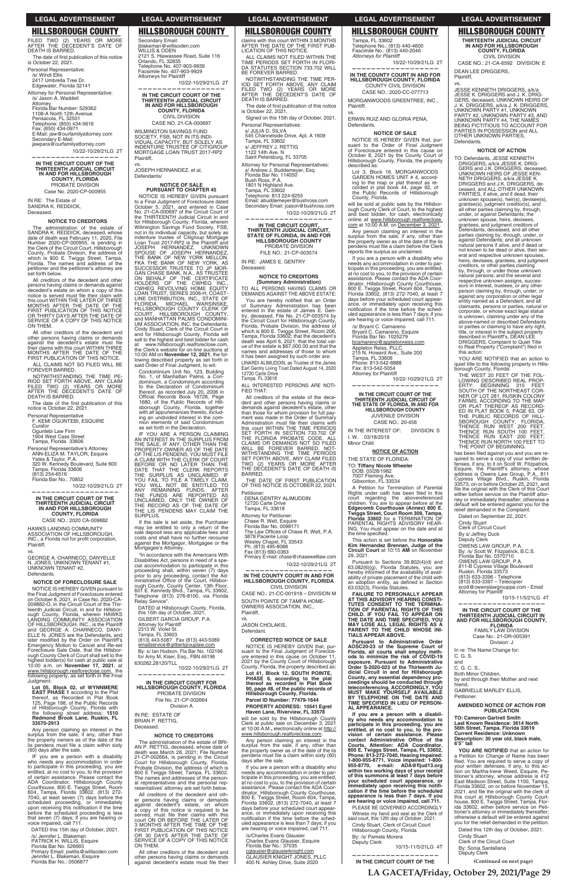FILED TWO (2) YEARS OR MORE AFTER THE DECEDENT'S DATE OF DEATH IS BARRED.

The date of first publication of this notice is October 22, 2021.

Personal Representative:
/s/ Windi Ellis
2417 Umbrella Tree Dr.
Edgewater, Florida 32141

Attorney for Personal Representative:
/s/ Jason A. Waddell
Attorney
Florida Bar Number: 529362
1108-A North 12th Avenue
Pensacola, FL 32501
Telephone: (850) 434-5616
Fax: (850) 434-0971
E-Mail: jaw@ourfamilyattorney.com
Secondary E-Mail:
jawpara@ourfamilyattorney.com

10/22-10/29/21LG 2T

---

**IN THE CIRCUIT COURT OF THE THIRTEENTH JUDICIAL CIRCUIT IN AND FOR HILLSBOROUGH COUNTY, FLORIDA**
PROBATE DIVISION
Case No. 2020-CP-000955

IN RE: The Estate of
SANDRA K. REDDICK,
Deceased.

**NOTICE TO CREDITORS**

The administration of the estate of SANDRA K. REDDICK, deceased, whose date of death was February 11, 2020, File Number 2020-CP-000955, is pending in the Clerk of the Circuit Court, Hillsborough County, Probate Division, the address of which is 800 E. Twiggs Street, Tampa, Florida. The names and address of the petitioner and the petitioner's attorney are set forth below.

All creditors of the decedent and other persons having claims or demands against decedent's estate on whom a copy of this notice is served must file their claim with this court WITHIN THE LATER OF THREE MONTHS AFTER THE DATE OF THE FIRST PUBLICATION OF THIS NOTICE OR THIRTY DAYS AFTER THE DATE OF SERVICE OF A COPY OF THIS NOTICE ON THEM.

All other creditors of the decedent and other persons having claims or demands against the decedent's estate must file their claims with this court WITHIN THREE MONTHS AFTER THE DATE OF THE FIRST PUBLICATION OF THIS NOTICE.

ALL CLAIMS NOT SO FILED WILL BE FOREVER BARRED.

NOTWITHSTANDING THE TIME PERIOD SET FORTH ABOVE, ANY CLAIM FILED TWO (2) YEARS OR MORE AFTER THE DECEDENT'S DATE OF DEATH IS BARRED.

The date of the first publication of this notice is October 22, 2021.

Personal Representative
F. KEMI OGUNTEBI, ESQUIRE
Curator
Oguntebi Law Firm
1904 West Cass Street
Tampa, Florida 33606

Personal Representative's Attorney
ANN-ELIZA M. TAYLOR, Esquire
Yates & Taylor, P.A.
320 W. Kennedy Boulevard, Suite 600
Tampa, Florida 33606
(813) 254-6516
Florida Bar No.: 70852

10/22-10/29/21LG 2T

---

**IN THE CIRCUIT COURT OF THE THIRTEENTH JUDICIAL CIRCUIT IN AND FOR HILLSBOROUGH COUNTY, FLORIDA**
CASE NO.: 2020 CA-009882

HAWKS LANDING COMMUNITY ASSOCIATION OF HILLSBOROUGH, INC., a Florida not for profit corporation,
Plaintiff,

vs.

GEORGE A. CHARNECO, DANYELLE N. JONES, UNKNOWN TENANT #1, UNKNOWN TENANT #2,
Defendants.

**NOTICE OF FORECLOSURE SALE**

NOTICE IS HEREBY GIVEN pursuant to the Final Judgment of Foreclosure entered on October 8, 2021, in Case No. 2020-CA-009882-O, in the Circuit Court of the Thirteenth Judicial Circuit, in and for Hillsborough County, Florida, wherein HAWKS LANDING COMMUNITY ASSOCIATION OF HILLSBOROUGH, INC., is the Plaintiff and GEORGE A. CHARNECO and DANYELLE N. JONES are the Defendants, and later modified by the Order on Plaintiff's Emergency Motion to Cancel and Re-set Foreclosure Sale Date, that the Hillsborough County Clerk of Court shall sell to the highest bidder(s) for cash at public sale at 10:00 a.m. on **November 17, 2021**, at www.hillsborough.realforeclose.com, the following property, as set forth in the Final Judgment:

**Lot 35, Block 02, of WYNNMERE EAST PHASE 1** according to the Plat thereof, as Recorded in Plat Book 125, Page 198, of the Public Records of Hillsborough County, Florida with the following street address: **1510 Redmond Brook Lane, Ruskin, FL 33570-2913**

Any person claiming an interest in the surplus from the sale, if any, other than the property owners as of the date of the lis pendens must file a claim within sixty (60) days after the sale.

IF you are a person with a disability who needs any accommodation in order to participate in this proceeding, you are entitled, at no cost to you, to the provision of certain assistance. Please contact the ADA Coordinator, Hillsborough County Courthouse, 800 E. Twiggs Street, Room 604, Tampa, Florida 33602. (813) 272-7040, at least seven (7) days before the scheduled proceeding, or immediately upon receiving this notification if the time before the scheduled proceeding is less that seven (7) days; if you are hearing or voice impaired, call 711.

DATED this 15th day of October, 2021.

/s/ Jennifer L. Blakeman
PATRICK H. WILLIS, Esquire
Florida Bar No. 526665
Primary Email: pwillis@willisoden.com
Jennifer L. Blakeman, Esquire
Florida Bar No.: 0506877
Secondary Email:
jblakeman@willisoden.com
WILLIS & ODEN
2121 S. Hiawassee Road, Suite 116
Orlando, FL 32835
Telephone No. 407-903-9939
Facsimile No. 407-903-9929
Attorneys for Plaintiff

10/22-10/29/21LG 2T

---

**IN THE CIRCUIT COURT OF THE THIRTEENTH JUDICIAL CIRCUIT IN AND FOR HILLSBOROUGH COUNTY, FLORIDA**
CIVIL DIVISION
CASE NO. 21-CA-000697

WILMINGTON SAVINGS FUND SOCIETY, FSB, NOT IN ITS INDIVIDUAL CAPACITY, BUT SOLELY AS INDENTURE TRUSTEE OF CITIGROUP MORTGAGE LOAN TRUST 2017-RP2
Plaintiff,

vs.

JOSEPH HERNANDEZ, et al,
Defendants/

**NOTICE OF SALE PURSUANT TO CHAPTER 45**

NOTICE IS HEREBY GIVEN pursuant to a Final Judgment of Foreclosure dated October 5, 2021, and entered in Case No. 21-CA-000697 of the Circuit Court of the THIRTEENTH Judicial Circuit in and for Hillsborough County, Florida, wherein Wilmington Savings Fund Society, FSB, not in its individual capacity, but solely as indenture trustee of Citigroup Mortgage Loan Trust 2017-RP2 is the Plaintiff and JOSEPH HERNANDEZ, UNKNOWN SPOUSE OF JOSEPH HERNANDEZ, THE BANK OF NEW YORK MELLON FKA THE BANK OF NEW YORK, AS SUCCESSOR TRUSTEE TO JP MORGAN CHASE BANK, N.A., AS TRUSTEE ON BEHALF OF THE CERTIFICATE HOLDERS OF THE CWHEQ INC., CWHEQ REVOLVING HOME EQUITY LOAN TRUST, SERIES 2006-H, COASTLINE DISTRIBUTION, INC., STATE OF FLORIDA, MICHAEL WARSINSKE, HILLSBOROUGH COUNTY CLERK OF COURT, HILLSBOROUGH COUNTY, and MANHATTAN PALMS CONDOMINIUM ASSOCIATION, INC. the Defendants. Cindy Stuart, Clerk of the Circuit Court in and for Hillsborough County, Florida will sell to the highest and best bidder for cash at www.hillsborough.realforeclose.com, the Clerk's website for on-line auctions at 10:00 AM on **November 12, 2021**, the following described property as set forth in said Order of Final Judgment, to wit:

Condominium Unit No. 123, Building No. 1, of Manhattan Palms, a Condominium, a Condominium according to the Declaration of Condominium thereof, as recorded July 20, 2006 in Official Records Book 16728, Page 1680, of the Public Records of Hillsborough County, Florida, together with all appurtenances thereto, including an undivided interest in the common elements of said Condominium as set forth in the Declaration.

IF YOU ARE A PERSON CLAIMING AN INTEREST IN THE SURPLUS FROM THE SALE, IF ANY, OTHER THAN THE PROPERTY OWNER AS OF THE DATE OF THE LIS PENDENS, YOU MUST FILE A CLAIM WITH THE CLERK OF COURT BEFORE OR NO LATER THAN THE DATE THAT THE CLERK REPORTS THE SURPLUS AS UNCLAIMED. IF YOU FAIL TO FILE A TIMELY CLAIM, YOU WILL NOT BE ENTITLED TO ANY REMAINING FUNDS. AFTER THE FUNDS ARE REPORTED AS UNCLAIMED, ONLY THE OWNER OF THE RECORD AS OF THE DATE OF THE LIS PENDENS MAY CLAIM THE SURPLUS.

If the sale is set aside, the Purchaser may be entitled to only a return of the sale deposit less any applicable fees and costs and shall have no further recourse against the Mortgagor, Mortgagee or the Mortgagee's Attorney.

"In accordance with the Americans With Disabilities Act, persons in need of a special accommodation to participate in this proceeding shall, within seven (7) days prior to any proceeding, contact the Administrative Office of the Court, Hillsborough County, County Center, 13th Floor, 601 E. Kennedy Blvd., Tampa, FL 33602, Telephone (813) 276-8100, via Florida Relay Service".

DATED at Hillsborough County, Florida, this 15th day of October, 2021.

GILBERT GARCIA GROUP, P.A.
Attorney for Plaintiff
2313 W. Violet St.
Tampa, FL 33603
(813) 443-5087 Fax (813) 443-5089
emailservice@gilbertgrouplaw.com
By: s/ Ian Hudson, Fla Bar No. 102196
for Amy M. Kiser, Esq., FBN 46196
630282.28120/TLL

10/22-10/29/21LG 2T

---

**IN THE CIRCUIT COURT FOR HILLSBOROUGH COUNTY, FLORIDA**
PROBATE DIVISION
File No. 21-CP-002664
Division A

IN RE: ESTATE OF
BRIAN P. RETTIG,
Deceased.

**NOTICE TO CREDITORS**

The administration of the estate of BRIAN P. RETTIG, deceased, whose date of death was March 26, 2021; File Number 21-CP-002664, is pending in the Circuit Court for Hillsborough County, Florida, Probate Division, the address of which is 800 E Twiggs Street, Tampa, FL 33602. The names and addresses of the personal representatives and the personal representatives' attorney are set forth below.

All creditors of the decedent and other persons having claims or demands against decedent's estate, on whom a copy of this notice is required to be served, must file their claims with this court ON OR BEFORE THE LATER OF 3 MONTHS AFTER THE TIME OF THE FIRST PUBLICATION OF THIS NOTICE OR 30 DAYS AFTER THE DATE OF SERVICE OF A COPY OF THIS NOTICE ON THEM.

All other creditors of the decedent and other persons having claims or demands against decedent's estate must file their claims with this court WITHIN 3 MONTHS AFTER THE DATE OF THE FIRST PUBLICATION OF THIS NOTICE.

ALL CLAIMS NOT FILED WITHIN THE TIME PERIODS SET FORTH IN FLORIDA STATUTES SECTION 733.702 WILL BE FOREVER BARRED.

NOTWITHSTANDING THE TIME PERIOD SET FORTH ABOVE, ANY CLAIM FILED TWO (2) YEARS OR MORE AFTER THE DECEDENT'S DATE OF DEATH IS BARRED.

The date of first publication of this notice is October 22, 2021.

Signed on this 15th day of October, 2021.

Personal Representatives:
s/ JULIA D. SILVA
545 Channelside Drive, Apt. A 1609
Tampa, FL 33602
s/ JEFFREY J. RETTIG
1122 14th Ave. N
Saint Petersburg, FL 33705

Attorney for Personal Representatives:
s/ Andrew J. Buddemeyer, Esq.
Florida Bar No. 114050
Bush Ross, P.A.
1801 N Highland Ave.
Tampa, FL 33602
Telephone: 813 224-9255
Email: abuddemeyer@bushross.com
Secondary Email: jcason@bushross.com

10/22-10/29/21LG 2T

---

**IN THE CIRCUIT COURT, THIRTEENTH JUDICIAL CIRCUIT, STATE OF FLORIDA, IN AND FOR HILLSBOROUGH COUNTY**
PROBATE DIVISION
FILE NO.: 21-CP-003574

IN RE: JAMES E. GENTRY
Deceased.

**NOTICE TO CREDITORS (Summary Administration)**

TO ALL PERSONS HAVING CLAIMS OR DEMANDS AGAINST THE ABOVE ESTATE:

You are hereby notified that an Order of Summary Administration has been entered in the estate of James E. Gentry, deceased, File No. 21-CP-003574 by the Circuit Court for Hillsborough County, Florida, Probate Division, the address of which is 800 E. Twiggs Street, Room 206, Tampa, Florida 33602; that the decedent's death was April 6, 2021; that the total value of the estate is $67,000.00 and that the names and addresses of those to whom it has been assigned by such order are:

LINARDI ALIMUDDIN, as Trustee of the James Earl Gentry Living Trust Dated August 14, 2020
12720 Carte Drive
Tampa, FL 33618

ALL INTERESTED PERSONS ARE NOTIFIED THAT:

All creditors of the estate of the decedent and other persons having claims or demands against decedent's estate, other than those for whom provision for full payment was made in the Order of Summary Administration must file their claims with this court WITHIN THE TIME PERIODS SET FORTH IN SECTION 733.702 OF THE FLORIDA PROBATE CODE. ALL CLAIMS OR DEMANDS NOT SO FILED WILL BE FOREVER BARRED. NOTWITHSTANDING ANY OTHER APPLICABLE TIME PERIOD, ANY CLAIM FILED TWO (2) YEARS OR MORE AFTER THE DECEDENT'S DATE OF DEATH IS BARRED.

THE DATE OF FIRST PUBLICATION OF THIS NOTICE IS OCTOBER 22, 2021.

Petitioner:
DENA GENTRY ALIMUDDIN
12720 Carte Drive
Tampa, FL 33618

Attorney for Petitioner:
Chase R. Welt, Esquire
Florida Bar No. 0098171
The Law Offices of Chase R. Welt, P.A.
3876 Pacente Loop
Wesley Chapel, FL 33543
Ph. (813) 495-8088
Fax (813) 680-0363
Primary E-mail: chase@chaseweltlaw.com

10/22-10/29/21LG 2T

---

**IN THE COUNTY COURT IN AND FOR HILLSBOROUGH COUNTY, FLORIDA**
CIVIL DIVISION
CASE NO.: 21-CC-001918 – DIVISION M

SOUTH POINTE OF TAMPA HOMEOWNERS ASSOCIATION, INC.,
Plaintiff,

vs.

JASON CHOLAKIS,
Defendant.

**CORRECTED NOTICE OF SALE**

NOTICE IS HEREBY GIVEN that, pursuant to the Final Judgment of Foreclosure entered in this cause on October 11, 2021 by the County Court of Hillsborough County, Florida, the property described as:

**Lot 41, Block 12, SOUTH POINTE, PHASE 6, according to the plat thereof as recorded in Plat Book 96, at page 48, of the public records of Hillsborough County, Florida.**

**Parcel ID Number: 77479-1644**

**PROPERTY ADDRESS: 10541 Egret Haven Lane, Riverview, FL 33578**

will be sold by the Hillsborough County Clerk at public sale on December 3, 2021 at 10:00 A.M., electronically online at http://www.hillsborough.realforeclose.com.

Any person claiming an interest in the surplus from the sale, if any, other than the property owner as of the date of the lis pendens must file a claim within sixty (60) days after the sale.

If you are a person with a disability who needs any accommodation in order to participate in this proceeding, you are entitled, at no cost to you to the provision of certain assistance. Please contact the ADA Coordinator, Hillsborough County Courthouse, 800 E. Twiggs Street, Room 604, Tampa, Florida 33602, (813) 272-7040, at least 7 days before your scheduled court appearance, or immediately upon receiving this notification if the time before the scheduled appearance is less than 7 days; if you are hearing or voice impaired, call 711.

/s/Charles Evans Glausier
Charles Evans Glausier, Esquire
Florida Bar No.: 37035
cglausier@glausierknight.com
GLAUSIER KNIGHT JONES, PLLC
400 N. Ashley Drive, Suite 2020
Tampa, FL 33602
Telephone No.: (813) 440-4600
Fascimile No.: (813) 440-2046
*Attorneys for Plaintiff*

10/22-10/29/21LG 2T

---

**IN THE COUNTY COURT IN AND FOR HILLSBOROUGH COUNTY, FLORIDA**
COUNTY CIVIL DIVISION
CASE NO.: 2020-CC-077713

MORGANWOODS GREENTREE, INC.,
Plaintiff,

vs.

ERWIN RUIZ AND GLORIA PENA,
Defendants.

**NOTICE OF SALE**

NOTICE IS HEREBY GIVEN that, pursuant to the Order of Final Judgment of Foreclosure entered in this cause on October 8, 2021 by the County Court of Hillsborough County, Florida, the property described as:

Lot 3, Block 16, MORGANWOODS GARDEN HOMES UNIT # 4, according to the map or plat thereof as recorded in plat book 44, page 92, of the Public Records of Hillsborough County, Florida.

will be sold at public sale by the Hillsborough County Clerk of Court, to the highest and best bidder, for cash, electronically online at www.hillsborough.realforeclose.com at 10:00 A.M. on December 3, 2021.

Any person claiming an interest in the surplus from the sale, if any, other than the property owner as of the date of the lis pendens must file a claim before the Clerk reports the surplus as unclaimed.

If you are a person with a disability who needs any accommodation in order to participate in this proceeding, you are entitled, at no cost to you, to the provision of certain assistance. Please contact the ADA Coordinator, Hillsborough County Courthouse, 800 E. Twiggs Street, Room 604, Tampa, Florida 33602, (813) 272-7040, at least 7 days before your scheduled court appearance, or immediately upon receiving this notification if the time before the scheduled appearance is less than 7 days; if you are hearing or voice impaired, call 711.

/s/ Bryant C. Camareno
Bryant C. Camareno, Esquire
Florida Bar No: 1025279
bcamareno@appletonreiss.com
Appleton Reiss, PLLC
215 N Howard Ave., Suite 200
Tampa, FL 33606
Phone: 813-542-8888
Fax: 813-542-5054
Attorney for Plaintiff

10/22-10/29/21LG 2T

---

**IN THE CIRCUIT COURT OF THE THIRTEENTH JUDICIAL CIRCUIT OF THE STATE OF FLORIDA, IN AND FOR HILLSBOROUGH COUNTY**
JUVENILE DIVISION
CASE NO.: 20-458

IN THE INTEREST OF: DIVISION: S
I. W. 03/18/2019
Minor Child

**NOTICE OF ACTION**

THE STATE OF FLORIDA:

TO: **Tiffany Nicole Wheeler**
DOB: 03/28/1982
7007 Fleming Ave,
Gibsonton, FL 33534

A Petition for Termination of Parental Rights under oath has been filed in this court regarding the abovereferenced children. You are to appear before at the **Edgecomb Courthouse (Annex) 800 E. Twiggs Street, Court Room 309, Tampa, Florida 33602** for a TERMINATION OF PARENTAL RIGHTS ADVISORY HEARING. You must appear on the date and at the time specified.

This action is set before the **Honorable Kim Hernandez Brennan, Judge of the Circuit Court** at 10:15 **AM** on **November 29, 2021.**

Pursuant to Sections 39.802(4)(d) and 63.082(6)(g), Florida Statutes, you are hereby informed of the availability of availability of private placement of the child with an adoption entity, as defined in Section 63.032(3), Florida Statutes.

**FAILURE TO PERSONALLY APPEAR AT THIS ADVISORY HEARING CONSTITUTES CONSENT TO THE TERMINATION OF PARENTAL RIGHTS OF THIS CHILD. IF YOU FAIL TO APPEAR ON THE DATE AND TIME SPECIFIED, YOU MAY LOSE ALL LEGAL RIGHTS AS A PARENT TO THE CHILD WHOSE INITIALS APPEAR ABOVE.**

**Pursuant to Administrative Order AOSC20-23 of the Supreme Court of Florida, all courts shall employ methods to minimize the risk of COVID-19 exposure. Pursuant to Administrative Order S-2020-023 of the Thirteenth Judicial Circuit in and for Hillsborough County, any essential dependency proceedings should be conducted through teleconferencing. ACCORDINGLY, YOU MUST MAKE YOURSELF AVAILABLE BY TELEPHONE ON THE DATE AND TIME SPECIFIED IN LIEU OF PERSONAL APPEARANCE.**

**If you are a person with a disability who needs any accommodation to participate in this proceeding, you are entitled, at no cost to you, to the provision of certain assistance. Please contact Administrative Office of the Courts, Attention: ADA Coordinator, 800 E. Twiggs Street, Tampa, FL 33602, Phone: 813-272-7040, Hearing Impaired: 1-800-955-8771, Voice impaired: 1-800-955-8770, e-mail: ADA@fljud13.org within two working days of your receipt of this summons at least 7 days before your scheduled court appearance, or immediately upon receiving this notification if the time before the scheduled appearance is less than 7 days. If you are hearing or voice impaired, call 711.**

PLEASE BE GOVERNED ACCORDINGLY

Witness my hand and seal as the Clerk of said court, this 12th day of October, 2021.

Cindy Stuart, Clerk of Circuit Court
Hillsborough County, Florida
By: /s/ Pamela Morera
Deputy Clerk

10/15-11/5/21LG 4T

---

**IN THE CIRCUIT COURT OF THE THIRTEENTH JUDICIAL CIRCUIT IN AND FOR HILLSBOROUGH COUNTY, FLORIDA**
CIVIL DIVISION
CASE NO.: 21-CA-6592 DIVISION: E

DEAN LEE DRIGGERS,
Plaintiff,

vs.

JESSE KENNETH DRIGGERS, a/k/a JESSE K. DRIGGERS and J. K. DRIGGERS, deceased, UNKNOWN HEIRS OF J. K. DRIGGERS, a/k/a J. K. DRIGGERS, UNKNOWN PARTY #1, UNKNOWN PARTY #2, UNKNOWN PARTY #3, AND UNKNOWN PARTY #4, THE NAMES BEING FICTITIOUS TO ACCOUNT FOR PARTIES IN POSSESSION and ALL OTHER UNKNOWN PARTIES,
Defendants.

**NOTICE OF ACTION**

TO: Defendants, JESSE KENNETH DRIGGERS, a/k/a JESSE K. DRIGGERS and J.K. DRIGGERS, deceased, UNKNOWN HEIRS OF JESSE KENNETH DRIGGERS, a/k/a JESSE K. DRIGGERS and J.K. DRIGGERS, deceased, and ALL OTHER UNKNOWN PARTIES, if alive, and if dead, their unknown spouse(s), heir(s), devisee(s), grantee(s), judgment creditor(s), and all other parties claiming by, through, under, or against Defendants; the unknown spouse, heirs, devisees, grantees, and judgment creditors of Defendants, deceased, and all other parties claiming by, through, under, or against Defendants; and all unknown natural persons if alive, and if dead or not known to be dead or alive, their several and respective unknown spouses, heirs, devisees, grantees, and judgment creditors, or other parties claiming by, through, or under those unknown natural persons; and the several and respective unknown assigns, successors in interest, trustees, or any other person claiming by, through, under, or against any corporation or other legal entity named as a Defendant; and all claimants, persons or parties, natural or corporate, or whose exact legal status is unknown, claiming under any of the above-named or described Defendants or parties or claiming to have any right, title, or interest in the subject property described in Plaintiff's, DEAN LEE DRIGGERS, Complaint to Quiet Title to Real Property ("Complaint") filed in this action:

YOU ARE NOTIFIED that an action to quiet title to the following property in Hillsborough County, Florida:

THE WEST 20 FEET OF THE FOLLOWING DESCRIBED REAL PROPERTY: BEGINNING 315 FEET SOUTH OF THE NORTHEAST CORNER OF LOT 281, RUSKIN COLONY FARMS, ACCORDING TO THE MAP OR PLAT THEREOF AS RECORDED IN PLAT BOOK 5, PAGE 63, OF THE PUBLIC RECORDS OF HILLSBOROUGH COUNTY, FLORIDA; THENCE RUN WEST 200 FEET, THENCE RUN SOUTH 100 FEET, THENCE RUN EAST 200 FEET; THENCE RUN NORTH 100 FEET TO THE POINT OF BEGINNING.

has been filed against you and you are required to serve a copy of your written defenses, if any, to it on Scott W. Fitzpatrick, Esquire, the Plaintiff's attorney, whose address is Owens Law Group, P.A., 811 Cypress Village Blvd., Ruskin, Florida 33573, on or before October 25, 2021, and file the original with the Clerk of this Court either before service on the Plaintiff attorney or immediately thereafter; otherwise a default will be entered against you for the relief demanded in the Complaint.

Dated on September 22, 2021.

Cindy Stuart
Clerk of Circuit Court
By s/ Jeffrey Duck
Deputy Clerk

OWENS LAW GROUP, P.A.
By: /s/ Scott W. Fitzpatrick, B.C.S.
Florida Bar No. 0370710
OWENS LAW GROUP, P.A.
811-B Cypress Village Boulevard
Ruskin, Florida 33573
(813) 633-3396 - Telephone
(813) 633-3397 – Telecopier
scott@owenslawgrouppa.com - Email
Attorney for Plaintiff

10/15-11/5/21LG 4T

---

**IN THE CIRCUIT COURT OF THE THIRTEENTH JUDICIAL CIRCUIT IN AND FOR HILLSBOROUGH COUNTY, FLORIDA**
FAMILY LAW DIVISION
Case No.: 21-DR-005391
Division: J

In re: The Name Change for:
C. G. S.
and
C. G. C. S.,
Both Minor Children,
by and through their Mother and next friend,
GABRIELLE MARLEY ELLIS,
Petitioner.

**AMENDED NOTICE OF ACTION FOR PUBLICATION**

**TO: Cameron Gartrell Smith**
**Last Known Residence: 3614 North 56th Street, Tampa, Florida 33619**
**Current Residence: Unknown**
**Description: 30 year old, black male, 6'5" tall**

**YOU ARE NOTIFIED** that an action for a Petition for Change of Name has been filed. You are required to serve a copy of your written defenses, if any, to this action on Martha-Irene Weed, Esquire, Petitioner's attorney, whose address is 412 East Madison Street, Suite 1100, Tampa, Florida 33602, on or before November 15, 2021, and file the original with the clerk of this court at Hillsborough County Courthouse, 800 E. Twiggs Street, Tampa, Florida 33602, either before service on Petitioner's attorney or immediately thereafter; otherwise a default will be entered against you for the relief demanded in the petition.

Dated this 12th day of October, 2021.

Cindy Stuart
Clerk of the Circuit Court
By: Sonia Santallana
Deputy Clerk

**(Continued on next page)**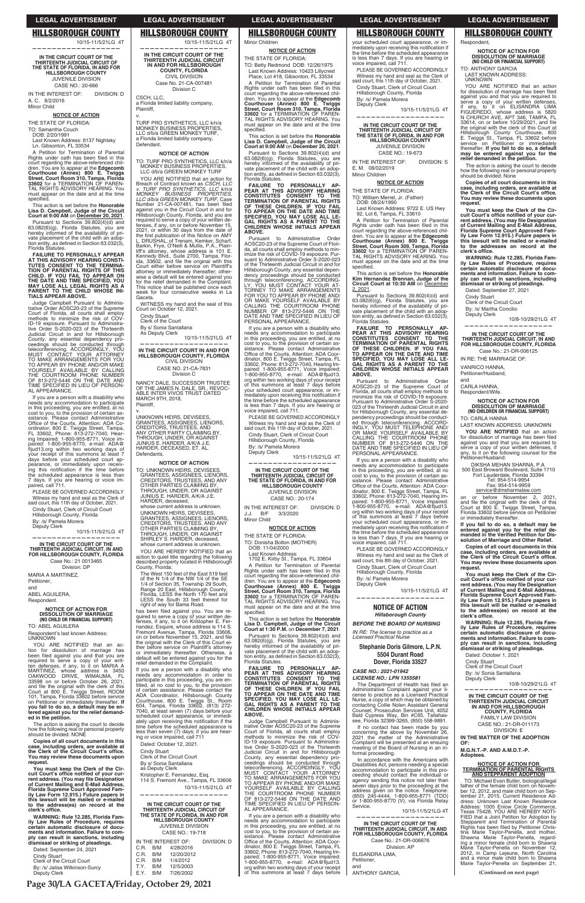## HILLSBOROUGH COUNTY

10/15-11/5/21LG 4T

**IN THE CIRCUIT COURT OF THE THIRTEENTH JUDICIAL CIRCUIT OF THE STATE OF FLORIDA, IN AND FOR HILLSBOROUGH COUNTY**
JUVENILE DIVISION
CASE NO.: 20-666

IN THE INTEREST OF: DIVISION: D
A. C. 8/2/2016
Minor Child

**NOTICE OF ACTION**

THE STATE OF FLORIDA:

TO: Samantha Couch
DOB: 2/20/1991
Last Known Address: 6137 Nightsky Ln. Gibsonton, FL 33534

A Petition for Termination of Parental Rights under oath has been filed in this court regarding the above-referenced child. You are to appear at the **Edgecomb Courthouse (Annex) 800 E. Twiggs Street, Court Room 310, Tampa, Florida 33602** for a TERMINATION OF PARENTAL RIGHTS ADVISORY HEARING. You must appear on the date and at the time specified.

This action is set before the **Honorable Lisa D. Campbell, Judge of the Circuit Court at 9:00 AM** on **December 20, 2021**.

Pursuant to Sections 39.802(4)(d) and 63.082(6)(g), Florida Statutes, you are hereby informed of the availability of private placement of the child with an adoption entity, as defined in Section 63.032(3), Florida Statutes.

**FAILURE TO PERSONALLY APPEAR AT THIS ADVISORY HEARING CONSTITUTES CONSENT TO THE TERMINATION OF PARENTAL RIGHTS OF THIS CHILD. IF YOU FAIL TO APPEAR ON THE DATE AND TIME SPECIFIED, YOU MAY LOSE ALL LEGAL RIGHTS AS A PARENT TO THE CHILD WHOSE INITIALS APPEAR ABOVE.**

Judge Campbell Pursuant to Administrative Order AOSC20-23 of the Supreme Court of Florida, all courts shall employ methods to minimize the risk of COVID-19 exposure. Pursuant to Administrative Order S-2020-023 of the Thirteenth Judicial Circuit in and for Hillsborough County, any essential dependency proceedings should be conducted through teleconferencing. ACCORDINGLY, YOU MUST CONTACT YOUR ATTORNEY TO MAKE ARRANGEMENTS FOR YOU TO APPEAR BY PHONE AND/OR MAKE YOURSELF AVAILABLE BY CALLING THE COURTROOM PHONE NUMBER OF 813-272-5446 ON THE DATE AND TIME SPECIFIED IN LIEU OF PERSONAL APPEARANCE.

If you are a person with a disability who needs any accommodation to participate in this proceeding, you are entitled, at no cost to you, to the provision of certain assistance. Please contact Administrative Office of the Courts, Attention: ADA Coordinator, 800 E. Twiggs Street, Tampa, FL 33602, Phone: 813-272-7040, Hearing Impaired: 1-800-955-8771, Voice impaired: 1-800-955-8770, e-mail: ADA@fljud13.org within two working days of your receipt of this summons at least 7 days before your scheduled court appearance, or immediately upon receiving this notification if the time before the scheduled appearance is less than 7 days. If you are hearing or voice impaired, call 711.

PLEASE BE GOVERNED ACCORDINGLY

Witness my hand and seal as the Clerk of said court, this 11th day of October, 2021.

Cindy Stuart, Clerk of Circuit Court
Hillsborough County, Florida
By: /s/ Pamela Morera
Deputy Clerk

10/15-11/5/21LG 4T

---

**IN THE CIRCUIT COURT OF THE THIRTEENTH JUDICIAL CIRCUIT, IN AND FOR HILLSBOROUGH COUNTY, FLORIDA**
Case No.: 21 0013465
Division: DP

MARIA A MARTINEZ,
Petitioner,
and
ABEL AGUILERA,
Respondent.

**NOTICE OF ACTION FOR DISSOLUTION OF MARRIAGE (NO CHILD OR FINANCIAL SUPPORT)**

TO: ABEL AGUILERA
Respondent's last known Address: UNKNOWN

YOU ARE NOTIFIED that an action for dissolution of marriage has been filed against you and that you are required to serve a copy of your written defenses, if any, to it on MARIA A MARTINEZ, whose address is 3450 OAKWOOD DRIVE, WIMAUMA, FL 33598 on or before October 26, 2021, and file the original with the clerk of this Court at 800 E. Twiggs Street, ROOM 101, Tampa, Florida 33602 before service on Petitioner or immediately thereafter. **If you fail to do so, a default may be entered against you for the relief demanded in the petition.**

The action is asking the court to decide how the following real or personal property should be divided: NONE

**Copies of all court documents in this case, including orders, are available at the Clerk of the Circuit Court's office. You may review these documents upon request.**

**You must keep the Clerk of the Circuit Court's office notified of your current address. (You may file Designation of Current Mailing and E-Mail Address, Florida Supreme Court Approved Family Law Form 12.915.) Future papers in this lawsuit will be mailed or e-mailed to the address(es) on record at the clerk's office.**

**WARNING: Rule 12.285, Florida Family Law Rules of Procedure, requires certain automatic disclosure of documents and information. Failure to comply can result in sanctions, including dismissal or striking of pleadings.**

Dated: September 24, 2021
Cindy Stuart
Clerk of the Circuit Court
By: /s/ Jalisa Wilkinson-Surcy
Deputy Clerk

---

10/15-11/5/21LG 4T

**IN THE CIRCUIT COURT OF THE THIRTEENTH JUDICIAL CIRCUIT IN AND FOR HILLSBOROUGH COUNTY, FLORIDA**
CIVIL DIVISION
Case No. 21-CA-007481
Division C

CSCH, LLC,
a Florida limited liability company,
Plaintiff,
v.
TURF PRO SYNTHETICS, LLC k/n/a MONKEY BUSINESS PROPERTIES, LLC d/b/a GREEN MONKEY TURF,
a Florida limited liability company,
Defendant.

**NOTICE OF ACTION**

TO: TURF PRO SYNTHETICS, LLC k/n/a MONKEY BUSINESS PROPERTIES, LLC d/b/a GREEN MONKEY TURF

YOU ARE NOTIFIED that an action for Breach of Contract known as *CSCH, LLC v. TURF PRO SYNTHETICS, LLC k/n/a MONKEY BUSINESS PROPERTIES, LLC d/b/a GREEN MONKEY TURF*, Case Number 21-CA-007481, has been filed against you in the Circuit Court in and for Hillsborough County, Florida, and you are required to serve a copy of your written defenses, if any, on or before November 15, 2021, or within 30 days from the date of the first publication of this Notice on AMY L. DRUSHAL, of Trenam, Kemker, Scharf, Barkin, Frye, O'Neill & Mullis, P.A., Plaintiff's attorney, whose address is 101 E. Kennedy Blvd., Suite 2700, Tampa, Florida, 33602, and file the original with this Court either before service on Plaintiff's attorney or immediately thereafter; otherwise a default will be entered against you for the relief demanded in the Complaint. This notice shall be published once each week for four consecutive weeks in La Gaceta.

WITNESS my hand and the seal of this Court on October 12, 2021.

Cindy Stuart
Clerk of the Court
By s/ Sonia Santallana
As Deputy Clerk

10/15-11/5/21LG 4T

---

**IN THE CIRCUIT COURT IN AND FOR HILLSBOROUGH COUNTY, FLORIDA**
CIVIL DIVISION
CASE NO. 21-CA-7831
Division C

NANCY DALE, SUCCESSOR TRUSTEE OF THE JAMES N. DALE, SR., REVOCABLE INTER VIVOS TRUST DATED MARCH 9TH, 2018,
Plaintiff,
v.
UNKNOWN HEIRS, DEVISEES, GRANTEES, ASSIGNEES, LIENORS, CREDITORS, TRUSTEES, AND ANY OTHER PARTY CLAIMING BY, THROUGH, UNDER, OR AGAINST JUNIUS E. HARDER, A/K/A J.E. HARDER, DECEASED, ET. AL.
Defendants.

**NOTICE OF ACTION**

TO: UNKNOWN HEIRS, DEVISEES, GRANTEES, ASSIGNEES, LIENORS, CREDITORS, TRUSTEES, AND ANY OTHER PARTIES CLAIMING BY, THROUGH, UNDER, OR AGAINST JUNIUS E. HARDER, A/K/A J.E. HARDER, deceased,
whose current address is unknown.
UNKNOWN HEIRS, DEVISEES, GRANTEES, ASSIGNEES, LIENORS, CREDITORS, TRUSTEES, AND ANY OTHER PARTIES CLAIMING BY, THROUGH, UNDER, OR AGAINST SHIRLEY S. HARDER, deceased,
whose current address is unknown.

YOU ARE HEREBY NOTIFIED that an action to quiet title regarding the following described property located in Hillsborough County, Florida:

The West 150 feet of the East 519 feet of the N 1/4 of the NW 1/4 of the SE 1/4 of Section 35, Township 29 South, Range 20 East, Hillsborough County, Florida, LESS the North 170 feet and LESS the South 33 feet thereof for right of way for Bama Road.

has been filed against you. You are required to serve a copy of your written defenses, if any, to it on Kristopher E. Fernandez, Esquire, whose address is 114 S. Fremont Avenue, Tampa, Florida 33606, on or before November 15, 2021, and file the original with the Clerk of this Court either before service on Plaintiff's attorney or immediately thereafter. Otherwise, a default will be entered against you for the relief demanded in the Complaint.

If you are a person with a disability who needs any accommodation in order to participate in this proceeding, you are entitled, at no cost to you, to the provision of certain assistance. Please contact the ADA Coordinator, Hillsborough County Courthouse, 800 E. Twiggs St., Room 604, Tampa, Florida 33602, (813) 272-7040, at least seven (7) days before your scheduled court appearance, or immediately upon receiving this notification if the time before the scheduled appearance is less than seven (7) days; if you are hearing or voice impaired, call 711

Dated: October 12, 2021.

Cindy Stuart
Clerk of the Circuit Court
By s/ Sonia Santallana
as Deputy Clerk

Kristopher E. Fernandez, Esq.
114 S. Fremont Ave., Tampa, FL 33606

10/15-11/5/21LG 4T

---

**IN THE CIRCUIT COURT OF THE THIRTEENTH JUDICIAL CIRCUIT OF THE STATE OF FLORIDA, IN AND FOR HILLSBOROUGH COUNTY**
JUVENILE DIVISION
CASE NO.: 19-718

IN THE INTEREST OF: DIVISION: D
C.R. B/M 4/28/2016
C.R. B/M 12/20/2012
C.R. B/M 1/4/2012
T.Y. B/M 12/5/2003
E.Y. B/M 7/26/2002
Minor Children

**NOTICE OF ACTION**

THE STATE OF FLORIDA:

TO: Betty Redmond DOB: 12/26/1975
Last Known Address: 10423 Lillycrest Place, Lot #18, Gibsonton, FL 33534

A Petition for Termination of Parental Rights under oath has been filed in this court regarding the above-referenced children. You are to appear at the **Edgecomb Courthouse (Annex) 800 E. Twiggs Street, Court Room 310, Tampa, Florida 33602** for a TERMINATION OF PARENTAL RIGHTS ADVISORY HEARING. You must appear on the date and at the time specified.

This action is set before the **Honorable Lisa D. Campbell, Judge of the Circuit Court at 9:00 AM** on **December 20, 2021**.

Pursuant to Sections 39.802(4)(d) and 63.082(6)(g), Florida Statutes, you are hereby informed of the availability of private placement of the child with an adoption entity, as defined in Section 63.032(3), Florida Statutes.

**FAILURE TO PERSONALLY APPEAR AT THIS ADVISORY HEARING CONSTITUTES CONSENT TO THE TERMINATION OF PARENTAL RIGHTS OF THESE CHILDREN. IF YOU FAIL TO APPEAR ON THE DATE AND TIME SPECIFIED, YOU MAY LOSE ALL LEGAL RIGHTS AS A PARENT TO THE CHILDREN WHOSE INITIALS APPEAR ABOVE.**

Pursuant to Administrative Order AOSC20-23 of the Supreme Court of Florida, all courts shall employ methods to minimize the risk of COVID-19 exposure. Pursuant to Administrative Order S-2020-023 of the Thirteenth Judicial Circuit in and for Hillsborough County, any essential dependency proceedings should be conducted through teleconferencing. ACCORDINGLY, YOU MUST CONTACT YOUR ATTORNEY TO MAKE ARRANGEMENTS FOR YOU TO APPEAR BY PHONE AND/OR MAKE YOURSELF AVAILABLE BY CALLING THE COURTROOM PHONE NUMBER OF 813-272-5446 ON THE DATE AND TIME SPECIFIED IN LIEU OF PERSONAL APPEARANCE.

If you are a person with a disability who needs any accommodation to participate in this proceeding, you are entitled, at no cost to you, to the provision of certain assistance. Please contact Administrative Office of the Courts, Attention: ADA Coordinator, 800 E. Twiggs Street, Tampa, FL 33602, Phone: 813-272-7040, Hearing Impaired: 1-800-955-8771, Voice impaired: 1-800-955-8770, e-mail: ADA@fljud13.org within two working days of your receipt of this summons at least 7 days before your scheduled court appearance, or immediately upon receiving this notification if the time before the scheduled appearance is less than 7 days. If you are hearing or voice impaired, call 711.

PLEASE BE GOVERNED ACCORDINGLY

Witness my hand and seal as the Clerk of said court, this 11th day of October, 2021.

Cindy Stuart, Clerk of Circuit Court
Hillsborough County, Florida
By: /s/ Pamela Morera
Deputy Clerk

10/15-11/5/21LG 4T

---

**IN THE CIRCUIT COURT OF THE THIRTEENTH JUDICIAL CIRCUIT OF THE STATE OF FLORIDA, IN AND FOR HILLSBOROUGH COUNTY**
JUVENILE DIVISION
CASE NO.: 20-174

IN THE INTEREST OF: DIVISION: D
J.J. B/F 3/3/2020
Minor Child

**NOTICE OF ACTION**

THE STATE OF FLORIDA:

TO: Donisha Bolton (MOTHER)
DOB: 11/04/2000
Last Known Address:
1702 E. Kirby St., Tampa, FL 33604

A Petition for Termination of Parental Rights under oath has been filed in this court regarding the above-referenced children. You are to appear at the **Edgecomb Courthouse (Annex) 800 E. Twiggs Street, Court Room 310, Tampa, Florida 33602** for a TERMINATION OF PARENTAL RIGHTS ADVISORY HEARING. You must appear on the date and at the time specified.

This action is set before the **Honorable Lisa D. Campbell, Judge of the Circuit Court at 1:30 P.M.** on **December 7, 2021**.

Pursuant to Sections 39.802(4)(d) and 63.082(6)(g), Florida Statutes, you are hereby informed of the availability of private placement of the child with an adoption entity, as defined in Section 63.032(3), Florida Statutes.

**FAILURE TO PERSONALLY APPEAR AT THIS ADVISORY HEARING CONSTITUTES CONSENT TO THE TERMINATION OF PARENTAL RIGHTS OF THESE CHILDREN. IF YOU FAIL TO APPEAR ON THE DATE AND TIME SPECIFIED, YOU MAY LOSE ALL LEGAL RIGHTS AS A PARENT TO THE CHILDREN WHOSE INITIALS APPEAR ABOVE.**

Judge Campbell Pursuant to Administrative Order AOSC20-23 of the Supreme Court of Florida, all courts shall employ methods to minimize the risk of COVID-19 exposure. Pursuant to Administrative Order S-2020-023 of the Thirteenth Judicial Circuit in and for Hillsborough County, any essential dependency proceedings should be conducted through teleconferencing. ACCORDINGLY, YOU MUST CONTACT YOUR ATTORNEY TO MAKE ARRANGEMENTS FOR YOU TO APPEAR BY PHONE AND/OR MAKE YOURSELF AVAILABLE BY CALLING THE COURTROOM PHONE NUMBER OF 813-272-5446 ON THE DATE AND TIME SPECIFIED IN LIEU OF PERSONAL APPEARANCE.

If you are a person with a disability who needs any accommodation to participate in this proceeding, you are entitled, at no cost to you, to the provision of certain assistance. Please contact Administrative Office of the Courts, Attention: ADA Coordinator, 800 E. Twiggs Street, Tampa, FL 33602, Phone: 813-272-7040, Hearing Impaired: 1-800-955-8771, Voice impaired: 1-800-955-8770, e-mail: ADA@fljud13.org within two working days of your receipt of this summons at least 7 days before your scheduled court appearance, or immediately upon receiving this notification if the time before the scheduled appearance is less than 7 days. If you are hearing or voice impaired, call 711.

PLEASE BE GOVERNED ACCORDINGLY

Witness my hand and seal as the Clerk of said court, this 11th day of October, 2021.

Cindy Stuart, Clerk of Circuit Court
Hillsborough County, Florida
By: /s/ Pamela Morera
Deputy Clerk

10/15-11/5/21LG 4T

---

**IN THE CIRCUIT COURT OF THE THIRTEENTH JUDICIAL CIRCUIT OF THE STATE OF FLORIDA, IN AND FOR HILLSBOROUGH COUNTY**
JUVENILE DIVISION
CASE NO.: 19-673

IN THE INTEREST OF: DIVISION: S
E. M. 08/02/2019
Minor Children

**NOTICE OF ACTION**

THE STATE OF FLORIDA:

TO: William Merrel, Jr. (Father)
DOB: 08/24/1990
Last Known Address: 9722 E. US Hwy 92, Lot 6, Tampa, FL 33610

A Petition for Termination of Parental Rights under oath has been filed in this court regarding the above-referenced children. You are to appear at the **Edgecomb Courthouse (Annex) 800 E. Twiggs Street, Court Room 309, Tampa, Florida 33602** for a TERMINATION OF PARENTAL RIGHTS ADVISORY HEARING. You must appear on the date and at the time specified.

This action is set before the **Honorable Kim Hernandez Brennan, Judge of the Circuit Court at 10:30 AM** on **December 2, 2021**.

Pursuant to Sections 39.802(4)(d) and 63.082(6)(g), Florida Statutes, you are hereby informed of the availability of private placement of the child with an adoption entity, as defined in Section 63.032(3), Florida Statutes.

**FAILURE TO PERSONALLY APPEAR AT THIS ADVISORY HEARING CONSTITUTES CONSENT TO THE TERMINATION OF PARENTAL RIGHTS OF THESE CHILDREN. IF YOU FAIL TO APPEAR ON THE DATE AND TIME SPECIFIED, YOU MAY LOSE ALL LEGAL RIGHTS AS A PARENT TO THE CHILDREN WHOSE INITIALS APPEAR ABOVE.**

Pursuant to Administrative Order AOSC20-23 of the Supreme Court of Florida, all courts shall employ methods to minimize the risk of COVID-19 exposure. Pursuant to Administrative Order S-2020-023 of the Thirteenth Judicial Circuit in and for Hillsborough County, any essential dependency proceedings should be conducted through teleconferencing. ACCORDINGLY, YOU MUST TELEPHONE AND/OR MAKE YOURSELF AVAILABLE BY CALLING THE COURTROOM PHONE NUMBER OF 813-272-5446 ON THE DATE AND TIME SPECIFIED IN LIEU OF PERSONAL APPEARANCE.

If you are a person with a disability who needs any accommodation to participate in this proceeding, you are entitled, at no cost to you, to the provision of certain assistance. Please contact Administrative Office of the Courts, Attention: ADA Coordinator, 800 E. Twiggs Street, Tampa, FL 33602, Phone: 813-272-7040, Hearing Impaired: 1-800-955-8771, Voice impaired: 1-800-955-8770, e-mail: ADA@fljud13.org within two working days of your receipt of this summons at least 7 days before your scheduled court appearance, or immediately upon receiving this notification if the time before the scheduled appearance is less than 7 days. If you are hearing or voice impaired, call 711.

PLEASE BE GOVERNED ACCORDINGLY

Witness my hand and seal as the Clerk of said court, this 8th day of October, 2021.

Cindy Stuart, Clerk of Circuit Court
Hillsborough County, Florida
By: /s/ Pamela Morera
Deputy Clerk

10/15-11/5/21LG 4T

---

## NOTICE OF ACTION
*Hillsborough County*

*BEFORE THE BOARD OF NURSING*

*IN RE: The license to practice as a Licensed Practical Nurse*

**Stephanie Doris Gilmore, L.P.N.**
**5504 Durant Road**
**Dover, Florida 33527**

***CASE NO.: 2021-01942***
***LICENSE NO.: LPN 1355581***

The Department of Health has filed an Administrative Complaint against your license to practice as a Licensed Practical Nurse, a copy of which may be obtained by contacting Collie Nolen Assistant General Counsel, Prosecution Services Unit, 4052 Bald Cypress Way, Bin #C65, Tallahassee, Florida 32399-3265, (850) 558-9891.

If no contact has been made by you concerning the above by November 26, 2021 the matter of the Administrative Complaint will be presented at an ensuing meeting of the Board of Nursing in an informal proceeding.

In accordance with the Americans with Disabilities Act, persons needing a special accommodation to participate in this proceeding should contact the individual or agency sending this notice not later than seven days prior to the proceeding at the address given on the notice. Telephone: (850) 245-4444, 1-800-955-8771 (TDD) or 1-800-955-8770 (V), via Florida Relay Service.

10/15-11/5/21LG 4T

---

**IN THE CIRCUIT COURT OF THE THIRTEENTH JUDICIAL CIRCUIT, IN AND FOR HILLSBOROUGH COUNTY, FLORIDA**
Case No.: 21-DR-006676
Division: AP

ELISANDRA LIMA,
Petitioner,
and
ANTHONY GARCIA,
Respondent,

**NOTICE OF ACTION FOR DISSOLUTION OF MARRIAGE (NO CHILD OR FINANCIAL SUPPORT)**

TO: ANTHONY GARCIA
LAST KNOWN ADDRESS:
UNKNOWN

YOU ARE NOTIFIED that an action for dissolution of marriage has been filed against you and that you are required to serve a copy of your written defenses, if any, to it on ELISANDRA LIMA FIGUEREDO, whose address is 5820 N CHURCH AVE, APT 346, TAMPA, FL 33614, on or before 10/29/2021, and file the original with the clerk of this Court at Hillsborough County Courthouse, 800 E. Twiggs St., Tampa, FL 33602 before service on Petitioner or immediately thereafter. **If you fail to do so, a default may be entered against you for the relief demanded in the petition.**

The action is asking the court to decide how the following real or personal property should be divided: None

**Copies of all court documents in this case, including orders, are available at the Clerk of the Circuit Court's office. You may review these documents upon request.**

**You must keep the Clerk of the Circuit Court's office notified of your current address. (You may file Designation of Current Mailing and E-Mail Address, Florida Supreme Court Approved Family Law Form 12.915.) Future papers in this lawsuit will be mailed or e-mailed to the addresses on record at the clerk's office.**

**WARNING: Rule 12.285, Florida Family Law Rules of Procedure, requires certain automatic disclosure of documents and information. Failure to comply can result in sanctions, including dismissal or striking of pleadings.**

Dated: September 27, 2021
Cindy Stuart
Clerk of the Circuit Court
By: /s/ Martha Concilio
Deputy Clerk

10/8-10/29/21LG 4T

---

**IN THE CIRCUIT COURT OF THE THIRTEENTH JUDICIAL CIRCUIT, IN AND FOR HILLSBOROUGH COUNTY, FLORIDA**
Case No.: 21-DR-006125

IN RE: THE MARRIAGE OF:
VANRICO HANNA,
Petitioner/Husband,
and
CARLA HANNA,
Respondent/Wife.

**NOTICE OF ACTION FOR DISSOLUTION OF MARRIAGE (NO CHILD OR FINANCIAL SUPPORT)**

TO: CARLA HANNA
LAST KNOWN ADDRESS: UNKNOWN

**YOU ARE NOTIFIED** that an action for dissolution of marriage has been filed against you and that you are required to serve a copy of your written defenses, if any, to it on the following counsel for Petitioner/Husband:

DIKSHA MEHAN SHARMA, P.A.
500 East Broward Boulevard, Suite 1710
Fort Lauderdale, Florida 33394
Tel: 954-514-9954
Fax: 954-514-9959
service@dmsharmalaw.com

on or before November 2, 2021, and file the original with the clerk of this Court at 800 E. Twiggs Street, Tampa, Florida 33602 before service on Petitioner or immediately thereafter.

**If you fail to do so, a default may be entered against you for the relief demanded in the Verified Petition for Dissolution of Marriage and Other Relief.**

**Copies of all court documents in this case, including orders, are available at the Clerk of the Circuit Court's office. You may review these documents upon request.**

**You must keep the Clerk of the Circuit Court's office notified of your current address. (You may file Designation of Current Mailing and E-Mail Address, Florida Supreme Court Approved Family Law Form 12.915.) Future papers in this lawsuit will be mailed or e-mailed to the address(es) on record at the clerk's office.**

**WARNING: Rule 12.285, Florida Family Law Rules of Procedure, requires certain automatic disclosure of documents and information. Failure to comply can result in sanctions, including dismissal or striking of pleadings.**

Dated: October 1, 2021
Cindy Stuart
Clerk of the Circuit Court
By: /s/ Sonia Santallana
Deputy Clerk

10/8-10/29/21LG 4T

---

**IN THE CIRCUIT COURT OF THE THIRTEENTH JUDICIAL CIRCUIT IN AND FOR HILLSBOROUGH COUNTY, FLORIDA**
FAMILY LAW DIVISION
CASE NO.: 21-DR-011173
DIVISION: E

**IN THE MATTER OF THE ADOPTION OF:**

**M.G.N.T.-P. AND A.M.D.T.-P. Adoptees.**

**NOTICE OF ACTION FOR TERMINATION OF PARENTAL RIGHTS AND STEPPARENT ADOPTION**

TO: Michael Evan Butler, biological/legal father of the female child born on November 12, 2012, and male child born on September 21, 2015, Current Residence Address: Unknown Last Known Residence Address: 1005 Enlow Circle Commerce, Texas 75428. YOU ARE HEREBY NOTIFIED that a Joint Petition for Adoption by Stepparent and Termination of Parental Rights has been filed by Petitioner Christina Marie Taylor-Penella, and mother, Shawna Marie Taylor-Penella, regarding a minor female child born to Shawna Marie Taylor-Penella on November 12, 2012, in Camp Lejeune, North Carolina and a minor male child born to Shawna Marie Taylor-Penella on September 21,

**(Continued on next page)**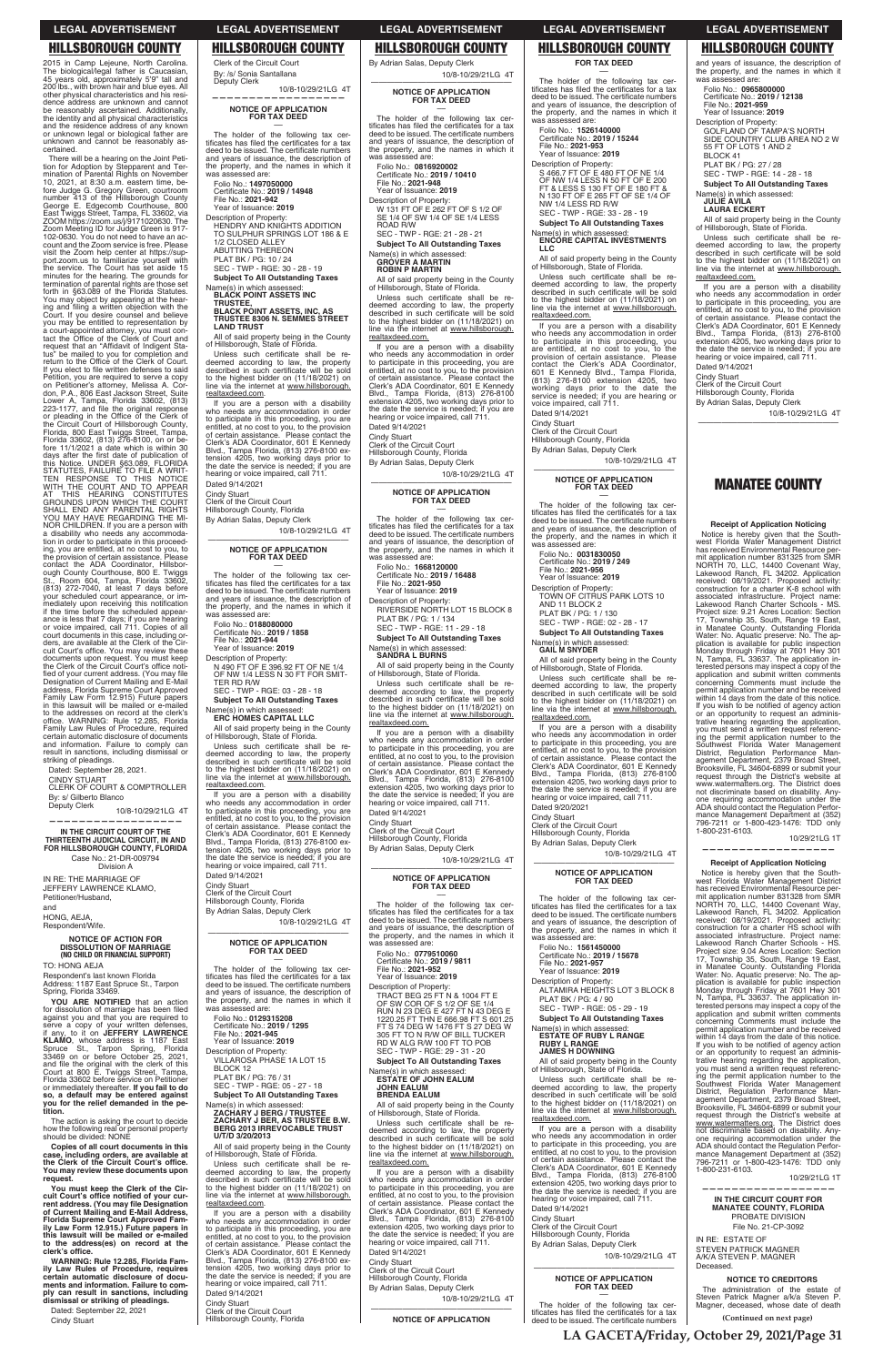## HILLSBOROUGH COUNTY

2015 in Camp Lejeune, North Carolina. The biological/legal father is Caucasian, 45 years old, approximately 5'9" tall and 200 lbs., with brown hair and blue eyes. All other physical characteristics and his residence address are unknown and cannot be reasonably ascertained. Additionally, the identity and all physical characteristics and the residence address of any known or unknown legal or biological father are unknown and cannot be reasonably ascertained.

There will be a hearing on the Joint Petition for Adoption by Stepparent and Termination of Parental Rights on November 10, 2021, at 8:30 a.m. eastern time, before Judge G. Gregory Green, courtroom number 413 of the Hillsborough County George E. Edgecomb Courthouse, 800 East Twiggs Street, Tampa, FL 33602, via ZOOM https://zoom.us/j/9171020630. The Zoom Meeting ID for Judge Green is 917-102-0630. You do not need to have an account and the Zoom service is free. Please visit the Zoom help center at https://support.zoom.us to familiarize yourself with the service. The Court has set aside 15 minutes for the hearing. The grounds for termination of parental rights are those set forth in §63.089 of the Florida Statutes. You may object by appearing at the hearing and filing a written objection with the Court. If you desire counsel and believe you may be entitled to representation by a court-appointed attorney, you must contact the Office of the Clerk of Court and request that an "Affidavit of Indigent Status" be mailed to you for completion and return to the Office of the Clerk of Court. If you elect to file written defenses to said Petition, you are required to serve a copy on Petitioner's attorney, Melissa A. Cordon, P.A., 806 East Jackson Street, Suite Lower A, Tampa, Florida 33602, (813) 223-1177, and file the original response or pleading in the Office of the Clerk of the Circuit Court of Hillsborough County, Florida, 800 East Twiggs Street, Tampa, Florida 33602, (813) 276-8100, on or before 11/1/2021 a date which is within 30 days after the first date of publication of this Notice. UNDER §63.089, FLORIDA STATUTES, FAILURE TO FILE A WRITTEN RESPONSE TO THIS NOTICE WITH THE COURT AND TO APPEAR AT THIS HEARING CONSTITUTES GROUNDS UPON WHICH THE COURT SHALL END ANY PARENTAL RIGHTS YOU MAY HAVE REGARDING THE MINOR CHILDREN. If you are a person with a disability who needs any accommodation in order to participate in this proceeding, you are entitled, at no cost to you, to the provision of certain assistance. Please contact the ADA Coordinator, Hillsborough County Courthouse, 800 E. Twiggs St., Room 604, Tampa, Florida 33602, (813) 272-7040, at least 7 days before your scheduled court appearance, or immediately upon receiving this notification if the time before the scheduled appearance is less that 7 days; if you are hearing or voice impaired, call 711. Copies of all court documents in this case, including orders, are available at the Clerk of the Circuit Court's office. You may review these documents upon request. You must keep the Clerk of the Circuit Court's office notified of your current address. (You may file Designation of Current Mailing and E-Mail address, Florida Supreme Court Approved Family Law Form 12.915) Future papers in this lawsuit will be mailed or e-mailed to the addresses on record at the clerk's office. WARNING: Rule 12.285, Florida Family Law Rules of Procedure, requires certain automatic disclosure of documents and information. Failure to comply can result in sanctions, including dismissal or striking of pleadings.

Dated: September 28, 2021.
CINDY STUART
CLERK OF COURT & COMPTROLLER
By: s/ Gilberto Blanco
Deputy Clerk

10/8-10/29/21LG 4T

---

**IN THE CIRCUIT COURT OF THE THIRTEENTH JUDICIAL CIRCUIT, IN AND FOR HILLSBOROUGH COUNTY, FLORIDA**

Case No.: 21-DR-009794
Division A

IN RE: THE MARRIAGE OF
JEFFERY LAWRENCE KLAMO,
Petitioner/Husband,

and

HONG, AEJA,
Respondent/Wife.

**NOTICE OF ACTION FOR DISSOLUTION OF MARRIAGE (NO CHILD OR FINANCIAL SUPPORT)**

TO: HONG AEJA

Respondent's last known Florida Address: 1187 East Spruce St., Tarpon Spring, Florida 33469.

**YOU ARE NOTIFIED** that an action for dissolution of marriage has been filed against you and that you are required to serve a copy of your written defenses, if any, to it on **JEFFERY LAWRENCE KLAMO**, whose address is 1187 East Spruce St., Tarpon Spring, Florida 33469 on or before October 25, 2021, and file the original with the clerk of this Court at 800 E. Twiggs Street, Tampa, Florida 33602 before service on Petitioner or immediately thereafter. **If you fail to do so, a default may be entered against you for the relief demanded in the petition.**

The action is asking the court to decide how the following real or personal property should be divided: NONE

**Copies of all court documents in this case, including orders, are available at the Clerk of the Circuit Court's office. You may review these documents upon request.**

**You must keep the Clerk of the Circuit Court's office notified of your current address. (You may file Designation of Current Mailing and E-Mail Address, Florida Supreme Court Approved Family Law Form 12.915.) Future papers in this lawsuit will be mailed or e-mailed to the address(es) on record at the clerk's office.**

**WARNING: Rule 12.285, Florida Family Law Rules of Procedure, requires certain automatic disclosure of documents and information. Failure to comply can result in sanctions, including dismissal or striking of pleadings.**

Dated: September 22, 2021
Cindy Stuart

Clerk of the Circuit Court
By: /s/ Sonia Santallana
Deputy Clerk

10/8-10/29/21LG 4T

---

**NOTICE OF APPLICATION FOR TAX DEED**

The holder of the following tax certificates has filed the certificates for a tax deed to be issued. The certificate numbers and years of issuance, the description of the property, and the names in which it was assessed are:

Folio No.: **1497050000**
Certificate No.: **2019 / 14948**
File No.: **2021-942**
Year of Issuance: **2019**

Description of Property:
HENDRY AND KNIGHTS ADDITION TO SULPHUR SPRINGS LOT 186 & E 1/2 CLOSED ALLEY ABUTTING THEREON
PLAT BK / PG: 10 / 24
SEC - TWP - RGE: 30 - 28 - 19

**Subject To All Outstanding Taxes**

Name(s) in which assessed:
**BLACK POINT ASSETS INC TRUSTEE,**
**BLACK POINT ASSETS, INC, AS TRUSTEE 8306 N. SEMMES STREET LAND TRUST**

All of said property being in the County of Hillsborough, State of Florida.

Unless such certificate shall be redeemed according to law, the property described in such certificate will be sold to the highest bidder on (11/18/2021) on line via the internet at www.hillsborough.realtaxdeed.com.

If you are a person with a disability who needs any accommodation in order to participate in this proceeding, you are entitled, at no cost to you, to the provision of certain assistance. Please contact the Clerk's ADA Coordinator, 601 E Kennedy Blvd., Tampa Florida, (813) 276-8100 extension 4205, two working days prior to the date the service is needed; if you are hearing or voice impaired, call 711.

Dated 9/14/2021
Cindy Stuart
Clerk of the Circuit Court
Hillsborough County, Florida
By Adrian Salas, Deputy Clerk

10/8-10/29/21LG 4T

---

**NOTICE OF APPLICATION FOR TAX DEED**

The holder of the following tax certificates has filed the certificates for a tax deed to be issued. The certificate numbers and years of issuance, the description of the property, and the names in which it was assessed are:

Folio No.: **0188080000**
Certificate No.: **2019 / 1858**
File No.: **2021-944**
Year of Issuance: **2019**

Description of Property:
N 490 FT OF E 396.92 FT OF NE 1/4 OF NW 1/4 LESS N 30 FT FOR SMITTER RD R/W
SEC - TWP - RGE: 03 - 28 - 18

**Subject To All Outstanding Taxes**

Name(s) in which assessed:
**ERC HOMES CAPITAL LLC**

All of said property being in the County of Hillsborough, State of Florida.

Unless such certificate shall be redeemed according to law, the property described in such certificate will be sold to the highest bidder on (11/18/2021) on line via the internet at www.hillsborough.realtaxdeed.com.

If you are a person with a disability who needs any accommodation in order to participate in this proceeding, you are entitled, at no cost to you, to the provision of certain assistance. Please contact the Clerk's ADA Coordinator, 601 E Kennedy Blvd., Tampa Florida, (813) 276-8100 extension 4205, two working days prior to the date the service is needed; if you are hearing or voice impaired, call 711.

Dated 9/14/2021
Cindy Stuart
Clerk of the Circuit Court
Hillsborough County, Florida
By Adrian Salas, Deputy Clerk

10/8-10/29/21LG 4T

---

**NOTICE OF APPLICATION FOR TAX DEED**

The holder of the following tax certificates has filed the certificates for a tax deed to be issued. The certificate numbers and years of issuance, the description of the property, and the names in which it was assessed are:

Folio No.: **0129315208**
Certificate No.: **2019 / 1295**
File No.: **2021-945**
Year of Issuance: **2019**

Description of Property:
VILLAROSA PHASE 1A LOT 15 BLOCK 12
PLAT BK / PG: 76 / 31
SEC - TWP - RGE: 05 - 27 - 18

**Subject To All Outstanding Taxes**

Name(s) in which assessed:
**ZACHARY J BERG / TRUSTEE**
**ZACHARY J BER, AS TRUSTEE B.W. BERG 2013 IRREVOCABLE TRUST U/T/D 3/20/2013**

All of said property being in the County of Hillsborough, State of Florida.

Unless such certificate shall be redeemed according to law, the property described in such certificate will be sold to the highest bidder on (11/18/2021) on line via the internet at www.hillsborough.realtaxdeed.com.

If you are a person with a disability who needs any accommodation in order to participate in this proceeding, you are entitled, at no cost to you, to the provision of certain assistance. Please contact the Clerk's ADA Coordinator, 601 E Kennedy Blvd., Tampa Florida, (813) 276-8100 extension 4205, two working days prior to the date the service is needed; if you are hearing or voice impaired, call 711.

Dated 9/14/2021
Cindy Stuart
Clerk of the Circuit Court
Hillsborough County, Florida
By Adrian Salas, Deputy Clerk

10/8-10/29/21LG 4T

---

**NOTICE OF APPLICATION FOR TAX DEED**

The holder of the following tax certificates has filed the certificates for a tax deed to be issued. The certificate numbers and years of issuance, the description of the property, and the names in which it was assessed are:

Folio No.: **0816920002**
Certificate No.: **2019 / 10410**
File No.: **2021-948**
Year of Issuance: **2019**

Description of Property:
W 131 FT OF E 262 FT OF S 1/2 OF SE 1/4 OF SW 1/4 OF SE 1/4 LESS ROAD R/W
SEC - TWP - RGE: 21 - 28 - 21

**Subject To All Outstanding Taxes**

Name(s) in which assessed:
**GROVER A MARTIN**
**ROBIN P MARTIN**

All of said property being in the County of Hillsborough, State of Florida.

Unless such certificate shall be redeemed according to law, the property described in such certificate will be sold to the highest bidder on (11/18/2021) on line via the internet at www.hillsborough.realtaxdeed.com.

If you are a person with a disability who needs any accommodation in order to participate in this proceeding, you are entitled, at no cost to you, to the provision of certain assistance. Please contact the Clerk's ADA Coordinator, 601 E Kennedy Blvd., Tampa Florida, (813) 276-8100 extension 4205, two working days prior to the date the service is needed; if you are hearing or voice impaired, call 711.

Dated 9/14/2021
Cindy Stuart
Clerk of the Circuit Court
Hillsborough County, Florida
By Adrian Salas, Deputy Clerk

10/8-10/29/21LG 4T

---

**NOTICE OF APPLICATION FOR TAX DEED**

The holder of the following tax certificates has filed the certificates for a tax deed to be issued. The certificate numbers and years of issuance, the description of the property, and the names in which it was assessed are:

Folio No.: **1668120000**
Certificate No.: **2019 / 16488**
File No.: **2021-950**
Year of Issuance: **2019**

Description of Property:
RIVERSIDE NORTH LOT 15 BLOCK 8
PLAT BK / PG: 1 / 134
SEC - TWP - RGE: 11 - 29 - 18

**Subject To All Outstanding Taxes**

Name(s) in which assessed:
**SANDRA L BURNS**

All of said property being in the County of Hillsborough, State of Florida.

Unless such certificate shall be redeemed according to law, the property described in such certificate will be sold to the highest bidder on (11/18/2021) on line via the internet at www.hillsborough.realtaxdeed.com.

If you are a person with a disability who needs any accommodation in order to participate in this proceeding, you are entitled, at no cost to you, to the provision of certain assistance. Please contact the Clerk's ADA Coordinator, 601 E Kennedy Blvd., Tampa Florida, (813) 276-8100 extension 4205, two working days prior to the date the service is needed; if you are hearing or voice impaired, call 711.

Dated 9/14/2021
Cindy Stuart
Clerk of the Circuit Court
Hillsborough County, Florida
By Adrian Salas, Deputy Clerk

10/8-10/29/21LG 4T

---

**NOTICE OF APPLICATION FOR TAX DEED**

The holder of the following tax certificates has filed the certificates for a tax deed to be issued. The certificate numbers and years of issuance, the description of the property, and the names in which it was assessed are:

Folio No.: **0779510060**
Certificate No.: **2019 / 9811**
File No.: **2021-952**
Year of Issuance: **2019**

Description of Property:
TRACT BEG 25 FT N & 1004 FT E OF SW COR OF S 1/2 OF SE 1/4 RUN N 23 DEG E 427 FT N 43 DEG E 1220.25 FT THN E 666.98 FT S 601.25 FT S 74 DEG W 1479 FT S 27 DEG W 305 FT TO N R/W OF BILL TUCKER RD W ALG R/W 100 FT TO POB
SEC - TWP - RGE: 29 - 31 - 20

**Subject To All Outstanding Taxes**

Name(s) in which assessed:
**ESTATE OF JOHN EALUM**
**JOHN EALUM**
**BRENDA EALUM**

All of said property being in the County of Hillsborough, State of Florida.

Unless such certificate shall be redeemed according to law, the property described in such certificate will be sold to the highest bidder on (11/18/2021) on line via the internet at www.hillsborough.realtaxdeed.com.

If you are a person with a disability who needs any accommodation in order to participate in this proceeding, you are entitled, at no cost to you, to the provision of certain assistance. Please contact the Clerk's ADA Coordinator, 601 E Kennedy Blvd., Tampa Florida, (813) 276-8100 extension 4205, two working days prior to the date the service is needed; if you are hearing or voice impaired, call 711.

Dated 9/14/2021
Cindy Stuart
Clerk of the Circuit Court
Hillsborough County, Florida
By Adrian Salas, Deputy Clerk

10/8-10/29/21LG 4T

---

**NOTICE OF APPLICATION FOR TAX DEED**

The holder of the following tax certificates has filed the certificates for a tax deed to be issued. The certificate numbers and years of issuance, the description of the property, and the names in which it was assessed are:

Folio No.: **1526140000**
Certificate No.: **2019 / 15244**
File No.: **2021-953**
Year of Issuance: **2019**

Description of Property:
S 466.7 FT OF E 480 FT OF NE 1/4 OF NW 1/4 LESS N 50 FT OF E 200 FT & LESS S 130 FT OF E 180 FT & N 130 FT OF E 265 FT OF SE 1/4 OF NW 1/4 LESS RD R/W
SEC - TWP - RGE: 33 - 28 - 19

**Subject To All Outstanding Taxes**

Name(s) in which assessed:
**ENCORE CAPITAL INVESTMENTS LLC**

All of said property being in the County of Hillsborough, State of Florida.

Unless such certificate shall be redeemed according to law, the property described in such certificate will be sold to the highest bidder on (11/18/2021) on line via the internet at www.hillsborough.realtaxdeed.com.

If you are a person with a disability who needs any accommodation in order to participate in this proceeding, you are entitled, at no cost to you, to the provision of certain assistance. Please contact the Clerk's ADA Coordinator, 601 E Kennedy Blvd., Tampa Florida, (813) 276-8100 extension 4205, two working days prior to the date the service is needed; if you are hearing or voice impaired, call 711.

Dated 9/14/2021
Cindy Stuart
Clerk of the Circuit Court
Hillsborough County, Florida
By Adrian Salas, Deputy Clerk

10/8-10/29/21LG 4T

---

**NOTICE OF APPLICATION FOR TAX DEED**

The holder of the following tax certificates has filed the certificates for a tax deed to be issued. The certificate numbers and years of issuance, the description of the property, and the names in which it was assessed are:

Folio No.: **0031830050**
Certificate No.: **2019 / 249**
File No.: **2021-956**
Year of Issuance: **2019**

Description of Property:
TOWN OF CITRUS PARK LOTS 10 AND 11 BLOCK 2
PLAT BK / PG: 1 / 130
SEC - TWP - RGE: 02 - 28 - 17

**Subject To All Outstanding Taxes**

Name(s) in which assessed:
**GAIL M SNYDER**

All of said property being in the County of Hillsborough, State of Florida.

Unless such certificate shall be redeemed according to law, the property described in such certificate will be sold to the highest bidder on (11/18/2021) on line via the internet at www.hillsborough.realtaxdeed.com.

If you are a person with a disability who needs any accommodation in order to participate in this proceeding, you are entitled, at no cost to you, to the provision of certain assistance. Please contact the Clerk's ADA Coordinator, 601 E Kennedy Blvd., Tampa Florida, (813) 276-8100 extension 4205, two working days prior to the date the service is needed; if you are hearing or voice impaired, call 711.

Dated 9/20/2021
Cindy Stuart
Clerk of the Circuit Court
Hillsborough County, Florida
By Adrian Salas, Deputy Clerk

10/8-10/29/21LG 4T

---

**NOTICE OF APPLICATION FOR TAX DEED**

The holder of the following tax certificates has filed the certificates for a tax deed to be issued. The certificate numbers and years of issuance, the description of the property, and the names in which it was assessed are:

Folio No.: **1561450000**
Certificate No.: **2019 / 15678**
File No.: **2021-957**
Year of Issuance: **2019**

Description of Property:
ALTAMIRA HEIGHTS LOT 3 BLOCK 8
PLAT BK / PG: 4 / 90
SEC - TWP - RGE: 05 - 29 - 19

**Subject To All Outstanding Taxes**

Name(s) in which assessed:
**ESTATE OF RUBY L RANGE**
**RUBY L RANGE**
**JAMES H DOWNING**

All of said property being in the County of Hillsborough, State of Florida.

Unless such certificate shall be redeemed according to law, the property described in such certificate will be sold to the highest bidder on (11/18/2021) on line via the internet at www.hillsborough.realtaxdeed.com.

If you are a person with a disability who needs any accommodation in order to participate in this proceeding, you are entitled, at no cost to you, to the provision of certain assistance. Please contact the Clerk's ADA Coordinator, 601 E Kennedy Blvd., Tampa Florida, (813) 276-8100 extension 4205, two working days prior to the date the service is needed; if you are hearing or voice impaired, call 711.

Dated 9/14/2021
Cindy Stuart
Clerk of the Circuit Court
Hillsborough County, Florida
By Adrian Salas, Deputy Clerk

10/8-10/29/21LG 4T

---

**NOTICE OF APPLICATION FOR TAX DEED**

The holder of the following tax certificates has filed the certificates for a tax deed to be issued. The certificate numbers and years of issuance, the description of the property, and the names in which it was assessed are:

Folio No.: **0965800000**
Certificate No.: **2019 / 12138**
File No.: **2021-959**
Year of Issuance: **2019**

Description of Property:
GOLFLAND OF TAMPA'S NORTH SIDE COUNTRY CLUB AREA NO 2 W 55 FT OF LOTS 1 AND 2 BLOCK 41
PLAT BK / PG: 27 / 28
SEC - TWP - RGE: 14 - 28 - 18

**Subject To All Outstanding Taxes**

Name(s) in which assessed:
**JULIE AVILA**
**LAURA ECKERT**

All of said property being in the County of Hillsborough, State of Florida.

Unless such certificate shall be redeemed according to law, the property described in such certificate will be sold to the highest bidder on (11/18/2021) on line via the internet at www.hillsborough.realtaxdeed.com.

If you are a person with a disability who needs any accommodation in order to participate in this proceeding, you are entitled, at no cost to you, to the provision of certain assistance. Please contact the Clerk's ADA Coordinator, 601 E Kennedy Blvd., Tampa Florida, (813) 276-8100 extension 4205, two working days prior to the date the service is needed; if you are hearing or voice impaired, call 711.

Dated 9/14/2021
Cindy Stuart
Clerk of the Circuit Court
Hillsborough County, Florida
By Adrian Salas, Deputy Clerk

10/8-10/29/21LG 4T

---

**NOTICE OF APPLICATION FOR TAX DEED**

The holder of the following tax certificates has filed the certificates for a tax deed to be issued. The certificate numbers

## MANATEE COUNTY

**Receipt of Application Noticing**

Notice is hereby given that the Southwest Florida Water Management District has received Environmental Resource permit application number 831325 from SMR NORTH 70, LLC, 14400 Covenant Way, Lakewood Ranch, FL 34202. Application received: 08/19/2021. Proposed activity: construction for a charter K-8 school with associated infrastructure. Project name: Lakewood Ranch Charter Schools - MS. Project size: 9.21 Acres Location: Section 17, Township 35, South, Range 19 East, in Manatee County. Outstanding Florida Water: No. Aquatic preserve: No. The application is available for public inspection Monday through Friday at 7601 Hwy 301 N, Tampa, FL 33637. The application interested persons may inspect a copy of the application and submit written comments concerning Comments must include the permit application number and be received within 14 days from the date of this notice. If you wish to be notified of agency action or an opportunity to request an administrative hearing regarding the application, you must send a written request referencing the permit application number to the Southwest Florida Water Management District, Regulation Performance Management Department, 2379 Broad Street, Brooksville, FL 34604-6899 or submit your request through the District's website at www.watermatters.org. The District does not discriminate based on disability. Anyone requiring accommodation under the ADA should contact the Regulation Performance Management Department at (352) 796-7211 or 1-800-423-1476; TDD only 1-800-231-6103.

10/29/21LG 1T

---

**Receipt of Application Noticing**

Notice is hereby given that the Southwest Florida Water Management District has received Environmental Resource permit application number 831328 from SMR NORTH 70, LLC, 14400 Covenant Way, Lakewood Ranch, FL 34202. Application received: 08/19/2021. Proposed activity: construction for a charter HS school with associated infrastructure. Project name: Lakewood Ranch Charter Schools - HS. Project size: 9.04 Acres Location: Section 17, Township 35, South, Range 19 East, in Manatee County. Outstanding Florida Water: No. Aquatic preserve: No. The application is available for public inspection Monday through Friday at 7601 Hwy 301 N, Tampa, FL 33637. The application interested persons may inspect a copy of the application and submit written comments concerning Comments must include the permit application number and be received within 14 days from the date of this notice. If you wish to be notified of agency action or an opportunity to request an administrative hearing regarding the application, you must send a written request referencing the permit application number to the Southwest Florida Water Management District, Regulation Performance Management Department, 2379 Broad Street, Brooksville, FL 34604-6899 or submit your request through the District's website at www.watermatters.org. The District does not discriminate based on disability. Anyone requiring accommodation under the ADA should contact the Regulation Performance Management Department at (352) 796-7211 or 1-800-423-1476; TDD only 1-800-231-6103.

10/29/21LG 1T

---

**IN THE CIRCUIT COURT FOR MANATEE COUNTY, FLORIDA**
PROBATE DIVISION
File No. 21-CP-3092

IN RE: ESTATE OF
STEVEN PATRICK MAGNER
A/K/A STEVEN P. MAGNER
Deceased.

**NOTICE TO CREDITORS**

The administration of the estate of Steven Patrick Magner a/k/a Steven P. Magner, deceased, whose date of death

**(Continued on next page)**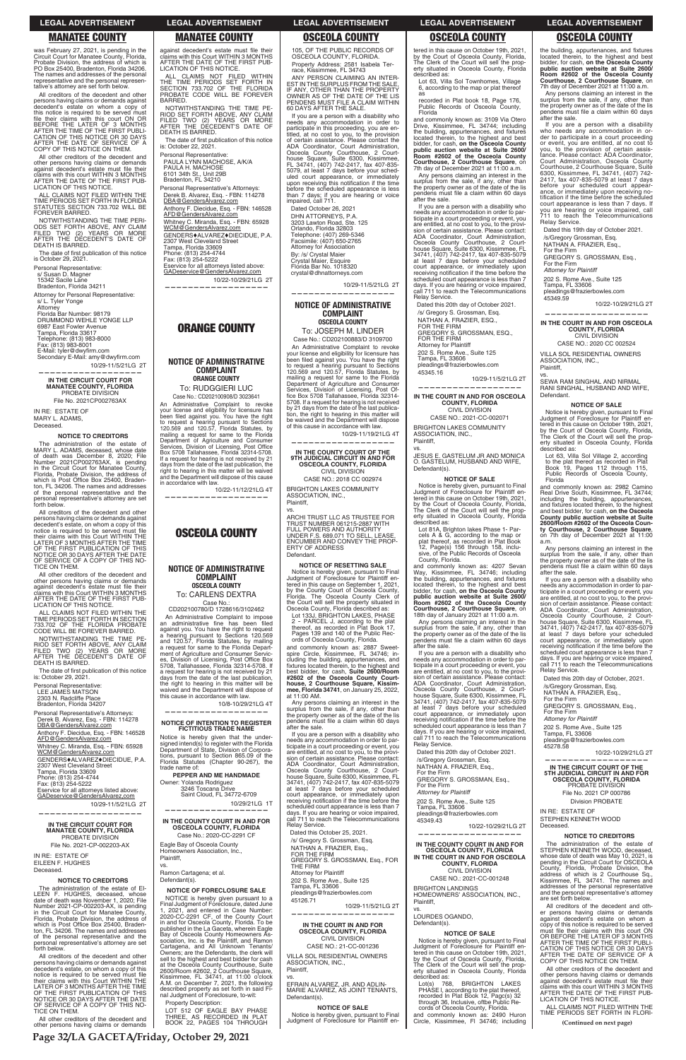## MANATEE COUNTY

was February 27, 2021, is pending in the Circuit Court for Manatee County, Florida, Probate Division, the address of which is PO Box 25400, Bradenton, Florida 34206. The names and addresses of the personal representative and the personal representative's attorney are set forth below.

All creditors of the decedent and other persons having claims or demands against decedent's estate on whom a copy of this notice is required to be served must file their claims with this court ON OR BEFORE THE LATER OF 3 MONTHS AFTER THE TIME OF THE FIRST PUBLICATION OF THIS NOTICE OR 30 DAYS AFTER THE DATE OF SERVICE OF A COPY OF THIS NOTICE ON THEM.

All other creditors of the decedent and other persons having claims or demands against decedent's estate must file their claims with this court WITHIN 3 MONTHS AFTER THE DATE OF THE FIRST PUBLICATION OF THIS NOTICE.

ALL CLAIMS NOT FILED WITHIN THE TIME PERIODS SET FORTH IN FLORIDA STATUTES SECTION 733.702 WILL BE FOREVER BARRED.

NOTWITHSTANDING THE TIME PERIODS SET FORTH ABOVE, ANY CLAIM FILED TWO (2) YEARS OR MORE AFTER THE DECEDENT'S DATE OF DEATH IS BARRED.

The date of first publication of this notice is October 29, 2021.

Personal Representative:
s/ Susan D. Magner
15342 Sacile Lane
Bradenton, Florida 34211

Attorney for Personal Representative:
s/ L. Tyler Yonge
Attorney
Florida Bar Number: 98179
DRUMMOND WEHLE YONGE LLP
6987 East Fowler Avenue
Tampa, Florida 33617
Telephone: (813) 983-8000
Fax: (813) 983-8001
E-Mail: tyler@dwyfirm.com
Secondary E-Mail: amy@dwyfirm.com

10/29-11/5/21LG 2T

---

### IN THE CIRCUIT COURT FOR MANATEE COUNTY, FLORIDA
PROBATE DIVISION
File No. 2021CP002763AX

IN RE: ESTATE OF
MARY L. ADAMS,
Deceased.

**NOTICE TO CREDITORS**

The administration of the estate of MARY L. ADAMS, deceased, whose date of death was December 8, 2020; File Number 2021CP002763AX, is pending in the Circuit Court for Manatee County, Florida, Probate Division, the address of which is Post Office Box 25400, Bradenton, FL 34206. The names and addresses of the personal representative and the personal representative's attorney are set forth below.

All creditors of the decedent and other persons having claims or demands against decedent's estate, on whom a copy of this notice is required to be served must file their claims with this court WITHIN THE LATER OF 3 MONTHS AFTER THE TIME OF THE FIRST PUBLICATION OF THIS NOTICE OR 30 DAYS AFTER THE DATE OF SERVICE OF A COPY OF THIS NOTICE ON THEM.

All other creditors of the decedent and other persons having claims or demands against decedent's estate must file their claims with this court WITHIN 3 MONTHS AFTER THE DATE OF THE FIRST PUBLICATION OF THIS NOTICE.

ALL CLAIMS NOT FILED WITHIN THE TIME PERIODS SET FORTH IN SECTION 733.702 OF THE FLORIDA PROBATE CODE WILL BE FOREVER BARRED.

NOTWITHSTANDING THE TIME PERIOD SET FORTH ABOVE, ANY CLAIM FILED TWO (2) YEARS OR MORE AFTER THE DECEDENT'S DATE OF DEATH IS BARRED.

The date of first publication of this notice is: October 29, 2021.

Personal Representative:
LEE JAMES MATSON
2303 N. Radcliffe Place
Bradenton, Florida 34207

Personal Representative's Attorneys:
Derek B. Alvarez, Esq. - FBN: 114278
DBA@GendersAlvarez.com
Anthony F. Diecidue, Esq. - FBN: 146528
AFD@GendersAlvarez.com
Whitney C. Miranda, Esq. - FBN: 65928
WCM@GendersAlvarez.com
GENDERS♦ALVAREZ♦DIECIDUE, P.A.
2307 West Cleveland Street
Tampa, Florida 33609
Phone: (813) 254-4744
Fax: (813) 254-5222
Eservice for all attorneys listed above:
GADeservice@GendersAlvarez.com

10/29-11/5/21LG 2T

---

### IN THE CIRCUIT COURT FOR MANATEE COUNTY, FLORIDA
PROBATE DIVISION
File No. 2021-CP-002203-AX

IN RE: ESTATE OF
EILEEN F. HUGHES
Deceased.

**NOTICE TO CREDITORS**

The administration of the estate of EILEEN F. HUGHES, deceased, whose date of death was November 1, 2020; File Number 2021-CP-002203-AX, is pending in the Circuit Court for Manatee County, Florida, Probate Division, the address of which is Post Office Box 25400, Bradenton, FL 34206. The names and addresses of the personal representative and the personal representative's attorney are set forth below.

All creditors of the decedent and other persons having claims or demands against decedent's estate, on whom a copy of this notice is required to be served must file their claims with this court WITHIN THE LATER OF 3 MONTHS AFTER THE TIME OF THE FIRST PUBLICATION OF THIS NOTICE OR 30 DAYS AFTER THE DATE OF SERVICE OF A COPY OF THIS NOTICE ON THEM.

All other creditors of the decedent and other persons having claims or demands against decedent's estate must file their claims with this court WITHIN 3 MONTHS AFTER THE DATE OF THE FIRST PUBLICATION OF THIS NOTICE.

ALL CLAIMS NOT FILED WITHIN THE TIME PERIODS SET FORTH IN SECTION 733.702 OF THE FLORIDA PROBATE CODE WILL BE FOREVER BARRED.

NOTWITHSTANDING THE TIME PERIOD SET FORTH ABOVE, ANY CLAIM FILED TWO (2) YEARS OR MORE AFTER THE DECEDENT'S DATE OF DEATH IS BARRED.

The date of first publication of this notice is: October 22, 2021.

Personal Representative:
PAULA LYNN MACHOSE, A/K/A
PAULA H. MACHOSE
6101 34th St., Unit 29B
Bradenton, FL 34210

Personal Representative's Attorneys:
Derek B. Alvarez, Esq. - FBN: 114278
DBA@GendersAlvarez.com
Anthony F. Diecidue, Esq. - FBN: 146528
AFD@GendersAlvarez.com
Whitney C. Miranda, Esq. - FBN: 65928
WCM@GendersAlvarez.com
GENDERS♦ALVAREZ♦DIECIDUE, P.A.
2307 West Cleveland Street
Tampa, Florida 33609
Phone: (813) 254-4744
Fax: (813) 254-5222
Eservice for all attorneys listed above:
GADeservice@GendersAlvarez.com

10/22-10/29/21LG 2T

---

## ORANGE COUNTY

### NOTICE OF ADMINISTRATIVE COMPLAINT
ORANGE COUNTY
To: RUDGGIERI LUC
Case No.: CD202100908/D 3023641

An Administrative Complaint to revoke your license and eligibility for licensure has been filed against you. You have the right to request a hearing pursuant to Sections 120.569 and 120.57, Florida Statutes, by mailing a request for same to the Florida Department of Agriculture and Consumer Services, Division of Licensing, Post Office Box 5708 Tallahassee, Florida 32314-5708. If a request for hearing is not received by 21 days from the date of the last publication, the right to hearing in this matter will be waived and the Department will dispose of this cause in accordance with law.

10/22-11/12/21LG 4T

---

## OSCEOLA COUNTY

### NOTICE OF ADMINISTRATIVE COMPLAINT
OSCEOLA COUNTY
To: CARLENS DEXTRA
Case No.: CD202100780/D 1728616/3102462

An Administrative Complaint to impose an administrative fine has been filed against you. You have the right to request a hearing pursuant to Sections 120.569 and 120.57, Florida Statutes, by mailing a request for same to the Florida Department of Agriculture and Consumer Services, Division of Licensing, Post Office Box 5708, Tallahassee, Florida 32314-5708. If a request for hearing is not received by 21 days from the date of the last publication, the right to hearing in this matter will be waived and the Department will dispose of this cause in accordance with law.

10/8-10/29/21LG 4T

---

### NOTICE OF INTENTION TO REGISTER FICTITIOUS TRADE NAME

Notice is hereby given that the undersigned intend(s) to register with the Florida Department of State, Division of Corporations, pursuant to Section 865.09 of the Florida Statutes (Chapter 90-267), the trade name of:

**PEPPER AND ME HANDMADE**

Owner: Yolanda Rodriguez
3246 Toscana Drive
Saint Cloud, FL 34772-6709

10/29/21LG 1T

---

### IN THE COUNTY COURT IN AND FOR OSCEOLA COUNTY, FLORIDA
Case No.: 2020-CC-2291 CF

Eagle Bay of Osceola County Homeowners Association, Inc.,
Plaintiff,
vs.
Ramon Cartagena; et al.
Defendant(s).

**NOTICE OF FORECLOSURE SALE**

NOTICE is hereby given pursuant to a Final Judgment of Foreclosure, dated June 1, 2021, and entered in Case Number: 2020-CC-2291 CF, of the County Court in and for Osceola County, Florida. To be published in the La Gaceta, wherein Eagle Bay of Osceola County Homeowners Association, Inc. is the Plaintiff, and Ramon Cartagena, and All Unknown Tenants/Owners; are the Defendants, the clerk will sell to the highest and best bidder for cash at the Osceola County Courthouse, Suite 2600/Room #2602, 2 Courthouse Square, Kissimmee, FL 34741, at 11:00 o'clock A.M. on December 7, 2021, the following described property as set forth in said Final Judgment of Foreclosure, to-wit:

Property Description:
LOT 512 OF EAGLE BAY PHASE THREE, AS RECORDED IN PLAT BOOK 22, PAGES 104 THROUGH 105, OF THE PUBLIC RECORDS OF OSCEOLA COUNTY, FLORIDA.

Property Address: 2581 Isabela Terrace, Kissimmee, FL 34743

ANY PERSON CLAIMING AN INTEREST IN THE SURPLUS FROM THE SALE, IF ANY, OTHER THAN THE PROPERTY OWNER AS OF THE DATE OF THE LIS PENDENS MUST FILE A CLAIM WITHIN 60 DAYS AFTER THE SALE.

If you are a person with a disability who needs any accommodation in order to participate in this proceeding, you are entitled, at no cost to you, to the provision of certain assistance. Please contact the ADA Coordinator, Court Administration, Osceola County Courthouse, 2 Courthouse Square, Suite 6300, Kissimmee, FL 34741, (407) 742-2417, fax 407-835-5079, at least 7 days before your scheduled court appearance, or immediately upon receiving this notification if the time before the scheduled appearance is less than 7 days; if you are hearing or voice impaired, call 711.

Dated October 26, 2021
DHN ATTORNEYS, P.A.
3203 Lawton Road, Ste. 125
Orlando, Florida 32803
Telephone: (407) 269-5346
Facsimile: (407) 650-2765
Attorney for Association
By: /s/ Crystal Maier
Crystal Maier, Esquire
Florida Bar No. 1018320
crystal@dhnattorneys.com

10/29-11/5/21LG 2T

---

### NOTICE OF ADMINISTRATIVE COMPLAINT
OSCEOLA COUNTY
To: JOSEPH M. LINDER
Case No.: CD202100883/D 3109700

An Administrative Complaint to revoke your license and eligibility for licensure has been filed against you. You have the right to request a hearing pursuant to Sections 120.569 and 120.57, Florida Statutes, by mailing a request for same to the Florida Department of Agriculture and Consumer Services, Division of Licensing, Post Office Box 5708 Tallahassee, Florida 32314-5708. If a request for hearing is not received by 21 days from the date of the last publication, the right to hearing in this matter will be waived and the Department will dispose of this cause in accordance with law.

10/29-11/19/21LG 4T

---

### IN THE COUNTY COURT OF THE 9TH JUDICIAL CIRCUIT IN AND FOR OSCEOLA COUNTY, FLORIDA
CIVIL DIVISION
CASE NO.: 2018 CC 002974

BRIGHTON LAKES COMMUNITY ASSOCIATION, INC.,
Plaintiff,
vs.
ARCHI TRUST LLC AS TRUSTEE FOR TRUST NUMBER 061215-2887 WITH FULL POWERS AND AUTHORITY UNDER F.S. 689.071 TO SELL, LEASE, ENCUMBER AND CONVEY THE PROPERTY OF ADDRESS
Defendant.

**NOTICE OF RESETTING SALE**

Notice is hereby given, pursuant to Final Judgment of Foreclosure for Plaintiff entered in this cause on September 1, 2021, by the County Court of Osceola County, Florida. The Osceola County Clerk of the Court will sell the property situated in Osceola County, Florida described as:

Lot 133J, BRIGHTON LAKES, PHASE 2 - PARCEL J, according to the plat thereof, as recorded in Plat Book 17, Pages 139 and 140 of the Public Records of Osceola County, Florida.

and commonly known as: 2887 Sweetspire Circle, Kissimmee, FL 34746; including the building, appurtenances, and fixtures located therein, to the highest and best bidder, for cash, **Suite 2600/Room #2602 of the Osceola County Courthouse, 2 Courthouse Square, Kissimmee, Florida 34741**, on January 25, 2022, at 11:00 AM.

Any persons claiming an interest in the surplus from the sale, if any, other than the property owner as of the date of the lis pendens must file a claim within 60 days after the sale.

If you are a person with a disability who needs any accommodation in order to participate in a court proceeding or event, you are entitled, at no cost to you, to the provision of certain assistance. Please contact: ADA Coordinator, Court Administration, Osceola County Courthouse, 2 Courthouse Square, Suite 6300, Kissimmee, FL 34741, (407) 742-2417, fax 407-835-5079 at least 7 days before your scheduled court appearance, or immediately upon receiving notification if the time before the scheduled court appearance is less than 7 days. If you are hearing or voice impaired, call 711 to reach the Telecommunications Relay Service.

Dated this October 25, 2021.
/s/ Gregory S. Grossman, Esq.
NATHAN A. FRAZIER, Esq.,
FOR THE FIRM
GREGORY S. GROSSMAN, Esq., FOR THE FIRM
Attorney for Plaintiff
202 S. Rome Ave., Suite 125
Tampa, FL 33606
pleadings@frazierbowles.com
45126.71

10/29-11/5/21LG 2T

---

### IN THE COURT IN AND FOR OSCEOLA COUNTY, FLORIDA
CIVIL DIVISION
CASE NO.: 21-CC-001236

VILLA SOL RESIDENTIAL OWNERS ASSOCIATION, INC.,
Plaintiff,
vs.
EFRAIN ALVAREZ, JR. AND ADLIN-MARIE ALVAREZ, AS JOINT TENANTS,
Defendant(s).

**NOTICE OF SALE**

Notice is hereby given, pursuant to Final Judgment of Foreclosure for Plaintiff entered in this cause on October 19th, 2021, by the Court of Osceola County, Florida, The Clerk of the Court will sell the property situated in Osceola County, Florida described as:

Lot 63, Villa Sol Townhomes, Village 6, according to the map or plat thereof as recorded in Plat book 18, Page 176, Public Records of Osceola County, Florida

and commonly known as: 3109 Via Otero Drive, Kissimmee, FL 34744; including the building, appurtenances, and fixtures located therein, to the highest and best bidder, for cash, **on the Osceola County public auction website at Suite 2600/ Room #2602 of the Osceola County Courthouse, 2 Courthouse Square**, on 7th day of December 2021 at 11:00 a.m.

Any persons claiming an interest in the surplus from the sale, if any, other than the property owner as of the date of the lis pendens must file a claim within 60 days after the sale.

If you are a person with a disability who needs any accommodation in order to participate in a court proceeding or event, you are entitled, at no cost to you, to the provision of certain assistance. Please contact: ADA Coordinator, Court Administration, Osceola County Courthouse, 2 Courthouse Square, Suite 6300, Kissimmee, FL 34741, (407) 742-2417, fax 407-835-5079 at least 7 days before your scheduled court appearance, or immediately upon receiving notification if the time before the scheduled court appearance is less than 7 days. If you are hearing or voice impaired, call 711 to reach the Telecommunications Relay Service.

Dated this 20th day of October 2021.
/s/ Gregory S. Grossman, Esq.
NATHAN A. FRAZIER, ESQ.,
FOR THE FIRM
GREGORY S. GROSSMAN, ESQ.,
FOR THE FIRM
Attorney for Plaintiff
202 S. Rome Ave., Suite 125
Tampa, FL 33606
pleadings@frazierbowles.com
45345.16

10/29-11/5/21LG 2T

---

### IN THE COURT IN AND FOR OSCEOLA COUNTY, FLORIDA
CIVIL DIVISION
CASE NO.: 2021-CC-002071

BRIGHTON LAKES COMMUNITY ASSOCIATION, INC.,
Plaintiff,
vs.
JESUS E. GASTELUM JR AND MONICA C. GASTELUM, HUSBAND AND WIFE,
Defendant(s).

**NOTICE OF SALE**

Notice is hereby given, pursuant to Final Judgment of Foreclosure for Plaintiff entered in this cause on October 19th, 2021, by the Court of Osceola County, Florida, The Clerk of the Court will sell the property situated in Osceola County, Florida described as:

Lot 81A, Brighton lakes Phase 1- Parcels A & G, according to the map or plat thereof, as recorded in Plat Book 12, Page(s) 156 through 158, inclusive, of the Public Records of Osceola County, Florida.

and commonly known as: 4207 Sevan Way, Kissimmee, FL 34746; including the building, appurtenances, and fixtures located therein, to the highest and best bidder, for cash, **on the Osceola County public auction website at Suite 2600/ Room #2602 of the Osceola County Courthouse, 2 Courthouse Square**, on 18th day of January 2021 at 11:00 a.m.

Any persons claiming an interest in the surplus from the sale, if any, other than the property owner as of the date of the lis pendens must file a claim within 60 days after the sale.

If you are a person with a disability who needs any accommodation in order to participate in a court proceeding or event, you are entitled, at no cost to you, to the provision of certain assistance. Please contact: ADA Coordinator, Court Administration, Osceola County Courthouse, 2 Courthouse Square, Suite 6300, Kissimmee, FL 34741, (407) 742-2417, fax 407-835-5079 at least 7 days before your scheduled court appearance, or immediately upon receiving notification if the time before the scheduled court appearance is less than 7 days. If you are hearing or voice impaired, call 711 to reach the Telecommunications Relay Service.

Dated this 20th day of October 2021.
/s/Gregory Grossman, Esq.
NATHAN A. FRAZIER, Esq.,
For the Firm
GREGORY S. GROSSMAN, Esq.,
For the Firm
*Attorney for Plaintiff*
202 S. Rome Ave., Suite 125
Tampa, FL 33606
pleadings@frazierbowles.com
45349.43

10/22-10/29/21LG 2T

---

### IN THE COURT IN AND FOR OSCEOLA COUNTY, FLORIDA IN THE COURT IN AND FOR OSCEOLA COUNTY, FLORIDA
CIVIL DIVISION
CASE NO.: 2021-CC-001248

BRIGHTON LANDINGS HOMEOWNERS' ASSOCIATION, INC.,
Plaintiff,
vs.
LOURDES OGANDO,
Defendant(s).

**NOTICE OF SALE**

Notice is hereby given, pursuant to Final Judgment of Foreclosure for Plaintiff entered in this cause on October 19th, 2021, by the Court of Osceola County, Florida, The Clerk of the Court will sell the property situated in Osceola County, Florida described as:

Lot(s) 768, BRIGHTON LAKES PHASE I, according to the plat thereof, recorded in Plat Book 12, Page(s) 32 through 36, Inclusive, ofthe Public Records of Osceola County, Florida.

and commonly known as: 2490 Huron Circle, Kissimmee, FL 34746; including the building, appurtenances, and fixtures located therein, to the highest and best bidder, for cash, **on the Osceola County public auction website at Suite 2600/ Room #2602 of the Osceola County Courthouse, 2 Courthouse Square**, on 7th day of December 2021 at 11:00 a.m.

Any persons claiming an interest in the surplus from the sale, if any, other than the property owner as of the date of the lis pendens must file a claim within 60 days after the sale.

If you are a person with a disability who needs any accommodation in order to participate in this proceeding, you are entitled, at no cost to you, to the provision of certain assistance. Please contact: ADA Coordinator, Court Administration, Osceola County Courthouse, 2 Courthouse Square, Suite 6300, Kissimmee, FL 34741, (407) 742-2417, fax 407-835-5079 at least 7 days before your scheduled court appearance, or immediately upon receiving notification if the time before the scheduled court appearance is less than 7 days. If you are hearing or voice impaired, call 711 to reach the Telecommunications Relay Service.

Dated this 19th day of October 2021.
/s/Gregory Grossman, Esq.
NATHAN A. FRAZIER, Esq.,
For the Firm
GREGORY S. GROSSMAN, Esq.,
For the Firm
*Attorney for Plaintiff*
202 S. Rome Ave., Suite 125
Tampa, FL 33606
pleadings@frazierbowles.com
45349.59

10/22-10/29/21LG 2T

---

### IN THE COURT IN AND FOR OSCEOLA COUNTY, FLORIDA
CIVIL DIVISION
CASE NO.: 2020 CC 002524

VILLA SOL RESIDENTIAL OWNERS ASSOCIATION, INC.,
Plaintiff,
vs.
SEWA RAM SINGHAL AND NIRMAL RANI SINGHAL, HUSBAND AND WIFE,
Defendant.

**NOTICE OF SALE**

Notice is hereby given, pursuant to Final Judgment of Foreclosure for Plaintiff entered in this cause on October 19th, 2021, by the Court of Osceola County, Florida, The Clerk of the Court will sell the property situated in Osceola County, Florida described as:

Lot 63, Villa Sol Village 2, according to the plat thereof as recorded in Plat Book 19, Pages 112 through 115, Public Records of Osceola County, Florida

and commonly known as: 2982 Camino Real Drive South, Kissimmee, FL 34744; including the building, appurtenances, and fixtures located therein, to the highest and best bidder, for cash, **on the Osceola County public auction website at Suite 2600/Room #2602 of the Osceola County Courthouse, 2 Courthouse Square**, on 7th day of December 2021 at 11:00 a.m.

Any persons claiming an interest in the surplus from the sale, if any, other than the property owner as of the date of the lis pendens must file a claim within 60 days after the sale.

If you are a person with a disability who needs any accommodation in order to participate in a court proceeding or event, you are entitled, at no cost to you, to the provision of certain assistance. Please contact: ADA Coordinator, Court Administration, Osceola County Courthouse, 2 Courthouse Square, Suite 6300, Kissimmee, FL 34741, (407) 742-2417, fax 407-835-5079 at least 7 days before your scheduled court appearance, or immediately upon receiving notification if the time before the scheduled court appearance is less than 7 days. If you are hearing or voice impaired, call 711 to reach the Telecommunications Relay Service.

Dated this 20th day of October, 2021.
/s/Gregory Grossman, Esq.
NATHAN A. FRAZIER, Esq.,
For the Firm
GREGORY S. GROSSMAN, Esq.,
For the Firm
*Attorney for Plaintiff*
202 S. Rome Ave., Suite 125
Tampa, FL 33606
pleadings@frazierbowles.com
45278.56

10/22-10/29/21LG 2T

---

### IN THE CIRCUIT COURT OF THE 5TH JUDICIAL CIRCUIT IN AND FOR OSCEOLA COUNTY, FLORIDA
PROBATE DIVISION
File No. 2021 CP 000786
Division PROBATE

IN RE: ESTATE OF
STEPHEN KENNETH WOOD
Deceased.

**NOTICE TO CREDITORS**

The administration of the estate of STEPHEN KENNETH WOOD, deceased, whose date of death was May 10, 2021, is pending in the Circuit Court for OSCEOLA County, Florida, Probate Division, the address of which is 2 Courthouse Sq., Kissimmee, FL 34741. The names and addresses of the personal representative and the personal representative's attorney are set forth below.

All creditors of the decedent and other persons having claims or demands against decedent's estate on whom a copy of this notice is required to be served must file their claims with this court ON OR BEFORE THE LATER OF 3 MONTHS AFTER THE TIME OF THE FIRST PUBLICATION OF THIS NOTICE OR 30 DAYS AFTER THE DATE OF SERVICE OF A COPY OF THIS NOTICE ON THEM.

All other creditors of the decedent and other persons having claims or demands against decedent's estate must file their claims with this court WITHIN 3 MONTHS AFTER THE DATE OF THE FIRST PUBLICATION OF THIS NOTICE.

ALL CLAIMS NOT FILED WITHIN THE TIME PERIODS SET FORTH IN FLORI-

**(Continued on next page)**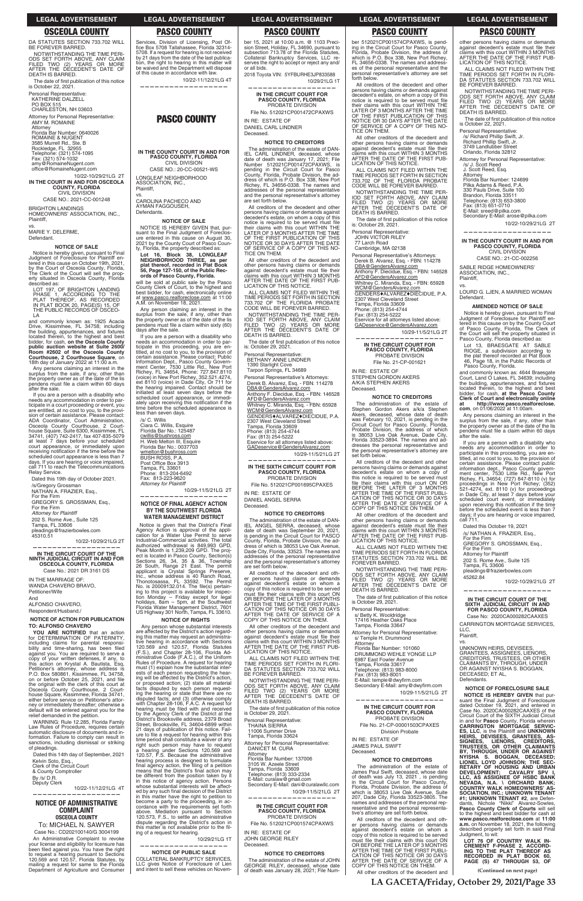## OSCEOLA COUNTY

DA STATUTES SECTION 733.702 WILL BE FOREVER BARRED.

NOTWITHSTANDING THE TIME PERIODS SET FORTH ABOVE, ANY CLAIM FILED TWO (2) YEARS OR MORE AFTER THE DECEDENT'S DATE OF DEATH IS BARRED.

The date of first publication of this notice is October 22, 2021.

Personal Representative:
KATHERINE DALZELL
PO BOX 515
CHARLESTON, NH 03603

Attorney for Personal Representative:
AMY M. ROMAINE
Attorney
Florida Bar Number: 0640026
ROMAINE & NUGENT
3585 Murrell Rd., Ste. B
Rockledge, FL 32955
Telephone: (321) 574-1095
Fax: (321) 574-1032
amy@RomaineNugent.com
office@RomaineNugent.com

10/22-10/29/21LG 2T

---

**IN THE COURT IN AND FOR OSCEOLA COUNTY, FLORIDA**
CIVIL DIVISION
CASE NO.: 2021-CC-001248

BRIGHTON LANDINGS HOMEOWNERS' ASSOCIATION, INC.,
Plaintiff,
vs.
MARIE Y. DELERME,
Defendant.

**NOTICE OF SALE**

Notice is hereby given, pursuant to Final Judgment of Foreclosure for Plaintiff entered in this cause on October 19th, 2021, by the Court of Osceola County, Florida, The Clerk of the Court will sell the property situated in Osceola County, Florida described as:

LOT 197, OF BRIGHTON LANDING PHASE 1, ACCORDING TO THE PLAT THEREOF, AS RECORDED IN PLAT BOOK 20, PAGE(S) 15, OF THE PUBLIC RECORDS OF OSCEOLA

and commonly known as: 1925 Acacia Drive, Kissimmee, FL 34758; including the building, appurtenances, and fixtures located therein, to the highest and best bidder, for cash, **on the Osceola County public auction website at Suite 2600/ Room #2602 of the Osceola County Courthouse, 2 Courthouse Square**, on 18th day of January 2022 at 11:00 a.m.

Any persons claiming an interest in the surplus from the sale, if any, other than the property owner as of the date of the lis pendens must file a claim within 60 days after the sale.

If you are a person with a disability who needs any accommodation in order to participate in a court proceeding or event, you are entitled, at no cost to you, to the provision of certain assistance. Please contact: ADA Coordinator, Court Administration, Osceola County Courthouse, 2 Courthouse Square, Suite 6300, Kissimmee, FL 34741, (407) 742-2417, fax 407-835-5079 at least 7 days before your scheduled court appearance, or immediately upon receiving notification if the time before the scheduled court appearance is less than 7 days. If you are hearing or voice impaired, call 711 to reach the Telecommunications Relay Service.

Dated this 19th day of October 2021.
/s/Gregory Grossman
NATHAN A. FRAZIER, Esq.,
For the Firm
GREGORY S. GROSSMAN, Esq.,
For the Firm
*Attorney for Plaintiff*
202 S. Rome Ave., Suite 125
Tampa, FL 33606
pleadings@frazierbowles.com
45310.51

10/22-10/29/21LG 2T

---

**IN THE CIRCUIT COURT OF THE NINTH JUDICIAL CIRCUIT IN AND FOR OSCEOLA COUNTY, FLORIDA**
Case No.: 2021 DR 3161 DS

IN THE MARRIAGE OF:
WANDA CHAVERO BRAVO,
Petitioner/Wife
And
ALFONSO CHAVERO,
Respondent/Husband./

**NOTICE OF ACTION FOR PUBLICATION TO: ALFONSO CHAVERO**

**YOU ARE NOTIFIED** that an action for DETERMINATION OF PATERNITY, including claims for parental responsibility and time-sharing, has been filed against you. You are required to serve a copy of your written defenses, if any, to this action on Krystal A. Bautista, Esq, Petitioner's attorney, whose address is P.O. Box 580861, Kissimmee, FL 34758, on or before October 25, 2021, and file the original with the clerk of this court at Osceola County Courthouse, 2 Courthouse Square, Kissimmee, Florida 34741, either before service on Petitioner's attorney or immediately thereafter; otherwise a default will be entered against you for the relief demanded in the petition.

WARNING: Rule 12.285, Florida Family Law Rules of Procedure, requires certain automatic disclosure of documents and information. Failure to comply can result in sanctions, including dismissal or striking of pleadings.

Dated this 14th day of September, 2021
Kelvin Soto, Esq.,
Clerk of the Circuit Court
& County Comptroller
By /s/ D.R.
Deputy Clerk

10/22-11/12/21LG 4T

---

## NOTICE OF ADMINISTRATIVE COMPLAINT
**OSCEOLA COUNTY**

To: MICHAEL N. SAWYER
Case No.: CD202100140/D 3004199

An Administrative Complaint to revoke your license and eligibility for licensure has been filed against you. You have the right to request a hearing pursuant to Sections 120.569 and 120.57, Florida Statutes, by mailing a request for same to the Florida Department of Agriculture and Consumer Services, Division of Licensing, Post Office Box 5708 Tallahassee, Florida 32314-5708. If a request for hearing is not received by 21 days from the date of the last publication, the right to hearing in this matter will be waived and the Department will dispose of this cause in accordance with law.

10/22-11/12/21LG 4T

---

## PASCO COUNTY

**IN THE COUNTY COURT IN AND FOR PASCO COUNTY, FLORIDA**
CIVIL DIVISION
CASE NO.: 20-CC-00521-WS

LONGLEAF NEIGHBORHOOD ASSOCIATION, INC.,
Plaintiff,
vs.
CAROLINA PACHECO AND AYMAN FAGGOUSEH,
Defendants.

**NOTICE OF SALE**

NOTICE IS HEREBY GIVEN that, pursuant to the Final Judgment of Foreclosure entered in this cause on August 30, 2021 by the County Court of Pasco County, Florida, the property described as:

**Lot 16, Block 38, LONGLEAF NEIGHBORHOOD THREE, as per plat thereof, recorded in Plat Book 56, Page 127-150, of the Public Records of Pasco County, Florida.**

will be sold at public sale by the Pasco County Clerk of Court, to the highest and best bidder, for cash, electronically online at www.pasco.realforeclose.com at 11:00 A.M. on November 18, 2021.

Any person claiming an interest in the surplus from the sale, if any, other than the property owner as of the date of the lis pendens must file a claim within sixty (60) days after the sale.

If you are a person with a disability who needs an accommodation in order to participate in this proceeding, you are entitled, at no cost to you, to the provision of certain assistance. Please contact: Public Information Dept., Pasco County Government Center, 7530 Little Rd., New Port Richey, FL 34654, Phone: 727.847.8110 (voice) in New Port Richey, 352.521.4274, ext 8110 (voice) in Dade City, Or 711 for the hearing impaired. Contact should be initiated at least seven days before the scheduled court appearance, or immediately upon receiving this notification if the time before the scheduled appearance is less than seven days.

/s/ C. Willis
Ciara C. Willis, Esquire
Florida Bar No.: 125487
cwillis@bushross.com
H. Web Melton III, Esquire
Florida Bar No.: 0037703
wmelton@bushross.com
BUSH ROSS, P.A.
Post Office Box 3913
Tampa, FL 33601
Phone: 813-204-6492
Fax: 813-223-9620
*Attorney for Plaintiff*

10/29-11/5/21LG 2T

---

**NOTICE OF FINAL AGENCY ACTION BY THE SOUTHWEST FLORIDA WATER MANAGEMENT DISTRICT**

Notice is given that the District's Final Agency Action is approval of the application for a Water Use Permit to serve Industrial-Commercial activities. The total authorized withdrawal is 849,993 GPD, Peak Month is 1,239,209 GPD. The project is located in Pasco County, Section(s) Sections 26, 34, 35 & 36, Township 26 South, Range 21 East. The permit applicant is Crystal Springs Preserve, Inc., whose address is 40 Ranch Road, Thonotosassa, FL 33592. The Permit No. is 20009132.014. The file(s) pertaining to this project is available for inspection Monday – Friday except for legal holidays, 8am – 5pm, at the Southwest Florida Water Management District, 7601 US Highway 301 North, Tampa, FL 33610.

**NOTICE OF RIGHTS**

Any person whose substantial interests are affected by the District's action regarding this matter may request an administrative hearing in accordance with Sections 120.569 and 120.57, Florida Statutes (F.S.), and Chapter 28-106, Florida Administrative Code (F.A.C.), of the Uniform Rules of Procedure. A request for hearing must (1) explain how the substantial interests of each person requesting the hearing will be affected by the District's action, or proposed action; (2) state all material facts disputed by each person requesting the hearing or state that there are no disputed facts; and (3) otherwise comply with Chapter 28-106, F.A.C. A request for hearing must be filed with and received by the Agency Clerk of the District at the District's Brooksville address, 2379 Broad Street, Brooksville, FL 34604-6899 within 21 days of publication of this notice. Failure to file a request for hearing within this time period shall constitute a waiver of any right such person may have to request a hearing under Sections 120.569 and 120.57, F.S. Because the administrative hearing process is designed to formulate final agency action, the filing of a petition means that the District's final action may be different from the position taken by it in this notice of agency action. Persons whose substantial interests will be affected by any such final decision of the District in this matter have the right to petition to become a party to the proceeding, in accordance with the requirements set forth above. Mediation pursuant to Section 120.573, F.S., to settle an administrative dispute regarding the District's action in this matter is not available prior to the filing of a request for hearing.

10/29/21LG 1T

---

**NOTICE OF PUBLIC SALE**

COLLATERAL BANKRUPTCY SERVICES, LLC gives Notice of Foreclosure of Lien and intent to sell these vehicles on November 15, 2021 at 10:00 a.m. @ 1103 Precision Street, Holiday, FL 34690, pursuant to subsection 713.78 of the Florida Statutes, Collateral Bankruptcy Services, LLC reserves the right to accept or reject any and/or all bids.

2018 Toyota VIN: 5YFBURHE3JP833588

10/29/21LG 1T

---

**IN THE CIRCUIT COURT FOR PASCO COUNTY, FLORIDA**
PROBATE DIVISION
File No. 512021CP001472CPAXWS

IN RE: ESTATE OF
DANIEL CARL LINDNER
Deceased.

**NOTICE TO CREDITORS**

The administration of the estate of DANIEL CARL LINDNER, deceased, whose date of death was January 17, 2021; File Number 512021CP001472CPAXWS, is pending in the Circuit Court for Pasco County, Florida, Probate Division, the address of which is P.O. Box 338, New Port Richey, FL 34656-0338. The names and addresses of the personal representative and the personal representative's attorney are set forth below.

All creditors of the decedent and other persons having claims or demands against decedent's estate, on whom a copy of this notice is required to be served must file their claims with this court WITHIN THE LATER OF 3 MONTHS AFTER THE TIME OF THE FIRST PUBLICATION OF THIS NOTICE OR 30 DAYS AFTER THE DATE OF SERVICE OF A COPY OF THIS NOTICE ON THEM.

All other creditors of the decedent and other persons having claims or demands against decedent's estate must file their claims with this court WITHIN 3 MONTHS AFTER THE DATE OF THE FIRST PUBLICATION OF THIS NOTICE.

ALL CLAIMS NOT FILED WITHIN THE TIME PERIODS SET FORTH IN SECTION 733.702 OF THE FLORIDA PROBATE CODE WILL BE FOREVER BARRED.

NOTWITHSTANDING THE TIME PERIOD SET FORTH ABOVE, ANY CLAIM FILED TWO (2) YEARS OR MORE AFTER THE DECEDENT'S DATE OF DEATH IS BARRED.

The date of first publication of this notice is: October 29, 2021.

Personal Representative:
BETHANY ANNE LINDNER
1390 Starlight Cove
Tarpon Springs, FL 34689

Personal Representative's Attorneys:
Derek B. Alvarez, Esq. - FBN: 114278
DBA@GendersAlvarez.com
Anthony F. Diecidue, Esq. - FBN: 146528
AFD@GendersAlvarez.com
Whitney C. Miranda, Esq. - FBN: 65928
WCM@GendersAlvarez.com
GENDERS♦ALVAREZ♦DIECIDUE, P.A.
2307 West Cleveland Street
Tampa, Florida 33609
Phone: (813) 254-4744
Fax: (813) 254-5222
Eservice for all attorneys listed above:
GADeservice@GendersAlvarez.com

10/29-11/5/21LG 2T

---

**IN THE SIXTH CIRCUIT COURT FOR PASCO COUNTY, FLORIDA**
PROBATE DIVISION
File No. 512021CP001695CPAXES

IN RE: ESTATE OF
DANIEL ANGEL SERRA
Deceased.

**NOTICE TO CREDITORS**

The administration of the estate of DANIEL ANGEL SERRA, deceased, whose date of death was September 20, 2021, is pending in the Circuit Court for Pasco County, Florida, Probate Division, the address of which is 38053 Live Oak Avenue, Dade City, Florida, 33523. The names and addresses of the personal representative and the personal representative's attorney are set forth below.

All creditors of the decedent and other persons having claims or demands against decedent's estate on whom a copy of this notice is required to be served must file their claims with this court ON OR BEFORE THE LATER OF 3 MONTHS AFTER THE TIME OF THE FIRST PUBLICATION OF THIS NOTICE OR 30 DAYS AFTER THE DATE OF SERVICE OF A COPY OF THIS NOTICE ON THEM.

All other creditors of the decedent and other persons having claims or demands against decedent's estate must file their claims with this court WITHIN 3 MONTHS AFTER THE DATE OF THE FIRST PUBLICATION OF THIS NOTICE.

ALL CLAIMS NOT FILED WITHIN THE TIME PERIODS SET FORTH IN FLORIDA STATUTES SECTION 733.702 WILL BE FOREVER BARRED.

NOTWITHSTANDING THE TIME PERIODS SET FORTH ABOVE, ANY CLAIM FILED TWO (2) YEARS OR MORE AFTER THE DECEDENT'S DATE OF DEATH IS BARRED.

The date of first publication of this notice is October 29, 2021.

Personal Representative:
THAINA SIERRA
11006 Summer Drive
Tampa, Florida 33624

Attorney for Personal Representative:
DANICET M. CURA
Attorney
Florida Bar Number: 137006
3105 W. Azeele Street
Tampa, Florida 33609
Telephone: (813) 333-2334
E-Mail: curalaw@gmail.com
Secondary E-Mail: dani@curalawllc.com

10/29-11/5/21LG 2T

---

**IN THE CIRCUIT COURT FOR PASCO COUNTY, FLORIDA**
PROBATE DIVISION
File No. 512021CP001574CPAXWS

IN RE: ESTATE OF
JOHN GEORGE RILEY
Deceased.

**NOTICE TO CREDITORS**

The administration of the estate of JOHN GEORGE RILEY, deceased, whose date of death was January 28, 2021; File Number 512021CP001574CPAXWS, is pending in the Circuit Court for Pasco County, Florida, Probate Division, the address of which is P.O. Box 338, New Port Richey, FL 34656-0338. The names and addresses of the personal representative and the personal representative's attorney are set forth below.

All creditors of the decedent and other persons having claims or demands against decedent's estate, on whom a copy of this notice is required to be served must file their claims with this court WITHIN THE LATER OF 3 MONTHS AFTER THE TIME OF THE FIRST PUBLICATION OF THIS NOTICE OR 30 DAYS AFTER THE DATE OF SERVICE OF A COPY OF THIS NOTICE ON THEM.

All other creditors of the decedent and other persons having claims or demands against decedent's estate must file their claims with this court WITHIN 3 MONTHS AFTER THE DATE OF THE FIRST PUBLICATION OF THIS NOTICE.

ALL CLAIMS NOT FILED WITHIN THE TIME PERIODS SET FORTH IN SECTION 733.702 OF THE FLORIDA PROBATE CODE WILL BE FOREVER BARRED.

NOTWITHSTANDING THE TIME PERIOD SET FORTH ABOVE, ANY CLAIM FILED TWO (2) YEARS OR MORE AFTER THE DECEDENT'S DATE OF DEATH IS BARRED.

The date of first publication of this notice is: October 29, 2021.

Personal Representative:
JOHN VICTOR RILEY
77 Lerch Road
Cambridge, MA 02138

Personal Representative's Attorneys:
Derek B. Alvarez, Esq. - FBN: 114278
DBA@GendersAlvarez.com
Anthony F. Diecidue, Esq. - FBN: 146528
AFD@GendersAlvarez.com
Whitney C. Miranda, Esq. - FBN: 65928
WCM@GendersAlvarez.com
GENDERS♦ALVAREZ♦DIECIDUE, P.A.
2307 West Cleveland Street
Tampa, Florida 33609
Phone: (813) 254-4744
Fax: (813) 254-5222
Eservice for all attorneys listed above:
GADeservice@GendersAlvarez.com

10/29-11/5/21LG 2T

---

**IN THE CIRCUIT COURT FOR PASCO COUNTY, FLORIDA**
PROBATE DIVISION
File No. 21-CP-001621

IN RE: ESTATE OF
STEPHEN GORDON AKERS
A/K/A STEPHEN AKERS
Deceased.

**NOTICE TO CREDITORS**

The administration of the estate of Stephen Gordon Akers a/k/a Stephen Akers, deceased, whose date of death was February 10, 2021, is pending in the Circuit Court for Pasco County, Florida, Probate Division, the address of which is 38053 Live Oak Avenue, Dade City, Florida 33523-3894. The names and addresses of the personal representative and the personal representative's attorney are set forth below.

All creditors of the decedent and other persons having claims or demands against decedent's estate on whom a copy of this notice is required to be served must file their claims with this court ON OR BEFORE THE LATER OF 3 MONTHS AFTER THE TIME OF THE FIRST PUBLICATION OF THIS NOTICE OR 30 DAYS AFTER THE DATE OF SERVICE OF A COPY OF THIS NOTICE ON THEM.

All other creditors of the decedent and other persons having claims or demands against decedent's estate must file their claims with this court WITHIN 3 MONTHS AFTER THE DATE OF THE FIRST PUBLICATION OF THIS NOTICE.

ALL CLAIMS NOT FILED WITHIN THE TIME PERIODS SET FORTH IN FLORIDA STATUTES SECTION 733.702 WILL BE FOREVER BARRED.

NOTWITHSTANDING THE TIME PERIODS SET FORTH ABOVE, ANY CLAIM FILED TWO (2) YEARS OR MORE AFTER THE DECEDENT'S DATE OF DEATH IS BARRED.

The date of first publication of this notice is October 29, 2021.

Personal Representative:
s/ Betty K. Wooldridge
17416 Heather Oaks Place
Tampa, Florida 33647

Attorney for Personal Representative:
s/ Temple H. Drummond
Attorney
Florida Bar Number: 101060
DRUMMOND WEHLE YONGE LLP
6987 East Fowler Avenue
Tampa, Florida 33617
Telephone: (813) 983-8000
Fax: (813) 983-8001
E-Mail: temple@dwyfirm.com
Secondary E-Mail: amy@dwyfirm.com

10/29-11/5/21LG 2T

---

**IN THE CIRCUIT COURT FOR PASCO COUNTY, FLORIDA**
PROBATE DIVISION
File No. 21-CP-00001503CPAXES
Division Probate

IN RE: ESTATE OF
JAMES PAUL SWIFT
Deceased.

**NOTICE TO CREDITORS**

The administration of the estate of James Paul Swift, deceased, whose date of death was July 13, 2021 , is pending in the Circuit Court for Pasco County, Florida, Probate Division, the address of which is 38053 Live Oak Avenue, Suite 207, Dade City, Florida 33523-3805. The names and addresses of the personal representative and the personal representative's attorney are set forth below.

All creditors of the decedent and other persons having claims or demands against decedent's estate on whom a copy of this notice is required to be served must file their claims with this court ON OR BEFORE THE LATER OF 3 MONTHS AFTER THE TIME OF THE FIRST PUBLICATION OF THIS NOTICE OR 30 DAYS AFTER THE DATE OF SERVICE OF A COPY OF THIS NOTICE ON THEM.

All other creditors of the decedent and other persons having claims or demands against decedent's estate must file their claims with this court WITHIN 3 MONTHS AFTER THE DATE OF THE FIRST PUBLICATION OF THIS NOTICE.

ALL CLAIMS NOT FILED WITHIN THE TIME PERIODS SET FORTH IN FLORIDA STATUTES SECTION 733.702 WILL BE FOREVER BARRED.

NOTWITHSTANDING THE TIME PERIODS SET FORTH ABOVE, ANY CLAIM FILED TWO (2) YEARS OR MORE AFTER THE DECEDENT'S DATE OF DEATH IS BARRED.

The date of first publication of this notice is October 22, 2021.

Personal Representative:
/s/ Richard Phillip Swift, Jr.
Richard Phillip Swift, Jr.
3749 Landlubber Street
Orlando, Florida 32812

Attorney for Personal Representative:
/s/ J. Scott Reed
J. Scott Reed, Esq.
Attorney
Florida Bar Number: 124699
Pilka Adams & Reed, P.A.
330 Pauls Drive, Suite 100
Brandon, Florida 33511
Telephone: (813) 653-3800
Fax: (813) 651-0710
E-Mail: sreed@pilka.com
Secondary E-Mail: arose@pilka.com

10/22-10/29/21LG 2T

---

**IN THE COUNTY COURT IN AND FOR PASCO COUNTY, FLORIDA**
CIVIL DIVISION
CASE NO.: 21-CC-002256

SABLE RIDGE HOMEOWNERS' ASSOCIATION, INC.,
Plaintiff,
vs.
LOURD G. LJEN, A MARRIED WOMAN
Defendant.

**AMENDED NOTICE OF SALE**

Notice is hereby given, pursuant to Final Judgment of Foreclosure for Plaintiff entered in this cause on by the County Court of Pasco County, Florida, The Clerk of the Court will sell the property situated in Pasco County, Florida described as:

Lot 13, BRAESGATE AT SABLE RIDGE, a subdivision according to the plat thereof recorded at Plat Book 46, Page 18, in the Public Records of Pasco County, Florida.

and commonly known as: 4644 Braesgate Court, Land O Lakes, FL 34639; including the building, appurtenances, and fixtures located therein, to the highest and best bidder, for cash, **at the Pasco County Clerk of Court and electronically online at http://www.pasco.realforeclose.com**, on 01/06/2022 at 11:00am.

Any persons claiming an interest in the surplus from the sale, if any, other than the property owner as of the date of the lis pendens must file a claim within 60 days after the sale.

If you are a person with a disability who needs any accommodation in order to participate in this proceeding, you are entitled, at no cost to you, to the provision of certain assistance. Please contact public information dept., Pasco County government center, 7530 Little Rd., New Port Richey, FL 34654; (727) 847-8110 (v) for proceedings in New Port Richey; (352) 521-4274, ext. 8110 (v) for proceedings in Dade City, at least 7 days before your scheduled court event, or immediately upon receiving this notification if the time before the scheduled event is less than 7 days; if you are hearing or voice impaired, call 711.

Dated this October 19, 2021
/s/ NATHAN A. FRAZIER, Esq.,
For the Firm
GREGORY S. GROSSMAN, Esq.,
For the Firm
Attorney for Plaintiff
202 S. Rome Ave., Suite 125
Tampa, FL 33606
pleadings@frazierbowles.com
45262.84

10/22-10/29/21LG 2T

---

**IN THE CIRCUIT COURT OF THE SIXTH JUDICIAL CIRCUIT IN AND FOR PASCO COUNTY, FLORIDA**
Case No: 2020CA000282CAAXES

CARRINGTON MORTGAGE SERVICES, LLC,
Plaintiff,
vs.
UNKNOWN HEIRS, DEVISEES, GRANTEES, ASSIGNEES, LIENORS, CREDITORS, TRUSTEES, OR OTHER CLAIMANTS BY, THROUGH, UNDER OR AGAINST NYISHA S. BOGGAN, DECEASED; ET AL,
Defendants.

**NOTICE OF FORECLOSURE SALE**

**NOTICE IS HEREBY GIVEN** that pursuant the Final Judgment of Foreclosure dated October 19, 2021, and entered in Case No. 2020CA000282CAAXES of the Circuit Court of the SIXTH Judicial Circuit in and for **Pasco** County, Florida wherein **CARRINGTON MORTGAGE SERVICES, LLC**, is the Plaintiff and **UNKNOWN HEIRS, DEVISEES, GRANTEES, ASSIGNEES, LIENORS, CREDITORS, TRUSTEES, OR OTHER CLAIMANTS BY, THROUGH, UNDER OR AGAINST NYISHA S. BOGGAN, DECEASED; LIONEL LOYD JOHNSON; THE SECRETARY OF HOUSING AND URBAN DEVELOPMENT; CAVALRY SPV I, LLC, AS ASSIGNEE OF HSBC BANK NEVADA, N.A. \ ORCHARD BANK; COUNTRY WALK HOMEOWNERS' ASSOCIATION, INC.; UNKNOWN TENANT #1; UNKNOWN TENANT #2**, are Defendants, Nichole "Nikki" Alvarez-Sowles, **Pasco County Clerk of Courts** will sell to the highest and best bidder for cash at **www.pasco.realforeclose.com** at **11:00 a.m.** on November 18, 2021, the following described property set forth in said Final Judgment, to wit:

**LOT 76 OF COUNTRY WALK INCREMENT F-PHASE 2, ACCORDING TO THE PLAT THEREOF AS RECORDED IN PLAT BOOK 60, PAGE (S) 47 THROUGH 53, OF**

**(Continued on next page)**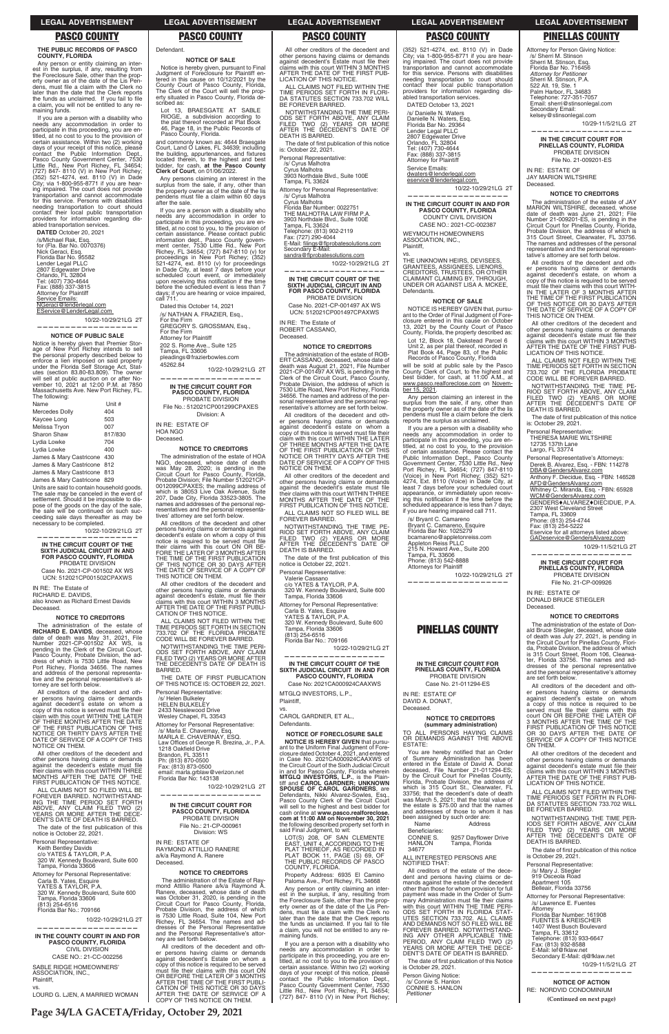## PASCO COUNTY

**THE PUBLIC RECORDS OF PASCO COUNTY, FLORIDA**

Any person or entity claiming an interest in the surplus, if any, resulting from the Foreclosure Sale, other than the property owner as of the date of the Lis Pendens, must file a claim with the Clerk no later than the date that the Clerk reports the funds as unclaimed. If you fail to file a claim, you will not be entitled to any remaining funds.

If you are a person with a disability who needs any accommodation in order to participate in this proceeding, you are entitled, at no cost to you to the provision of certain assistance. Within two (2) working days of your receipt of this notice, please contact the Public Information Dept., Pasco County Government Center, 7530 Little Rd., New Port Richey, FL 34654; (727) 847- 8110 (V) in New Port Richey; (352) 521-4274, ext. 8110 (V) in Dade City; via 1-800-955-8771 if you are hearing impaired. The court does not provide transportation and cannot accommodate for this service. Persons with disabilities needing transportation to court should contact their local public transportation providers for information regarding disabled transportation services.

**DATED** October 20, 2021

/s/Michael Rak, Esq.
for (Fla. Bar No. 0070376)
Nick Geraci, Esq.
Florida Bar No. 95582
Lender Legal PLLC
2807 Edgewater Drive
Orlando, FL 32804
Tel: (407) 730-4644
Fax: (888) 337-3815
Attorney for Plaintiff
Service Emails:
NGeraci@lenderlegal.com
EService@LenderLegal.com

10/22-10/29/21LG 2T

---

**NOTICE OF PUBLIC SALE**

Notice is hereby given that Premier Storage of New Port Richey intends to sell the personal property described below to enforce a lien imposed on said property under the Florida Self Storage Act, Statutes (section 83.80-83.809). The owner will sell at public auction on or after November 10, 2021 at 12:00 P.M. at 7850 Massachusetts Ave. New Port Richey, FL. The following:

| Name | Unit # |
|---|---|
| Mercedes Dolly | 404 |
| Kaycee Long | 503 |
| Melissa Tryon | 007 |
| Sharon Shaw | 817/830 |
| Lydia Lowke | 704 |
| Lydia Lowke | 400 |
| James & Mary Castricone | 430 |
| James & Mary Castricone | 812 |
| James & Mary Castricone | 813 |
| James & Mary Castricone | 829 |

Units are said to contain household goods. The sale may be canceled in the event of settlement. Should it be impossible to dispose of the goods on the day of the sale, the sale will be continued on such succeeding sale days thereafter as may be necessary to be completed.

10/22-10/29/21LG 2T

---

**IN THE CIRCUIT COURT OF THE SIXTH JUDICIAL CIRCUIT IN AND FOR PASCO COUNTY, FLORIDA**
PROBATE DIVISION
Case No. 2021-CP-001502 AX WS
UCN: 512021CP001502CPAXWS

IN RE: The Estate of
RICHARD E. DAVIDS,
also known as Richard Ernest Davids
Deceased.

**NOTICE TO CREDITORS**

The administration of the estate of **RICHARD E. DAVIDS**, deceased, whose date of death was May 31, 2021, File Number 2021-CP-001502 AX WS, is pending in the Circle of the Circuit Court, Pasco County, Probate Division, the address of which is 7530 Little Road, New Port Richey, Florida 34656. The names and address of the personal representative and the personal representative's attorney are set forth below.

All creditors of the decedent and other persons having claims or demands against decedent's estate, on whom a copy of this notice is served must file their claim with this court WITHIN THE LATER OF THREE MONTHS AFTER THE DATE OF THE FIRST PUBLICATION OF THIS NOTICE OR THIRTY DAYS AFTER THE DATE OF SERVICE OF A COPY OF THIS NOTICE ON THEM.

All other creditors of the decedent and other persons having claims or demands against the decedent's estate must file their claims with this court WITHIN THREE MONTHS AFTER THE DATE OF THE FIRST PUBLICATION OF THIS NOTICE.

ALL CLAIMS NOT SO FILED WILL BE FOREVER BARRED. NOTWITHSTANDING THE TIME PERIOD SET FORTH ABOVE, ANY CLAIM FILED TWO (2) YEARS OR MORE AFTER THE DECEDENT'S DATE OF DEATH IS BARRED.

The date of the first publication of this notice is October 22, 2021.

Personal Representative:
Keith Bentley Davids
c/o YATES & TAYLOR, P.A.
320 W. Kennedy Boulevard, Suite 600
Tampa, Florida 33606

Attorney for Personal Representative:
Carla B. Yates, Esquire
YATES & TAYLOR, P.A.
320 W. Kennedy Boulevard, Suite 600
Tampa, Florida 33606
(813) 254-6516
Florida Bar No.: 709166

10/22-10/29/21LG 2T

---

**IN THE COUNTY COURT IN AND FOR PASCO COUNTY, FLORIDA**
CIVIL DIVISION
CASE NO.: 21-CC-002256

SABLE RIDGE HOMEOWNERS' ASSOCIATION, INC.,
Plaintiff,
vs.
LOURD G. LJEN, A MARRIED WOMAN
Defendant.

**NOTICE OF SALE**

Notice is hereby given, pursuant to Final Judgment of Foreclosure for Plaintiff entered in this cause on 10/12/2021 by the County Court of Pasco County, Florida, The Clerk of the Court will sell the property situated in Pasco County, Florida described as:

Lot 13, BRAESGATE AT SABLE RIDGE, a subdivision according to the plat thereof recorded at Plat Book 46, Page 18, in the Public Records of Pasco County, Florida.

and commonly known as: 4644 Braesgate Court, Land O Lakes, FL 34639; including the building, appurtenances, and fixtures located therein, to the highest and best bidder, for cash, **at the Pasco County Clerk of Court**, on 01/06/2022.

Any persons claiming an interest in the surplus from the sale, if any, other than the property owner as of the date of the lis pendens must file a claim within 60 days after the sale.

If you are a person with a disability who needs any accommodation in order to participate in this proceeding, you are entitled, at no cost to you, to the provision of certain assistance. Please contact public information dept., Pasco County government center, 7530 Little Rd., New Port Richey, FL 34654; (727) 847-8110 (v) for proceedings in New Port Richey; (352) 521-4274, ext. 8110 (v) for proceedings in Dade City, at least 7 days before your scheduled court event, or immediately upon receiving this notification if the time before the scheduled event is less than 7 days; if you are hearing or voice impaired, call 711.

Dated this October 14, 2021

/s/ NATHAN A. FRAZIER, Esq.,
For the Firm
GREGORY S. GROSSMAN, Esq.,
For the Firm
Attorney for Plaintiff
202 S. Rome Ave., Suite 125
Tampa, FL 33606
pleadings@frazierbowles.com

45262.84

10/22-10/29/21LG 2T

---

**IN THE CIRCUIT COURT FOR PASCO COUNTY, FLORIDA**
PROBATE DIVISION
File No.: 512021CP001299CPAXES
Division: A

IN RE: ESTATE OF
HOA NGO
Deceased.

**NOTICE TO CREDITORS**

The administration of the estate of HOA NGO, deceased, whose date of death was May 28, 2020; is pending in the Circuit Court for Pasco County, Florida, Probate Division; File Number 512021CP-0012099CPAXES; the mailing address of which is 38053 Live Oak Avenue, Suite 207, Dade City, Florida 33523-3805. The names and addresses of the personal representatives and the personal representatives' attorney are set forth below.

All creditors of the decedent and other persons having claims or demands against decedent's estate on whom a copy of this notice is required to be served must file their claims with this court ON OR BEFORE THE LATER OF 3 MONTHS AFTER THE TIME OF THE FIRST PUBLICATION OF THIS NOTICE OR 30 DAYS AFTER THE DATE OF SERVICE OF A COPY OF THIS NOTICE ON THEM.

All other creditors of the decedent and other persons having claims or demands against decedent's estate, must file their claims with this court WITHIN 3 MONTHS AFTER THE DATE OF THE FIRST PUBLICATION OF THIS NOTICE.

ALL CLAIMS NOT FILED WITHIN THE TIME PERIODS SET FORTH IN SECTION 733.702 OF THE FLORIDA PROBATE CODE WILL BE FOREVER BARRED.

NOTWITHSTANDING THE TIME PERIODS SET FORTH ABOVE, ANY CLAIM FILED TWO (2) YEARS OR MORE AFTER THE DECEDENT'S DATE OF DEATH IS BARRED.

THE DATE OF FIRST PUBLICATION OF THIS NOTICE IS: OCTOBER 22, 2021.

Personal Representative:
/s/ Helen Bulkeley
HELEN BULKELEY
2433 Nesslewood Drive
Wesley Chapel, FL 33543

Attorney for Personal Representative:
/s/ Marla E. Chavernay, Esq.
MARLA E. CHAVERNAY, ESQ.
Law Offices of George R. Brezina, Jr., P.A.
1218 Oakfield Drive
Brandon, FL 33511
Ph: (813) 870-0500
Fax: (813) 873-0500
email: marla.grblaw@verizon.net
Florida Bar No: 143138

10/22-10/29/21LG 2T

---

**IN THE CIRCUIT COURT FOR PASCO COUNTY, FLORIDA**
PROBATE DIVISION
File No.: 21-CP-000961
Division: WS

IN RE: ESTATE OF
RAYMOND ATTILLIO RANERE
a/k/a Raymond A. Ranere
Deceased.

**NOTICE TO CREDITORS**

The administration of the Estate of Raymond Attillio Ranere a/k/a Raymond A. Ranere, deceased, whose date of death was October 31, 2020, is pending in the Circuit Court for Pasco County, Florida, Probate Division, the address of which is 7530 Little Road, Suite 104, New Port Richey, FL 34654. The names and addresses of the Personal Representative and the Personal Representative's attorney are set forth below.

All creditors of the decedent and other persons having claims or demands against decedent's Estate on whom a copy of this notice is required to be served must file their claims with this court ON OR BEFORE THE LATER OF 3 MONTHS AFTER THE TIME OF THE FIRST PUBLICATION OF THIS NOTICE OR 30 DAYS AFTER THE DATE OF SERVICE OF A COPY OF THIS NOTICE ON THEM.

All other creditors of the decedent and other persons having claims or demands against decedent's Estate must file their claims with this court WITHIN 3 MONTHS AFTER THE DATE OF THE FIRST PUBLICATION OF THIS NOTICE.

ALL CLAIMS NOT FILED WITHIN THE TIME PERIODS SET FORTH IN FLORIDA STATUTES SECTION 733.702 WILL BE FOREVER BARRED.

NOTWITHSTANDING THE TIME PERIODS SET FORTH ABOVE, ANY CLAIM FILED TWO (2) YEARS OR MORE AFTER THE DECEDENT'S DATE OF DEATH IS BARRED.

The date of first publication of this notice is: October 22, 2021.

Personal Representative:
/s/ Cyrus Malhotra
Cyrus Malhotra
3903 Northdale Blvd., Suite 100E
Tampa, FL 33624

Attorney for Personal Representative:
/s/ Cyrus Malhotra
Cyrus Malhotra
Florida Bar Number: 0022751
THE MALHOTRA LAW FIRM P.A.
3903 Northdale Blvd., Suite 100E
Tampa, FL 33624
Telephone: (813) 902-2119
Fax: (727) 290-4044
E-Mail: filings@flprobatesolutions.com
Secondary E-Mail:
sandra@flprobatesolutions.com

10/22-10/29/21LG 2T

---

**IN THE CIRCUIT COURT OF THE SIXTH JUDICIAL CIRCUIT IN AND FOR PASCO COUNTY, FLORIDA**
PROBATE DIVISION
Case No. 2021-CP-001497 AX WS
UCN: 512021CP001497CPAXWS

IN RE: The Estate of
ROBERT CASSANO,
Deceased.

**NOTICE TO CREDITORS**

The administration of the estate of ROBERT CASSANO, deceased, whose date of death was August 21, 2021, File Number 2021-CP-001497 AX WS, is pending in the Clerk of the Circuit Court, Pasco County, Probate Division, the address of which is 7530 Little Road, New Port Richey, Florida 34656. The names and the address of the personal representative and the personal representative's attorney are set forth below.

All creditors of the decedent and other persons having claims or demands against decedent's estate, on whom a copy of this notice is served must file their claim with this court WITHIN THE LATER OF THREE MONTHS AFTER THE DATE OF THE FIRST PUBLICATION OF THIS NOTICE OR THIRTY DAYS AFTER THE DATE OF SERVICE OF A COPY OF THIS NOTICE ON THEM.

All other creditors of the decedent and other persons having claims or demands against the decedent's estate must file their claims with this court WITHIN THREE MONTHS AFTER THE DATE OF THE FIRST PUBLICATION OF THIS NOTICE.

ALL CLAIMS NOT SO FILED WILL BE FOREVER BARRED.

NOTWITHSTANDING THE TIME PERIOD SET FORTH ABOVE, ANY CLAIM FILED TWO (2) YEARS OR MORE AFTER THE DECEDENT'S DATE OF DEATH IS BARRED.

The date of the first publication of this notice is October 22, 2021.

Personal Representative:
Valerie Cassano
c/o YATES & TAYLOR, P.A.
320 W. Kennedy Boulevard, Suite 600
Tampa, Florida 33606

Attorney for Personal Representative:
Carla B. Yates, Esquire
YATES & TAYLOR, P.A.
320 W. Kennedy Boulevard, Suite 600
Tampa, Florida 33606
(813) 254-6516
Florida Bar No.: 709166

10/22-10/29/21LG 2T

---

**IN THE CIRCUIT COURT OF THE SIXTH JUDICIAL CIRCUIT IN AND FOR PASCO COUNTY, FLORIDA**
Case No. 2021CA000924CAAXWS

MTGLO INVESTORS, L.P.,
Plaintiff,
vs.
CAROL GARDNER, ET AL.,
Defendants.

**NOTICE OF FORECLOSURE SALE**

**NOTICE IS HEREBY GIVEN** that pursuant to the Uniform Final Judgment of Foreclosure dated October 4, 2021, and entered in Case No. 2021CA000924CAAXWS of the Circuit Court of the Sixth Judicial Circuit in and for Pasco County, Florida wherein **MTGLO INVESTORS, L.P.**, is the Plaintiff and **CAROL GARDNER; UNKNOWN SPOUSE OF CAROL GARDNER**, are Defendants, Nikki Alvarez-Sowles, Esq., Pasco County Clerk of the Circuit Court will sell to the highest and best bidder for cash online at **www.pasco.realforeclose.com at 11:00 AM on November 30, 2021** the following described property set forth in said Final Judgment, to wit:

LOT(S) 208, OF SAN CLEMENTE EAST, UNIT 4, ACCORDING TO THE PLAT THEREOF, AS RECORDED IN PLAT BOOK 11, PAGE (S) 69, OF THE PUBLIC RECORDS OF PASCO COUNTY, FLORIDA.

Property Address: 6935 El Camino Paloma Ave., Port Richey, FL 34668

Any person or entity claiming an interest in the surplus, if any, resulting from the Foreclosure Sale, other than the property owner as of the date of the Lis Pendens, must file a claim with the Clerk no later than the date that the Clerk reports the funds as unclaimed. If you fail to file a claim, you will not be entitled to any remaining funds.

If you are a person with a disability who needs any accommodation in order to participate in this proceeding, you are entitled, at no cost to you to the provision of certain assistance. Within two (2) working days of your receipt of this notice, please contact the Public Information Dept., Pasco County Government Center, 7530 Little Rd., New Port Richey, FL 34654; (727) 847- 8110 (V) in New Port Richey; (352) 521-4274, ext. 8110 (V) in Dade City; via 1-800-955-8771 if you are hearing impaired. The court does not provide transportation and cannot accommodate for this service. Persons with disabilities needing transportation to court should contact their local public transportation providers for information regarding disabled transportation services.

DATED October 13, 2021

/s/ Danielle N. Waters
Danielle N. Waters, Esq.
Florida Bar No: 29364
Lender Legal PLLC
2807 Edgewater Drive
Orlando, FL 32804
Tel: (407) 730-4644
Fax: (888) 337-3815
Attorney for Plaintiff

Service Emails:
dwaters@lenderlegal.com
eservice@lenderlegal.com

10/22-10/29/21LG 2T

---

**IN THE CIRCUIT COURT IN AND FOR PASCO COUNTY, FLORIDA**
COUNTY CIVIL DIVISION
CASE NO.: 2021-CC-002387

WEYMOUTH HOMEOWNERS ASSOCIATION, INC.,
Plaintiff,
vs.
THE UNKNOWN HEIRS, DEVISEES, GRANTEES, ASSIGNEES, LIENORS, CREDITORS, TRUSTEES, OR OTHER CLAIMANT CLAIMING BY, THROUGH, UNDER OR AGAINST LISA A. MCKEE,
Defendants.

**NOTICE OF SALE**

NOTICE IS HEREBY GIVEN that, pursuant to the Order of Final Judgment of Foreclosure entered in this cause on October 13, 2021 by the County Court of Pasco County, Florida, the property described as:

Lot 12, Block 18, Oakstead Parcel 6 Unit 2, as per plat thereof, recorded in Plat Book 44, Page 83, of the Public Records of Pasco County, Florida

will be sold at public sale by the Pasco County Clerk of Court, to the highest and best bidder, for cash, at 11:00 A.M., at www.pasco.realforeclose.com on November 15, 2021.

Any person claiming an interest in the surplus from the sale, if any, other than the property owner as of the date of the lis pendens must file a claim before the clerk reports the surplus as unclaimed.

If you are a person with a disability who needs any accommodation in order to participate in this proceeding, you are entitled, at no cost to you, to the provision of certain assistance. Please contact the Public Information Dept., Pasco County Government Center, 7530 Little Rd., New Port Richey, FL 34654; (727) 847-8110 (Voice) in New Port Richey; (352) 521-4274, Ext. 8110 (Voice) in Dade City, at least 7 days before your scheduled court appearance, or immediately upon receiving this notification if the time before the scheduled appearance is less than 7 days; if you are hearing impaired call 711.

/s/ Bryant C. Camareno
Bryant C. Camareno, Esquire
Florida Bar No: 1025279
bcamareno@appletonreiss.com
Appleton Reiss PLLC
215 N. Howard Ave., Suite 200
Tampa, FL 33606
Phone: (813) 542-8888
Attorneys for Plaintiff

10/22-10/29/21LG 2T

---

## PINELLAS COUNTY

**IN THE CIRCUIT COURT FOR PINELLAS COUNTY, FLORIDA**
PROBATE DIVISION
Case No. 21-011294-ES

IN RE: ESTATE OF
DAVID A. DONAT,
Deceased.

**NOTICE TO CREDITORS**
**(summary administration)**

TO ALL PERSONS HAVING CLAIMS OR DEMANDS AGAINST THE ABOVE ESTATE:

You are hereby notified that an Order of Summary Administration has been entered in the Estate of David A. Donat deceased, File Number 21-011294-ES; by the Circuit Court for Pinellas County, Florida, Probate Division, the address of which is 315 Court St., Clearwater, FL 33756; that the decedent's date of death was March 5, 2021; that the total value of the estate is $75.00 and that the names and addresses of those to whom it has been assigned by such order are:

| Name | Address |
|---|---|
| Beneficiaries: | |
| CONNIE S. HANLON | 9257 Dayflower Drive Tampa, Florida 34677 |

ALL INTERESTED PERSONS ARE NOTIFIED THAT:

All creditors of the estate of the decedent and persons having claims or demands against the estate of the decedent other than those for whom provision for full payment was made in the Order of Summary Administration must file their claims with this court WITHIN THE TIME PERIODS SET FORTH IN FLORIDA STATUTES SECTION 733.702. ALL CLAIMS AND DEMANDS NOT SO FILED WILL BE FOREVER BARRED. NOTWITHSTANDING ANY OTHER APPLICABLE TIME PERIOD, ANY CLAIM FILED TWO (2) YEARS OR MORE AFTER THE DECEDENT'S DATE OF DEATH IS BARRED.

The date of first publication of this Notice is October 29, 2021.

Person Giving Notice:
/s/ Connie S. Hanlon
CONNIE S. HANLON
*Petitioner*

Attorney for Person Giving Notice:
/s/ Sherri M. Stinson
Sherri M. Stinson, Esq.
Florida Bar No. 716456
*Attorney for Petitioner*
Sherri M. Stinson, P.A.
522 Alt. 19, Ste. 1
Palm Harbor, FL 34683
Telephone: 727-351-7057
Email: sherri@stinsonlegal.com
Secondary Email:
kelsey@stinsonlegal.com

10/29-11/5/21LG 2T

---

**IN THE CIRCUIT COURT FOR PINELLAS COUNTY, FLORIDA**
PROBATE DIVISION
File No. 21-009201-ES

IN RE: ESTATE OF
JAY MARION WILTSHIRE
Deceased.

**NOTICE TO CREDITORS**

The administration of the estate of JAY MARION WILTSHIRE, deceased, whose date of death was June 21, 2021; File Number 21-009201-ES, is pending in the Circuit Court for Pinellas County, Florida, Probate Division, the address of which is 315 Court Street, Clearwater, FL 33756. The names and addresses of the personal representative and the personal representative's attorney are set forth below.

All creditors of the decedent and other persons having claims or demands against decedent's estate, on whom a copy of this notice is required to be served must file their claims with this court WITHIN THE LATER OF 3 MONTHS AFTER THE TIME OF THE FIRST PUBLICATION OF THIS NOTICE OR 30 DAYS AFTER THE DATE OF SERVICE OF A COPY OF THIS NOTICE ON THEM.

All other creditors of the decedent and other persons having claims or demands against decedent's estate must file their claims with this court WITHIN 3 MONTHS AFTER THE DATE OF THE FIRST PUBLICATION OF THIS NOTICE.

ALL CLAIMS NOT FILED WITHIN THE TIME PERIODS SET FORTH IN SECTION 733.702 OF THE FLORIDA PROBATE CODE WILL BE FOREVER BARRED.

NOTWITHSTANDING THE TIME PERIOD SET FORTH ABOVE, ANY CLAIM FILED TWO (2) YEARS OR MORE AFTER THE DECEDENT'S DATE OF DEATH IS BARRED.

The date of first publication of this notice is: October 29, 2021.

Personal Representative:
THERESA MARIE WILTSHIRE
12735 137th Lane
Largo, FL 33774

Personal Representative's Attorneys:
Derek B. Alvarez, Esq. - FBN: 114278
DBA@GendersAlvarez.com
Anthony F. Diecidue, Esq. - FBN: 146528
AFD@GendersAlvarez.com
Whitney C. Miranda, Esq. - FBN: 65928
WCM@GendersAlvarez.com
GENDERS♦ALVAREZ♦DIECIDUE, P.A.
2307 West Cleveland Street
Tampa, FL 33609
Phone: (813) 254-4744
Fax: (813) 254-5222
Eservice for all attorneys listed above:
GADeservice@GendersAlvarez.com

10/29-11/5/21LG 2T

---

**IN THE CIRCUIT COURT FOR PINELLAS COUNTY, FLORIDA**
PROBATE DIVISION
File No. 21-CP-009926

IN RE: ESTATE OF
DONALD BRUCE STIEGLER
Deceased.

**NOTICE TO CREDITORS**

The administration of the estate of Donald Bruce Stiegler, deceased, whose date of death was July 27, 2021, is pending in the Circuit Court for Pinellas County, Florida, Probate Division, the address of which is 315 Court Street, Room 106, Clearwater, Florida 33756. The names and addresses of the personal representative and the personal representative's attorney are set forth below.

All creditors of the decedent and other persons having claims or demands against decedent's estate on whom a copy of this notice is required to be served must file their claims with this court ON OR BEFORE THE LATER OF 3 MONTHS AFTER THE TIME OF THE FIRST PUBLICATION OF THIS NOTICE OR 30 DAYS AFTER THE DATE OF SERVICE OF A COPY OF THIS NOTICE ON THEM.

All other creditors of the decedent and other persons having claims or demands against decedent's estate must file their claims with this court WITHIN 3 MONTHS AFTER THE DATE OF THE FIRST PUBLICATION OF THIS NOTICE.

ALL CLAIMS NOT FILED WITHIN THE TIME PERIODS SET FORTH IN FLORIDA STATUTES SECTION 733.702 WILL BE FOREVER BARRED.

NOTWITHSTANDING THE TIME PERIODS SET FORTH ABOVE, ANY CLAIM FILED TWO (2) YEARS OR MORE AFTER THE DECEDENT'S DATE OF DEATH IS BARRED.

The date of first publication of this notice is October 29, 2021.

Personal Representative:
/s/ Mary J. Stiegler
919 Osceola Road
Apartment 105
Belleair, Florida 33756

Attorney for Personal Representative:
/s/ Lawrence E. Fuentes
Attorney
Florida Bar Number: 161908
FUENTES & KREISCHER
1407 West Busch Boulevard
Tampa, FL 33612
Telephone: (813) 933-6647
Fax: (813) 932-8588
E-Mail: lef@fklaw.net
Secondary E-Mail: dj@fklaw.net

10/29-11/5/21LG 2T

---

**NOTICE OF ACTION**
RE: NORDVID CONDOMINIUM

**(Continued on next page)**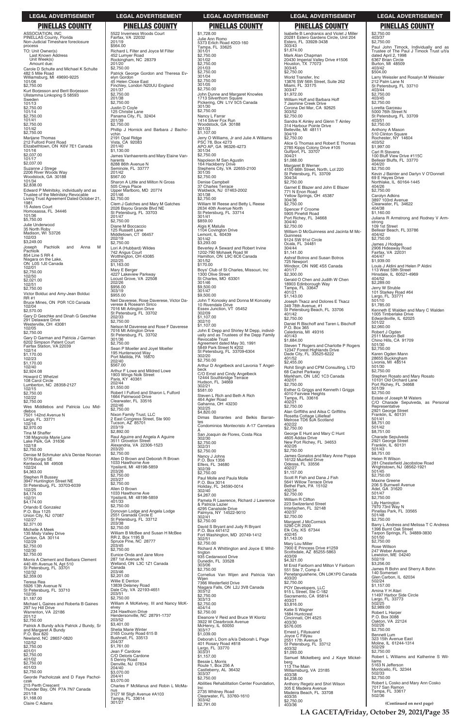# LEGAL ADVERTISEMENT

## PINELLAS COUNTY

ASSOCIATION, INC
PINELLAS County, Florida
Non-Judicial Timeshare foreclosure process
TO: Unit Owner(s)
Last Known Address
Unit Week(s)
Amount due:

Carole D Schulte and Michael K Schulte
482 S Mile Road
Williamsburg, MI 49690-9225
101/06
$2,750.00

Kurt Borjesson and Berit Borjesson
Ullstamma Linkoping S 58593
Sweden
101/13
$2,750.00
101/14
$2,750.00
101/41
$2,750.00
101/42
$2,750.00

Marijane Thomas
212 Fulford Point Road
Elizabethtown, ON K6V 7E1 Canada
101/16
$2,037.00
101/17
$2,037.00

Suzanne J Strege
2206 River Woods Way
Woodstock, GA 30188
101/34
$2,838.00

Edward P Melnitsky, individually and as Trustee of the Melnitsky Revocable Living Trust Agreement Dated October 21, 1981
15 Asters Court
Homosassa, FL 34446
101/36
$5,750.00

Julie Underwood
35 North Roby
Madison, WI 53726
102/03
$3,249.00

Joseph Pachlolk and Anna M Pachlolk
854 Line 5 RR 4
Niagara on the Lake,
ON L0S 1J0 Canada
102/01
$2,750.00
102/50
$2,021.00
102/51
$2,750.00

Victor Bolduc and Amy-Jean Bolduc
RR #1
Bruce Mines, ON P0R 1C0 Canada
102/04
$2,570.00

Gary D Geschke and Dinah G Geschke
291 Delaware Drive
Westerville, OH 43081
102/05
$2,750.00

Gary D Garman and Patricia J Garman
6202 Simpson Patent Court
Fairfax Station, VA 22039
102/14
$1,170.00
102/23
$1,170.00
102/40
$2,924.08

Howard C Whetzel
108 Carol Circle
Lumberton, NC 28358-2127
102/15
$2,750.00
102/22
$2,750.00

Wes Middlebos and Patricia Lou Middlebos
7501 142nd Avenue N
Largo, FL 33771
102/16
$2,970.00

Tina M Shaffer
138 Magnolia Marie Lane
Lake Park, GA 31636
102/18
$2,750.00

Denise M Schmuker a/k/a Denise Noonan
5779 Burgis SE
Kentwood, MI 49508
102/24
$4,363.00

Stephen R Bussey
3947 Huntington Street NE
St Petersburg, FL 33703-6039
102/25
$4,174.00
102/31
$4,174.00

Orlando E Gonzalez
P.O. Box 1125
Union City, NJ 07087
102/27
$2,371.00

Michelle A Meek
135 Misty Valley Drive
Canton, GA 30114
102/29
$2,750.00
102/30
$2,750.00

Morris A Clement and Barbara Clement
440 4th Avenue N, Apt 510
St Petersburg, FL 33701
102/32
$2,359.00

Teresa Rea
5926 13th Avenue N
St Petersburg, FL 33710
102/35
$1,187.00

Michael L Gaines and Roberta B Gaines
297 Ivy Hill Drive
Warrenton, VA 22186
201/12
$2,750.00

Patrick A Bundy a/k/a Patrick J Bundy, Sr and Margaret A Bundy
P.O. Box 820
Newland, NC 28657-0820
102/52
$2,750.00
401/01
$2,750.00
401/02
$2,750.00
401/03
$2,750.00

Georde Pacholczak and D Faye Pacholczak
215 Perth Crescent
Thunder Bay, ON P7A 7N7 Canada
201/18
$1,168.00

Claire C Adams
5522 Inverness Woods Court
Fairfax, VA 22032
201/19
$564.00

Richard L Filter and Joyce M Filter
452 Lumyer Road
Rockingham, NC 28379
201/20
$2,750.00

Patrick George Gordon and Theresa Evelyn Gordon
45 Helen Close East
Finchley, London N20UU England
201/37
$2,750.00
201/38
$2,750.00

Justin D Coyle
125 Christie Lane
Panama City, FL 32404
201/39
$2,750.00

Phillip J Hornick and Barbara J Bachovchin
2191 Opal Ridge
Vista, CA 92083
201/40
$1,130.00

James Vanhaerents and Mary Elaine Vanharents
8288 86th Avenue N
Seminole, FL 33777
201/42
$567.00

Sharon A Little and Milton N Gross
505 Creya Place
Upper Marlboro, MD 20774
201/46
$2,750.00

Clem J Gatches and Mary M Gatches
2026 Bayou Grande Blvd NE
St Petersburg, FL 33703
201/47
$2,750.00

Diane M Boccaccio
125 Russett Lane
Middletown, CT 06457
202/19
$2,750.00

Lori A (Hubbard) Wildes
742 Angus Court
Worthington, OH 43085
202/25
$1,163.00

Mary E Berger
4227 Lakeview Parkway
Locust Grove, VA 22508
202/26
$956.00
303/19
$955.00

Neil Daverese, Rose Daverese, Victor Daverese & Roseann Sirico
7016 Mt Arlington Drive
St Petersburg, FL 33702
202/33
$2,750.00

Nelson M Daverese and Rose F Daverese
7016 Mt Arlington Drive
St Petersburg, FL 33702
301/36
$2,750.00

Sean P Moeller and Joyel Moeller
195 Hunterwood Way
Port Matilda, PA 16870
202/40
$567.00

Arthur F Lowe and Mildred Lowe
1903 Wings Nolk Street
Paris, KY 40361
202/44
$1,550.00

Robert I Fulford and Sharon L Fulford
1664 Palmwood Drive
Clearwater, FL 33516
202/46
$2,750.00

Nixon Family Trust, LLC
2 East Congress Street, Ste 900
Tucson, AZ 85701
203/19
$2,892.00

Raul Aguirre and Angela A Aguirre
3511 Groveton Street
Alexandria, VA 22306-1523
203/20
$2,750.00

Allen D Brown and Deborah R Brown
1033 Hawthorne Ave
Ypsilanti, MI 48198-5859
203/26
$2,750.00
203/27
$2,750.00

Allen D Brown
1033 Hawthorne Ave
Ypsilanti, MI 48198-5859
401/33
$2,750.00

Donovan Lodge and Angela Lodge
2551 Granada Circle E
St Petersburg, FL 33712
203/38
$2,750.00

William B McBee and Susan H McBee
RR 2, Box 1195 B
Spruce Pine, NC 28777
203/45
$2,750.00

Eunice Onda and Jane More
287 1st Avenue N
Welland, ON L3C 1Z1 Canada
Canada
203/46
$2,201.00

Willie E Denton
13839 Delaney Road
Dale City, VA 22193-4651
203/51
$2,750.00

William A McKelvey, III and Nancy McKelvey
234 Hawthorn Drive
Hendersonville, NC 28791-1737
203/52
$3,401.00

Shelia Marie Winter
2165 County Road 615 B
Bushnell, FL 33513
204/37
$1,761.00

Jean F Cardone
C/O Deloris Cardone
5 Denny Road
Denville, NJ 07834
204/40
$3,070.00
204/41
$3,070.00

Charles F McManus and Robin L McManus
3127 W Sligh Avenue #A103
Tampa, FL 33614
301/27
$1,728.00

Julie Ann Romo
5373 Erlich Road #203-160
Tampa, FL 33625
301/01
$2,750.00
301/02
$2,750.00
201/03
$2,750.00
301/04
$2,750.00
301/05
$2,750.00

John Dunne and Margaret Knowles
1713 Silverthorn Square
Pickering, ON L1V 5C5 Canada
301/30
$2,750.00

Nancy L Farrar
1414 Silver Fox Run
Woodstock, GA 30188
301/33
$1,107.00

Jerry O Williams, Jr and Julie A Williams
PSC 78, Box 4273
APO AP, GA 96326-4273
301/34
$2,750.00

Napoleon M San Agustin
164 Hackberry Drive
Stephens City, VA 22655-2100
301/35
$2,750.00

Denise Campbell
37 Charles Terrace
Waldwick, NJ 07463-2002
301/38
$2,750.00

William W Reese and Betty L Reese
2634 40th Avenue North
St Petersburg, FL 33714
301/41
$859.00

Algis K Matulis
1104 Covington Drive
Lemont, IL 60439
301/42
$3,293.00

Beverley A Seward and Robert Irvine
1202-790 Mohawk Road W
Hamilton, ON L9C 6C6 Canada
301/52
$170.00

Boys' Club of St Charles, Missouri, Inc
1300 Olive Street
St Charles, MO 63301
301/46
$9,500.00
301/47
$9,500.00

John T Konosky and Donna M Konosky
10 Rivendale Drive
Essex Junction, VT 05452
302/09
$1,107.00
302/10
$1,107.00

John E Depp and Shirley M Depp, individually and as Trustees of the Depp Family Revocable Trust
Agreement dated May 30, 1991
5849 Park Street N #202
St Petersburg, FL 33709-6304
302/20
$2,750.00

Arthur D Angelbeck and Lavonia T Angelbeck
C/O Ernst and Cindy Angelbeck
12444 Southbridge Terrace
Hudson, FL 34669
302/21
$581.00

Steven L Rich and Beth A Rich
464 Agler Road
Gahanna, OH 43230
302/25
$4,820.00

Dimas Barrantes and Belkis Barrantes
Condominios Montecristo A-17 Carretera A
San Joaquin de Flores, Costa Rica
302/30
$2,750.00
302/31
$2,750.00

Nancy J Johns
P.O. Box 1356
Elfers, FL 34680
302/39
$2,750.00

Paul Molle and Paula Molle
P.O. Box 3014
Holiday, FL 34590-0014
302/40
$4,267.00

Pamela R Lawrence, Richard J Lawrence & Patricia Lazier
4295 Canalside Drive
Palmyra, NY 14522-9010
302/41
$2,750.00

David S Bryant and Judy R Bryant
P.O. Box 441412
Fort Washington, MD 20749-1412
302/51
$2,750.00

Richard A Whittington and Joyce E Whittington
935 Cedarwood Drive
Dunedin, FL 33528
303/06
$2,750.00

Cornelius Van Wijen and Patricia Van Wijen
7366 Westerfield Drive
Niagara Falls, ON L2J 3V8 Canada
303/12
$2,750.00
303/13
$2,750.00
404/14
$2,750.00

Eleanore V Reid and Bruce W Klontz
3922 W Clearbrook Avenue
McHenry, IL 60050
303/17
$1,039.00

Deborah L Dorn a/k/a Deborah L Page
401 Rosary Road #818
Largo, FL 33770
303/31
$1,157.00

Bessie L Morris
Route 1, Box 256 A
Castleberry, AL 36432
303/37
$2,750.00

Abilities Rehabilitation Center Foundation, Inc
2735 Whitney Road
Clearwater, FL 33760-1610
303/42
$2,791.00

Isabelle B Lendranics and Violet J Miller
20281 Estero Gardens Circle, Unit 204
Estero, FL 33928-3438
303/43
$1,674.00

Mark Alan Chapman
20430 Imperial Valley Drive #1506
Houston, TX 77073
303/45
$2,750.00

World Transfer, Inc
13876 SW 56th Street, Suite 262
Miami, FL 33175
303/47
$1,972.00

William Hoff and Barbara Hoff
7 Jasmine Creek Drive
Corona Del Mar, CA 92625
303/52
$2,750.00

Sandra K Ainley and Glenn T Ainley
314 Harbour Pointe Drive
Belleville, MI 48111
304/19
$2,750.00

Alice G Thomas and Robert E Thomas
2785 Kipps Colony Drive #105
Gulfport, FL 33707
304/21
$1,088.00

Margaret B Werner
4150 66th Street, North, Lot 220
St Petersburg, FL 33709
304/34
$2,750.00

Garnet E Blazer and John E Blazer
771 N Enon Road
Yellow Springs, OH 45387
304/36
$2,750.00

Spencer F Croome
5905 Pinehill Road
Port Richey, FL 34668
304/40
$2,750.00

William D McGuinness and Jacinta M McGuinness
9124 SW 91st Circle
Ocala, FL 34481
304/44
$1,141.00

Ashraf Botros and Susan Botros
725 Newport
Windsor, ON N9E 4S5 Canada
401/17
$2,300.00

Gerald O Chen and Judith W Chen
18903 Edinborough Way
Tampa, FL 33647
401/21
$1,143.00

Joseph Tkacz and Dolores E Tkacz
349 78th Avenue, #1
St Petersburg Beach, FL 33706
401/42
$2,750.00

Daniel R Bischoff and Taren L Bischoff
P.O. Box 365
Caledonia, MI 49316
401/43
$1,684.00

Steven T Rogers and Charlotte P Rogers
12347 Forest Highlands Drive
Dade City, FL 33525-6222
401/52
$2,455.00

Rohit Singh and CPM Consulting, LTD
68 Cachet Parkway
Markham, ON L6C 1C3 Canada
402/01
$2,750.00

Esther G Griggs and Kenneth I Griggs
4010 Fairview Heights
Tampa, FL 33616
402/21
$2,750.00

Alan Griffiths and Ailsa C Griffiths
Rosetta Cottage Lilliefeaf
Melrose TD6 9JA Scotland
402/22
$2,750.00

George E Hunt and Mary C Hunt
4605 Addax Drive
New Port Richey, FL 34653
402/26
$2,750.00

James Gonatos and Mary Anne Poppa
16122 Muirfield Drive
Odessa, FL 33556
402/27
$1,157.00

Scott R Fish and Dana J Fish
5641 Willow Terrace Drive
Bethel Park, PA 15102
402/34
$2,750.00

William R Clifton
223 Switzerland Street
Interlachen, FL 32148
402/37
$2,750.00

Margaret J McCormick
5290 CR 2500
Elk City, KS 67344
402/45
$1,143.00

Mary Lou Miller
7900 E Princess Drive #1259
Scottsdale, AZ 85255-5863
403/09
$4,321.00

M Enid Fairborn and Milton V Fairborn
551 Site 7, Comp 4
Penetanguishene, ON L0K1P0 Canada
403/20
$2,750.00

POY Developers, LLC
915 L Street, Ste C-182
Sacramento, CA 95814
403/21
$3,816.00

Katie S Wagner
1684 Huntcrest
Cincinnati, OH 4525
403/30
$576.005

Ernest L Fillyauand
Joyce C Fillyau
2551 17th Avenue S
St Petersburg, FL 33712
403/32
$1,093.00

Samuel Mickelberg and J Kaye Mickelberg
113 The Main
Williamsburg, VA 23185
403/38
$4,238.00

Anthony Regetz and Shirl Wilson
305 E Madeira Avenue
Madeira Beach, FL 33708
403/35
$2,750.00
403/36
$2,750.00
403/37
$2,750.00

Paul John Timock, Individually and as Trustee of The Paul J Timock Trust u/t/a dated April 2, 1998
6367 Brian Circle
Burton, MI 48509
403/42
$504.00

Larry Weissler and Rosalyn M Weissler
212 Palm Lane N
St Petersburg, FL 33710
403/44
$2,750.00
403/45
$2,750.00

Loretta Garceau
5000 76th Street N
St Petersburg, FL 33709
403/51
$2,750.00

Anthony A Mason
510 Clinton Square
Rochester, NY 14604
403/52
$1,997.00

Carl R Stevens
100 Bluff View Drive #115C
Belleair Bluffs, FL 33770
404/20
$2,750.00

Kevin J Bainter and Darlyn V O'Donnell
69 E Hayes Drive
Northlake, IL 60164-1445
404/26
$2,750.00

Carolyn Adkins
3897 103rd Avenue
Clearwater, FL 34622
404/38
$1,160.00

Juliana R Armstrong and Rodney V Armstrong
109 1st Street
Belleair Beach, FL 33786
404/42
$2,750.00

James J Hodges
2906 Hideaway Road
Fairfax, VA 22031
404/47
$1,939.00

Louis J Aldini and Helen P Aldini
113 West 59th Street
Hinsdale, IL 60521-4969
404/52
$2,289.00

Jerry W Struble
101 Starkey Road #64
Largo, FL 33771
501/10
$1,785.00

Kenneth E Walden and Mary C Walden
1005 Timberlake Drive
Edwardsville, IL 62025
501/22
$2,060.00

Robert J Ogden
2511 Maroon Bell
Chino Hills, CA 91709
501/30
$2,750.00

Karen Ogden Mann
28655 Buckingham
Livonia, MI 48514
501/30
$2,750.00

Stephen Rosato and Mary Rosato
10101 Old Orchard Lane
Port Richey, FL 34668
501/39
$2,750.00

Estate of Joseph M Waters
C/O Charade Sepulveda, as Personal Representative
2921 George Street
Franklin, IL 60131
501/41
$8,751.00
501/42
$8,751.00

Charade Sepulveda
2921 George Street
Franklin, IL 60131
501/43
$8,751.00

Helen R Wilson
281 Chesterfield Jacobstow Road
Wrightstown, NJ 08562-1921
501/45
$2,750.00

Maxine Greene
206 S Burnwell Avenue
Adel, GA 31620
501/47
$2,750.00

Lilly Harrington
7970 73rd Way N
Pinellas Park, FL 33565
501/48
$2,750.00

Barry L Andress and Melissa T C Andress
1396 Burnt Oak Street
Tarpon Springs, FL 34889-3830
501/50
$2,750.00

Rose Willson
247 Weber Avenue
Lewiston, ME 04240
502/19
$3,256.00

James R Bohn and Sherry A Bohn
140 Somerset
Glen Carbon, IL 62034
502/24
$1,157.00

Amina Y H Atari
11497 Harbor Side Circle
Largo, FL 33773
502/25
$2,989.00

Robert L Harper
P.O. Box 3088
Oakton, VA 22124
502/26
$2,750.00

Bennett Lum
323 15th Avenue East
Moline, IL 61244-1314
502/29
$2,750.00

Robert L Williams and Katherine S Williams
5163 N Jefferson
Monticello, FL 32344
502/33
$2,750.00

Robert L Cosko and Mary Ann Cosko
7017 San Ramon
Tampa, FL 33617
502/36

**(Continued on next page)**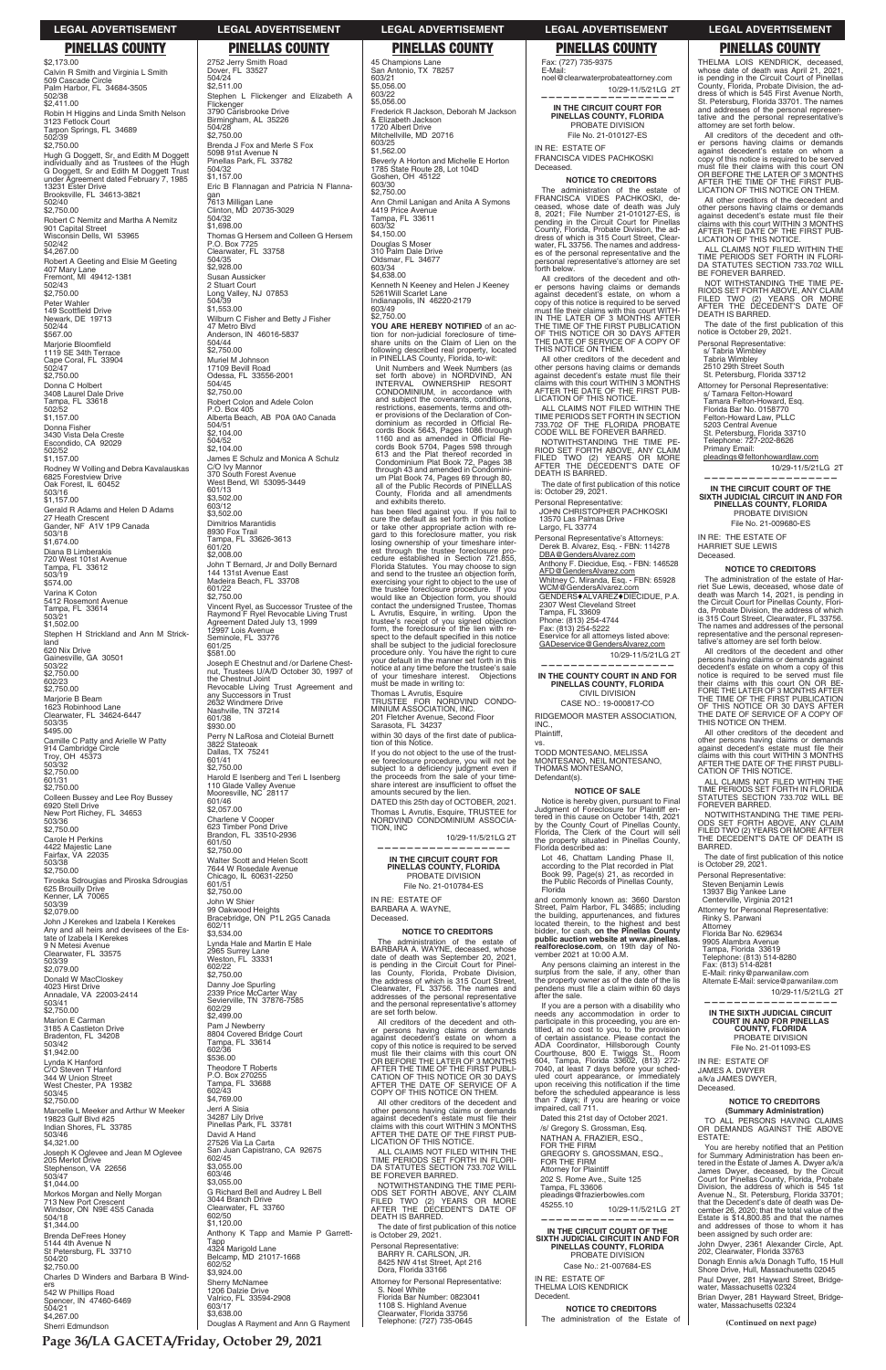## PINELLAS COUNTY

$2,173.00
Calvin R Smith and Virginia L Smith
509 Cascade Circle
Palm Harbor, FL 34684-3505
502/38
$2,411.00
Robin H Higgins and Linda Smith Nelson
3123 Fetlock Court
Tarpon Springs, FL 34689
502/39
$2,750.00
Hugh G Doggett, Sr, and Edith M Doggett individually and as Trustees of the Hugh G Doggett, Sr and Edith M Doggett Trust under Agreement dated February 7, 1985
13231 Ester Drive
Brooksville, FL 34613-3821
502/40
$2,750.00
Robert C Nemitz and Martha A Nemitz
901 Capital Street
Wisconsin Dells, WI 53965
502/42
$4,267.00
Robert A Geeting and Elsie M Geeting
407 Mary Lane
Fremont, MI 49412-1381
502/43
$2,750.00
Peter Wahler
149 Scottfield Drive
Newark, DE 19713
502/44
$567.00
Marjorie Bloomfield
1119 SE 34th Terrace
Cape Coral, FL 33904
502/47
$2,750.00
Donna C Holbert
3408 Laurel Dale Drive
Tampa, FL 33618
502/52
$1,157.00
Donna Fisher
3430 Vista Dela Creste
Escondido, CA 92029
502/52
$1,157.00
Rodney W Volling and Debra Kavalauskas
6825 Forestview Drive
Oak Forest, IL 60452
503/16
$1,157.00
Gerald R Adams and Helen D Adams
27 Heath Crescent
Gander, NF A1V 1P9 Canada
503/18
$1,674.00
Diana B Limberakis
720 West 101st Avenue
Tampa, FL 33612
503/19
$574.00
Varina K Coton
5412 Rosemont Avenue
Tampa, FL 33614
503/21
$1,502.00
Stephen H Strickland and Ann M Strickland
620 Nix Drive
Gainesville, GA 30501
503/22
$2,750.00
602/23
$2,750.00
Marjorie B Beam
1623 Robinhood Lane
Clearwater, FL 34624-6447
503/35
$495.00
Camille C Patty and Arielle W Patty
914 Cambridge Circle
Troy, OH 45373
503/32
$2,750.00
601/31
$2,750.00
Colleen Bussey and Lee Roy Bussey
6920 Stell Drive
New Port Richey, FL 34653
503/36
$2,750.00
Carole H Perkins
4422 Majestic Lane
Fairfax, VA 22035
503/38
$2,750.00
Tiroska Sdrougias and Piroska Sdrougias
625 Brouilly Drive
Kenner, LA 70065
503/39
$2,079.00
John J Kerekes and Izabela I Kerekes Any and all heirs and devisees of the Estate of Izabela I Kerekes
9 N Melesi Avenue
Clearwater, FL 33575
503/39
$2,079.00
Donald W MacCloskey
4023 Hirst Drive
Annadale, VA 22003-2414
503/41
$2,750.00
Marion E Carman
3185 A Castleton Drive
Bradenton, FL 34208
503/42
$1,942.00
Lynda K Hanford
C/O Steven T Hanford
344 W Union Street
West Chester, PA 19382
503/45
$2,750.00
Marcelle L Meeker and Arthur W Meeker
19823 Gulf Blvd #25
Indian Shores, FL 33785
503/46
$4,321.00
Joseph K Oglevee and Jean M Oglevee
205 Merlot Drive
Stephenson, VA 22656
503/47
$1,044.00
Morkos Morgan and Nelly Morgan
713 New Port Crescent
Windsor, ON N9E 4S5 Canada
504/18
$1,344.00
Brenda DeFrees Honey
5144 4th Avenue N
St Petersburg, FL 33710
504/20
$2,750.00
Charles D Winders and Barbara B Winders
542 W Phillips Road
Spencer, IN 47460-6469
504/21
$4,267.00
Sherri Edmundson
2752 Jerry Smith Road
Dover, FL 33527
504/24
$2,511.00
Stephen L Flickenger and Elizabeth A Flickenger
3790 Carisbrooke Drive
Birmingham, AL 35226
504/28
$2,750.00
Brenda J Fox and Merle S Fox
5098 91st Avenue N
Pinellas Park, FL 33782
504/32
$1,157.00
Eric B Flannagan and Patricia N Flannagan
7613 Milligan Lane
Clinton, MD 20735-3029
504/32
$1,698.00
Thomas G Hersem and Colleen G Hersem
P.O. Box 7725
Clearwater, FL 33758
504/35
$2,928.00
Susan Aussicker
2 Stuart Court
Long Valley, NJ 07853
504/39
$1,553.00
Wilburn C Fisher and Betty J Fisher
47 Metro Blvd
Anderson, IN 46016-5837
504/44
$2,750.00
Muriel M Johnson
17109 Bevill Road
Odessa, FL 33556-2001
504/45
$2,750.00
Robert Colon and Adele Colon
P.O. Box 405
Alberta Beach, AB P0A 0A0 Canada
504/51
$2,104.00
504/52
$2,104.00
James E Schulz and Monica A Schulz
C/O Ivy Mannor
370 South Forest Avenue
West Bend, WI 53095-3449
601/13
$3,502.00
603/12
$3,502.00
Dimitrios Marantidis
8930 Fox Trail
Tampa, FL 33626-3613
601/20
$2,008.00
John T Bernard, Jr and Dolly Bernard
144 131st Avenue East
Madeira Beach, FL 33708
601/22
$2,750.00
Vincent Ryel, as Successor Trustee of the Raymond F Ryel Revocable Living Trust Agreement Dated July 13, 1999
12997 Lois Avenue
Seminole, FL 33776
601/25
$581.00
Joseph E Chestnut and /or Darlene Chestnut, Trustees U/A/D October 30, 1997 of the Chestnut Joint Revocable Living Trust Agreement and any Successors in Trust
2632 Windmere Drive
Nashville, TN 37214
601/38
$930.00
Perry N LaRosa and Cloteial Burnett
3822 Stateoak
Dallas, TX 75241
601/41
$2,750.00
Harold E Isenberg and Teri L Isenberg
110 Glade Valley Avenue
Mooresville, NC 28117
601/46
$2,057.00
Charlene V Cooper
623 Timber Pond Drive
Brandon, FL 33510-2936
601/50
$2,750.00
Walter Scott and Helen Scott
7644 W Rosedale Avenue
Chicago, IL 60631-2250
601/51
$2,750.00
John W Shier
99 Oakwood Heights
Bracebridge, ON P1L 2G5 Canada
602/11
$3,534.00
Lynda Haile and Martin E Hale
2965 Surrey Lane
Weston, FL 33331
602/22
$2,750.00
Danny Joe Spurling
2339 Price McCarter Way
Sevierville, TN 37876-7585
602/29
$2,499.00
Pam J Newberry
8804 Covered Bridge Court
Tampa, FL 33614
602/36
$536.00
Theodore T Roberts
P.O. Box 270255
Tampa, FL 33688
602/43
$4,769.00
Jerri A Sisia
34287 Lily Drive
Pinellas Park, FL 33781
David A Hand
27526 Via La Carta
San Juan Capistrano, CA 92675
602/45
$3,055.00
603/46
$3,055.00
G Richard Bell and Audrey L Bell
3044 Branch Drive
Clearwater, FL 33760
602/50
$1,120.00
Anthony K Tapp and Mamie P Garrett-Tapp
4324 Marigold Lane
Belcamp, MD 21017-1668
602/52
$3,924.00
Sherry McNamee
1206 Dalzie Drive
Valrico, FL 33594-2908
603/17
$3,638.00
Douglas A Rayment and Ann G Rayment
45 Champions Lane
San Antonio, TX 78257
603/21
$5,056.00
603/22
$5,056.00
Frederick R Jackson, Deborah M Jackson & Elizabeth Jackson
1720 Albert Drive
Mitchellville, MD 20716
603/25
$1,562.00
Beverly A Horton and Michelle E Horton
1785 State Route 28, Lot 104D
Goshen, OH 45122
603/30
$2,750.00
Ann Chmil Lanigan and Anita A Symons
4419 Price Avenue
Tampa, FL 33611
603/32
$4,150.00
Douglas S Moser
310 Palm Dale Drive
Oldsmar, FL 34677
603/34
$4,638.00
Kenneth N Keeney and Helen J Keeney
5261Will Scarlet Lane
Indianapolis, IN 46220-2179
603/49
$2,750.00

**YOU ARE HEREBY NOTIFIED** of an action for non-judicial foreclosure of timeshare units on the Claim of Lien on the following described real property, located in PINELLAS County, Florida, to-wit:

Unit Numbers and Week Numbers (as set forth above) in NORDVIND, AN INTERVAL OWNERSHIP RESORT CONDOMINIUM, in accordance with and subject the covenants, conditions, restrictions, easements, terms and other provisions of the Declaration of Condominium as recorded in Official Records Book 5643, Pages 1086 through 1160 and as amended in Official Records Book 5704, Pages 598 through 613 and the Plat thereof recorded in Condominium Plat Book 72, Pages 38 through 43 and amended in Condominium Plat Book 74, Pages 69 through 80, all of the Public Records of PINELLAS County, Florida and all amendments and exhibits thereto.

has been filed against you. If you fail to cure the default as set forth in this notice or take other appropriate action with regard to this foreclosure matter, you risk losing ownership of your timeshare interest through the trustee foreclosure procedure established in Section 721.855, Florida Statutes. You may choose to sign and send to the trustee an objection form, exercising your right to object to the use of the trustee foreclosure procedure. If you would like an Objection form, you should contact the undersigned Trustee, Thomas L Avrutis, Esquire, in writing. Upon the trustee's receipt of you signed objection form, the foreclosure of the lien with respect to the default specified in this notice shall be subject to the judicial foreclosure procedure only. You have the right to cure your default in the manner set forth in this notice at any time before the trustee's sale of your timeshare interest. Objections must be made in writing to:

Thomas L Avrutis, Esquire
TRUSTEE FOR NORDVIND CONDOMINIUM ASSOCIATION, INC.
201 Fletcher Avenue, Second Floor
Sarasota, FL 34237

within 30 days of the first date of publication of this Notice.

If you do not object to the use of the trustee foreclosure procedure, you will not be subject to a deficiency judgment even if the proceeds from the sale of your timeshare interest are insufficient to offset the amounts secured by the lien.

DATED this 25th day of OCTOBER, 2021.

Thomas L Avrutis, Esquire, TRUSTEE for NORDVIND CONDOMINIUM ASSOCIATION, INC

10/29-11/5/21LG 2T

---

**IN THE CIRCUIT COURT FOR PINELLAS COUNTY, FLORIDA**
PROBATE DIVISION
File No. 21-010784-ES

IN RE: ESTATE OF
BARBARA A. WAYNE,
Deceased.

**NOTICE TO CREDITORS**

The administration of the estate of BARBARA A. WAYNE, deceased, whose date of death was September 20, 2021, is pending in the Circuit Court for Pinellas County, Florida, Probate Division, the address of which is 315 Court Street, Clearwater, FL 33756. The names and addresses of the personal representative and the personal representative's attorney are set forth below.

All creditors of the decedent and other persons having claims or demands against decedent's estate on whom a copy of this notice is required to be served must file their claims with this court ON OR BEFORE THE LATER OF 3 MONTHS AFTER THE TIME OF THE FIRST PUBLICATION OF THIS NOTICE OR 30 DAYS AFTER THE DATE OF SERVICE OF A COPY OF THIS NOTICE ON THEM.

All other creditors of the decedent and other persons having claims or demands against decedent's estate must file their claims with this court WITHIN 3 MONTHS AFTER THE DATE OF THE FIRST PUBLICATION OF THIS NOTICE.

ALL CLAIMS NOT FILED WITHIN THE TIME PERIODS SET FORTH IN FLORIDA STATUTES SECTION 733.702 WILL BE FOREVER BARRED.

NOTWITHSTANDING THE TIME PERIODS SET FORTH ABOVE, ANY CLAIM FILED TWO (2) YEARS OR MORE AFTER THE DECEDENT'S DATE OF DEATH IS BARRED.

The date of first publication of this notice is October 29, 2021.

Personal Representative:
BARRY R. CARLSON, JR.
8425 NW 41st Street, Apt 216
Dora, Florida 33166

Attorney for Personal Representative:
S. Noel White
Florida Bar Number: 0823041
1108 S. Highland Avenue
Clearwater, Florida 33756
Telephone: (727) 735-0645
Fax: (727) 735-9375
E-Mail:
noel@clearwaterprobateattorney.com

10/29-11/5/21LG 2T

---

**IN THE CIRCUIT COURT FOR PINELLAS COUNTY, FLORIDA**
PROBATE DIVISION
File No. 21-010127-ES

IN RE: ESTATE OF
FRANCISCA VIDES PACHKOSKI
Deceased.

**NOTICE TO CREDITORS**

The administration of the estate of FRANCISCA VIDES PACHKOSKI, deceased, whose date of death was July 8, 2021; File Number 21-010127-ES, is pending in the Circuit Court for Pinellas County, Florida, Probate Division, the address of which is 315 Court Street, Clearwater, FL 33756. The names and addresses of the personal representative and the personal representative's attorney are set forth below.

All creditors of the decedent and other persons having claims or demands against decedent's estate, on whom a copy of this notice is required to be served must file their claims with this court WITHIN THE LATER OF 3 MONTHS AFTER THE TIME OF THE FIRST PUBLICATION OF THIS NOTICE OR 30 DAYS AFTER THE DATE OF SERVICE OF A COPY OF THIS NOTICE ON THEM.

All other creditors of the decedent and other persons having claims or demands against decedent's estate must file their claims with this court WITHIN 3 MONTHS AFTER THE DATE OF THE FIRST PUBLICATION OF THIS NOTICE.

ALL CLAIMS NOT FILED WITHIN THE TIME PERIODS SET FORTH IN SECTION 733.702 OF THE FLORIDA PROBATE CODE WILL BE FOREVER BARRED.

NOTWITHSTANDING THE TIME PERIOD SET FORTH ABOVE, ANY CLAIM FILED TWO (2) YEARS OR MORE AFTER THE DECEDENT'S DATE OF DEATH IS BARRED.

The date of first publication of this notice is: October 29, 2021.

Personal Representative:
JOHN CHRISTOPHER PACHKOSKI
13570 Las Palmas Drive
Largo, FL 33774

Personal Representative's Attorneys:
Derek B. Alvarez, Esq. - FBN: 114278
DBA@GendersAlvarez.com
Anthony F. Diecidue, Esq. - FBN: 146528
AFD@GendersAlvarez.com
Whitney C. Miranda, Esq. - FBN: 65928
WCM@GendersAlvarez.com
GENDERS♦ALVAREZ♦DIECIDUE, P.A.
2307 West Cleveland Street
Tampa, FL 33609
Phone: (813) 254-4744
Fax: (813) 254-5222
Eservice for all attorneys listed above:
GADeservice@GendersAlvarez.com

10/29-11/5/21LG 2T

---

**IN THE COUNTY COURT IN AND FOR PINELLAS COUNTY, FLORIDA**
CIVIL DIVISION
CASE NO.: 19-000817-CO

RIDGEMOOR MASTER ASSOCIATION, INC.,
Plaintiff,
vs.
TODD MONTESANO, MELISSA MONTESANO, NEIL MONTESANO, THOMAS MONTESANO,
Defendant(s).

**NOTICE OF SALE**

Notice is hereby given, pursuant to Final Judgment of Foreclosure for Plaintiff entered in this cause on October 14th, 2021 by the County Court of Pinellas County, Florida, The Clerk of the Court will sell the property situated in Pinellas County, Florida described as:

Lot 46, Chattam Landing Phase II, according to the Plat recorded in Plat Book 99, Page(s) 21, as recorded in the Public Records of Pinellas County, Florida

and commonly known as: 3660 Darston Street, Palm Harbor, FL 34685; including the building, appurtenances, and fixtures located therein, to the highest and best bidder, for cash, **on the Pinellas County public auction website at www.pinellas.realforeclose.com**, on 19th day of November 2021 at 10:00 A.M.

Any persons claiming an interest in the surplus from the sale, if any, other than the property owner as of the date of the lis pendens must file a claim within 60 days after the sale.

If you are a person with a disability who needs any accommodation in order to participate in this proceeding, you are entitled, at no cost to you, to the provision of certain assistance. Please contact the ADA Coordinator, Hillsborough County Courthouse, 800 E. Twiggs St., Room 604, Tampa, Florida 33602, (813) 272-7040, at least 7 days before your scheduled court appearance, or immediately upon receiving this notification if the time before the scheduled appearance is less than 7 days; if you are hearing or voice impaired, call 711.

Dated this 21st day of October 2021.
/s/ Gregory S. Grossman, Esq.
NATHAN A. FRAZIER, ESQ.,
FOR THE FIRM
GREGORY S. GROSSMAN, ESQ.,
FOR THE FIRM
Attorney for Plaintiff
202 S. Rome Ave., Suite 125
Tampa, FL 33606
pleadings@frazierbowles.com
45255.10

10/29-11/5/21LG 2T

---

**IN THE CIRCUIT COURT OF THE SIXTH JUDICIAL CIRCUIT IN AND FOR PINELLAS COUNTY, FLORIDA**
PROBATE DIVISION
Case No.: 21-007684-ES

IN RE: ESTATE OF
THELMA LOIS KENDRICK
Decedent.

**NOTICE TO CREDITORS**

The administration of the Estate of THELMA LOIS KENDRICK, deceased, whose date of death was April 21, 2021, is pending in the Circuit Court of Pinellas County, Florida, Probate Division, the address of which is 545 First Avenue North, St. Petersburg, Florida 33701. The names and addresses of the personal representative and the personal representative's attorney are set forth below.

All creditors of the decedent and other persons having claims or demands against decedent's estate on whom a copy of this notice is required to be served must file their claims with this court ON OR BEFORE THE LATER OF 3 MONTHS AFTER THE TIME OF THE FIRST PUBLICATION OF THIS NOTICE OR 30 DAYS AFTER THE DATE OF SERVICE OF A COPY OF THIS NOTICE ON THEM.

All other creditors of the decedent and other persons having claims or demands against decedent's estate must file their claims with this court WITHIN 3 MONTHS AFTER THE DATE OF THE FIRST PUBLICATION OF THIS NOTICE.

ALL CLAIMS NOT FILED WITHIN THE TIME PERIODS SET FORTH IN FLORIDA STATUTES SECTION 733.702 WILL BE FOREVER BARRED.

NOT WITHSTANDING THE TIME PERIODS SET FORTH ABOVE, ANY CLAIM FILED TWO (2) YEARS OR MORE AFTER THE DECEDENT'S DATE OF DEATH IS BARRED.

The date of the first publication of this notice is October 29, 2021.

Personal Representative:
s/ Tabria Wimbley
Tabria Wimbley
2510 29th Street South
St. Petersburg, Florida 33712

Attorney for Personal Representative:
s/ Tamara Felton-Howard
Tamara Felton-Howard, Esq.
Florida Bar No. 0158770
Felton-Howard Law, PLLC
5203 Central Avenue
St. Petersburg, Florida 33710
Telephone: 727-202-8626
Primary Email:
pleadings@feltonhowardlaw.com

10/29-11/5/21LG 2T

---

**IN THE CIRCUIT COURT OF THE SIXTH JUDICIAL CIRCUIT IN AND FOR PINELLAS COUNTY, FLORIDA**
PROBATE DIVISION
File No. 21-009680-ES

IN RE: THE ESTATE OF
HARRIET SUE LEWIS
Deceased.

**NOTICE TO CREDITORS**

The administration of the estate of Harriet Sue Lewis, deceased, whose date of death was March 14, 2021, is pending in the Circuit Court for Pinellas County, Florida, Probate Division, the address of which is 315 Court Street, Clearwater, FL 33756. The names and addresses of the personal representative and the personal representative's attorney are set forth below.

All creditors of the decedent and other persons having claims or demands against decedent's estate on whom a copy of this notice is required to be served must file their claims with this court ON OR BEFORE THE LATER OF 3 MONTHS AFTER THE TIME OF THE FIRST PUBLICATION OF THIS NOTICE OR 30 DAYS AFTER THE DATE OF SERVICE OF A COPY OF THIS NOTICE ON THEM.

All other creditors of the decedent and other persons having claims or demands against decedent's estate must file their claims with this court WITHIN 3 MONTHS AFTER THE DATE OF THE FIRST PUBLICATION OF THIS NOTICE.

ALL CLAIMS NOT FILED WITHIN THE TIME PERIODS SET FORTH IN FLORIDA STATUTES SECTION 733.702 WILL BE FOREVER BARRED.

NOTWITHSTANDING THE TIME PERIODS SET FORTH ABOVE, ANY CLAIM FILED TWO (2) YEARS OR MORE AFTER THE DECEDENT'S DATE OF DEATH IS BARRED.

The date of first publication of this notice is October 29, 2021.

Personal Representative:
Steven Benjamin Lewis
13937 Big Yankee Lane
Centerville, Virginia 20121

Attorney for Personal Representative:
Rinky S. Parwani
Attorney
Florida Bar No. 629634
9905 Alambra Avenue
Tampa, Florida 33619
Telephone: (813) 514-8280
Fax: (813) 514-8281
E-Mail: rinky@parwanilaw.com
Alternate E-Mail: service@parwanilaw.com

10/29-11/5/21LG 2T

---

**IN THE SIXTH JUDICIAL CIRCUIT COURT IN AND FOR PINELLAS COUNTY, FLORIDA**
PROBATE DIVISION
File No. 21-011093-ES

IN RE: ESTATE OF
JAMES A. DWYER
a/k/a JAMES DWYER,
Deceased.

**NOTICE TO CREDITORS (Summary Administration)**

TO ALL PERSONS HAVING CLAIMS OR DEMANDS AGAINST THE ABOVE ESTATE:

You are hereby notified that an Petition for Summary Administration has been entered in the Estate of James A. Dwyer a/k/a James Dwyer, deceased, by the Circuit Court for Pinellas County, Florida, Probate Division, the address of which is 545 1st Avenue N., St. Petersburg, Florida 33701; that the decedent's date of death was December 26, 2020; that the total value of the Estate is $114,800.85 and that the names and addresses of those to whom it has been assigned by such order are:

John Dwyer, 2361 Alexander Circle, Apt. 202, Clearwater, Florida 33763
Donagh Ennis a/k/a Donagh Tuffo, 15 Hull Shore Drive, Hull, Massachusetts 02045
Paul Dwyer, 281 Hayward Street, Bridgewater, Massachusetts 02324
Brian Dwyer, 281 Hayward Street, Bridgewater, Massachusetts 02324

**(Continued on next page)**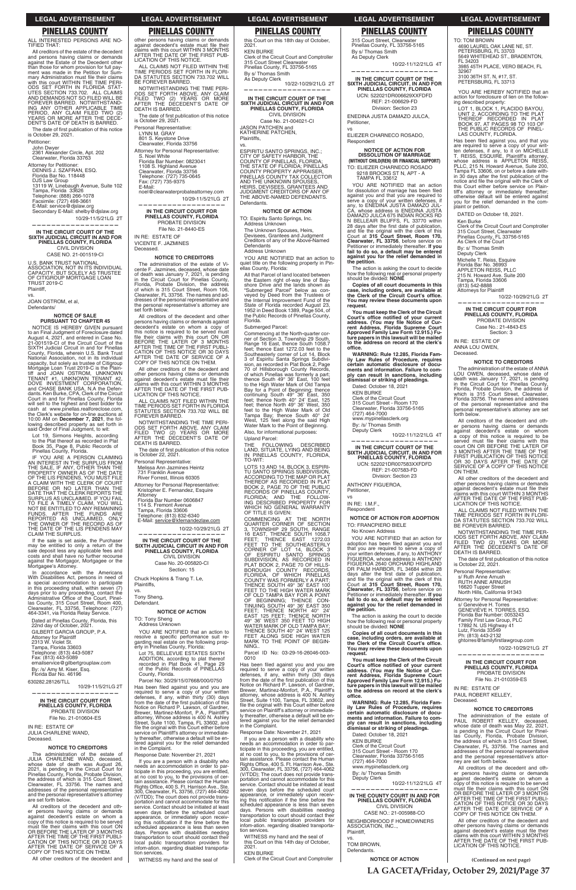## PINELLAS COUNTY

ALL INTERESTED PERSONS ARE NOTIFIED THAT:

All creditors of the estate of the decedent and persons having claims or demands against the Estate of the Decedent other than those for whom provision for full payment was made in the Petition for Summary Administration must file their claims with this court WITHIN THE TIME PERIODS SET FORTH IN FLORIDA STATUTES SECTION 733.702. ALL CLAIMS AND DEMANDS NOT SO FILED WILL BE FOREVER BARRED. NOTWITHSTANDING ANY OTHER APPLICABLE TIME PERIOD, ANY CLAIM FILED TWO (2) YEARS OR MORE AFTER THE DECEDENT'S DATE OF DEATH IS BARRED.

The date of first publication of this notice is October 29, 2021.

Petitioner:
John Dwyer
2361 Alexander Circle, Apt. 202
Clearwater, Florida 33763

Attorney for Petitioner:
DENNIS J. SZAFRAN, ESQ.
Florida Bar No. 118448
DJS Law Group
13119 W. Linebaugh Avenue, Suite 102
Tampa, Florida 33626
Telephone: (888) 266-1078
Facsimile: (727) 498-3661
E-Mail: service@djslaw.org
Secondary E-Mail: shelby@djslaw.org

10/29-11/5/21LG 2T

---

**IN THE CIRCUIT COURT OF THE SIXTH JUDICIAL CIRCUIT IN AND FOR PINELLAS COUNTY, FLORIDA**
CIVIL DIVISION
CASE NO. 21-001519-CI

U.S. BANK TRUST NATIONAL ASSOCIATION, NOT IN ITS INDIVIDUAL CAPACITY, BUT SOLELY AS TRUSTEE OF CITIGROUP MORTGAGE LOAN TRUST 2019-C
Plaintiff,

vs.

JOAN OSTROM, et al,
Defendants/

**NOTICE OF SALE PURSUANT TO CHAPTER 45**

NOTICE IS HEREBY GIVEN pursuant to an Final Judgment of Foreclosure dated August 4, 2021, and entered in Case No. 21-001519-CI of the Circuit Court of the SIXTH Judicial Circuit in and for Pinellas County, Florida, wherein U.S. Bank Trust National Association, not in its individual capacity, but solely as trustee of Citigroup Mortgage Loan Trust 2019-C is the Plaintiff and JOAN OSTROM, UNKNOWN TENANT #1, UNKNOWN TENANT #2, DOVE INVESTMENT CORPORATION, and CHASE BANK USA, N.A. the Defendants. Ken Burke, CPA, Clerk of the Circuit Court in and for Pinellas County, Florida will sell to the highest and best bidder for cash at www.pinellas.realforeclose.com, the Clerk's website for on-line auctions at 10:00 AM on **December 7, 2021**, the following described property as set forth in said Order of Final Judgment, to wit:

Lot 19, Sirmons Heights, according to the Plat thereof as recorded in Plat Book 35, Page 8, Public Records of Pinellas County, Florida.

IF YOU ARE A PERSON CLAIMING AN INTEREST IN THE SURPLUS FROM THE SALE, IF ANY, OTHER THAN THE PROPERTY OWNER AS OF THE DATE OF THE LIS PENDENS, YOU MUST FILE A CLAIM WITH THE CLERK OF COURT BEFORE OR NO LATER THAN THE DATE THAT THE CLERK REPORTS THE SURPLUS AS UNCLAIMED. IF YOU FAIL TO FILE A TIMELY CLAIM, YOU WILL NOT BE ENTITLED TO ANY REMAINING FUNDS. AFTER THE FUNDS ARE REPORTED AS UNCLAIMED, ONLY THE OWNER OF THE RECORD AS OF THE DATE OF THE LIS PENDENS MAY CLAIM THE SURPLUS.

If the sale is set aside, the Purchaser may be entitled to only a return of the sale deposit less any applicable fees and costs and shall have no further recourse against the Mortgagor, Mortgagee or the Mortgagee's Attorney.

In accordance with the Americans With Disabilities Act, persons in need of a special accommodation to participate in this proceeding shall, within seven (7) days prior to any proceeding, contact the Administrative Office of the Court, Pinellas County, 315 Court Street, Room 400, Clearwater, FL 33756, Telephone: (727) 464-3341, via Florida Relay Service.

Dated at Pinellas County, Florida, this 22nd day of October, 2021.

GILBERT GARCIA GROUP, P.A.
Attorney for Plaintiff
2313 W. Violet St.
Tampa, Florida 33603
Telephone: (813) 443-5087
Fax: (813) 443-5089
emailservice@gilbertgrouplaw.com
By: /s/ Amy M. Kiser, Esq.
Florida Bar No. 46196

630282.28126/TLL

10/29-11/5/21LG 2T

---

**IN THE CIRCUIT COURT FOR PINELLAS COUNTY, FLORIDA**
PROBATE DIVISION
File No. 21-010604-ES

IN RE: ESTATE OF
JULIA CHARLENE WAND,
Deceased.

**NOTICE TO CREDITORS**

The administration of the estate of JULIA CHARLENE WAND, deceased, whose date of death was August 26, 2021, is pending in the Circuit Court for Pinellas County, Florida, Probate Division, the address of which is 315 Court Street, Clearwater, Florida 33756. The names and addresses of the personal representative and the personal representative's attorney are set forth below.

All creditors of the decedent and other persons having claims or demands against decedent's estate on whom a copy of this notice is required to be served must file their claims with this court ON OR BEFORE THE LATER OF 3 MONTHS AFTER THE TIME OF THE FIRST PUBLICATION OF THIS NOTICE OR 30 DAYS AFTER THE DATE OF SERVICE OF A COPY OF THIS NOTICE ON THEM.

All other creditors of the decedent and other persons having claims or demands against decedent's estate must file their claims with this court WITHIN 3 MONTHS AFTER THE DATE OF THE FIRST PUBLICATION OF THIS NOTICE.

ALL CLAIMS NOT FILED WITHIN THE TIME PERIODS SET FORTH IN FLORIDA STATUTES SECTION 733.702 WILL BE FOREVER BARRED.

NOTWITHSTANDING THE TIME PERIODS SET FORTH ABOVE, ANY CLAIM FILED TWO (2) YEARS OR MORE AFTER THE DECEDENT'S DATE OF DEATH IS BARRED.

The date of first publication of this notice is October 29, 2021.

Personal Representative:
LYNN M. GRAY
801 S. Keystone Drive
Clearwater, Florida 33756

Attorney for Personal Representative:
S. Noel White
Florida Bar Number: 0823041
1108 S. Highland Avenue
Clearwater, Florida 33756
Telephone: (727) 735-0645
Fax: (727) 735-9375
E-Mail:
noel@clearwaterprobateattorney.com

10/29-11/5/21LG 2T

---

**IN THE CIRCUIT COURT FOR PINELLAS COUNTY, FLORIDA**
PROBATE DIVISION
File No. 21-8440-ES

IN RE: ESTATE OF
VICENTE F. JAZMINES
Deceased.

**NOTICE TO CREDITORS**

The administration of the estate of Vicente F. Jazmines, deceased, whose date of death was January 7, 2021, is pending in the Circuit Court for Pinellas County, Florida, Probate Division, the address of which is 315 Court Street, Room 106, Clearwater, FL 33756. The names and addresses of the personal representative and the personal representative's attorney are set forth below.

All creditors of the decedent and other persons having claims or demands against decedent's estate on whom a copy of this notice is required to be served must file their claims with this court ON OR BEFORE THE LATER OF 3 MONTHS AFTER THE TIME OF THE FIRST PUBLICATION OF THIS NOTICE OR 30 DAYS AFTER THE DATE OF SERVICE OF A COPY OF THIS NOTICE ON THEM.

All other creditors of the decedent and other persons having claims or demands against decedent's estate must file their claims with this court WITHIN 3 MONTHS AFTER THE DATE OF THE FIRST PUBLICATION OF THIS NOTICE.

ALL CLAIMS NOT FILED WITHIN THE TIME PERIODS SET FORTH IN FLORIDA STATUTES SECTION 733.702 WILL BE FOREVER BARRED.

NOTWITHSTANDING THE TIME PERIODS SET FORTH ABOVE, ANY CLAIM FILED TWO (2) YEARS OR MORE AFTER THE DECEDENT'S DATE OF DEATH IS BARRED.

The date of first publication of this notice is October 22, 2021.

Personal Representative:
Melissa Ann Jazmines Heintz
731 Franklin Avenue
River Forest, Illinois 60305

Attorney for Personal Representative:
Kristopher E. Fernandez, Esquire
Attorney
Florida Bar Number 0606847
114 S. Fremont Avenue
Tampa, Florida 33606
Telephone: (813) 832-6340
E-Mail: service@kfernandezlaw.com

10/22-10/29/21LG 2T

---

**IN THE CIRCUIT COURT OF THE SIXTH JUDICIAL CIRCUIT IN AND FOR PINELLAS COUNTY, FLORIDA**
CIVIL DIVISION
Case No. 20-005820-CI
Section: 15

Chuck Hopkins & Trang T. Le,
Plaintiffs,

vs.

Tony Sheng,
Defendant.

**NOTICE OF ACTION**

TO: Tony Sheng
Address Unknown

YOU ARE NOTIFIED that an action to resolve a specific performance suit regarding real estate on the following property in Pinellas County, Florida:

Lot 75, BELLEVUE ESTATES SIXTH ADDITION, according to plat thereof recorded in Plat Book 41, Page 29 of the Public Records of PINELLAS County, Florida.

Parcel No: 30/29/15/07668/000/0750

Has been filed against you and you are required to serve a copy of your written defenses, if any, within thirty (30) days from the date of the first publication of this Notice on Richard P. Lawson, of Gardner, Brewer, Martinez-Monfort, P.A., Plaintiff's attorney, Whose address is 400 N. Ashley Street, Suite 1100, Tampa, FL 33602, and file the original with this Court either before service on Plaintiff's attorney or immediately thereafter, otherwise a default will be entered against you for the relief demanded in the Complaint.

Response Date: November 21, 2021

If you are a person with a disability who needs an accommodation in order to participate in this proceeding, you are entitled, at no cost to you, to the provisions of certain assistance. Please contact the Human Rights Office, 400 S. Ft. Harrison Ave., Ste. 300, Clearwater, FL 33756, (727) 464-4062 (V/TDD); The court does not provide transportation and cannot accommodate for this service. Contact should be initiated at least seven days before the scheduled court appearance, or immediately upon receiving this notification if the time before the scheduled appearance is less than seven days. Persons with disabilities needing transportation to court should contact their local public transportation providers for information. regarding disabled transportation services.

WITNESS my hand and the seal of this Court on this 18th day of October, 2021.

KEN BURKE
Clerk of the Circuit Court and Comptroller
315 Court Street Clearwater
Pinellas County, FL 33756-5165
By s/ Thomas Smith
As Deputy Clerk

10/22-10/29/21LG 2T

---

**IN THE CIRCUIT COURT OF THE SIXTH JUDICIAL CIRCUIT IN AND FOR PINELLAS COUNTY, FLORIDA**
CIVIL DIVISION
Case No. 20-004021-CI

JASON PATCHEN and
KATHERINE PATCHEN,
Plaintiffs,

vs.

ESPIRITU SANTO SPRINGS, INC.; CITY OF SAFETY HARBOR, THE COUNTY OF PINELLAS, FLORIDA, THE STATE OF FLORIDA, PINELLAS COUNTY PROPERTY APPRAISER, PINELLAS COUNTY TAX COLLECTOR AND THE UNKNOWN SPOUSES, HEIRS, DEVISEES, GRANTEES AND JUDGMENT CREDITORS OF ANY OF THE ABOVE-NAMED DEFENDANTS.
Defendants.

**NOTICE OF ACTION**

TO: Espiritu Santo Springs, Inc.
Address Unknown

The Unknown Spouses, Heirs, Devisees, Grantees and Judgment Creditors of any of the Above-Named Defendants
Address Unknown

YOU ARE NOTIFIED that an action to quiet title on the following property in Pinellas County, Florida:

All that Parcel of land located between the Eastern right of-way line of Bayshore Drive and the lands shown as "Submerged Parcel" below as conveyed by Deed from the Trustees of the Internal Improvement Fund of the State of Florida recorded August 23, 1952 in Deed Book 1389, Page 504, of the Public Records of Pinellas County, Florida.

Submerged Parcel:

Commencing at the North-quarter corner of Section 3, Township 29 South, Range 16 East, thence South 1058.7 feet; thence East 1272.03 feet to the Southeasterly corner of Lot 14, Block 3 of Espiritu Santa Springs Subdivision, as recorded in Plat Book 2, Page 70 of Hillsborough County Records, of which Pinellas was formerly a part; thence South 49° 36' East, 100 feet to the High Water Mark of Old Tampa Bay for a Point of Beginning; thence continuing South 49° 36' East, 350 feet; thence North 40° 24' East, 125 feet; thence North 49° 36' West, 350 feet to the High Water Mark of Old Tampa Bay; thence South 40° 24' West, 125 feet along the said High Water Mark to the Point of Beginning.

Also, for informational purposes:

Upland Parcel:

THE FOLLOWING DESCRIBED LAND, SITUATE, LYING AND BEING IN PINELLAS COUNTY, FLORIDA, TO-WIT:

LOTS 13 AND 14, BLOCK 3, ESPIRITU SANTO SPRINGS SUBDIVISION, ACCORDING TO THE MAP OR PLAT THEREOF AS RECORDED IN PLAT BOOK 2, PAGE 70 OF THE PUBLIC RECORDS OF PINELLAS COUNTY, FLORIDA; AND THE FOLLOWING DESCRIBED PROPERTY FOR WHICH NO GENERAL WARRANTY OF TITLE IS GIVEN:

COMMENCING AT THE NORTH QUARTER CORNER OF SECTION 3, TOWNSHIP 29 SOUTH, RANGE 16 EAST, THENCE SOUTH 1058.7 FEET; THENCE EAST 1272.03 FEET TO THE SOUTHEASTERLY CORNER OF LOT 14, BLOCK 3 OF ESPIRITU SANTO SPRINGS SUBDIVISION, AS RECORDED IN PLAT BOOK 2, PAGE 70 OF HILLSBOROUGH COUNTY RECORDS, FLORIDA, OF WHICH PINELLAS COUNTY WAS FORMERLY A PART; THENCE SOUTH 49° 36' EAST 100 FEET TO THE HIGH WATER MARK OF OLD TAMPA BAY FOR A POINT OF BEGINNING; THENCE CONTINUING SOUTH 49° 36' EAST 350 FEET; THENCE NORTH 40° 24' EAST 125 FEET; THENCE NORTH 49° 36' WEST 350 FEET TO HIGH WATER MARK OF OLD TAMPA BAY; THENCE SOUTH 40° 24' WEST 125 FEET ALONG SIDE HIGH WATER MARK TO THE POINT OF BEGINNING.

Parcel ID No: 03-29-16-26046-003-0010

Has been filed against you and you are required to serve a copy of your written defenses, if any, within thirty (30) days from the date of the first publication of this Notice on Richard P. Lawson, of Gardner, Brewer, Martinez-Monfort, P.A., Plaintiff's attorney, whose address is 400 N. Ashley Street, Suite 1100, Tampa, FL 33602, and file the original with this Court either before service on Plaintiff's attorney or immediately thereafter, otherwise a default will be entered against you for the relief demanded in the Complaint.

Response Date: November 21, 2021

If you are a person with a disability who needs an accommodation in order to participate in this proceeding, you are entitled, at no cost to you, to the provisions of certain assistance. Please contact the Human Rights Office, 400 S. Ft. Harrison Ave., Ste. 300, Clearwater, FL 33756, (727) 464-4062 (V/TDD); The court does not provide transportation and cannot accommodate for this service. Contact should be initiated at least seven days before the scheduled court appearance, or immediately upon receiving this notification if the time before the scheduled appearance is less than seven days. Persons with disabilities needing transportation to court should contact their local public transportation providers for infom-ation. regarding disabled transportation services.

WITNESS my hand and the seal of this Court on this 14th day of October, 2021.

KEN BURKE
Clerk of the Circuit Court and Comptroller
315 Court Street, Clearwater
Pinellas County, FL 33756-5165
By s/ Thomas Smith
As Deputy Clerk

10/22-11/12/21LG 4T

---

**IN THE CIRCUIT COURT OF THE SIXTH JUDICIAL CIRCUIT, IN AND FOR PINELLAS COUNTY, FLORIDA**
UCN: 522021DR006629XXFDFD
REF: 21-006629-FD
Division: Section 23

ENEDINA JUSTA DAMAZO JULCA,
Petitioner,

vs

ELIEZER CHARNECO ROSADO,
Respondent

**NOTICE OF ACTION FOR DISSOLUTION OF MARRIAGE (WITHOUT CHILD(REN) OR FINANCIAL SUPPORT)**

TO: ELIEZER CHARNECO ROSADO
9218 BROOKS ST N, APT - A
TAMPA FL 33612

YOU ARE NOTIFIED that an action for dissolution of marriage has been filed against you and that you are required to serve a copy of your written defenses, if any, to ENEDINA JUSTA DAMAZO JULCA, whose address is ENEDINA JUSTA DAMAZO JULCA 675 INDIAN ROCKS RD N BELLEAIR BLUFFS, FL 33770 within 28 days after the first date of publication, and file the original with the clerk of this Court at **315 Court Street, Room 170, Clearwater, FL 33756**, before service on Petitioner or immediately thereafter. **If you fail to do so, a default may be entered against you for the relief demanded in the petition**.

The action is asking the court to decide how the following real or personal property should be divided: **NONE**

**Copies of all court documents in this case, including orders, are available at the Clerk of the Circuit Court's office. You may review these documents upon request.**

**You must keep the Clerk of the Circuit Court's office notified of your current address. (You may file Notice of Current Address, Florida Supreme Court Approved Family Law Form 12.915.) Future papers in this lawsuit will be mailed to the address on record at the clerk's office.**

**WARNING: Rule 12.285, Florida Family Law Rules of Procedure, requires certain automatic disclosure of documents and information. Failure to comply can result in sanctions, including dismissal or striking of pleadings.**

Dated: October 18, 2021

KEN BURKE
Clerk of the Circuit Court
315 Court Street - Room 170
Clearwater, Florida 33756-5165
(727) 464-7000
www.mypinellasclerk.org
By: /s/ Thomas Smith
Deputy Clerk

10/22-11/12/21LG 4T

---

**IN THE CIRCUIT COURT OF THE SIXTH JUDICIAL CIRCUIT, IN AND FOR PINELLAS COUNTY, FLORIDA**
UCN: 522021DR007583XXFDFD
REF: 21-007583-FD
Division: Section 23

ANTHONY FIGUEROA,
Petitioner,

vs

IN RE: I.M.F.,
Respondent

**NOTICE OF ACTION FOR ADOPTION**

TO: FRANCPIERO BIELE
No Known Address

YOU ARE NOTIFIED that an action for adoption has been filed against you and that you are required to serve a copy of your written defenses, if any, to ANTHONY FIGUEROA, whose address is ANTHONY FIGUEROA 2640 ORCHARD HIGHLAND DR PALM HARBOR, FL 34684 within 28 days after the first date of publication, and file the original with the clerk of this Court at **315 Court Street, Room 170, Clearwater, FL 33756**, before service on Petitioner or immediately thereafter. **If you fail to do so, a default may be entered against you for the relief demanded in the petition.**

The action is asking the court to decide how the following real or personal property should be divided: **NONE**

**Copies of all court documents in this case, including orders, are available at the Clerk of the Circuit Court's office. You may review these documents upon request.**

**You must keep the Clerk of the Circuit Court's office notified of your current address. (You may file Notice of Current Address, Florida Supreme Court Approved Family Law Form 12.915.) Future papers in this lawsuit will be mailed to the address on record at the clerk's office.**

**WARNING: Rule 12.285, Florida Family Law Rules of Procedure, requires certain automatic disclosure of documents and information. Failure to comply can result in sanctions, including dismissal or striking of pleadings.**

Dated: October 18, 2021

KEN BURKE
Clerk of the Circuit Court
315 Court Street - Room 170
Clearwater, Florida 33756-5165
(727) 464-7000
www.mypinellasclerk.org
By: /s/ Thomas Smith
Deputy Clerk

10/22-11/12/21LG 4T

---

**IN THE COUNTY COURT IN AND FOR PINELLAS COUNTY, FLORIDA**
CIVIL DIVISION
CASE NO.: 21-005988-CO

NEIGHBORHOOD F HOMEOWNERS ASSOCIATION, INC.,
Plaintiff,

vs.

TOM BROWN,
Defendants.

**NOTICE OF ACTION**

TO: TOM BROWN
4690 LAUREL OAK LANE NE, ST. PETERSBURG, FL 33703
5649 WHITEHEAD ST., BRADENTON, FL 34203
3985 45TH PLACE, VERO BEACH, FL 32967
3100 36TH ST. N, #17, ST. PETERSBURG, FL 33713

YOU ARE HEREBY NOTIFIED that an action for foreclosure of lien on the following described property:

LOT 1, BLOCK 1, PLACIDO BAYOU, UNIT 2, ACCORDING TO THE PLAT THEREOF RECORDED IN PLAT BOOK 97, AT PAGES 98 TO 105 OF THE PUBLIC RECORDS OF PINELLAS COUNTY, FLORIDA.

Has been filed against you, and that you are required to serve a copy of your written defenses, if any, to it on MICHELLE T. REISS, ESQUIRE, Plaintiff's attorney, whose address is APPLETON REISS, PLLC, 215 N. Howard Avenue, Suite 200, Tampa, FL 33606, on or before a date within 30 days after the first publication of the notice and file the original with the Clerk of this Court either before service on Plaintiff's attorney or immediately thereafter; otherwise default will be entered against you for the relief demanded in the complaint or petition.

DATED on October 18, 2021.

Ken Burke
Clerk of the Circuit Court and Comptroller
315 Court Street, Clearwater
Pinellas County, FL 33756-5165
As Clerk of the Court
By: s/ Thomas Smith
Deputy Clerk

Michelle T. Reiss, Esquire
Florida Bar No. 36993
APPLETON REISS, PLLC
215 N. Howard Ave. Suite 200
Tampa, Florida 33606
(813) 542-8888
Attorneys for Plaintiff

10/22-10/29/21LG 2T

---

**IN THE CIRCUIT COURT FOR PINELLAS COUNTY, FLORIDA**
PROBATE DIVISION
Case No.: 21-4843-ES
Section: 3

IN RE: ESTATE OF
ANNA LOU OWEN,
Deceased.

**NOTICE TO CREDITORS**

The administration of the estate of ANNA LOU OWEN, deceased, whose date of death was January 17, 2021, is pending in the Circuit Court for Pinellas County, Florida, Probate Division, the address of which is 315 Court Street, Clearwater, Florida 33756. The names and addresses of the personal representative and the personal representative's attorney are set forth below.

All creditors of the decedent and other persons having claims or demands against decedent's estate on whom a copy of this notice is required to be served must file their claims with this court ON OR BEFORE THE LATER OF 3 MONTHS AFTER THE TIME OF THE FIRST PUBLICATION OF THIS NOTICE OR 30 DAYS AFTER THE DATE OF SERVICE OF A COPY OF THIS NOTICE ON THEM.

All other creditors of the decedent and other persons having claims or demands against decedent's estate must file their claims with this court WITHIN 3 MONTHS AFTER THE DATE OF THE FIRST PUBLICATION OF THIS NOTICE.

ALL CLAIMS NOT FILED WITHIN THE TIME PERIODS SET FORTH IN FLORIDA STATUTES SECTION 733.702 WILL BE FOREVER BARRED.

NOTWITHSTANDING THE TIME PERIODS SET FORTH ABOVE, ANY CLAIM FILED TWO (2) YEARS OR MORE AFTER THE DECEDENT'S DATE OF DEATH IS BARRED.

The date of first publication of this notice is October 22, 2021.

Personal Representative:
s/ Ruth Anne Arnush
RUTH ANNE ARNUSH
16620 Tupper Street
North Hills, California 91343

Attorney for Personal Representative:
s/ Geneviève H. Torres
GENEVIÈVE H. TORRES, ESQ.
Florida Bar Number: 0053243
Family First Law Group, PLC
17892 N. US Highway 41
Lutz, Florida 33549
Ph: (813) 443-2132
ghtorres@familyfirstlawgroup.com

10/22-10/29/21LG 2T

---

**IN THE CIRCUIT COURT FOR PINELLAS COUNTY, FLORIDA**
PROBATE DIVISION
File No. 21-010359-ES

IN RE: ESTATE OF
PAUL ROBERT KELLEY,
Deceased.

**NOTICE TO CREDITORS**

The administration of the estate of PAUL ROBERT KELLEY, deceased, whose date of death was May 22, 2021, is pending in the Circuit Court for Pinellas County, Florida, Probate Division, the address of which is 315 Court Street, Clearwater, FL 33756. The names and addresses of the personal representative and the personal representative's attorney are set forth below.

All creditors of the decedent and other persons having claims or demands against decedent's estate on whom a copy of this notice is required to be served must file their claims with this court ON OR BEFORE THE LATER OF 3 MONTHS AFTER THE TIME OF THE FIRST PUBLICATION OF THIS NOTICE OR 30 DAYS AFTER THE DATE OF SERVICE OF A COPY OF THIS NOTICE ON THEM.

All other creditors of the decedent and other persons having claims or demands against decedent's estate must file their claims with this court WITHIN 3 MONTHS AFTER THE DATE OF THE FIRST PUBLICATION OF THIS NOTICE.

**(Continued on next page)**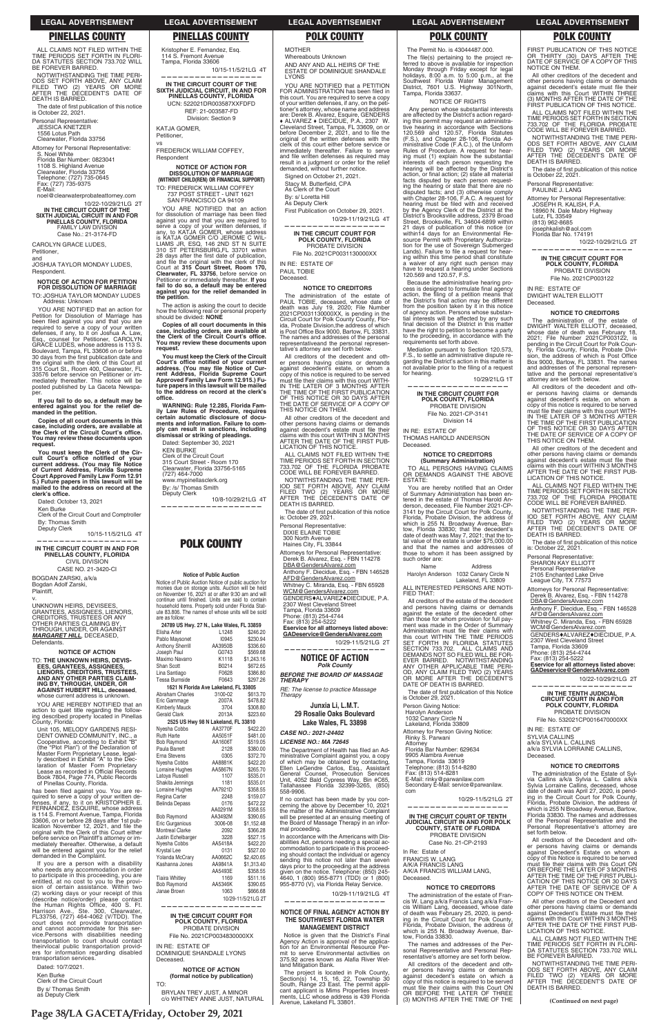## PINELLAS COUNTY

ALL CLAIMS NOT FILED WITHIN THE TIME PERIODS SET FORTH IN FLORIDA STATUTES SECTION 733.702 WILL BE FOREVER BARRED.

NOTWITHSTANDING THE TIME PERIODS SET FORTH ABOVE, ANY CLAIM FILED TWO (2) YEARS OR MORE AFTER THE DECEDENT'S DATE OF DEATH IS BARRED.

The date of first publication of this notice is October 22, 2021.

Personal Representative:
JESSICA KNETZER
1556 Lotus Path
Clearwater, Florida 33756

Attorney for Personal Representative:
S. Noel White
Florida Bar Number: 0823041
1108 S. Highland Avenue
Clearwater, Florida 33756
Telephone: (727) 735-0645
Fax: (727) 735-9375
E-Mail:
noel@clearwaterprobateattorney.com

10/22-10/29/21LG 2T

**IN THE CIRCUIT COURT OF THE SIXTH JUDICIAL CIRCUIT IN AND FOR PINELLAS COUNTY, FLORIDA**
FAMILY LAW DIVISION
Case No.: 21-3174-FD

CAROLYN GRACE LUDES,
Petitioner,
and
JOSHUA TAYLOR MONDAY LUDES,
Respondent.

**NOTICE OF ACTION FOR PETITION FOR DISSOLUTION OF MARRIAGE**

TO: JOSHUA TAYLOR MONDAY LUDES
Address: Unknown

YOU ARE NOTIFIED that an action for Petition for Dissolution of Marriage has been filed against you and that you are required to serve a copy of your written defenses, if any, to it on Joshua A. Law, Esq., counsel for Petitioner, CAROLYN GRACE LUDES, whose address is 113 S. Boulevard, Tampa, FL 33606 on or before 30 days from the first publication date and the original with the clerk of this Court at 315 Court St., Room 400, Clearwater, FL 33756 before service on Petitioner or immediately thereafter. This notice will be posted published by La Gaceta Newspaper.

**If you fail to do so, a default may be entered against you for the relief demanded in the petition.**

**Copies of all court documents in this case, including orders, are available at the Clerk of the Circuit Court's office. You may review these documents upon request.**

**You must keep the Clerk of the Circuit Court's office notified of your current address. (You may file Notice of Current Address, Florida Supreme Court Approved Family Law Form 12.915.) Future papers in this lawsuit will be mailed to the address on record at the clerk's office.**

Dated: October 13, 2021
Ken Burke
Clerk of the Circuit Court and Comptroller
By: Thomas Smith
Deputy Clerk

10/15-11/5/21LG 4T

**IN THE CIRCUIT COURT IN AND FOR PINELLAS COUNTY, FLORIDA**
CIVIL DIVISION
CASE NO. 21-3420-CI

BOGDAN ZARSKI, a/k/a
Bogdan Adolf Zarski,
Plaintiff,
v.
UNKNOWN HEIRS, DEVISEES, GRANTEES, ASSIGNEES, LIENORS, CREDITORS, TRUSTEES OR ANY OTHER PARTIES CLAIMING BY, THROUGH, UNDER, OR AGAINST ***MARGARET HILL***, DECEASED,
Defendants.

**NOTICE OF ACTION**

TO: **THE UNKNOWN HEIRS, DEVISEES, GRANTEES, ASSIGNEES, LIENORS, CREDITORS, TRUSTEES, AND ANY OTHER PARTIES CLAIMING BY, THROUGH, UNDER, OR AGAINST HUBERT HILL, deceased**, whose current address is unknown.

YOU ARE HEREBY NOTIFIED that an action to quiet title regarding the following described property located in Pinellas County, Florida:

Unit 105, MELODY GARDENS RESIDENT OWNED COMMUNITY, INC., a Cooperative, according to Exhibit "B" (the "Plot Plan") of the Declaration of Master Form Proprietary Lease, legally described in Exhibit "A" to the Declaration of Master Form Proprietary Lease as recorded in Official Records Book 7804, Page 774, Public Records of Pinellas County, Florida.

has been filed against you. You are required to serve a copy of your written defenses, if any, to it on KRISTOPHER E. FERNANDEZ, ESQUIRE, whose address is 114 S. Fremont Avenue, Tampa, Florida 33606, on or before 28 days after 1st publication November 12, 2021, and file the original with the Clerk of this Court either before service on Plaintiff's attorney or immediately thereafter. Otherwise, a default will be entered against you for the relief demanded in the Complaint.

If you are a person with a disability who needs any accommodation in order to participate in this proceeding, you are entitled, at no cost to you to the provision of certain assistance. Within two (2) working days or your receipt of this (describe notice/order) please contact the Human Rights Office, 400 S. Ft. Harrison Ave., Ste. 300, Clearwater, FL33756, (727) 464-4062 (V/TDD). The court does not provide transportation and cannot accommodate for this service.Persons with disabilities needing transportation to court should contact theirvlocal public transportation providers for information regarding disabled transportation services.

Dated: 10/7/2021.
Ken Burke
Clerk of the Circuit Court
By s/ Thomas Smith
as Deputy Clerk

Kristopher E. Fernandez, Esq.
114 S. Fremont Avenue
Tampa, Florida 33606

10/15-11/5/21LG 4T

**IN THE CIRCUIT COURT OF THE SIXTH JUDICIAL CIRCUIT, IN AND FOR PINELLAS COUNTY, FLORIDA**
UCN: 522021DR003587XXFDFD
REF: 21-003587-FD
Division: Section 9

KATJA GOMER,
Petitioner,
vs
FREDERICK WILLIAM COFFEY,
Respondent

**NOTICE OF ACTION FOR DISSOLUTION OF MARRIAGE**
**(WITHOUT CHILD(REN) OR FINANCIAL SUPPORT)**

TO: FREDERICK WILLIAM COFFEY
737 POST STREET - UNIT 1621
SAN FRANCISCO CA 94109

YOU ARE NOTIFIED that an action for dissolution of marriage has been filed against you and that you are required to serve a copy of your written defenses, if any, to KATJA GOMER, whose address is KATJA GOMER C/O JEROME C WILLIAMS JR, ESQ, 146 2ND ST N SUITE 310 ST PETERSBURG,FL 33701 within 28 days after the first date of publication, and file the original with the clerk of this Court at **315 Court Street, Room 170, Clearwater, FL 33756**, before service on Petitioner or immediately thereafter. **If you fail to do so, a default may be entered against you for the relief demanded in the petition.**

The action is asking the court to decide how the following real or personal property should be divided: **NONE**

**Copies of all court documents in this case, including orders, are available at the Clerk of the Circuit Court's office. You may review these documents upon request.**

**You must keep the Clerk of the Circuit Court's office notified of your current address. (You may file Notice of Current Address, Florida Supreme Court Approved Family Law Form 12.915.) Future papers in this lawsuit will be mailed to the address on record at the clerk's office.**

**WARNING: Rule 12.285, Florida Family Law Rules of Procedure, requires certain automatic disclosure of documents and information. Failure to comply can result in sanctions, including dismissal or striking of pleadings.**

Dated: September 30, 2021
KEN BURKE
Clerk of the Circuit Court
315 Court Street - Room 170
Clearwater, Florida 33756-5165
(727) 464-7000
www.mypinellasclerk.org
By: /s/ Thomas Smith
Deputy Clerk

10/8-10/29/21LG 4T

## POLK COUNTY

**Notice of Public Auction**

Notice of Public Auction Notice of public auction for monies due on storage units. Auction will be held on November 16, 2021 at or after 9:30 am and will continue until finished. Units are said to contain household items. Property sold under Florida Statute 83.806. The names of whose units will be sold are as follow:

**24789 US Hwy. 27 N., Lake Wales, FL 33859**

| Name | Unit | Amount |
|---|---|---|
| Elisha Arter | L1248 | $246.20 |
| Pablo Maysonet | I0945 | $230.94 |
| Anthony Sherrill | AA3950B | $336.60 |
| Joseph Paul | G0743 | $569.68 |
| Maximo Navarro | K0114 | $1,243.16 |
| Shan Scott | B0214 | $672.65 |
| Lina Santiago | F0628 | $386.80 |
| Tessa Burnside | F0643 | $297.26 |

**1621 N Florida Ave Lakeland, FL 33805**

| Name | Unit | Amount |
|---|---|---|
| Abraham Charles | 3100-02 | $613.70 |
| Eric Gammage | 2007A | $478.82 |
| Kimberly Mauck | 3704 | $306.80 |
| Gerald Clark | 2013A | $223.60 |

**2525 US Hwy 98 N Lakeland, FL 33810**

| Name | Unit | Amount |
|---|---|---|
| Nyesha Cobbs | AA3770F | $422.20 |
| Ruth Harte | AA5051F | $481.00 |
| Bob Raymond | AA1606T | $519.05 |
| Paula Barrett | 2128 | $380.00 |
| Erna Stevens | 0305 | $372.70 |
| Nyesha Cobbs | AA8881K | $422.20 |
| Lorraine Hughes | AA5867N | $265.70 |
| Latoya Russell | 1107 | $535.01 |
| Shakila Jennings | 1181 | $535.01 |
| Lorraine Hughes | AA7921D | $358.55 |
| Regina Carter | 2248 | $159.07 |
| Belinda Depass | 0176 | $472.22 |
| | AA0291M | $358.55 |
| Bob Raymond | AA3492M | $390.65 |
| Eric Gurganious | 3006-08 | $1,152.48 |
| Montreal Clarke | 2092 | $366.28 |
| Justin Echelbarger | 3228 | $527.15 |
| Nyesha Cobbs | AA5418A | $422.20 |
| Krystal Lee | 0131 | $527.00 |
| Yolanda McCrary | AA0662C | $2,420.65 |
| Kashanna Jones | AA9841A | $1,313.40 |
| | AA5493E | $358.55 |
| Tiaira Whitley | 1169 | $511.16 |
| Bob Raymond | AA5346K | $390.65 |
| Janae Brown | 1063 | $666.68 |

10/29-11/5/21LG 2T

**IN THE CIRCUIT COURT FOR POLK COUNTY, FLORIDA**
PROBATE DIVISION
File No. 2021CP0034830000XX

IN RE: ESTATE OF
DOMINIQUE SHANDALE LYONS
Deceased.

**NOTICE OF ACTION**
**(formal notice by publication)**

TO:
BRYLAN TREY JUST, A MINOR
c/o WHITNEY ANNE JUST, NATURAL MOTHER
Whereabouts Unknown

AND ANY AND ALL HEIRS OF THE ESTATE OF DOMINIQUE SHANDALE LYONS

YOU ARE NOTIFIED that a PETITION FOR ADMINISTRATION has been filed in this court. You are required to serve a copy of your written defenses, if any, on the petitioner's attorney, whose name and address are: Derek B. Alvarez, Esquire, GENDERS ♦ ALVAREZ ♦ DIECIDUE, P.A., 2307 W. Cleveland Street, Tampa, FL 33609, on or before December 2, 2021, and to file the original of the written defenses with the clerk of this court either before service or immediately thereafter. Failure to serve and file written defenses as required may result in a judgment or order for the relief demanded, without further notice.

Signed on October 21, 2021.
Stacy M. Butterfield, CPA
As Clerk of the Court
By: s/ Loretta Hill
As Deputy Clerk

First Publication on October 29, 2021.

10/29-11/19/21LG 4T

**IN THE CIRCUIT COURT FOR POLK COUNTY, FLORIDA**
PROBATE DIVISION
File No. 2021CP0031130000XX

IN RE: ESTATE OF
PAUL TOBIE
Deceased.

**NOTICE TO CREDITORS**

The administration of the estate of PAUL TOBIE, deceased, whose date of death was July 19, 2020; File Number 2021CP0031130000XX, is pending in the Circuit Court for Polk County Courty, Florida, Probate Division,the address of which is Post Office Box 9000, Bartow, FL 33831. The names and addresses of the personal representativeand the personal representative's attorney are set forth below.

All creditors of the decedent and other persons having claims or demands against decedent's estate, on whom a copy of this notice is required to be served must file their claims with this court WITHIN THE LATER OF 3 MONTHS AFTER THE TIME OF THE FIRST PUBLICATION OF THIS NOTICE OR 30 DAYS AFTER THE DATE OF SERVICE OF A COPY OF THIS NOTICE ON THEM.

All other creditors of the decedent and other persons having claims or demands against decedent's estate must file their claims with this court WITHIN 3 MONTHS AFTER THE DATE OF THE FIRST PUBLICATION OF THIS NOTICE.

ALL CLAIMS NOT FILED WITHIN THE TIME PERIODS SET FORTH IN SECTION 733.702 OF THE FLORIDA PROBATE CODE WILL BE FOREVER BARRED.

NOTWITHSTANDING THE TIME PERIOD SET FORTH ABOVE, ANY CLAIM FILED TWO (2) YEARS OR MORE AFTER THE DECEDENT'S DATE OF DEATH IS BARRED.

The date of first publication of this notice is: October 29, 2021.

Personal Representative:
DIXIE ELAINE TOBIE
300 North Avenue
Haines City, FL 33844

Attorneys for Personal Representative:
Derek B. Alvarez, Esq. - FBN 114278
DBA@GendersAlvarez.com
Anthony F. Diecidue, Esq. - FBN 146528
AFD@GendersAlvarez.com
Whitney C. Miranda, Esq. - FBN 65928
WCM@GendersAlvarez.com
GENDERS♦ALVAREZ♦DIECIDUE, P.A.
2307 West Cleveland Street
Tampa, Florida 33609
Phone: (813) 254-4744
Fax: (813) 254-5222
**Eservice for all attorneys listed above: GADeservice@GendersAlvarez.com**

10/29-11/5/21LG 2T

## NOTICE OF ACTION
*Polk County*

***BEFORE THE BOARD OF MASSAGE THERAPY***

*RE: The license to practice Massage Therapy*

**Junxia Li, L.M.T.**
**29 Rosalie Oaks Boulevard**
**Lake Wales, FL 33898**

***CASE NO.: 2021-24402***
***LICENSE NO.: MA 72645***

The Department of Health has filed an Administrative Complaint against you, a copy of which may be obtained by contacting, Ellen LeGendre Carlos, Esq., Assistant General Counsel, Prosecution Services Unit, 4052 Bald Cypress Way, Bin #C65, Tallahassee Florida 32399-3265, (850) 558-9906.

If no contact has been made by you concerning the above by December 10, 2021 the matter of the Administrative Complaint will be presented at an ensuing meeting of the Board of Massage Therapy in an informal proceeding.

In accordance with the Americans with Disabilities Act, persons needing a special accommodation to participate in this proceeding should contact the individual or agency sending this notice not later than seven days prior to the proceeding at the address given on the notice. Telephone: (850) 245-4640, 1 (800) 955-8771 (TDD) or 1 (800) 955-8770 (V), via Florida Relay Service.

10/29-11/19/21LG 4T

**NOTICE OF FINAL AGENCY ACTION BY THE SOUTHWEST FLORIDA WATER MANAGEMENT DISTRICT**

Notice is given that the District's Final Agency Action is approval of the application for an Environmental Resource Permit to serve Environmental activities on 375.92 acres known as Alafia River Wetland Mitigation Bank.

The project is located in Polk County, Section(s) 14, 15, 16, 22, Township 30 South, Range 23 East. The permit applicant applicant is Mims Properties Investments, LLC whose address is 439 Florida Avenue, Lakeland FL 33801.

The Permit No. is 43044487.000.

The file(s) pertaining to the project referred to above is available for inspection Monday through Friday except for legal holidays, 8:00 a.m. to 5:00 p.m., at the Southwest Florida Water Management District, 7601 U.S. Highway 301North, Tampa, Florida 33637.

NOTICE OF RIGHTS

Any person whose substantial interests are affected by the District's action regarding this permit may request an administrative hearing in accordance with Sections 120.569 and 120.57, Florida Statutes (F.S.), and Chapter 28-106, Florida Administrative Code (F.A.C.), of the Uniform Rules of Procedure. A request for hearing must (1) explain how the substantial interests of each person requesting the hearing will be affected by the District's action, or final action; (2) state all material facts disputed by each person requesting the hearing or state that there are no disputed facts; and (3) otherwise comply with Chapter 28-106, F.A.C. A request for hearing must be filed with and received by the Agency Clerk of the District at the District's Brooksville address, 2379 Broad Street, Brooksville, FL 34604-6899 within 21 days of publication of this notice (or within14 days for an Environmental Resource Permit with Proprietary Authorization for the use of Sovereign Submerged Lands). Failure to file a request for hearing within this time period shall constitute a waiver of any right such person may have to request a hearing under Sections 120.569 and 120.57, F.S.

Because the administrative hearing process is designed to formulate final agency action, the filing of a petition means that the District's final action may be different from the position taken by it in this notice of agency action. Persons whose substantial interests will be affected by any such final decision of the District in this matter have the right to petition to become a party to the proceeding, in accordance with the requirements set forth above.

Mediation pursuant to Section 120.573, F.S., to settle an administrative dispute regarding the District's action in this matter is not available prior to the filing of a request for hearing.

10/29/21LG 1T

**IN THE CIRCUIT COURT FOR POLK COUNTY, FLORIDA**
PROBATE DIVISION
File No. 2021-CP-3141
Division 14

IN RE: ESTATE OF
THOMAS HAROLD ANDERSON
Deceased.

**NOTICE TO CREDITORS**
**(Summary Administration)**

TO ALL PERSONS HAVING CLAIMS OR DEMANDS AGAINST THE ABOVE ESTATE:

You are hereby notified that an Order of Summary Administration has been entered in the estate of Thomas Harold Anderson, deceased, File Number 2021-CP-3141 by the Circuit Court for Polk County, Florida, Probate Division, the address of which is 255 N. Broadway Avenue, Bartow, Florida 33830; that the decedent's date of death was May 7, 2021; that the total value of the estate is under $75,000.00 and that the names and addresses of those to whom it has been assigned by such order are:

| Name | Address |
|---|---|
| Harolyn Anderson | 1032 Canary Circle N Lakeland, FL 33809 |

ALL INTERESTED PERSONS ARE NOTIFIED THAT:

All creditors of the estate of the decedent and persons having claims or demands against the estate of the decedent other than those for whom provision for full payment was made in the Order of Summary Administration must file their claims with this court WITHIN THE TIME PERIODS SET FORTH IN FLORIDA STATUTES SECTION 733.702. ALL CLAIMS AND DEMANDS NOT SO FILED WILL BE FOREVER BARRED. NOTWITHSTANDING ANY OTHER APPLICABLE TIME PERIOD, ANY CLAIM FILED TWO (2) YEARS OR MORE AFTER THE DECEDENT'S DATE OF DEATH IS BARRED.

The date of first publication of this Notice is October 29, 2021.

Person Giving Notice:
Harolyn Anderson
1032 Canary Circle N
Lakeland, Florida 33809

Attorney for Person Giving Notice:
Rinky S. Parwani
Attorney
Florida Bar Number: 629634
9905 Alambra Avenue
Tampa, Florida 33619
Telephone: (813) 514-8280
Fax: (813) 514-8281
E-Mail: rinky@parwanilaw.com
Secondary E-Mail: service@parwanilaw.com

10/29-11/5/21LG 2T

**IN THE CIRCUIT COURT OF TENTH JUDICIAL CIRCUIT IN AND FOR POLK COUNTY, STATE OF FLORIDA**
PROBATE DIVISION
Case No. 21-CP-2193

In Re: Estate of
FRANCIS W. LANG
A/K/A FRANCIS LANG
A/K/A FRANCIS WILLIAM LANG,
Deceased.

**NOTICE TO CREDITORS**

The administration of the estate of Francis W. Lang a/k/a Francis Lang a/k/a Francis William Lang, deceased, whose date of death was February 25, 2020, is pending in the Circuit Court for Polk County, Florida, Probate Division, the address of which is 255 N. Broadway Avenue, Bartow, Florida 33830.

The names and addresses of the Personal Representative and Personal Representative's attorney are set forth below.

All creditors of the decedent and other persons having claims or demands against decedent's estate on which a copy of this notice is required to be served must file their claims with this court ON OR BEFORE THE LATER OF THREE (3) MONTHS AFTER THE TIME OF THE FIRST PUBLICATION OF THIS NOTICE OR THIRTY (30) DAYS AFTER THE DATE OF SERVICE OF A COPY OF THIS NOTICE ON THEM.

All other creditors of the decedent and other persons having claims or demands against decedent's estate must file their claims with this court WITHIN THREE (3) MONTHS AFTER THE DATE OF THE FIRST PUBLICATION OF THIS NOTICE.

ALL CLAIMS NOT FILED WITHIN THE TIME PERIODS SET FORTH IN SECTION 733.702 OF THE FLORIDA PROBATE CODE WILL BE FOREVER BARRED.

NOTWITHSTANDING THE TIME PERIODS SET FORTH ABOVE, ANY CLAIM FILED TWO (2) YEARS OR MORE AFTER THE DECEDENT'S DATE OF DEATH IS BARRED.

The date of first publication of this notice is October 22, 2021.

Personal Representative:
PAULINE J. LANG

Attorney for Personal Representative:
JOSEPH R. KALISH, P.A.
18960 N. Dale Mabry Highway
Lutz, FL 33549
(813) 962-8685
josephkalish@aol.com
Florida Bar No. 174191

10/22-10/29/21LG 2T

**IN THE CIRCUIT COURT FOR POLK COUNTY, FLORIDA**
PROBATE DIVISION
File No. 2021CP003122

IN RE: ESTATE OF
DWIGHT WALTER ELLIOTT
Deceased.

**NOTICE TO CREDITORS**

The administration of the estate of DWIGHT WALTER ELLIOTT, deceased, whose date of death was February 18, 2021; File Number 2021CP003122, is pending in the Circuit Court for Polk County, Florida County, Florida, Probate Division, the address of which is Post Office Box 9000, Bartow, FL 33831. The names and addresses of the personal representative and the personal representative's attorney are set forth below.

All creditors of the decedent and other persons having claims or demands against decedent's estate, on whom a copy of this notice is required to be served must file their claims with this court WITHIN THE LATER OF 3 MONTHS AFTER THE TIME OF THE FIRST PUBLICATION OF THIS NOTICE OR 30 DAYS AFTER THE DATE OF SERVICE OF A COPY OF THIS NOTICE ON THEM.

All other creditors of the decedent and other persons having claims or demands against decedent's estate must file their claims with this court WITHIN 3 MONTHS AFTER THE DATE OF THE FIRST PUBLICATION OF THIS NOTICE.

ALL CLAIMS NOT FILED WITHIN THE TIME PERIODS SET FORTH IN SECTION 733.702 OF THE FLORIDA PROBATE CODE WILL BE FOREVER BARRED.

NOTWITHSTANDING THE TIME PERIOD SET FORTH ABOVE, ANY CLAIM FILED TWO (2) YEARS OR MORE AFTER THE DECEDENT'S DATE OF DEATH IS BARRED.

The date of first publication of this notice is: October 22, 2021.

Personal Representative:
SHARON KAY ELLIOTT
Personal Representative
2105 Enchanted Lake Drive
League City, TX 77573

Attorneys for Personal Representative:
Derek B. Alvarez, Esq. - FBN 114278
DBA@GendersAlvarez.com
Anthony F. Diecidue, Esq. - FBN 146528
AFD@GendersAlvarez.com
Whitney C. Miranda, Esq. - FBN 65928
WCM@GendersAlvarez.com
GENDERS♦ALVAREZ♦DIECIDUE, P.A.
2307 West Cleveland Street
Tampa, Florida 33609
Phone: (813) 254-4744
Fax: (813) 254-5222
**Eservice for all attorneys listed above: GADeservice@GendersAlvarez.com**

10/22-10/29/21LG 2T

**IN THE TENTH JUDICIAL CIRCUIT COURT IN AND FOR POLK COUNTY, FLORIDA**
PROBATE DIVISION
File No. 532021CP0016470000XX

IN RE: ESTATE OF
SYLVIA CALLINS
a/k/a SYLVIA L. CALLINS
a/k/a SYLVIA LORRAINE CALLINS,
Deceased.

**NOTICE TO CREDITORS**

The administration of the Estate of Sylvia Callins a/k/a Sylvia L. Callins a/k/a Sylvia Lorraine Callins, deceased, whose date of death was April 27, 2020, is pending in the Circuit Court for Polk County, Florida, Probate Division, the address of which is 255 N Broadway Avenue, Bartow, Florida 33830. The names and addresses of the Personal Representative and the Personal Representative's attorney are set forth below.

All creditors of the Decedent and other persons having claims or demands against Decedent's Estate on whom a copy of this Notice is required to be served must file their claims with this Court ON OR BEFORE THE LATER OF THREE (3) MONTHS AFTER THE TIME OF THE FIRST PUBLICATION OF THIS NOTICE OR 30 DAYS AFTER THE DATE OF SERVICE OF A COPY OF THIS NOTICE ON THEM.

All other creditors of the Decedent and other persons having claims or demands against Decedent's Estate must file their claims with this Court WITHIN 3 MONTHS AFTER THE DATE OF THE FIRST PUBLICATION OF THIS NOTICE.

ALL CLAIMS NOT FILED WITHIN THE TIME PERIODS SET FORTH IN FLORIDA STATUTES SECTION 733.702 WILL BE FOREVER BARRED.

NOTWITHSTANDING THE TIME PERIODS SET FORTH ABOVE, ANY CLAIM FILED TWO (2) YEARS OR MORE AFTER THE DECEDENT'S DATE OF DEATH IS BARRED.

**(Continued on next page)**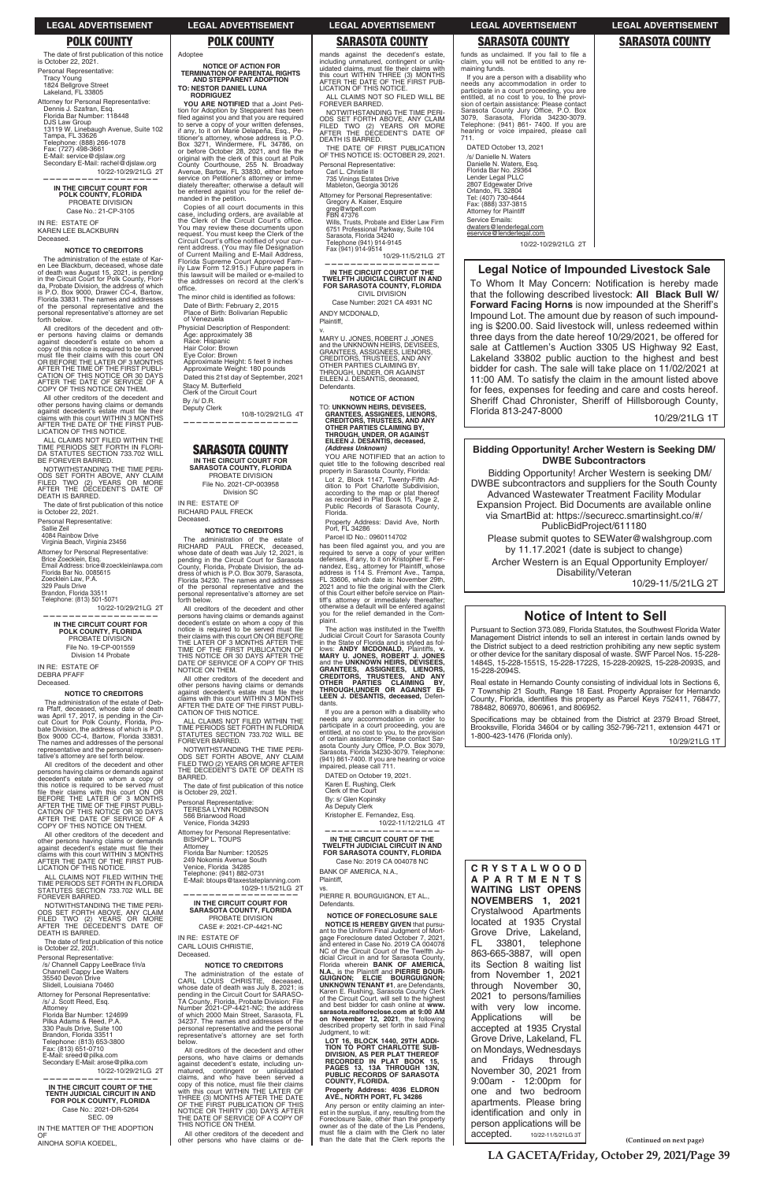## POLK COUNTY

The date of first publication of this notice is October 22, 2021.

Personal Representative:
Tracy Young
1824 Bellgrove Street
Lakeland, FL 33805

Attorney for Personal Representative:
Dennis J. Szafran, Esq.
Florida Bar Number: 118448
DJS Law Group
13119 W. Linebaugh Avenue, Suite 102
Tampa, FL 33626
Telephone: (888) 266-1078
Fax: (727) 498-3661
E-Mail: service@djslaw.org
Secondary E-Mail: rachel@djslaw.org

10/22-10/29/21LG 2T

---

**IN THE CIRCUIT COURT FOR POLK COUNTY, FLORIDA**
PROBATE DIVISION
Case No.: 21-CP-3105

IN RE: ESTATE OF
KAREN LEE BLACKBURN
Deceased.

**NOTICE TO CREDITORS**

The administration of the estate of Karen Lee Blackburn, deceased, whose date of death was August 15, 2021, is pending in the Circuit Court for Polk County, Florida, Probate Division, the address of which is P.O. Box 9000, Drawer CC-4, Bartow, Florida 33831. The names and addresses of the personal representative and the personal representative's attorney are set forth below.

All creditors of the decedent and other persons having claims or demands against decedent's estate on whom a copy of this notice is required to be served must file their claims with this court ON OR BEFORE THE LATER OF 3 MONTHS AFTER THE TIME OF THE FIRST PUBLICATION OF THIS NOTICE OR 30 DAYS AFTER THE DATE OF SERVICE OF A COPY OF THIS NOTICE ON THEM.

All other creditors of the decedent and other persons having claims or demands against decedent's estate must file their claims with this court WITHIN 3 MONTHS AFTER THE DATE OF THE FIRST PUBLICATION OF THIS NOTICE.

ALL CLAIMS NOT FILED WITHIN THE TIME PERIODS SET FORTH IN FLORIDA STATUTES SECTION 733.702 WILL BE FOREVER BARRED.

NOTWITHSTANDING THE TIME PERIODS SET FORTH ABOVE, ANY CLAIM FILED TWO (2) YEARS OR MORE AFTER THE DECEDENT'S DATE OF DEATH IS BARRED.

The date of first publication of this notice is October 22, 2021.

Personal Representative:
Sallie Zeil
4084 Rainbow Drive
Virginia Beach, Virginia 23456

Attorney for Personal Representative:
Brice Zoecklein, Esq.
Email Address: brice@zoeckleinlawpa.com
Florida Bar No. 0085615
Zoecklein Law, P.A.
329 Pauls Drive
Brandon, Florida 33511
Telephone: (813) 501-5071

10/22-10/29/21LG 2T

---

**IN THE CIRCUIT COURT FOR POLK COUNTY, FLORIDA**
PROBATE DIVISION
File No. 19-CP-001559
Division 14 Probate

IN RE: ESTATE OF
DEBRA PFAFF
Deceased.

**NOTICE TO CREDITORS**

The administration of the estate of Debra Pfaff, deceased, whose date of death was April 17, 2017, is pending in the Circuit Court for Polk County, Florida, Probate Division, the address of which is P.O. Box 9000 CC-4, Bartow, Florida 33831. The names and addresses of the personal representative and the personal representative's attorney are set forth below.

All creditors of the decedent and other persons having claims or demands against decedent's estate on whom a copy of this notice is required to be served must file their claims with this court ON OR BEFORE THE LATER OF 3 MONTHS AFTER THE TIME OF THE FIRST PUBLICATION OF THIS NOTICE OR 30 DAYS AFTER THE DATE OF SERVICE OF A COPY OF THIS NOTICE ON THEM.

All other creditors of the decedent and other persons having claims or demands against decedent's estate must file their claims with this court WITHIN 3 MONTHS AFTER THE DATE OF THE FIRST PUBLICATION OF THIS NOTICE.

ALL CLAIMS NOT FILED WITHIN THE TIME PERIODS SET FORTH IN FLORIDA STATUTES SECTION 733.702 WILL BE FOREVER BARRED.

NOTWITHSTANDING THE TIME PERIODS SET FORTH ABOVE, ANY CLAIM FILED TWO (2) YEARS OR MORE AFTER THE DECEDENT'S DATE OF DEATH IS BARRED.

The date of first publication of this notice is October 22, 2021.

Personal Representative:
/s/ Channell Cappy LeeBrace f/n/a
Channell Cappy Lee Walters
35540 Devon Drive
Slidell, Louisiana 70460

Attorney for Personal Representative:
/s/ J. Scott Reed, Esq.
Attorney
Florida Bar Number: 124699
Pilka Adams & Reed, P.A.
330 Pauls Drive, Suite 100
Brandon, Florida 33511
Telephone: (813) 653-3800
Fax: (813) 651-0710
E-Mail: sreed@pilka.com
Secondary E-Mail: arose@pilka.com

10/22-10/29/21LG 2T

---

**IN THE CIRCUIT COURT OF THE TENTH JUDICIAL CIRCUIT IN AND FOR POLK COUNTY, FLORIDA**
Case No.: 2021-DR-5264
SEC. 09

IN THE MATTER OF THE ADOPTION OF
AINOHA SOFIA KOEDEL,
Adoptee

**NOTICE OF ACTION FOR TERMINATION OF PARENTAL RIGHTS AND STEPPARENT ADOPTION**

**TO: NESTOR DANIEL LUNA RODRIGUEZ**

**YOU ARE NOTIFIED** that a Joint Petition for Adoption by Stepparent has been filed against you and that you are required to serve a copy of your written defenses, if any, to it on Marie Delapeña, Esq., Petitioner's attorney, whose address is P.O. Box 3271, Windermere, FL 34786, on or before October 28, 2021, and file the original with the clerk of this court at Polk County Courthouse, 255 N. Broadway Avenue, Bartow, FL 33830, either before service on Petitioner's attorney or immediately thereafter; otherwise a default will be entered against you for the relief demanded in the petition.

Copies of all court documents in this case, including orders, are available at the Clerk of the Circuit Court's office. You may review these documents upon request. You must keep the Clerk of the Circuit Court's office notified of your current address. (You may file Designation of Current Mailing and E-Mail Address, Florida Supreme Court Approved Family Law Form 12.915.) Future papers in this lawsuit will be mailed or e-mailed to the addresses on record at the clerk's office.

The minor child is identified as follows:
Date of Birth: February 2, 2015
Place of Birth: Bolivarian Republic of Venezuela

Physicial Description of Respondent:
Age: approximately 38
Race: Hispanic
Hair Color: Brown
Eye Color: Brown
Approximate Height: 5 feet 9 inches
Approximate Weight: 180 pounds

Dated this 21st day of September, 2021

Stacy M. Butterfield
Clerk of the Circuit Court
By /s/ D.R.
Deputy Clerk

10/8-10/29/21LG 4T

---

## SARASOTA COUNTY

**IN THE CIRCUIT COURT FOR SARASOTA COUNTY, FLORIDA**
PROBATE DIVISION
File No. 2021-CP-003958
Division SC

IN RE: ESTATE OF
RICHARD PAUL FRECK
Deceased.

**NOTICE TO CREDITORS**

The administration of the estate of RICHARD PAUL FRECK, deceased, whose date of death was July 12, 2021, is pending in the Circuit Court for Sarasota County, Florida, Probate Division, the address of which is P.O. Box 3079, Sarasota, Florida 34230. The names and addresses of the personal representative and the personal representative's attorney are set forth below.

All creditors of the decedent and other persons having claims or demands against decedent's estate on whom a copy of this notice is required to be served must file their claims with this court ON OR BEFORE THE LATER OF 3 MONTHS AFTER THE TIME OF THE FIRST PUBLICATION OF THIS NOTICE OR 30 DAYS AFTER THE DATE OF SERVICE OF A COPY OF THIS NOTICE ON THEM.

All other creditors of the decedent and other persons having claims or demands against decedent's estate must file their claims with this court WITHIN 3 MONTHS AFTER THE DATE OF THE FIRST PUBLICATION OF THIS NOTICE.

ALL CLAIMS NOT FILED WITHIN THE TIME PERIODS SET FORTH IN FLORIDA STATUTES SECTION 733.702 WILL BE FOREVER BARRED.

NOTWITHSTANDING THE TIME PERIODS SET FORTH ABOVE, ANY CLAIM FILED TWO (2) YEARS OR MORE AFTER THE DECEDENT'S DATE OF DEATH IS BARRED.

The date of first publication of this notice is October 29, 2021.

Personal Representative:
TERESA LYNN ROBINSON
566 Briarwood Road
Venice, Florida 34293

Attorney for Personal Representative:
BISHOP L. TOUPS
Attorney
Florida Bar Number: 120525
249 Nokomis Avenue South
Venice, Florida 34285
Telephone: (941) 882-0731
E-Mail: btoups@taxestateplanning.com

10/29-11/5/21LG 2T

---

**IN THE CIRCUIT COURT FOR SARASOTA COUNTY, FLORIDA**
PROBATE DIVISION
CASE #: 2021-CP-4421-NC

IN RE: ESTATE OF
CARL LOUIS CHRISTIE,
Deceased.

**NOTICE TO CREDITORS**

The administration of the estate of CARL LOUIS CHRISTIE, deceased, whose date of death was July 8, 2021; is pending in the Circuit Court for SARASOTA County, Florida, Probate Division; File Number 2021-CP-4421-NC; the address of which 2000 Main Street, Sarasota, FL 34237. The names and addresses of the personal representative and the personal representative's attorney are set forth below.

All creditors of the decedent and other persons, who have claims or demands against decedent's estate, including unmatured, contingent or unliquidated claims, and who have been served a copy of this notice, must file their claims with this court WITHIN THE LATER OF THREE (3) MONTHS AFTER THE DATE OF THE FIRST PUBLICATION OF THIS NOTICE OR THIRTY (30) DAYS AFTER THE DATE OF SERVICE OF A COPY OF THIS NOTICE ON THEM.

All other creditors of the decedent and other persons who have claims or demands against the decedent's estate, including unmatured, contingent or unliquidated claims, must file their claims with this court WITHIN THREE (3) MONTHS AFTER THE DATE OF THE FIRST PUBLICATION OF THIS NOTICE.

ALL CLAIMS NOT SO FILED WILL BE FOREVER BARRED.

NOTWITHSTANDING THE TIME PERIODS SET FORTH ABOVE, ANY CLAIM FILED TWO (2) YEARS OR MORE AFTER THE DECEDENT'S DATE OF DEATH IS BARRED.

THE DATE OF FIRST PUBLICATION OF THIS NOTICE IS: OCTOBER 29, 2021.

Personal Representative:
Carl L. Christie II
735 Vinings Estates Drive
Mableton, Georgia 30126

Attorney for Personal Representative:
Gregory A. Kaiser, Esquire
greg@wtpelf.com
FBN 47376
Wills, Trusts, Probate and Elder Law Firm
6751 Professional Parkway, Suite 104
Sarasota, Florida 34240
Telephone (941) 914-9145
Fax (941) 914-9514

10/29-11/5/21LG 2T

---

**IN THE CIRCUIT COURT OF THE TWELFTH JUDICIAL CIRCUIT IN AND FOR SARASOTA COUNTY, FLORIDA**
CIVIL DIVISION
Case Number: 2021 CA 4931 NC

ANDY MCDONALD,
Plaintiff,

v.

MARY U. JONES, ROBERT J. JONES and the UNKNOWN HEIRS, DEVISEES, GRANTEES, ASSIGNEES, LIENORS, CREDITORS, TRUSTEES, AND ANY OTHER PARTIES CLAIMING BY, THROUGH, UNDER, OR AGAINST EILEEN J. DESANTIS, deceased,
Defendants.

**NOTICE OF ACTION**

TO: **UNKNOWN HEIRS, DEVISEES, GRANTEES, ASSIGNEES, LIENORS, CREDITORS, TRUSTEES, AND ANY OTHER PARTIES CLAIMING BY, THROUGH, UNDER, OR AGAINST EILEEN J. DESANTIS, deceased, *(Address Unknown)***

YOU ARE NOTIFIED that an action to quiet title to the following described real property in Sarasota County, Florida:

Lot 2, Block 1147, Twenty-Fifth Addition to Port Charlotte Subdivision, according to the map or plat thereof as recorded in Plat Book 15, Page 2, Public Records of Sarasota County, Florida.

Property Address: David Ave, North Port, FL 34286

Parcel ID No.: 0960114702

has been filed against you, and you are required to serve a copy of your written defenses, if any, to it on Kristopher E. Fernandez, Esq., attorney for Plaintiff, whose address is 114 S. Fremont Ave., Tampa, FL 33606, which date is: November 29th, 2021 and to file the original with the Clerk of this Court either before service on Plaintiff's attorney or immediately thereafter; otherwise a default will be entered against you for the relief demanded in the Complaint.

The action was instituted in the Twelfth Judicial Circuit Court for Sarasota County in the State of Florida and is styled as follows: **ANDY MCDONALD,** Plaintiffs, **v. MARY U. JONES, ROBERT J. JONES** and the **UNKNOWN HEIRS, DEVISEES, GRANTEES, ASSIGNEES, LIENORS, CREDITORS, TRUSTEES, AND ANY OTHER PARTIES CLAIMING BY, THROUGH,UNDER OR AGAINST EILEEN J. DESANTIS, deceased,** Defendants.

If you are a person with a disability who needs any accommodation in order to participate in a court proceeding, you are entitled, at no cost to you, to the provision of certain assistance: Please contact Sarasota County Jury Office, P.O. Box 3079, Sarasota, Florida 34230-3079. Telephone: (941) 861-7400. If you are hearing or voice impaired, please call 711.

DATED on October 19, 2021.

Karen E. Rushing, Clerk
Clerk of the Court
By: s/ Glen Kopinsky
As Deputy Clerk

Kristopher E. Fernandez, Esq.

10/22-11/12/21LG 4T

---

**IN THE CIRCUIT COURT OF THE TWELFTH JUDICIAL CIRCUIT IN AND FOR SARASOTA COUNTY, FLORIDA**
Case No: 2019 CA 004078 NC

BANK OF AMERICA, N.A.,
Plaintiff,

vs.

PIERRE R. BOURGUIGNON, ET AL.,
Defendants.

**NOTICE OF FORECLOSURE SALE**

**NOTICE IS HEREBY GIVEN** that pursuant to the Uniform Final Judgment of Mortgage Foreclosure dated October 7, 2021, and entered in Case No. 2019 CA 004078 NC of the Circuit Court of the Twelfth Judicial Circuit in and for Sarasota County, Florida wherein **BANK OF AMERICA, N.A.,** is the Plaintiff and **PIERRE BOURGUIGNON; ELCIE BOURGUIGNON; UNKNOWN TENANT #1**, are Defendants, Karen E. Rushing, Sarasota County Clerk of the Circuit Court, will sell to the highest and best bidder for cash online at **www.sarasota.realforeclose.com at 9:00 AM on November 12, 2021**, the following described property set forth in said Final Judgment, to wit:

**LOT 16, BLOCK 1440, 29TH ADDITION TO PORT CHARLOTTE SUBDIVISION, AS PER PLAT THEREOF RECORDED IN PLAT BOOK 15, PAGES 13, 13A THROUGH 13N, PUBLIC RECORDS OF SARASOTA COUNTY, FLORIDA.**

**Property Address: 4036 ELDRON AVE., NORTH PORT, FL 34286**

Any person or entity claiming an interest in the surplus, if any, resulting from the Foreclosure Sale, other than the property owner as of the date of the Lis Pendens, must file a claim with the Clerk no later than the date that the Clerk reports the funds as unclaimed. If you fail to file a claim, you will not be entitled to any remaining funds.

If you are a person with a disability who needs any accommodation in order to participate in a court proceeding, you are entitled, at no cost to you, to the provision of certain assistance. Please contact Sarasota County Jury Office, P.O. Box 3079, Sarasota, Florida 34230-3079. Telephone: (941) 861- 7400. If you are hearing or voice impaired, please call 711.

DATED October 13, 2021

/s/ Danielle N. Waters
Danielle N. Waters, Esq.
Florida Bar No. 29364
Lender Legal PLLC
2807 Edgewater Drive
Orlando, FL 32804
Tel: (407) 730-4644
Fax: (888) 337-3815
Attorney for Plaintiff
Service Emails:
dwaters@lenderlegal.com
eservice@lenderlegal.com

10/22-10/29/21LG 2T

---

## Legal Notice of Impounded Livestock Sale

To Whom It May Concern: Notification is hereby made that the following described livestock: **All Black Bull W/ Forward Facing Horns** is now impounded at the Sheriff's Impound Lot. The amount due by reason of such impounding is $200.00. Said livestock will, unless redeemed within three days from the date hereof 10/29/2021, be offered for sale at Cattlemen's Auction 3305 US Highway 92 East, Lakeland 33802 public auction to the highest and best bidder for cash. The sale will take place on 11/02/2021 at 11:00 AM. To satisfy the claim in the amount listed above for fees, expenses for feeding and care and costs hereof. Sheriff Chad Chronister, Sheriff of Hillsborough County, Florida 813-247-8000

10/29/21LG 1T

---

## Bidding Opportunity! Archer Western is Seeking DM/DWBE Subcontractors

Bidding Opportunity! Archer Western is seeking DM/DWBE subcontractors and suppliers for the South County Advanced Wastewater Treatment Facility Modular Expansion Project. Bid Documents are available online via SmartBid at: https://securecc.smartinsight.co/#/PublicBidProject/611180

Please submit quotes to SEWater@walshgroup.com by 11.17.2021 (date is subject to change)

Archer Western is an Equal Opportunity Employer/Disability/Veteran

10/29-11/5/21LG 2T

---

## Notice of Intent to Sell

Pursuant to Section 373.089, Florida Statutes, the Southwest Florida Water Management District intends to sell an interest in certain lands owned by the District subject to a deed restriction prohibiting any new septic system or other device for the sanitary disposal of waste. SWF Parcel Nos. 15-228-1484S, 15-228-1551S, 15-228-1722S, 15-228-2092S, 15-228-2093S, and 15-228-2094S.

Real estate in Hernando County consisting of individual lots in Sections 6, 7 Township 21 South, Range 18 East. Property Appraiser for Hernando County, Florida, identifies this property as Parcel Keys 752411, 768477, 788482, 806970, 806961, and 806952.

Specifications may be obtained from the District at 2379 Broad Street, Brooksville, Florida 34604 or by calling 352-796-7211, extension 4471 or 1-800-423-1476 (Florida only).

10/29/21LG 1T

---

**CRYSTALWOOD APARTMENTS WAITING LIST OPENS NOVEMBERS 1, 2021**

Crystalwood Apartments located at 1935 Crystal Grove Drive, Lakeland, FL 33801, telephone 863-665-3887, will open its Section 8 waiting list from November 1, 2021 through November 30, 2021 to persons/families with very low income. Applications will be accepted at 1935 Crystal Grove Drive, Lakeland, FL on Mondays, Wednesdays and Fridays through November 30, 2021 from 9:00am - 12:00pm for one and two bedroom apartments. Please bring identification and only in person applications will be accepted.

10/22-11/5/21LG 3T

(Continued on next page)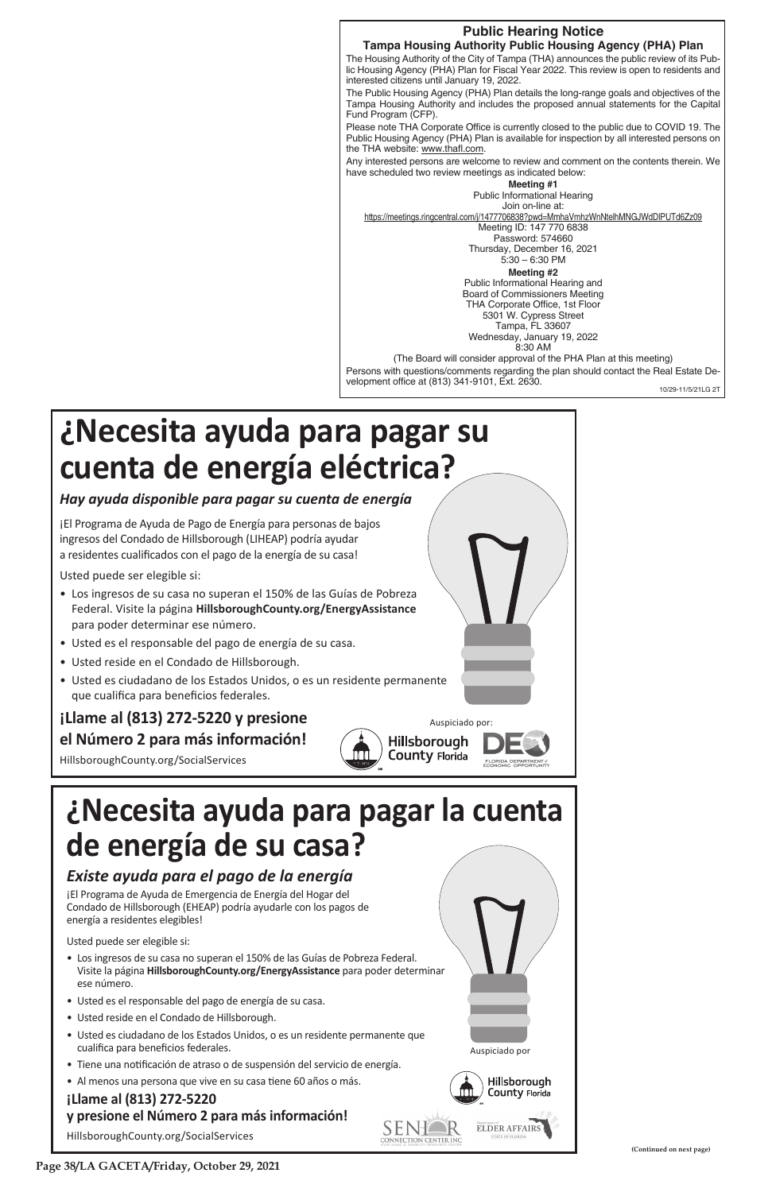## Public Hearing Notice

### Tampa Housing Authority Public Housing Agency (PHA) Plan

The Housing Authority of the City of Tampa (THA) announces the public review of its Public Housing Agency (PHA) Plan for Fiscal Year 2022. This review is open to residents and interested citizens until January 19, 2022.

The Public Housing Agency (PHA) Plan details the long-range goals and objectives of the Tampa Housing Authority and includes the proposed annual statements for the Capital Fund Program (CFP).

Please note THA Corporate Office is currently closed to the public due to COVID 19. The Public Housing Agency (PHA) Plan is available for inspection by all interested persons on the THA website: www.thafl.com.

Any interested persons are welcome to review and comment on the contents therein. We have scheduled two review meetings as indicated below:

**Meeting #1**
Public Informational Hearing
Join on-line at:
https://meetings.ringcentral.com/j/1477706838?pwd=MmhaVmhzWnNtelhMNGJWdDlPUTd6Zz09
Meeting ID: 147 770 6838
Password: 574660
Thursday, December 16, 2021
5:30 – 6:30 PM

**Meeting #2**
Public Informational Hearing and
Board of Commissioners Meeting
THA Corporate Office, 1st Floor
5301 W. Cypress Street
Tampa, FL 33607
Wednesday, January 19, 2022
8:30 AM
(The Board will consider approval of the PHA Plan at this meeting)

Persons with questions/comments regarding the plan should contact the Real Estate Development office at (813) 341-9101, Ext. 2630.

10/29-11/5/21LG 2T

# ¿Necesita ayuda para pagar su cuenta de energía eléctrica?

*Hay ayuda disponible para pagar su cuenta de energía*

¡El Programa de Ayuda de Pago de Energía para personas de bajos ingresos del Condado de Hillsborough (LIHEAP) podría ayudar a residentes cualificados con el pago de la energía de su casa!

Usted puede ser elegible si:

- Los ingresos de su casa no superan el 150% de las Guías de Pobreza Federal. Visite la página **HillsboroughCounty.org/EnergyAssistance** para poder determinar ese número.
- Usted es el responsable del pago de energía de su casa.
- Usted reside en el Condado de Hillsborough.
- Usted es ciudadano de los Estados Unidos, o es un residente permanente que cualifica para beneficios federales.

**¡Llame al (813) 272-5220 y presione el Número 2 para más información!**

HillsboroughCounty.org/SocialServices

Auspiciado por: Hillsborough County Florida; Florida Department of Economic Opportunity

# ¿Necesita ayuda para pagar la cuenta de energía de su casa?

*Existe ayuda para el pago de la energía*

¡El Programa de Ayuda de Emergencia de Energía del Hogar del Condado de Hillsborough (EHEAP) podría ayudarle con los pagos de energía a residentes elegibles!

Usted puede ser elegible si:

- Los ingresos de su casa no superan el 150% de las Guías de Pobreza Federal. Visite la página **HillsboroughCounty.org/EnergyAssistance** para poder determinar ese número.
- Usted es el responsable del pago de energía de su casa.
- Usted reside en el Condado de Hillsborough.
- Usted es ciudadano de los Estados Unidos, o es un residente permanente que cualifica para beneficios federales.
- Tiene una notificación de atraso o de suspensión del servicio de energía.
- Al menos una persona que vive en su casa tiene 60 años o más.

**¡Llame al (813) 272-5220 y presione el Número 2 para más información!**

HillsboroughCounty.org/SocialServices

Auspiciado por: Hillsborough County Florida; Senior Connection Center Inc; Department of Elder Affairs State of Florida

**(Continued on next page)**